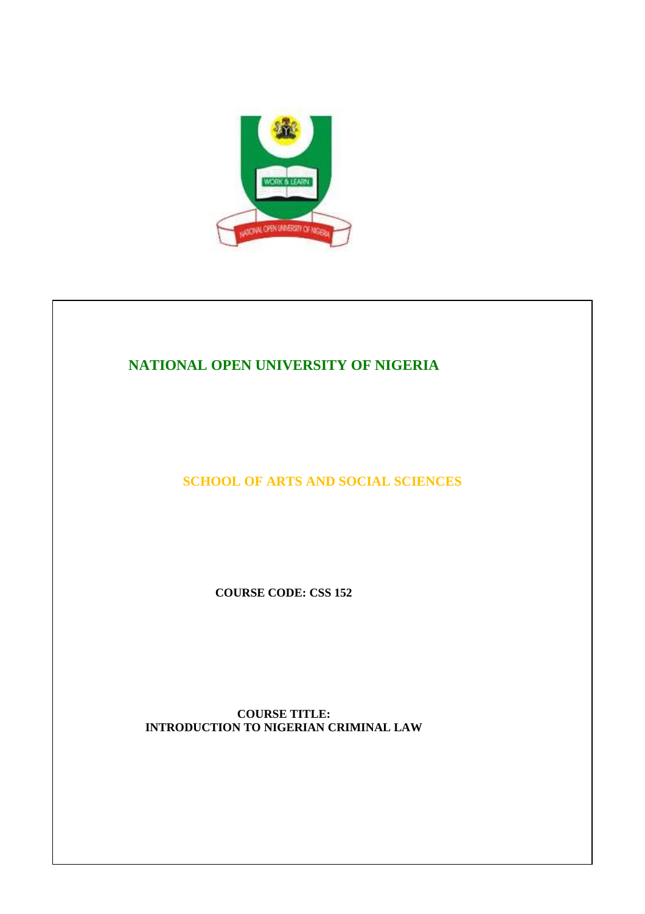# NATIONAL OPEN UNIVERSITY OF NIGERIA

## SCHOOL OF ARTS AND SOCIAL SCIENCES

**COURSE CODE: CSS 152**

**COURSE TITLE:**
**INTRODUCTION TO NIGERIAN CRIMINAL LAW**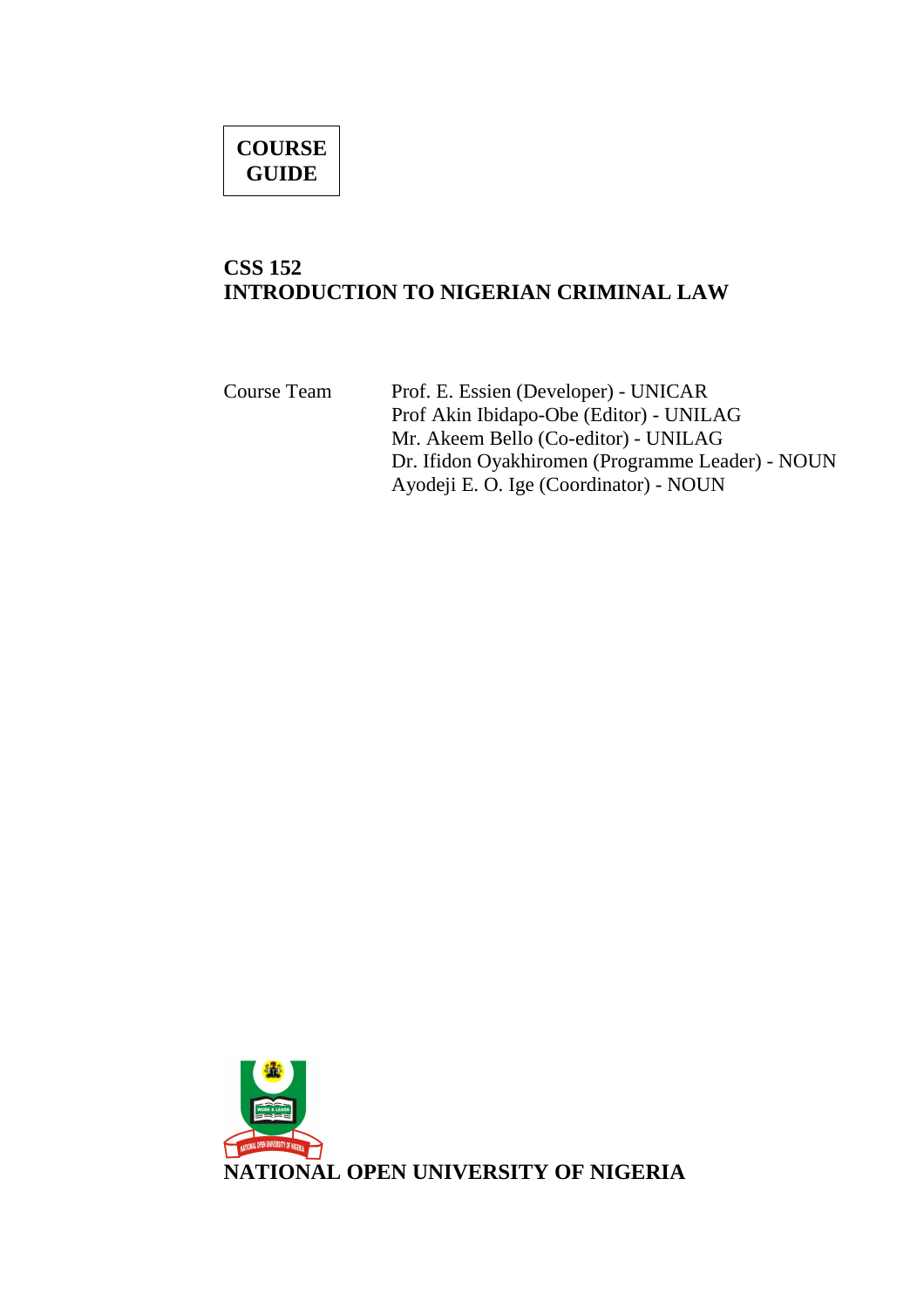**COURSE GUIDE**

# CSS 152
# INTRODUCTION TO NIGERIAN CRIMINAL LAW

| | |
|---|---|
| Course Team | Prof. E. Essien (Developer) - UNICAR |
| | Prof Akin Ibidapo-Obe (Editor) - UNILAG |
| | Mr. Akeem Bello (Co-editor) - UNILAG |
| | Dr. Ifidon Oyakhiromen (Programme Leader) - NOUN |
| | Ayodeji E. O. Ige (Coordinator) - NOUN |

**NATIONAL OPEN UNIVERSITY OF NIGERIA**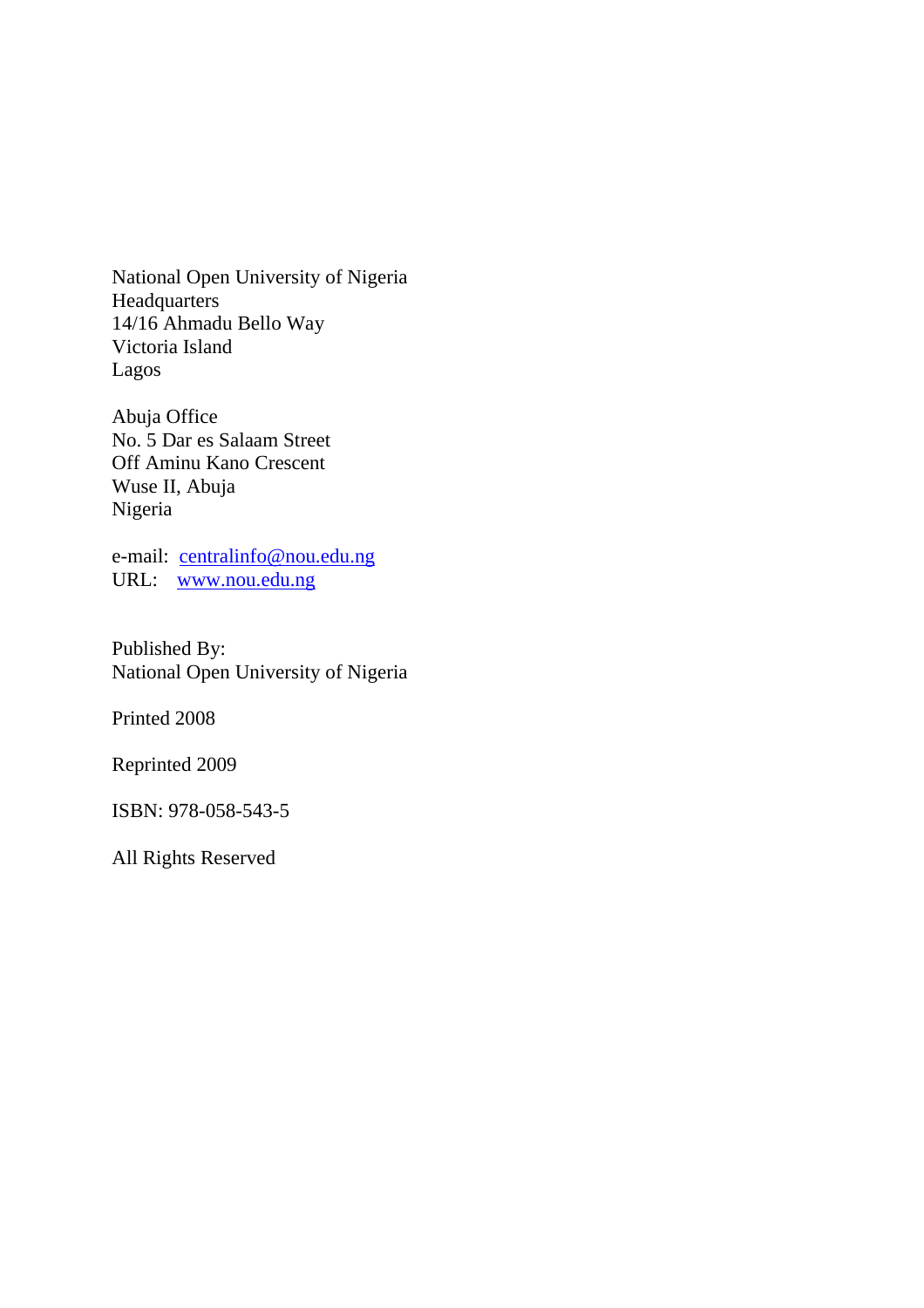National Open University of Nigeria
Headquarters
14/16 Ahmadu Bello Way
Victoria Island
Lagos

Abuja Office
No. 5 Dar es Salaam Street
Off Aminu Kano Crescent
Wuse II, Abuja
Nigeria

e-mail: centralinfo@nou.edu.ng
URL: www.nou.edu.ng

Published By:
National Open University of Nigeria

Printed 2008

Reprinted 2009

ISBN: 978-058-543-5

All Rights Reserved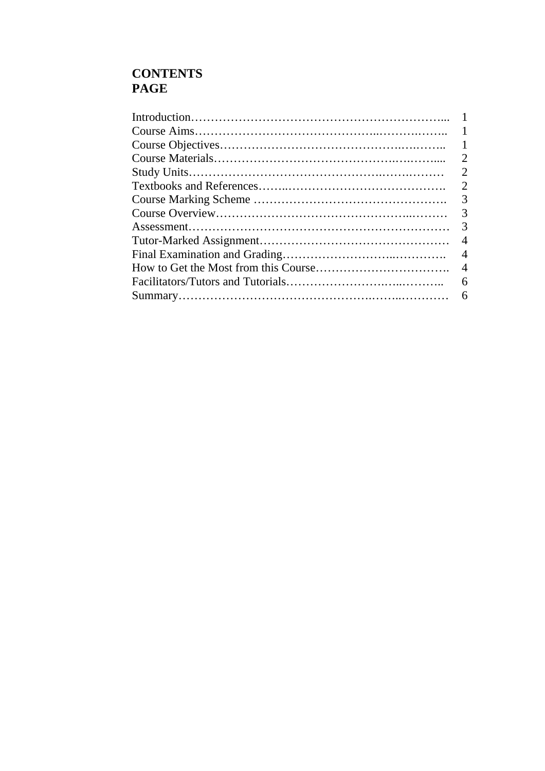**CONTENTS**
**PAGE**

| | |
|---|---|
| Introduction………………………………………………………... | 1 |
| Course Aims……………………………………...……….…….. | 1 |
| Course Objectives…………………………………….….…….. | 1 |
| Course Materials…………………………………….….…….... | 2 |
| Study Units…………………………………………..…….……… | 2 |
| Textbooks and References……..…………………………………. | 2 |
| Course Marking Scheme ………………………………………. | 3 |
| Course Overview………………………………………..……… | 3 |
| Assessment………………………………………………………… | 3 |
| Tutor-Marked Assignment………………………………………… | 4 |
| Final Examination and Grading……………………..…………. | 4 |
| How to Get the Most from this Course……………….…………. | 4 |
| Facilitators/Tutors and Tutorials…………………….…..……….. | 6 |
| Summary……………………………………….……..………… | 6 |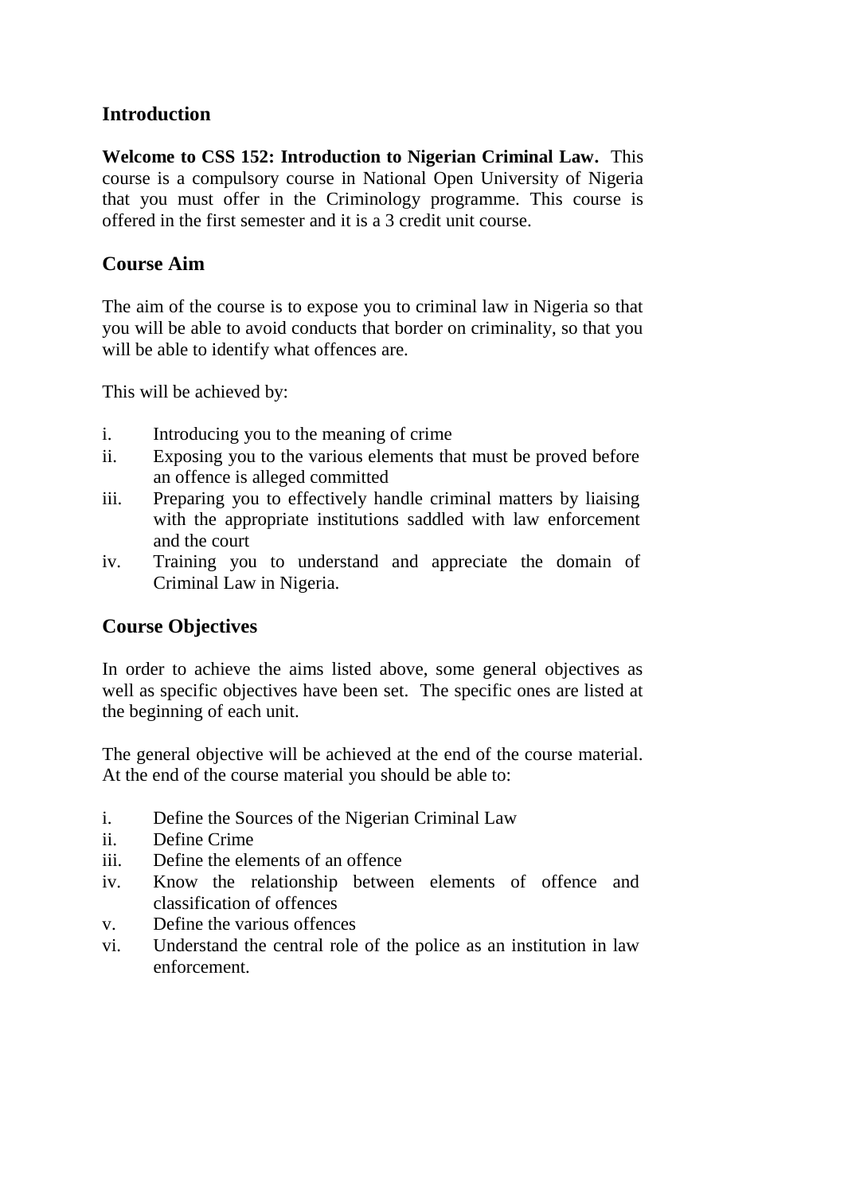## Introduction

**Welcome to CSS 152: Introduction to Nigerian Criminal Law.** This course is a compulsory course in National Open University of Nigeria that you must offer in the Criminology programme. This course is offered in the first semester and it is a 3 credit unit course.

## Course Aim

The aim of the course is to expose you to criminal law in Nigeria so that you will be able to avoid conducts that border on criminality, so that you will be able to identify what offences are.

This will be achieved by:

i. Introducing you to the meaning of crime
ii. Exposing you to the various elements that must be proved before an offence is alleged committed
iii. Preparing you to effectively handle criminal matters by liaising with the appropriate institutions saddled with law enforcement and the court
iv. Training you to understand and appreciate the domain of Criminal Law in Nigeria.

## Course Objectives

In order to achieve the aims listed above, some general objectives as well as specific objectives have been set. The specific ones are listed at the beginning of each unit.

The general objective will be achieved at the end of the course material. At the end of the course material you should be able to:

i. Define the Sources of the Nigerian Criminal Law
ii. Define Crime
iii. Define the elements of an offence
iv. Know the relationship between elements of offence and classification of offences
v. Define the various offences
vi. Understand the central role of the police as an institution in law enforcement.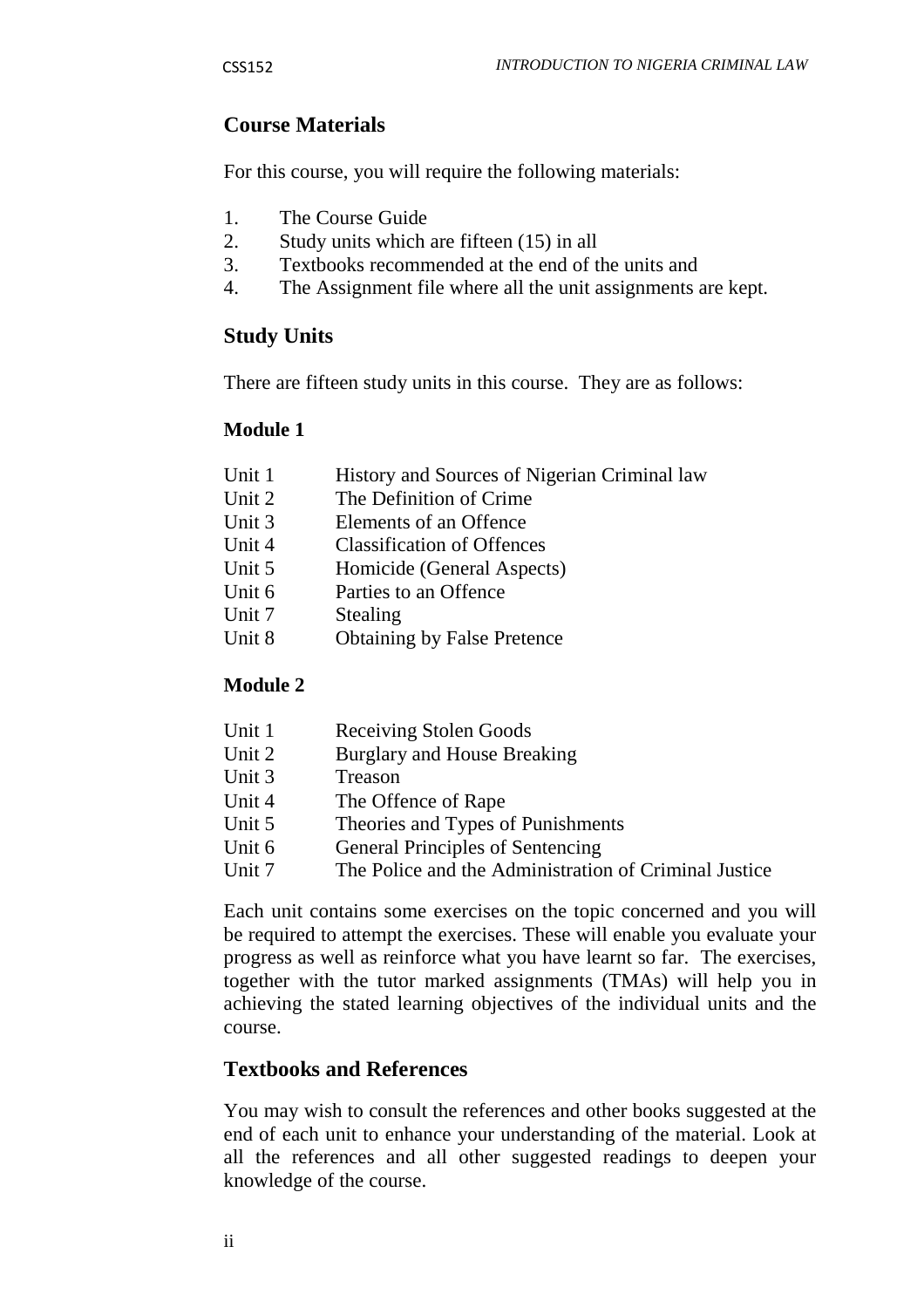## Course Materials

For this course, you will require the following materials:

1. The Course Guide
2. Study units which are fifteen (15) in all
3. Textbooks recommended at the end of the units and
4. The Assignment file where all the unit assignments are kept.

## Study Units

There are fifteen study units in this course. They are as follows:

**Module 1**

| | |
|---|---|
| Unit 1 | History and Sources of Nigerian Criminal law |
| Unit 2 | The Definition of Crime |
| Unit 3 | Elements of an Offence |
| Unit 4 | Classification of Offences |
| Unit 5 | Homicide (General Aspects) |
| Unit 6 | Parties to an Offence |
| Unit 7 | Stealing |
| Unit 8 | Obtaining by False Pretence |

**Module 2**

| | |
|---|---|
| Unit 1 | Receiving Stolen Goods |
| Unit 2 | Burglary and House Breaking |
| Unit 3 | Treason |
| Unit 4 | The Offence of Rape |
| Unit 5 | Theories and Types of Punishments |
| Unit 6 | General Principles of Sentencing |
| Unit 7 | The Police and the Administration of Criminal Justice |

Each unit contains some exercises on the topic concerned and you will be required to attempt the exercises. These will enable you evaluate your progress as well as reinforce what you have learnt so far. The exercises, together with the tutor marked assignments (TMAs) will help you in achieving the stated learning objectives of the individual units and the course.

## Textbooks and References

You may wish to consult the references and other books suggested at the end of each unit to enhance your understanding of the material. Look at all the references and all other suggested readings to deepen your knowledge of the course.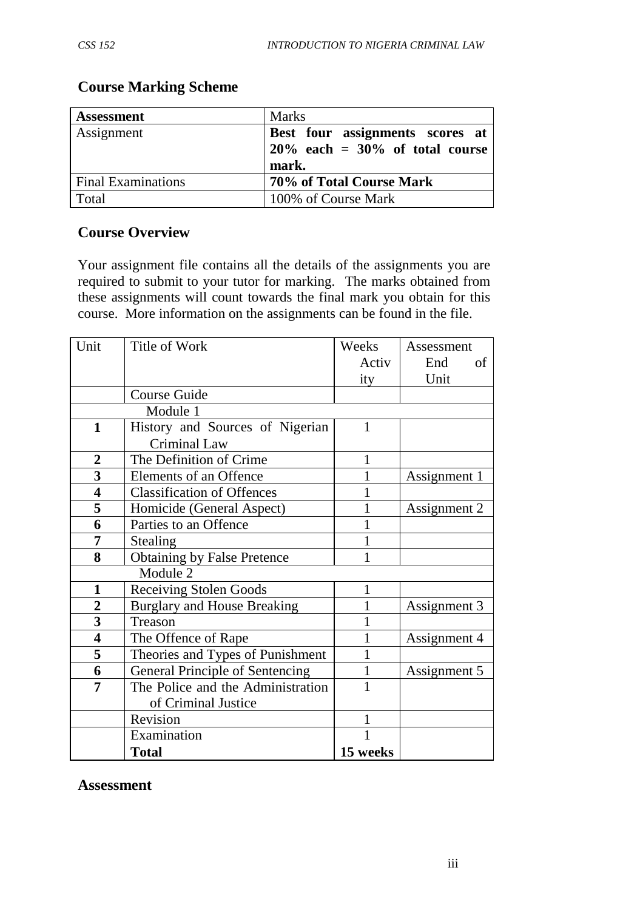## Course Marking Scheme

| Assessment | Marks |
|---|---|
| Assignment | **Best four assignments scores at 20% each = 30% of total course mark.** |
| Final Examinations | **70% of Total Course Mark** |
| Total | 100% of Course Mark |

## Course Overview

Your assignment file contains all the details of the assignments you are required to submit to your tutor for marking. The marks obtained from these assignments will count towards the final mark you obtain for this course. More information on the assignments can be found in the file.

| Unit | Title of Work | Weeks Activity | Assessment End of Unit |
|---|---|---|---|
| | Course Guide | | |
| | Module 1 | | |
| **1** | History and Sources of Nigerian Criminal Law | 1 | |
| **2** | The Definition of Crime | 1 | |
| **3** | Elements of an Offence | 1 | Assignment 1 |
| **4** | Classification of Offences | 1 | |
| **5** | Homicide (General Aspect) | 1 | Assignment 2 |
| **6** | Parties to an Offence | 1 | |
| **7** | Stealing | 1 | |
| **8** | Obtaining by False Pretence | 1 | |
| | Module 2 | | |
| **1** | Receiving Stolen Goods | 1 | |
| **2** | Burglary and House Breaking | 1 | Assignment 3 |
| **3** | Treason | 1 | |
| **4** | The Offence of Rape | 1 | Assignment 4 |
| **5** | Theories and Types of Punishment | 1 | |
| **6** | General Principle of Sentencing | 1 | Assignment 5 |
| **7** | The Police and the Administration of Criminal Justice | 1 | |
| | Revision | 1 | |
| | Examination | 1 | |
| | **Total** | **15 weeks** | |

## Assessment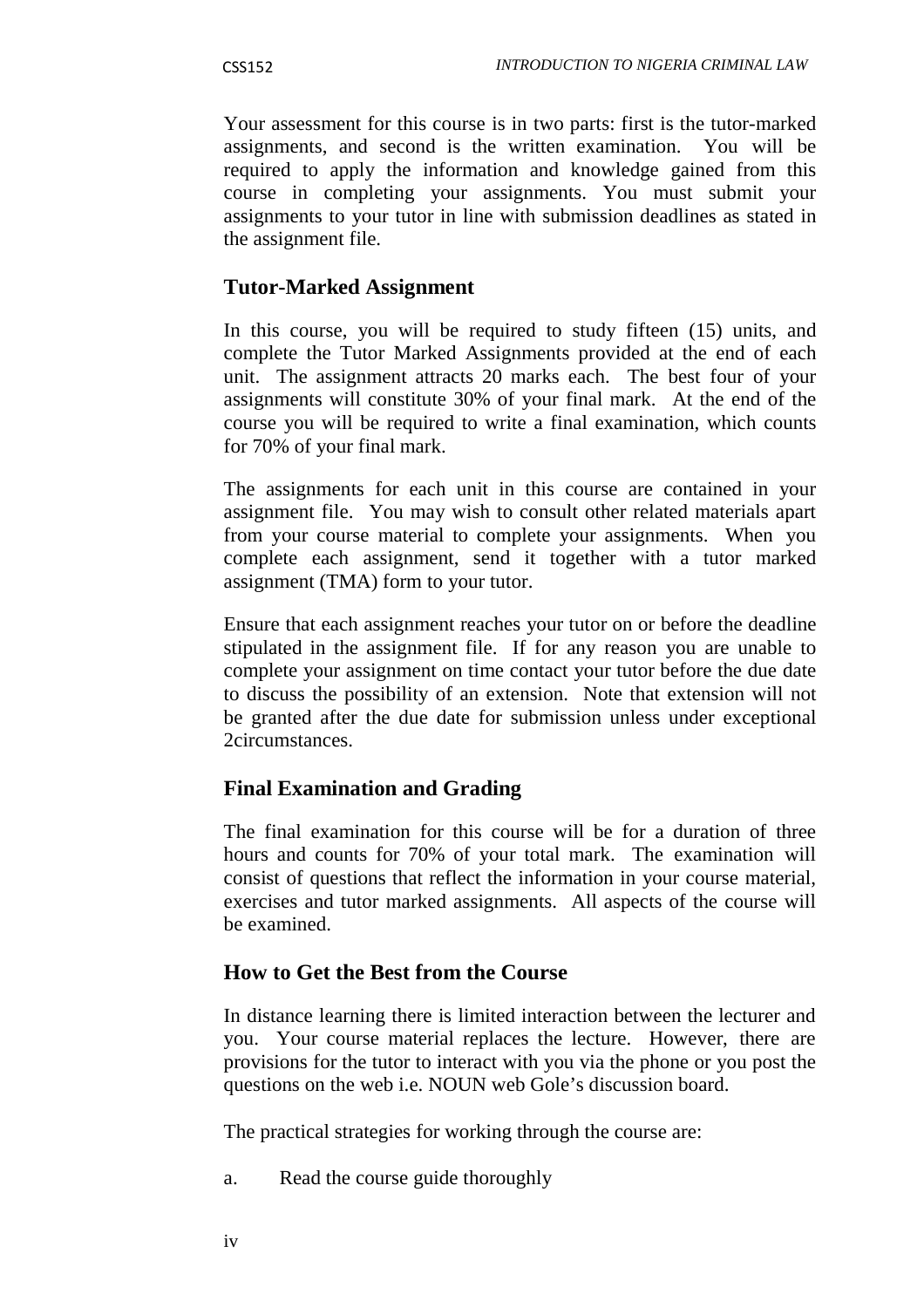Your assessment for this course is in two parts: first is the tutor-marked assignments, and second is the written examination. You will be required to apply the information and knowledge gained from this course in completing your assignments. You must submit your assignments to your tutor in line with submission deadlines as stated in the assignment file.

## Tutor-Marked Assignment

In this course, you will be required to study fifteen (15) units, and complete the Tutor Marked Assignments provided at the end of each unit. The assignment attracts 20 marks each. The best four of your assignments will constitute 30% of your final mark. At the end of the course you will be required to write a final examination, which counts for 70% of your final mark.

The assignments for each unit in this course are contained in your assignment file. You may wish to consult other related materials apart from your course material to complete your assignments. When you complete each assignment, send it together with a tutor marked assignment (TMA) form to your tutor.

Ensure that each assignment reaches your tutor on or before the deadline stipulated in the assignment file. If for any reason you are unable to complete your assignment on time contact your tutor before the due date to discuss the possibility of an extension. Note that extension will not be granted after the due date for submission unless under exceptional 2circumstances.

## Final Examination and Grading

The final examination for this course will be for a duration of three hours and counts for 70% of your total mark. The examination will consist of questions that reflect the information in your course material, exercises and tutor marked assignments. All aspects of the course will be examined.

## How to Get the Best from the Course

In distance learning there is limited interaction between the lecturer and you. Your course material replaces the lecture. However, there are provisions for the tutor to interact with you via the phone or you post the questions on the web i.e. NOUN web Gole's discussion board.

The practical strategies for working through the course are:

a. Read the course guide thoroughly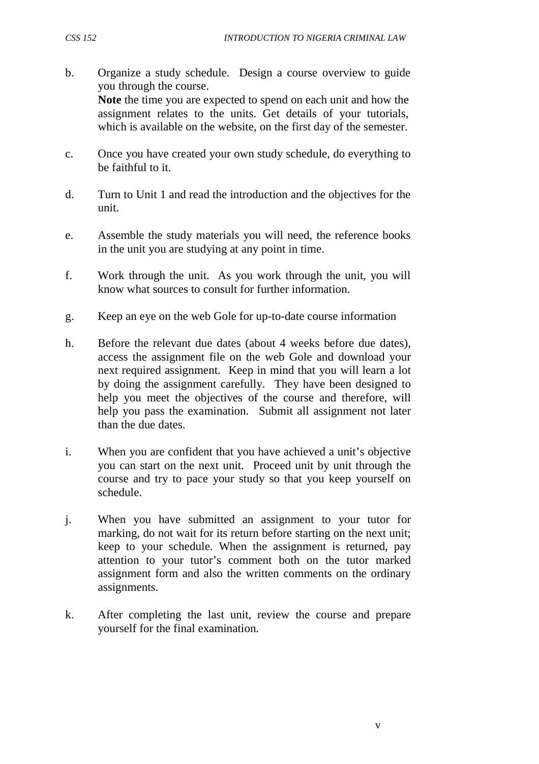b. Organize a study schedule. Design a course overview to guide you through the course.
   **Note** the time you are expected to spend on each unit and how the assignment relates to the units. Get details of your tutorials, which is available on the website, on the first day of the semester.

c. Once you have created your own study schedule, do everything to be faithful to it.

d. Turn to Unit 1 and read the introduction and the objectives for the unit.

e. Assemble the study materials you will need, the reference books in the unit you are studying at any point in time.

f. Work through the unit. As you work through the unit, you will know what sources to consult for further information.

g. Keep an eye on the web Gole for up-to-date course information

h. Before the relevant due dates (about 4 weeks before due dates), access the assignment file on the web Gole and download your next required assignment. Keep in mind that you will learn a lot by doing the assignment carefully. They have been designed to help you meet the objectives of the course and therefore, will help you pass the examination. Submit all assignment not later than the due dates.

i. When you are confident that you have achieved a unit's objective you can start on the next unit. Proceed unit by unit through the course and try to pace your study so that you keep yourself on schedule.

j. When you have submitted an assignment to your tutor for marking, do not wait for its return before starting on the next unit; keep to your schedule. When the assignment is returned, pay attention to your tutor's comment both on the tutor marked assignment form and also the written comments on the ordinary assignments.

k. After completing the last unit, review the course and prepare yourself for the final examination.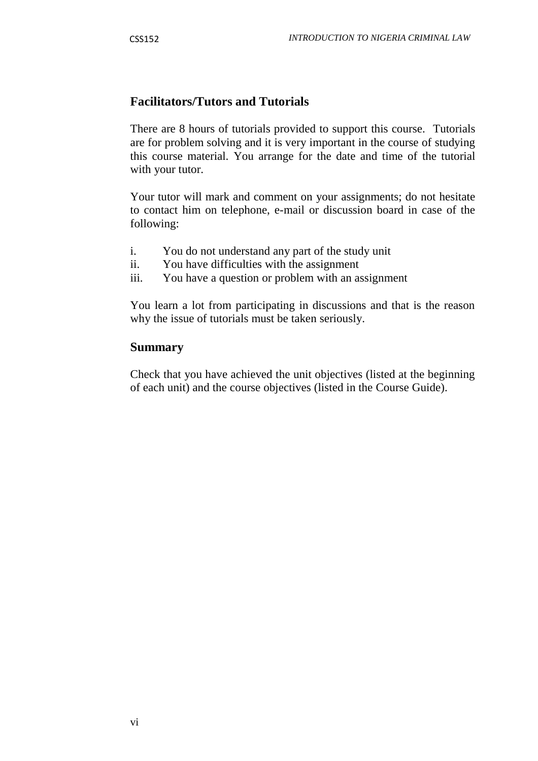## Facilitators/Tutors and Tutorials

There are 8 hours of tutorials provided to support this course. Tutorials are for problem solving and it is very important in the course of studying this course material. You arrange for the date and time of the tutorial with your tutor.

Your tutor will mark and comment on your assignments; do not hesitate to contact him on telephone, e-mail or discussion board in case of the following:

i. You do not understand any part of the study unit
ii. You have difficulties with the assignment
iii. You have a question or problem with an assignment

You learn a lot from participating in discussions and that is the reason why the issue of tutorials must be taken seriously.

## Summary

Check that you have achieved the unit objectives (listed at the beginning of each unit) and the course objectives (listed in the Course Guide).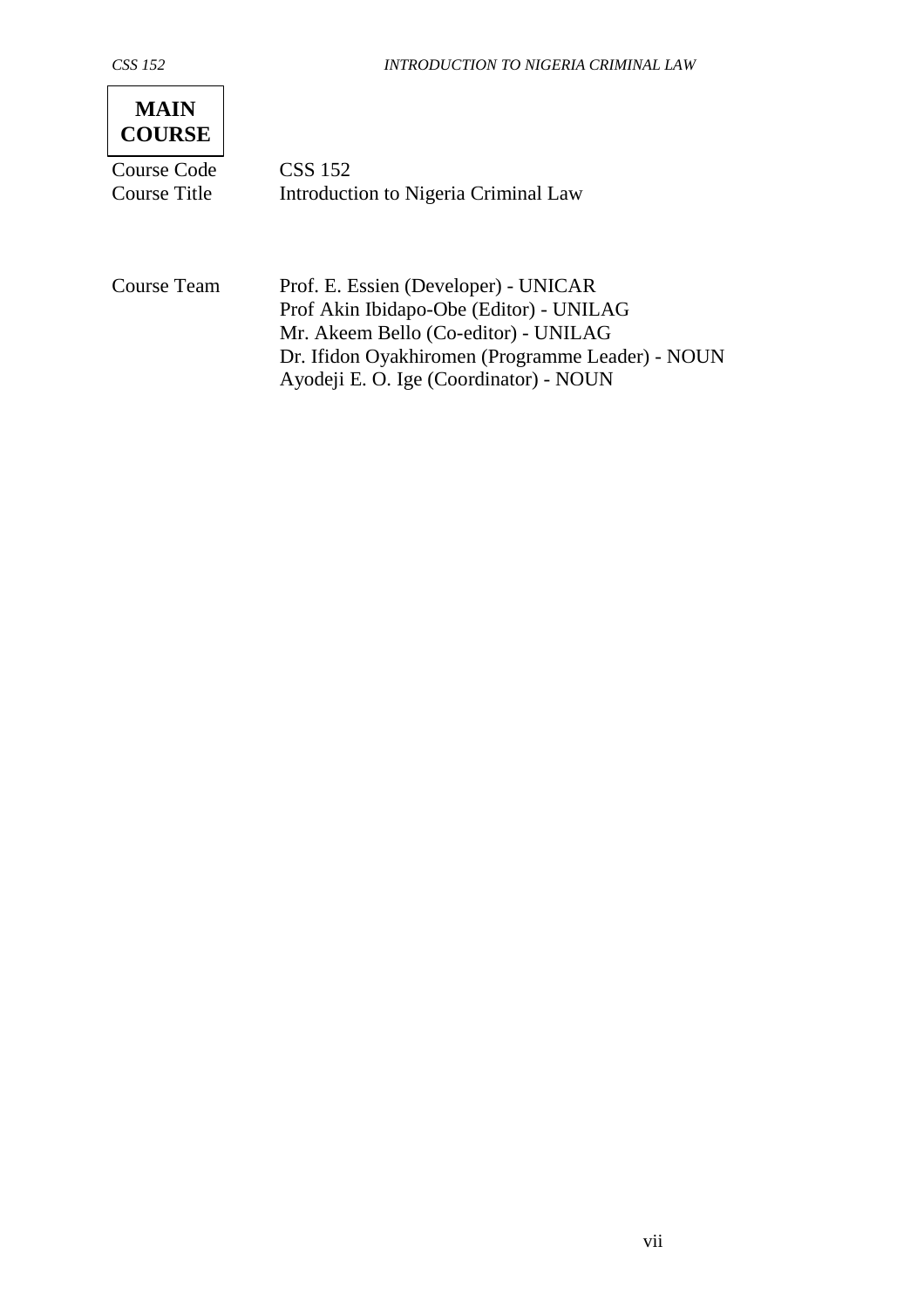**MAIN COURSE**

| | |
|---|---|
| Course Code | CSS 152 |
| Course Title | Introduction to Nigeria Criminal Law |
| | |
| Course Team | Prof. E. Essien (Developer) - UNICAR<br>Prof Akin Ibidapo-Obe (Editor) - UNILAG<br>Mr. Akeem Bello (Co-editor) - UNILAG<br>Dr. Ifidon Oyakhiromen (Programme Leader) - NOUN<br>Ayodeji E. O. Ige (Coordinator) - NOUN |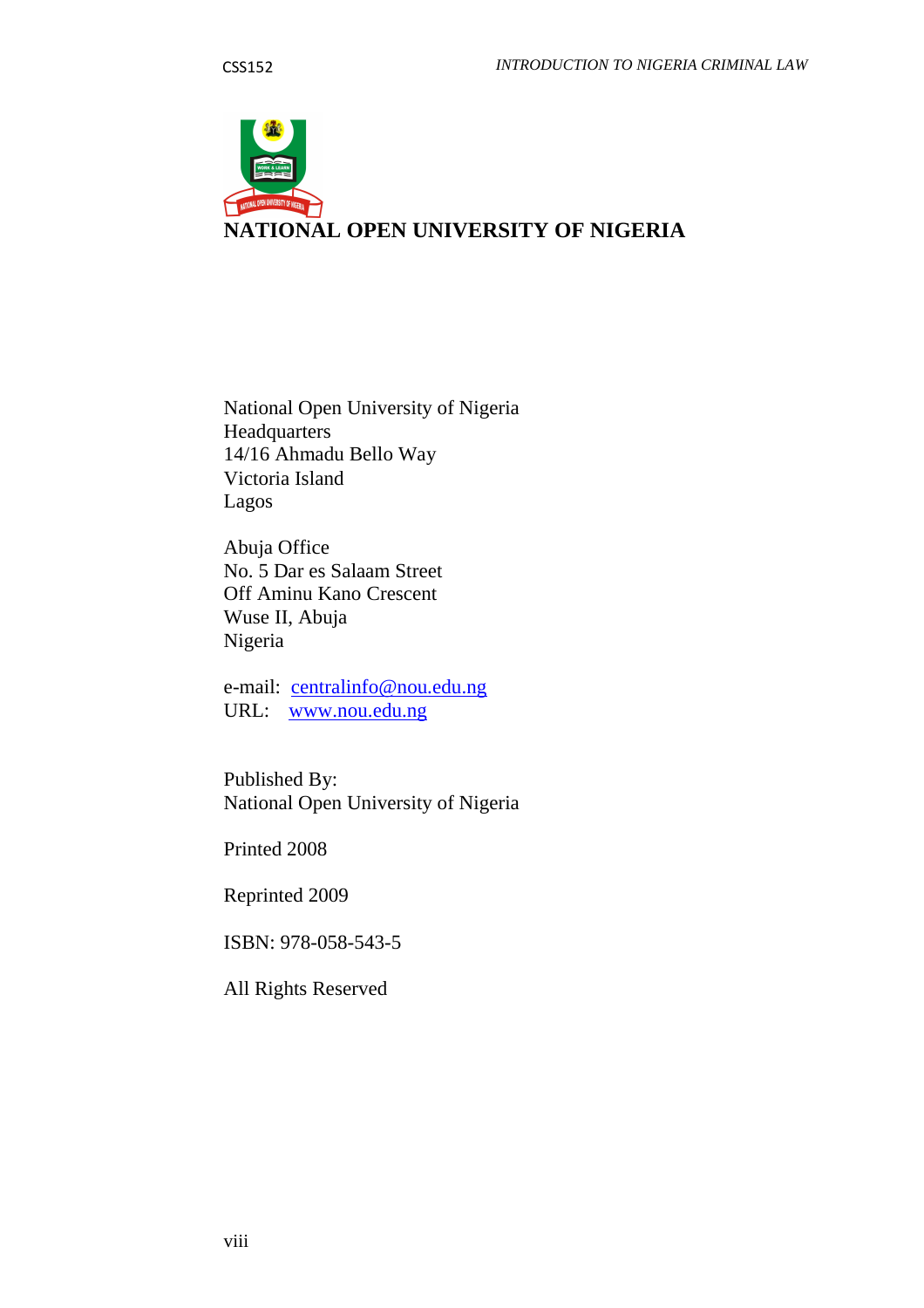**NATIONAL OPEN UNIVERSITY OF NIGERIA**

National Open University of Nigeria
Headquarters
14/16 Ahmadu Bello Way
Victoria Island
Lagos

Abuja Office
No. 5 Dar es Salaam Street
Off Aminu Kano Crescent
Wuse II, Abuja
Nigeria

e-mail: centralinfo@nou.edu.ng
URL: www.nou.edu.ng

Published By:
National Open University of Nigeria

Printed 2008

Reprinted 2009

ISBN: 978-058-543-5

All Rights Reserved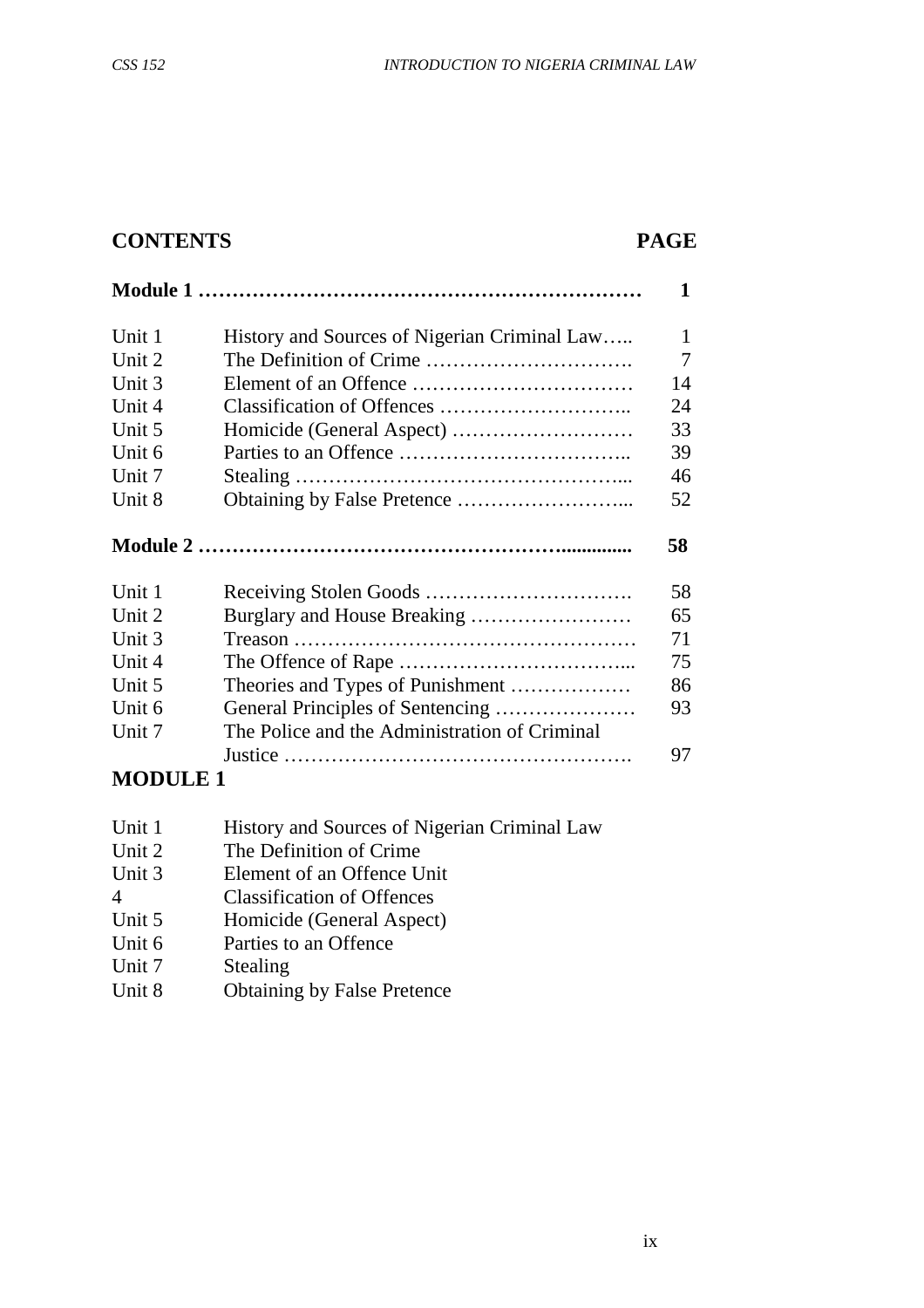| **CONTENTS** | | **PAGE** |
|---|---|---|
| **Module 1 ………………………………………………………** | | **1** |
| Unit 1 | History and Sources of Nigerian Criminal Law….. | 1 |
| Unit 2 | The Definition of Crime …………………………. | 7 |
| Unit 3 | Element of an Offence …………………………… | 14 |
| Unit 4 | Classification of Offences ……………………….. | 24 |
| Unit 5 | Homicide (General Aspect) ……………………… | 33 |
| Unit 6 | Parties to an Offence …………………………….. | 39 |
| Unit 7 | Stealing ………………………………………….... | 46 |
| Unit 8 | Obtaining by False Pretence ……………………... | 52 |
| **Module 2 ……………………………………………..............** | | **58** |
| Unit 1 | Receiving Stolen Goods …………………………. | 58 |
| Unit 2 | Burglary and House Breaking …………………… | 65 |
| Unit 3 | Treason …………………………………………… | 71 |
| Unit 4 | The Offence of Rape …………………………….... | 75 |
| Unit 5 | Theories and Types of Punishment ……………… | 86 |
| Unit 6 | General Principles of Sentencing ………………… | 93 |
| Unit 7 | The Police and the Administration of Criminal Justice ……………………………………………. | 97 |

## MODULE 1

Unit 1 History and Sources of Nigerian Criminal Law
Unit 2 The Definition of Crime
Unit 3 Element of an Offence Unit
4 Classification of Offences
Unit 5 Homicide (General Aspect)
Unit 6 Parties to an Offence
Unit 7 Stealing
Unit 8 Obtaining by False Pretence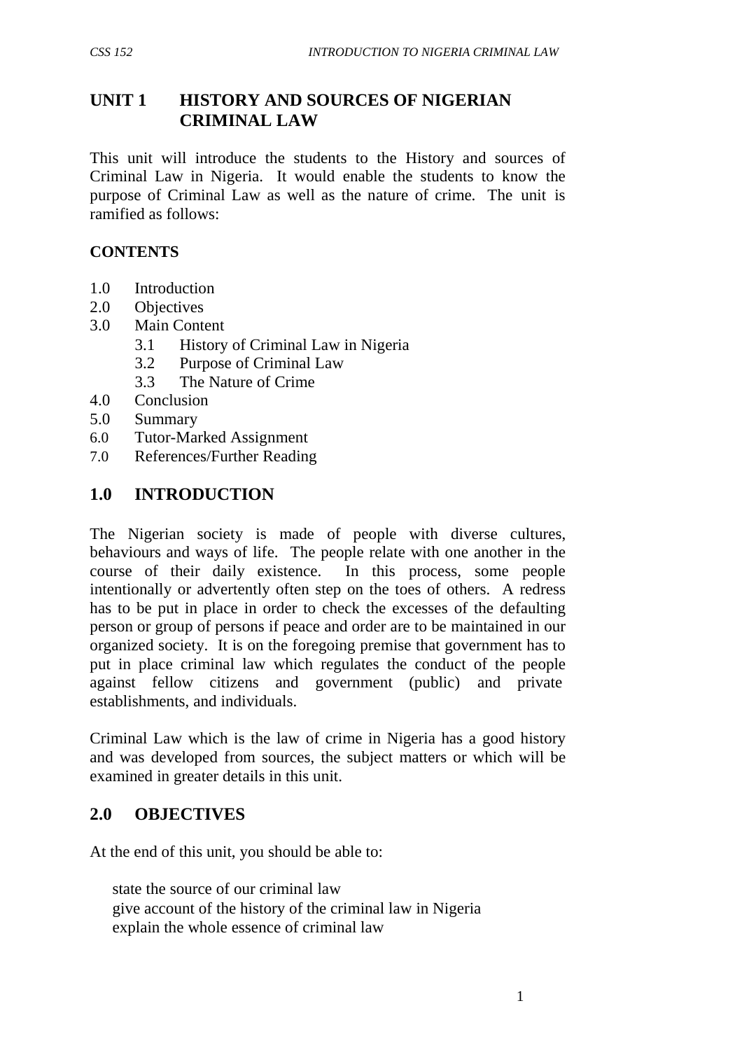# UNIT 1 HISTORY AND SOURCES OF NIGERIAN CRIMINAL LAW

This unit will introduce the students to the History and sources of Criminal Law in Nigeria. It would enable the students to know the purpose of Criminal Law as well as the nature of crime. The unit is ramified as follows:

**CONTENTS**

1.0 Introduction
2.0 Objectives
3.0 Main Content
   3.1 History of Criminal Law in Nigeria
   3.2 Purpose of Criminal Law
   3.3 The Nature of Crime
4.0 Conclusion
5.0 Summary
6.0 Tutor-Marked Assignment
7.0 References/Further Reading

## 1.0 INTRODUCTION

The Nigerian society is made of people with diverse cultures, behaviours and ways of life. The people relate with one another in the course of their daily existence. In this process, some people intentionally or advertently often step on the toes of others. A redress has to be put in place in order to check the excesses of the defaulting person or group of persons if peace and order are to be maintained in our organized society. It is on the foregoing premise that government has to put in place criminal law which regulates the conduct of the people against fellow citizens and government (public) and private establishments, and individuals.

Criminal Law which is the law of crime in Nigeria has a good history and was developed from sources, the subject matters or which will be examined in greater details in this unit.

## 2.0 OBJECTIVES

At the end of this unit, you should be able to:

- state the source of our criminal law
- give account of the history of the criminal law in Nigeria
- explain the whole essence of criminal law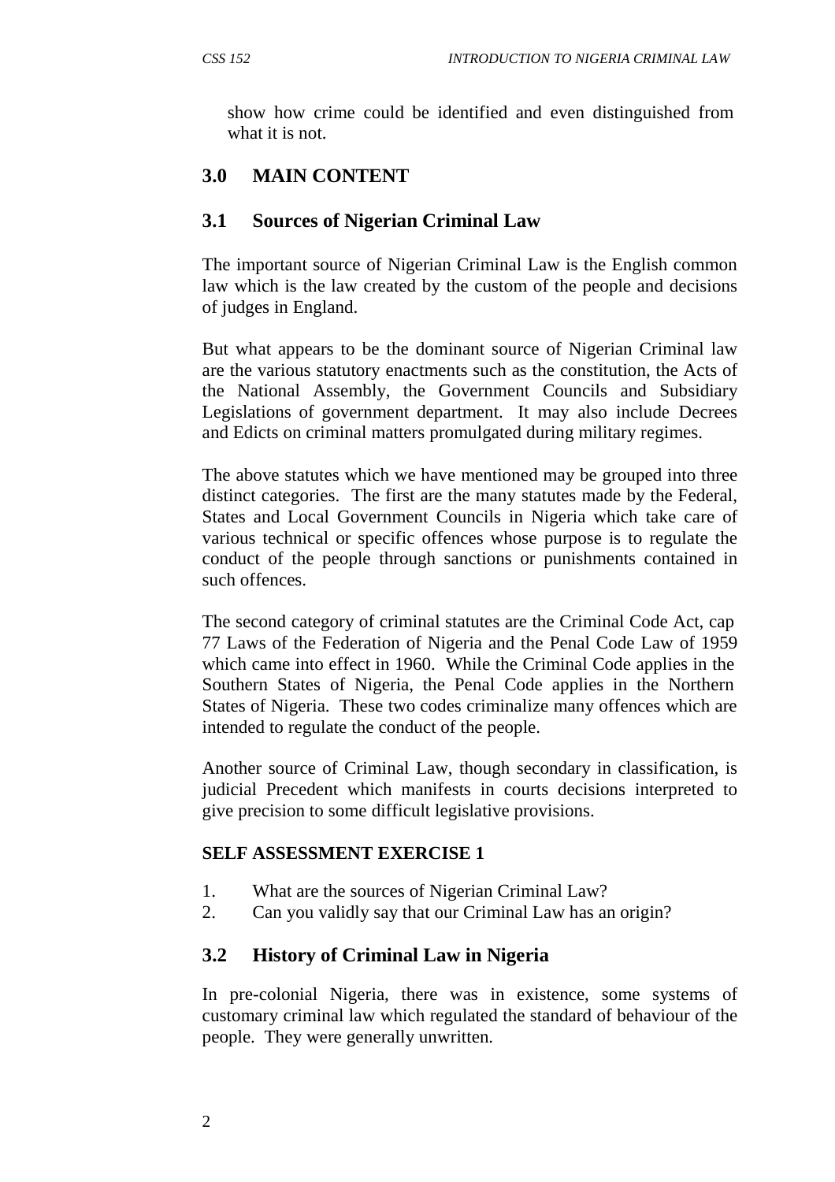show how crime could be identified and even distinguished from what it is not.

## 3.0 MAIN CONTENT

### 3.1 Sources of Nigerian Criminal Law

The important source of Nigerian Criminal Law is the English common law which is the law created by the custom of the people and decisions of judges in England.

But what appears to be the dominant source of Nigerian Criminal law are the various statutory enactments such as the constitution, the Acts of the National Assembly, the Government Councils and Subsidiary Legislations of government department. It may also include Decrees and Edicts on criminal matters promulgated during military regimes.

The above statutes which we have mentioned may be grouped into three distinct categories. The first are the many statutes made by the Federal, States and Local Government Councils in Nigeria which take care of various technical or specific offences whose purpose is to regulate the conduct of the people through sanctions or punishments contained in such offences.

The second category of criminal statutes are the Criminal Code Act, cap 77 Laws of the Federation of Nigeria and the Penal Code Law of 1959 which came into effect in 1960. While the Criminal Code applies in the Southern States of Nigeria, the Penal Code applies in the Northern States of Nigeria. These two codes criminalize many offences which are intended to regulate the conduct of the people.

Another source of Criminal Law, though secondary in classification, is judicial Precedent which manifests in courts decisions interpreted to give precision to some difficult legislative provisions.

**SELF ASSESSMENT EXERCISE 1**

1. What are the sources of Nigerian Criminal Law?
2. Can you validly say that our Criminal Law has an origin?

### 3.2 History of Criminal Law in Nigeria

In pre-colonial Nigeria, there was in existence, some systems of customary criminal law which regulated the standard of behaviour of the people. They were generally unwritten.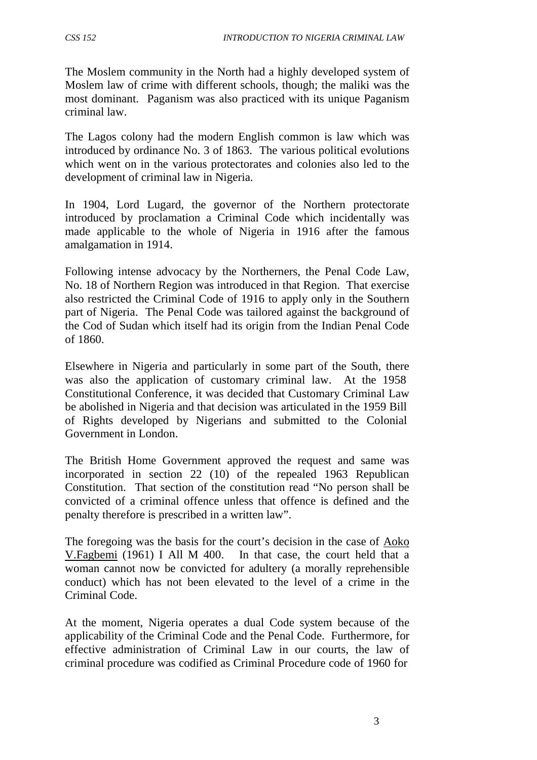The Moslem community in the North had a highly developed system of Moslem law of crime with different schools, though; the maliki was the most dominant. Paganism was also practiced with its unique Paganism criminal law.

The Lagos colony had the modern English common is law which was introduced by ordinance No. 3 of 1863. The various political evolutions which went on in the various protectorates and colonies also led to the development of criminal law in Nigeria.

In 1904, Lord Lugard, the governor of the Northern protectorate introduced by proclamation a Criminal Code which incidentally was made applicable to the whole of Nigeria in 1916 after the famous amalgamation in 1914.

Following intense advocacy by the Northerners, the Penal Code Law, No. 18 of Northern Region was introduced in that Region. That exercise also restricted the Criminal Code of 1916 to apply only in the Southern part of Nigeria. The Penal Code was tailored against the background of the Cod of Sudan which itself had its origin from the Indian Penal Code of 1860.

Elsewhere in Nigeria and particularly in some part of the South, there was also the application of customary criminal law. At the 1958 Constitutional Conference, it was decided that Customary Criminal Law be abolished in Nigeria and that decision was articulated in the 1959 Bill of Rights developed by Nigerians and submitted to the Colonial Government in London.

The British Home Government approved the request and same was incorporated in section 22 (10) of the repealed 1963 Republican Constitution. That section of the constitution read "No person shall be convicted of a criminal offence unless that offence is defined and the penalty therefore is prescribed in a written law".

The foregoing was the basis for the court's decision in the case of Aoko V.Fagbemi (1961) I All M 400. In that case, the court held that a woman cannot now be convicted for adultery (a morally reprehensible conduct) which has not been elevated to the level of a crime in the Criminal Code.

At the moment, Nigeria operates a dual Code system because of the applicability of the Criminal Code and the Penal Code. Furthermore, for effective administration of Criminal Law in our courts, the law of criminal procedure was codified as Criminal Procedure code of 1960 for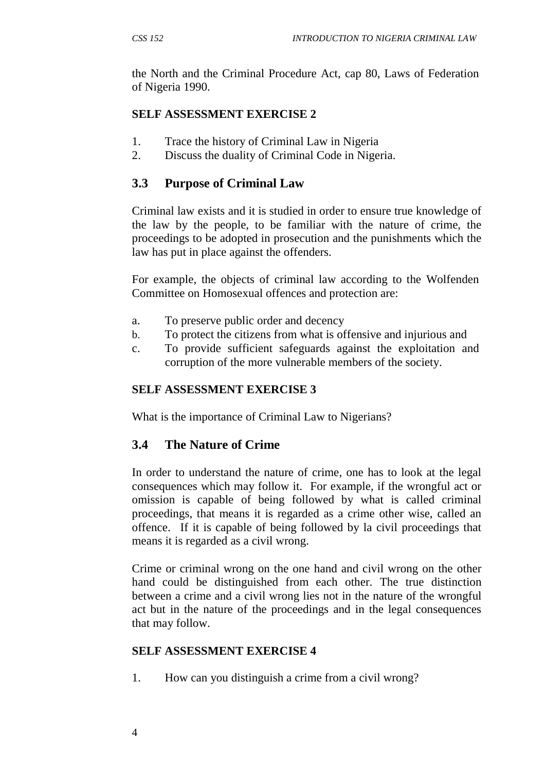the North and the Criminal Procedure Act, cap 80, Laws of Federation of Nigeria 1990.

**SELF ASSESSMENT EXERCISE 2**

1. Trace the history of Criminal Law in Nigeria
2. Discuss the duality of Criminal Code in Nigeria.

## 3.3 Purpose of Criminal Law

Criminal law exists and it is studied in order to ensure true knowledge of the law by the people, to be familiar with the nature of crime, the proceedings to be adopted in prosecution and the punishments which the law has put in place against the offenders.

For example, the objects of criminal law according to the Wolfenden Committee on Homosexual offences and protection are:

a. To preserve public order and decency
b. To protect the citizens from what is offensive and injurious and
c. To provide sufficient safeguards against the exploitation and corruption of the more vulnerable members of the society.

**SELF ASSESSMENT EXERCISE 3**

What is the importance of Criminal Law to Nigerians?

## 3.4 The Nature of Crime

In order to understand the nature of crime, one has to look at the legal consequences which may follow it. For example, if the wrongful act or omission is capable of being followed by what is called criminal proceedings, that means it is regarded as a crime other wise, called an offence. If it is capable of being followed by la civil proceedings that means it is regarded as a civil wrong.

Crime or criminal wrong on the one hand and civil wrong on the other hand could be distinguished from each other. The true distinction between a crime and a civil wrong lies not in the nature of the wrongful act but in the nature of the proceedings and in the legal consequences that may follow.

**SELF ASSESSMENT EXERCISE 4**

1. How can you distinguish a crime from a civil wrong?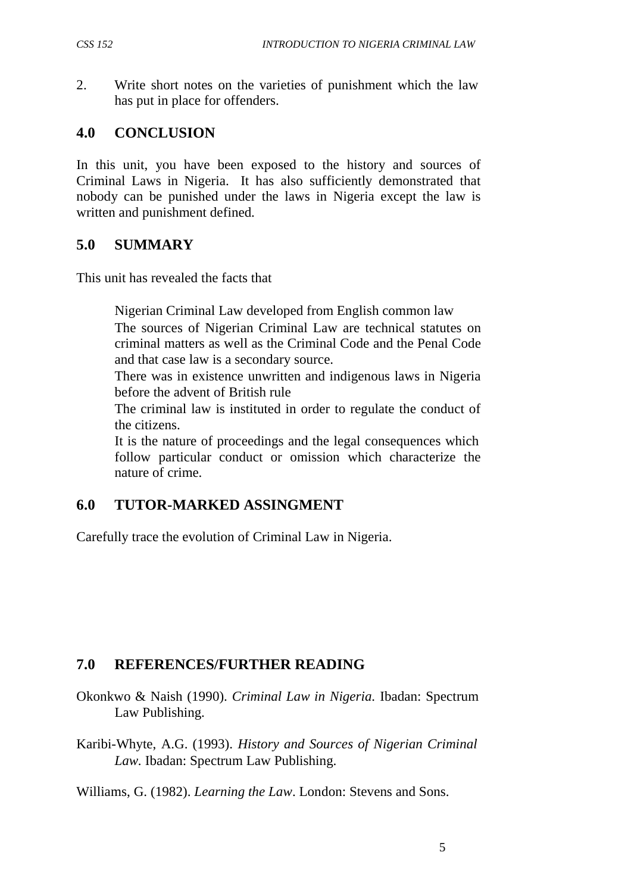2. Write short notes on the varieties of punishment which the law has put in place for offenders.

## 4.0 CONCLUSION

In this unit, you have been exposed to the history and sources of Criminal Laws in Nigeria. It has also sufficiently demonstrated that nobody can be punished under the laws in Nigeria except the law is written and punishment defined.

## 5.0 SUMMARY

This unit has revealed the facts that

- Nigerian Criminal Law developed from English common law
- The sources of Nigerian Criminal Law are technical statutes on criminal matters as well as the Criminal Code and the Penal Code and that case law is a secondary source.
- There was in existence unwritten and indigenous laws in Nigeria before the advent of British rule
- The criminal law is instituted in order to regulate the conduct of the citizens.
- It is the nature of proceedings and the legal consequences which follow particular conduct or omission which characterize the nature of crime.

## 6.0 TUTOR-MARKED ASSINGMENT

Carefully trace the evolution of Criminal Law in Nigeria.

## 7.0 REFERENCES/FURTHER READING

Okonkwo & Naish (1990). *Criminal Law in Nigeria.* Ibadan: Spectrum Law Publishing.

Karibi-Whyte, A.G. (1993). *History and Sources of Nigerian Criminal Law.* Ibadan: Spectrum Law Publishing.

Williams, G. (1982). *Learning the Law*. London: Stevens and Sons.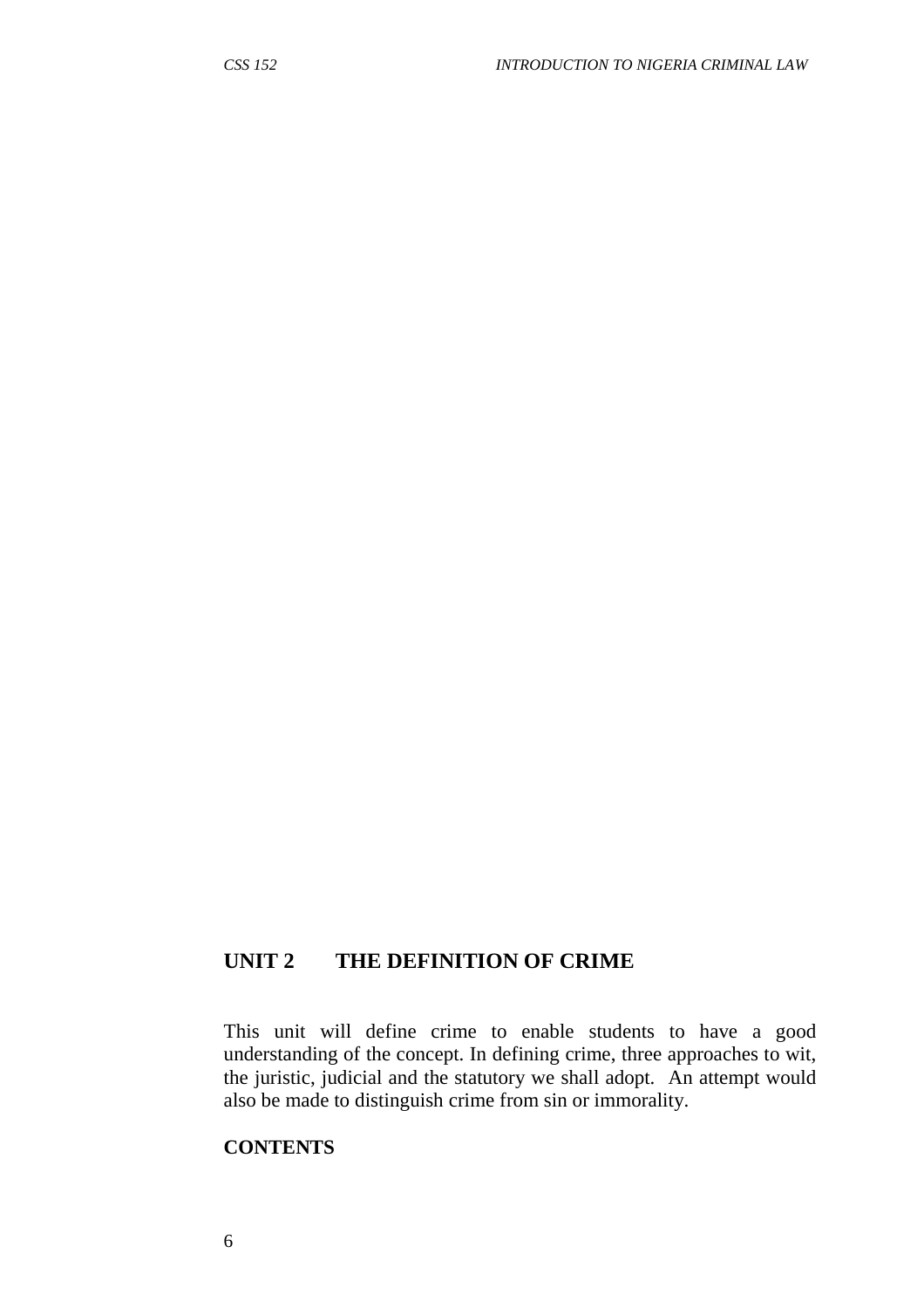## UNIT 2 THE DEFINITION OF CRIME

This unit will define crime to enable students to have a good understanding of the concept. In defining crime, three approaches to wit, the juristic, judicial and the statutory we shall adopt. An attempt would also be made to distinguish crime from sin or immorality.

**CONTENTS**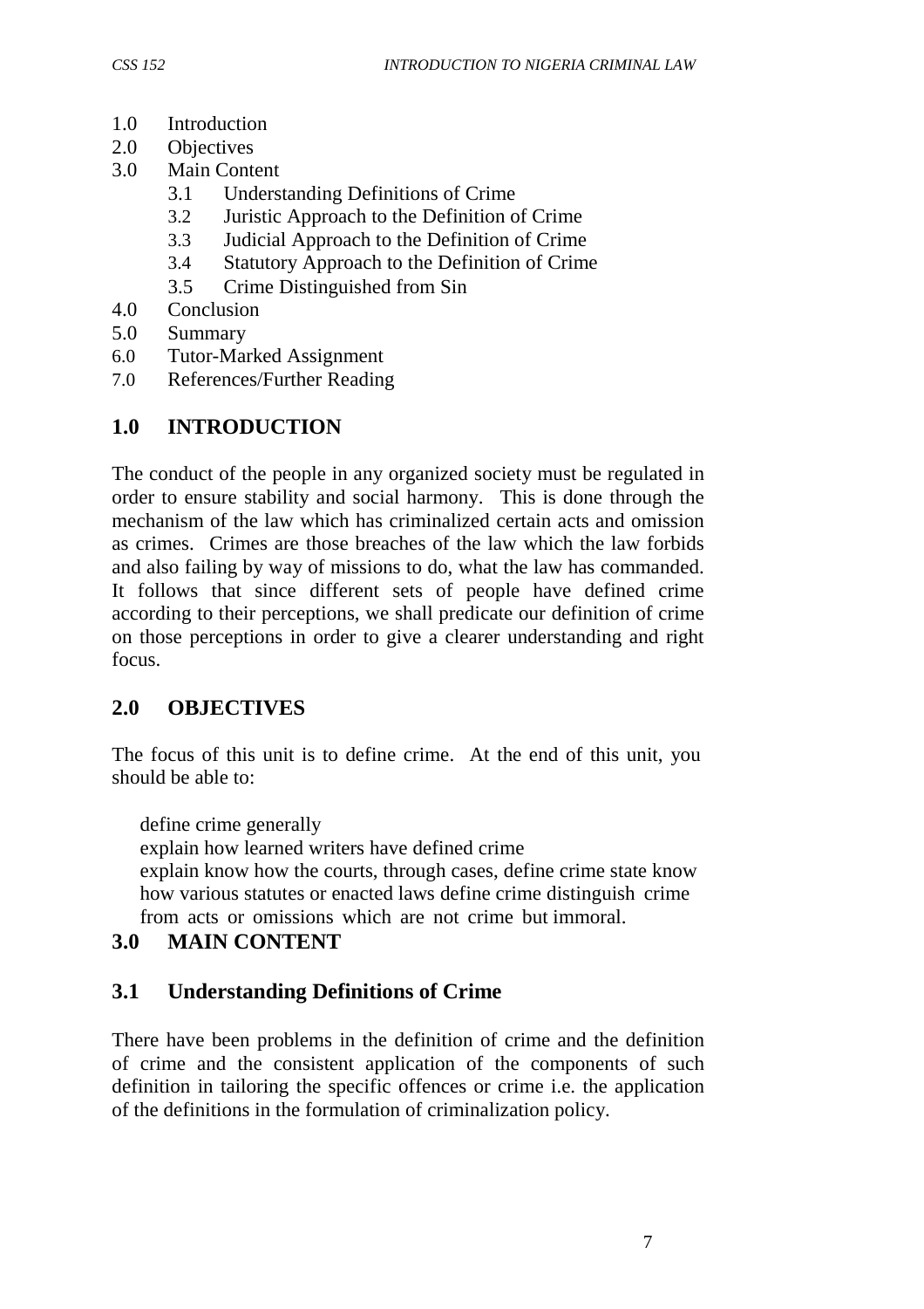1.0 Introduction
2.0 Objectives
3.0 Main Content
    3.1 Understanding Definitions of Crime
    3.2 Juristic Approach to the Definition of Crime
    3.3 Judicial Approach to the Definition of Crime
    3.4 Statutory Approach to the Definition of Crime
    3.5 Crime Distinguished from Sin
4.0 Conclusion
5.0 Summary
6.0 Tutor-Marked Assignment
7.0 References/Further Reading

## 1.0 INTRODUCTION

The conduct of the people in any organized society must be regulated in order to ensure stability and social harmony. This is done through the mechanism of the law which has criminalized certain acts and omission as crimes. Crimes are those breaches of the law which the law forbids and also failing by way of missions to do, what the law has commanded. It follows that since different sets of people have defined crime according to their perceptions, we shall predicate our definition of crime on those perceptions in order to give a clearer understanding and right focus.

## 2.0 OBJECTIVES

The focus of this unit is to define crime. At the end of this unit, you should be able to:

define crime generally
explain how learned writers have defined crime
explain know how the courts, through cases, define crime state know how various statutes or enacted laws define crime distinguish crime from acts or omissions which are not crime but immoral.

## 3.0 MAIN CONTENT

### 3.1 Understanding Definitions of Crime

There have been problems in the definition of crime and the definition of crime and the consistent application of the components of such definition in tailoring the specific offences or crime i.e. the application of the definitions in the formulation of criminalization policy.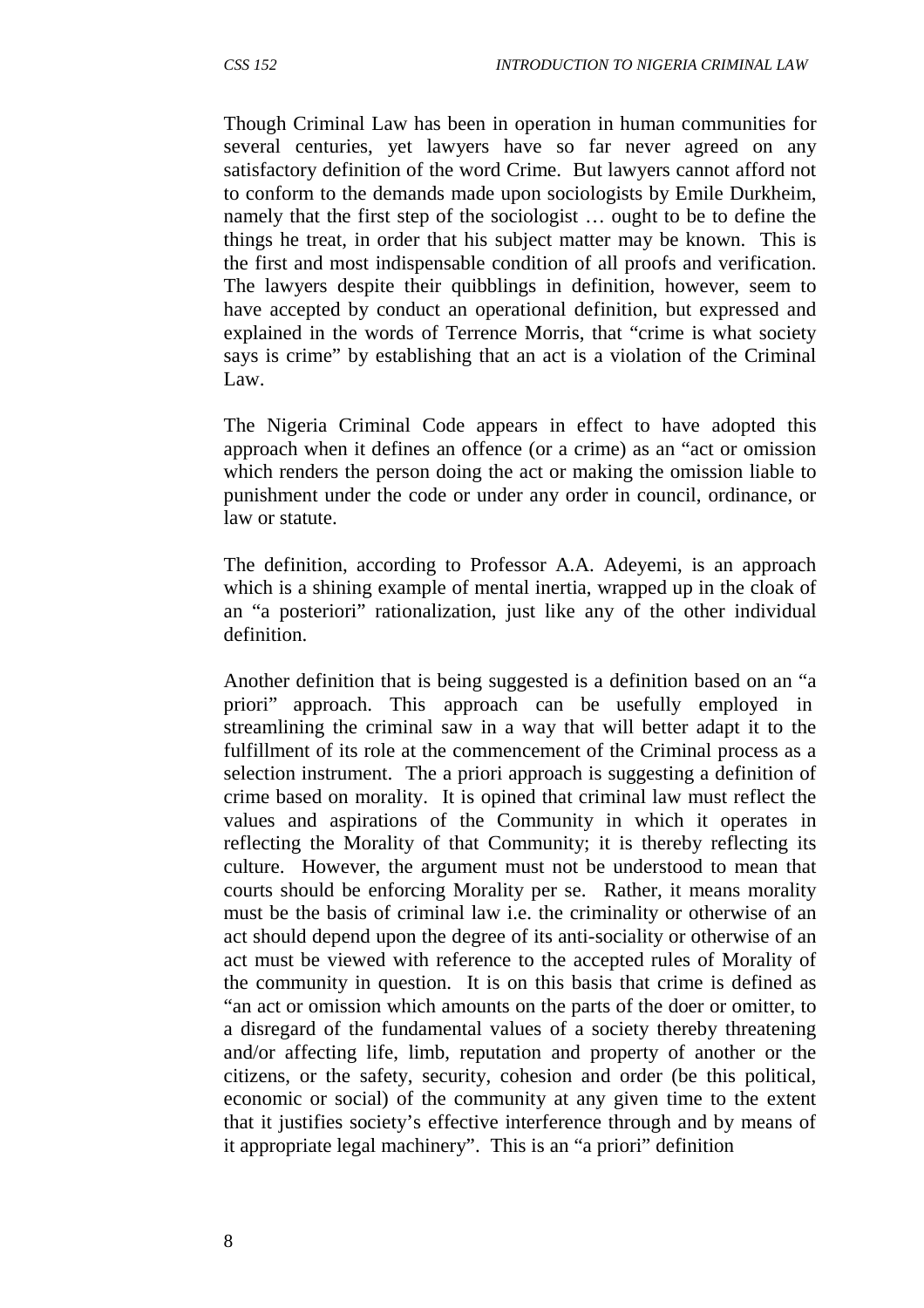Though Criminal Law has been in operation in human communities for several centuries, yet lawyers have so far never agreed on any satisfactory definition of the word Crime. But lawyers cannot afford not to conform to the demands made upon sociologists by Emile Durkheim, namely that the first step of the sociologist … ought to be to define the things he treat, in order that his subject matter may be known. This is the first and most indispensable condition of all proofs and verification. The lawyers despite their quibblings in definition, however, seem to have accepted by conduct an operational definition, but expressed and explained in the words of Terrence Morris, that "crime is what society says is crime" by establishing that an act is a violation of the Criminal Law.

The Nigeria Criminal Code appears in effect to have adopted this approach when it defines an offence (or a crime) as an "act or omission which renders the person doing the act or making the omission liable to punishment under the code or under any order in council, ordinance, or law or statute.

The definition, according to Professor A.A. Adeyemi, is an approach which is a shining example of mental inertia, wrapped up in the cloak of an "a posteriori" rationalization, just like any of the other individual definition.

Another definition that is being suggested is a definition based on an "a priori" approach. This approach can be usefully employed in streamlining the criminal saw in a way that will better adapt it to the fulfillment of its role at the commencement of the Criminal process as a selection instrument. The a priori approach is suggesting a definition of crime based on morality. It is opined that criminal law must reflect the values and aspirations of the Community in which it operates in reflecting the Morality of that Community; it is thereby reflecting its culture. However, the argument must not be understood to mean that courts should be enforcing Morality per se. Rather, it means morality must be the basis of criminal law i.e. the criminality or otherwise of an act should depend upon the degree of its anti-sociality or otherwise of an act must be viewed with reference to the accepted rules of Morality of the community in question. It is on this basis that crime is defined as "an act or omission which amounts on the parts of the doer or omitter, to a disregard of the fundamental values of a society thereby threatening and/or affecting life, limb, reputation and property of another or the citizens, or the safety, security, cohesion and order (be this political, economic or social) of the community at any given time to the extent that it justifies society's effective interference through and by means of it appropriate legal machinery". This is an "a priori" definition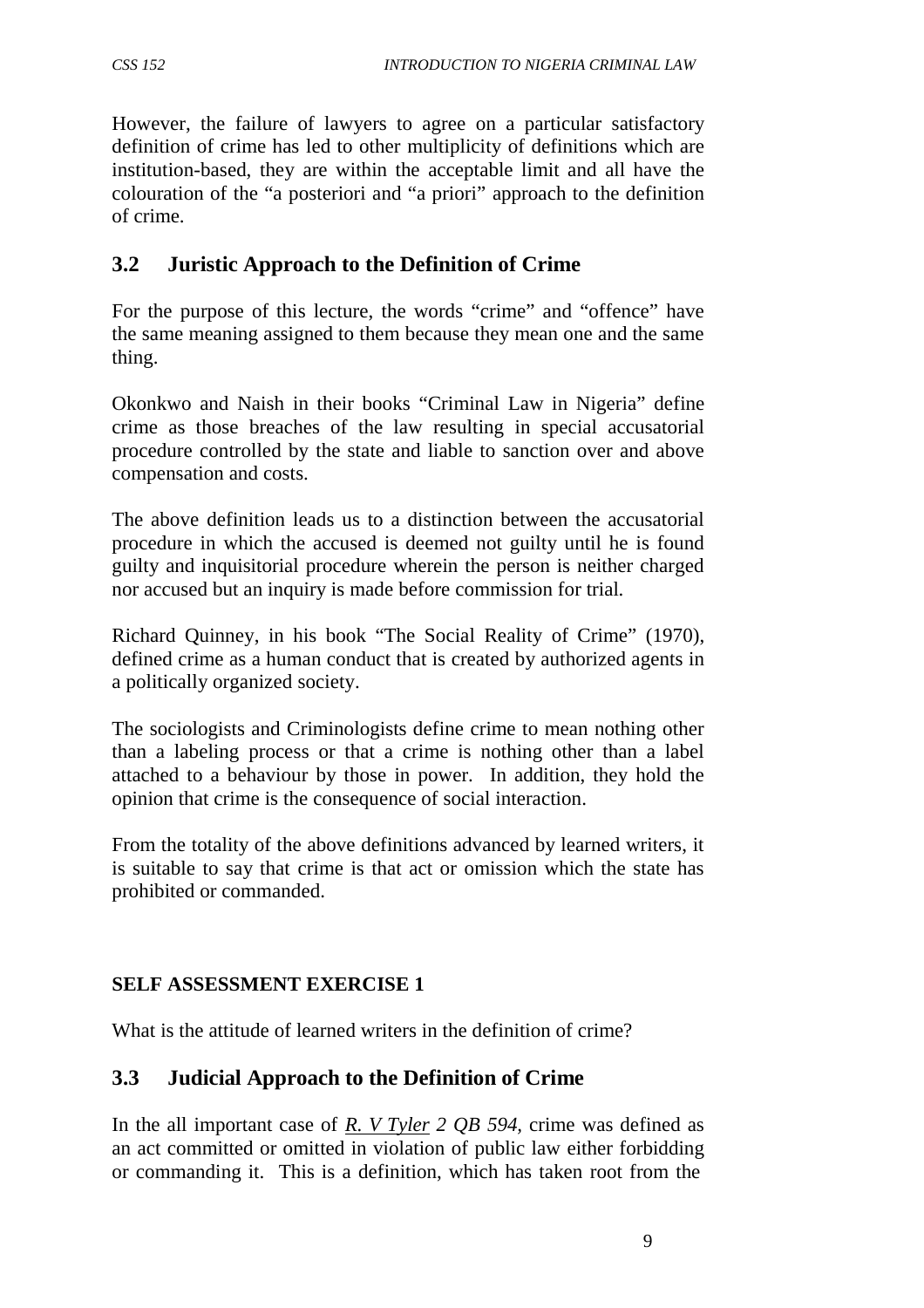However, the failure of lawyers to agree on a particular satisfactory definition of crime has led to other multiplicity of definitions which are institution-based, they are within the acceptable limit and all have the colouration of the "a posteriori and "a priori" approach to the definition of crime.

## 3.2 Juristic Approach to the Definition of Crime

For the purpose of this lecture, the words "crime" and "offence" have the same meaning assigned to them because they mean one and the same thing.

Okonkwo and Naish in their books "Criminal Law in Nigeria" define crime as those breaches of the law resulting in special accusatorial procedure controlled by the state and liable to sanction over and above compensation and costs.

The above definition leads us to a distinction between the accusatorial procedure in which the accused is deemed not guilty until he is found guilty and inquisitorial procedure wherein the person is neither charged nor accused but an inquiry is made before commission for trial.

Richard Quinney, in his book "The Social Reality of Crime" (1970), defined crime as a human conduct that is created by authorized agents in a politically organized society.

The sociologists and Criminologists define crime to mean nothing other than a labeling process or that a crime is nothing other than a label attached to a behaviour by those in power. In addition, they hold the opinion that crime is the consequence of social interaction.

From the totality of the above definitions advanced by learned writers, it is suitable to say that crime is that act or omission which the state has prohibited or commanded.

**SELF ASSESSMENT EXERCISE 1**

What is the attitude of learned writers in the definition of crime?

## 3.3 Judicial Approach to the Definition of Crime

In the all important case of *R. V Tyler 2 QB 594,* crime was defined as an act committed or omitted in violation of public law either forbidding or commanding it. This is a definition, which has taken root from the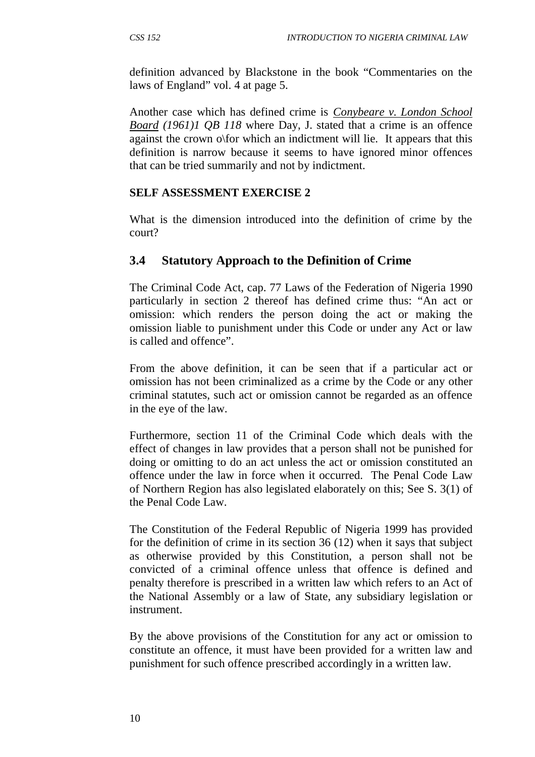definition advanced by Blackstone in the book "Commentaries on the laws of England" vol. 4 at page 5.

Another case which has defined crime is *Conybeare v. London School Board (1961)1 QB 118* where Day, J. stated that a crime is an offence against the crown o\for which an indictment will lie. It appears that this definition is narrow because it seems to have ignored minor offences that can be tried summarily and not by indictment.

**SELF ASSESSMENT EXERCISE 2**

What is the dimension introduced into the definition of crime by the court?

## 3.4 Statutory Approach to the Definition of Crime

The Criminal Code Act, cap. 77 Laws of the Federation of Nigeria 1990 particularly in section 2 thereof has defined crime thus: "An act or omission: which renders the person doing the act or making the omission liable to punishment under this Code or under any Act or law is called and offence".

From the above definition, it can be seen that if a particular act or omission has not been criminalized as a crime by the Code or any other criminal statutes, such act or omission cannot be regarded as an offence in the eye of the law.

Furthermore, section 11 of the Criminal Code which deals with the effect of changes in law provides that a person shall not be punished for doing or omitting to do an act unless the act or omission constituted an offence under the law in force when it occurred. The Penal Code Law of Northern Region has also legislated elaborately on this; See S. 3(1) of the Penal Code Law.

The Constitution of the Federal Republic of Nigeria 1999 has provided for the definition of crime in its section 36 (12) when it says that subject as otherwise provided by this Constitution, a person shall not be convicted of a criminal offence unless that offence is defined and penalty therefore is prescribed in a written law which refers to an Act of the National Assembly or a law of State, any subsidiary legislation or instrument.

By the above provisions of the Constitution for any act or omission to constitute an offence, it must have been provided for a written law and punishment for such offence prescribed accordingly in a written law.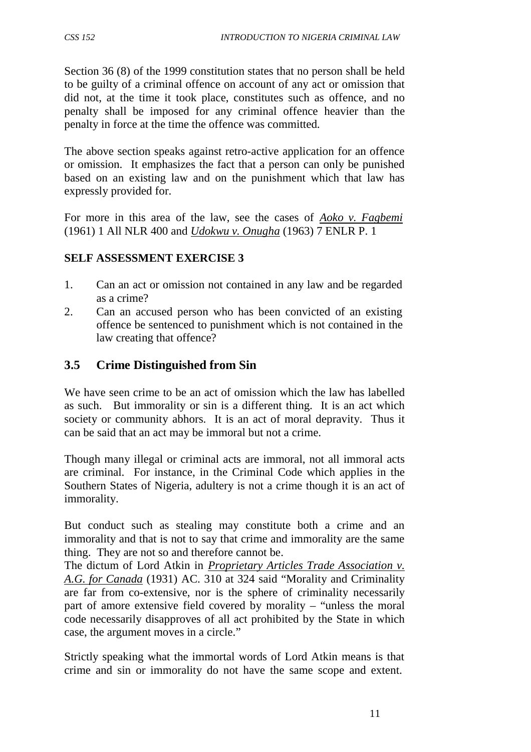Section 36 (8) of the 1999 constitution states that no person shall be held to be guilty of a criminal offence on account of any act or omission that did not, at the time it took place, constitutes such as offence, and no penalty shall be imposed for any criminal offence heavier than the penalty in force at the time the offence was committed.

The above section speaks against retro-active application for an offence or omission. It emphasizes the fact that a person can only be punished based on an existing law and on the punishment which that law has expressly provided for.

For more in this area of the law, see the cases of *Aoko v. Fagbemi* (1961) 1 All NLR 400 and *Udokwu v. Onugha* (1963) 7 ENLR P. 1

**SELF ASSESSMENT EXERCISE 3**

1. Can an act or omission not contained in any law and be regarded as a crime?
2. Can an accused person who has been convicted of an existing offence be sentenced to punishment which is not contained in the law creating that offence?

## 3.5 Crime Distinguished from Sin

We have seen crime to be an act of omission which the law has labelled as such. But immorality or sin is a different thing. It is an act which society or community abhors. It is an act of moral depravity. Thus it can be said that an act may be immoral but not a crime.

Though many illegal or criminal acts are immoral, not all immoral acts are criminal. For instance, in the Criminal Code which applies in the Southern States of Nigeria, adultery is not a crime though it is an act of immorality.

But conduct such as stealing may constitute both a crime and an immorality and that is not to say that crime and immorality are the same thing. They are not so and therefore cannot be.

The dictum of Lord Atkin in *Proprietary Articles Trade Association v. A.G. for Canada* (1931) AC. 310 at 324 said "Morality and Criminality are far from co-extensive, nor is the sphere of criminality necessarily part of amore extensive field covered by morality – "unless the moral code necessarily disapproves of all act prohibited by the State in which case, the argument moves in a circle."

Strictly speaking what the immortal words of Lord Atkin means is that crime and sin or immorality do not have the same scope and extent.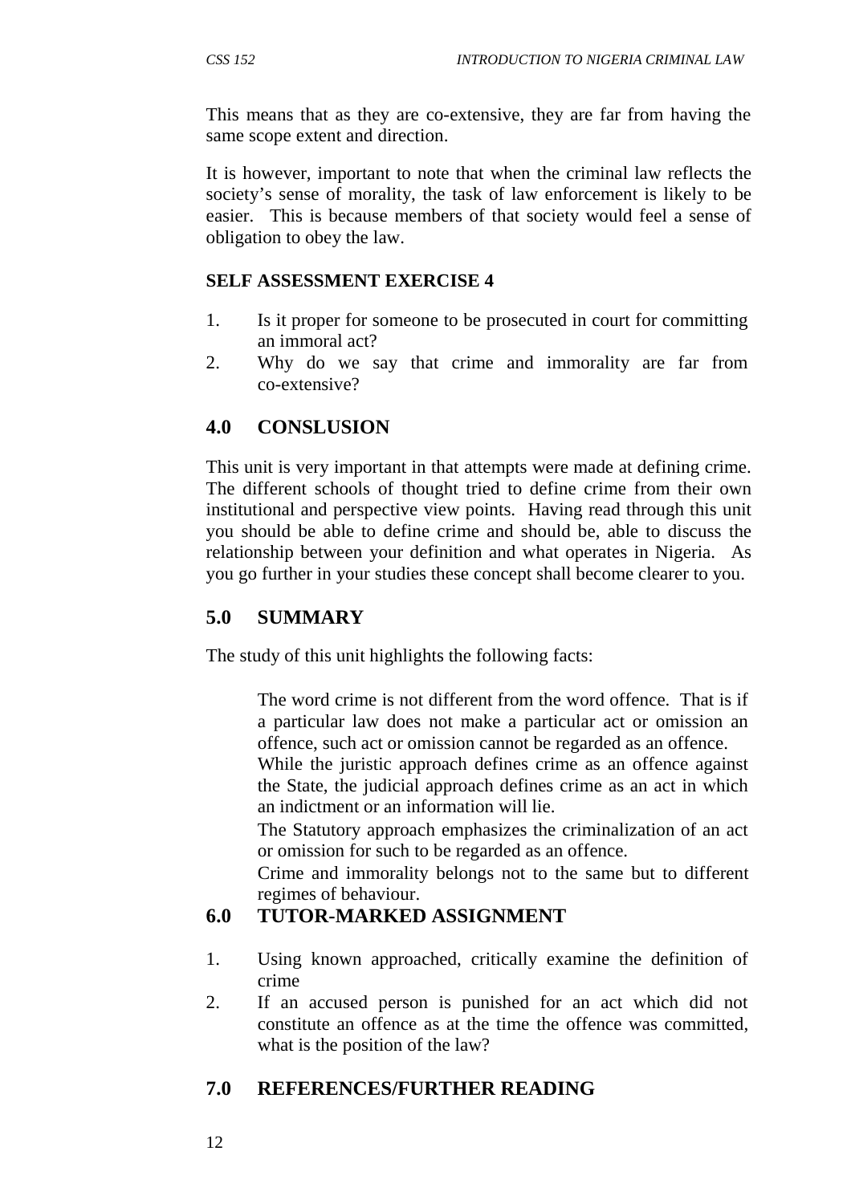This means that as they are co-extensive, they are far from having the same scope extent and direction.

It is however, important to note that when the criminal law reflects the society's sense of morality, the task of law enforcement is likely to be easier. This is because members of that society would feel a sense of obligation to obey the law.

**SELF ASSESSMENT EXERCISE 4**

1. Is it proper for someone to be prosecuted in court for committing an immoral act?
2. Why do we say that crime and immorality are far from co-extensive?

## 4.0 CONSLUSION

This unit is very important in that attempts were made at defining crime. The different schools of thought tried to define crime from their own institutional and perspective view points. Having read through this unit you should be able to define crime and should be, able to discuss the relationship between your definition and what operates in Nigeria. As you go further in your studies these concept shall become clearer to you.

## 5.0 SUMMARY

The study of this unit highlights the following facts:

The word crime is not different from the word offence. That is if a particular law does not make a particular act or omission an offence, such act or omission cannot be regarded as an offence.

While the juristic approach defines crime as an offence against the State, the judicial approach defines crime as an act in which an indictment or an information will lie.

The Statutory approach emphasizes the criminalization of an act or omission for such to be regarded as an offence.

Crime and immorality belongs not to the same but to different regimes of behaviour.

## 6.0 TUTOR-MARKED ASSIGNMENT

1. Using known approached, critically examine the definition of crime
2. If an accused person is punished for an act which did not constitute an offence as at the time the offence was committed, what is the position of the law?

## 7.0 REFERENCES/FURTHER READING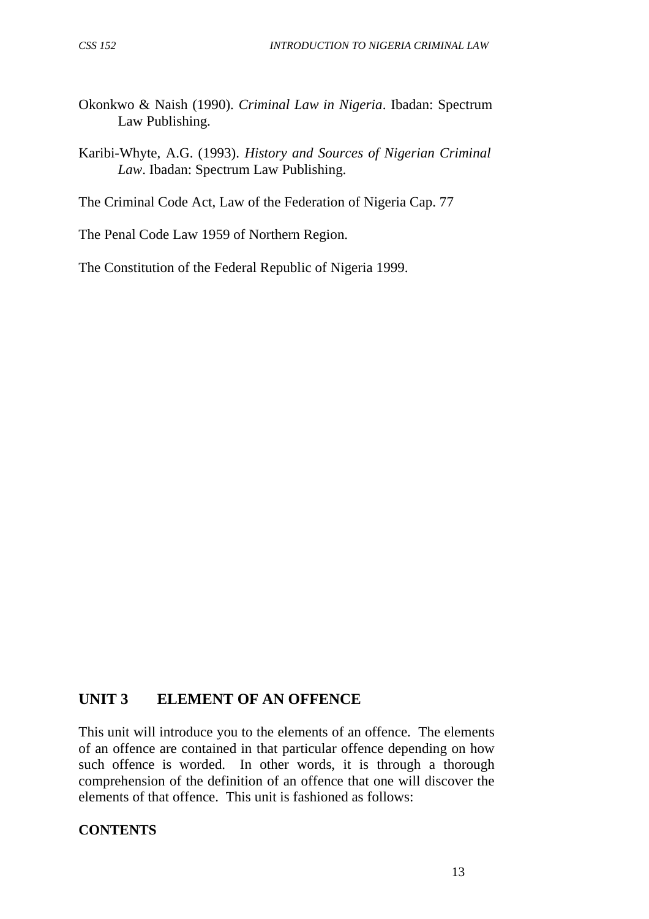Okonkwo & Naish (1990). *Criminal Law in Nigeria*. Ibadan: Spectrum Law Publishing.

Karibi-Whyte, A.G. (1993). *History and Sources of Nigerian Criminal Law*. Ibadan: Spectrum Law Publishing.

The Criminal Code Act, Law of the Federation of Nigeria Cap. 77

The Penal Code Law 1959 of Northern Region.

The Constitution of the Federal Republic of Nigeria 1999.

## UNIT 3 ELEMENT OF AN OFFENCE

This unit will introduce you to the elements of an offence. The elements of an offence are contained in that particular offence depending on how such offence is worded. In other words, it is through a thorough comprehension of the definition of an offence that one will discover the elements of that offence. This unit is fashioned as follows:

**CONTENTS**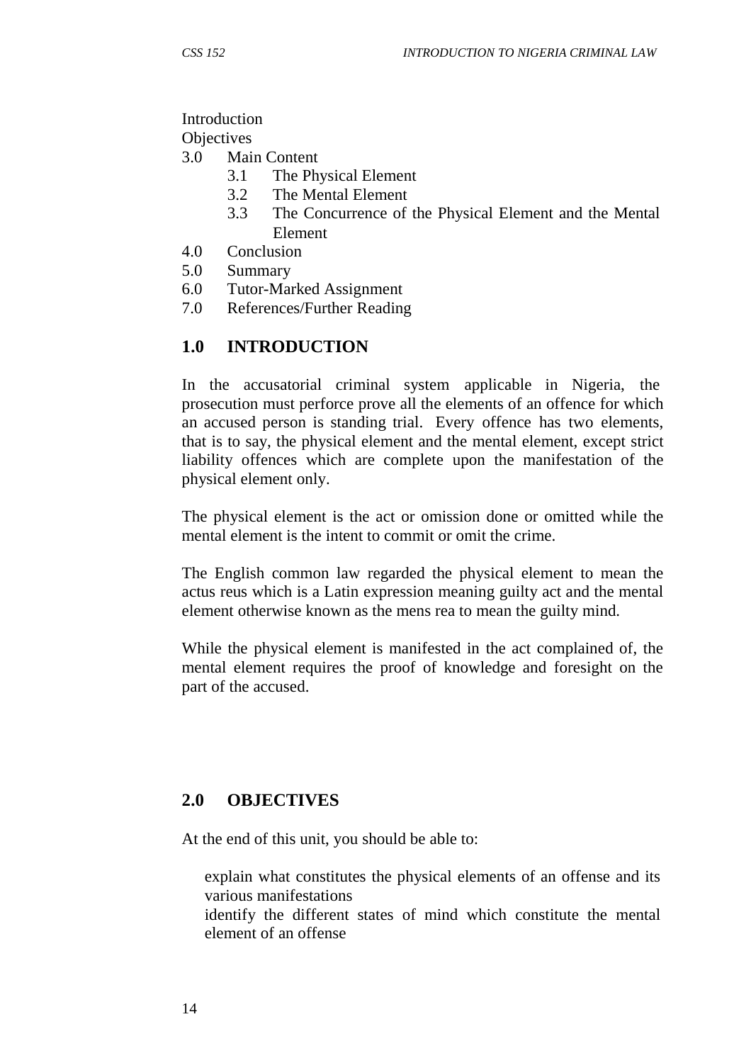Introduction
Objectives
3.0 Main Content
 3.1 The Physical Element
 3.2 The Mental Element
 3.3 The Concurrence of the Physical Element and the Mental Element
4.0 Conclusion
5.0 Summary
6.0 Tutor-Marked Assignment
7.0 References/Further Reading

## 1.0 INTRODUCTION

In the accusatorial criminal system applicable in Nigeria, the prosecution must perforce prove all the elements of an offence for which an accused person is standing trial. Every offence has two elements, that is to say, the physical element and the mental element, except strict liability offences which are complete upon the manifestation of the physical element only.

The physical element is the act or omission done or omitted while the mental element is the intent to commit or omit the crime.

The English common law regarded the physical element to mean the actus reus which is a Latin expression meaning guilty act and the mental element otherwise known as the mens rea to mean the guilty mind.

While the physical element is manifested in the act complained of, the mental element requires the proof of knowledge and foresight on the part of the accused.

## 2.0 OBJECTIVES

At the end of this unit, you should be able to:

- explain what constitutes the physical elements of an offense and its various manifestations
- identify the different states of mind which constitute the mental element of an offense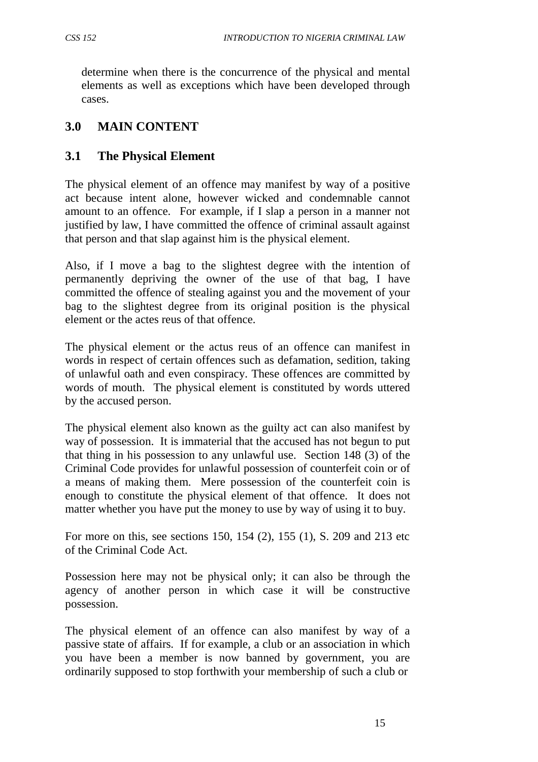determine when there is the concurrence of the physical and mental elements as well as exceptions which have been developed through cases.

## 3.0 MAIN CONTENT

### 3.1 The Physical Element

The physical element of an offence may manifest by way of a positive act because intent alone, however wicked and condemnable cannot amount to an offence. For example, if I slap a person in a manner not justified by law, I have committed the offence of criminal assault against that person and that slap against him is the physical element.

Also, if I move a bag to the slightest degree with the intention of permanently depriving the owner of the use of that bag, I have committed the offence of stealing against you and the movement of your bag to the slightest degree from its original position is the physical element or the actes reus of that offence.

The physical element or the actus reus of an offence can manifest in words in respect of certain offences such as defamation, sedition, taking of unlawful oath and even conspiracy. These offences are committed by words of mouth. The physical element is constituted by words uttered by the accused person.

The physical element also known as the guilty act can also manifest by way of possession. It is immaterial that the accused has not begun to put that thing in his possession to any unlawful use. Section 148 (3) of the Criminal Code provides for unlawful possession of counterfeit coin or of a means of making them. Mere possession of the counterfeit coin is enough to constitute the physical element of that offence. It does not matter whether you have put the money to use by way of using it to buy.

For more on this, see sections 150, 154 (2), 155 (1), S. 209 and 213 etc of the Criminal Code Act.

Possession here may not be physical only; it can also be through the agency of another person in which case it will be constructive possession.

The physical element of an offence can also manifest by way of a passive state of affairs. If for example, a club or an association in which you have been a member is now banned by government, you are ordinarily supposed to stop forthwith your membership of such a club or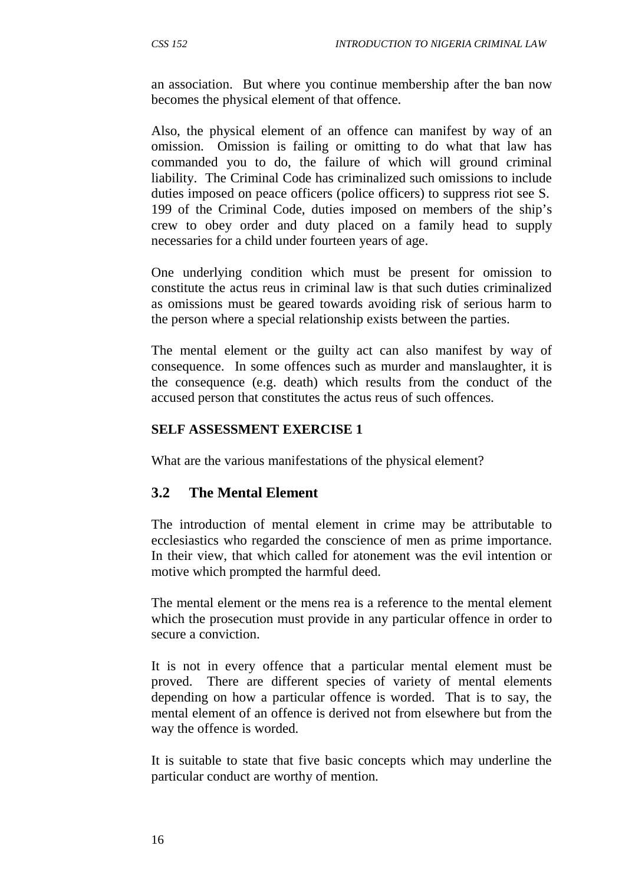an association. But where you continue membership after the ban now becomes the physical element of that offence.

Also, the physical element of an offence can manifest by way of an omission. Omission is failing or omitting to do what that law has commanded you to do, the failure of which will ground criminal liability. The Criminal Code has criminalized such omissions to include duties imposed on peace officers (police officers) to suppress riot see S. 199 of the Criminal Code, duties imposed on members of the ship's crew to obey order and duty placed on a family head to supply necessaries for a child under fourteen years of age.

One underlying condition which must be present for omission to constitute the actus reus in criminal law is that such duties criminalized as omissions must be geared towards avoiding risk of serious harm to the person where a special relationship exists between the parties.

The mental element or the guilty act can also manifest by way of consequence. In some offences such as murder and manslaughter, it is the consequence (e.g. death) which results from the conduct of the accused person that constitutes the actus reus of such offences.

**SELF ASSESSMENT EXERCISE 1**

What are the various manifestations of the physical element?

## 3.2 The Mental Element

The introduction of mental element in crime may be attributable to ecclesiastics who regarded the conscience of men as prime importance. In their view, that which called for atonement was the evil intention or motive which prompted the harmful deed.

The mental element or the mens rea is a reference to the mental element which the prosecution must provide in any particular offence in order to secure a conviction.

It is not in every offence that a particular mental element must be proved. There are different species of variety of mental elements depending on how a particular offence is worded. That is to say, the mental element of an offence is derived not from elsewhere but from the way the offence is worded.

It is suitable to state that five basic concepts which may underline the particular conduct are worthy of mention.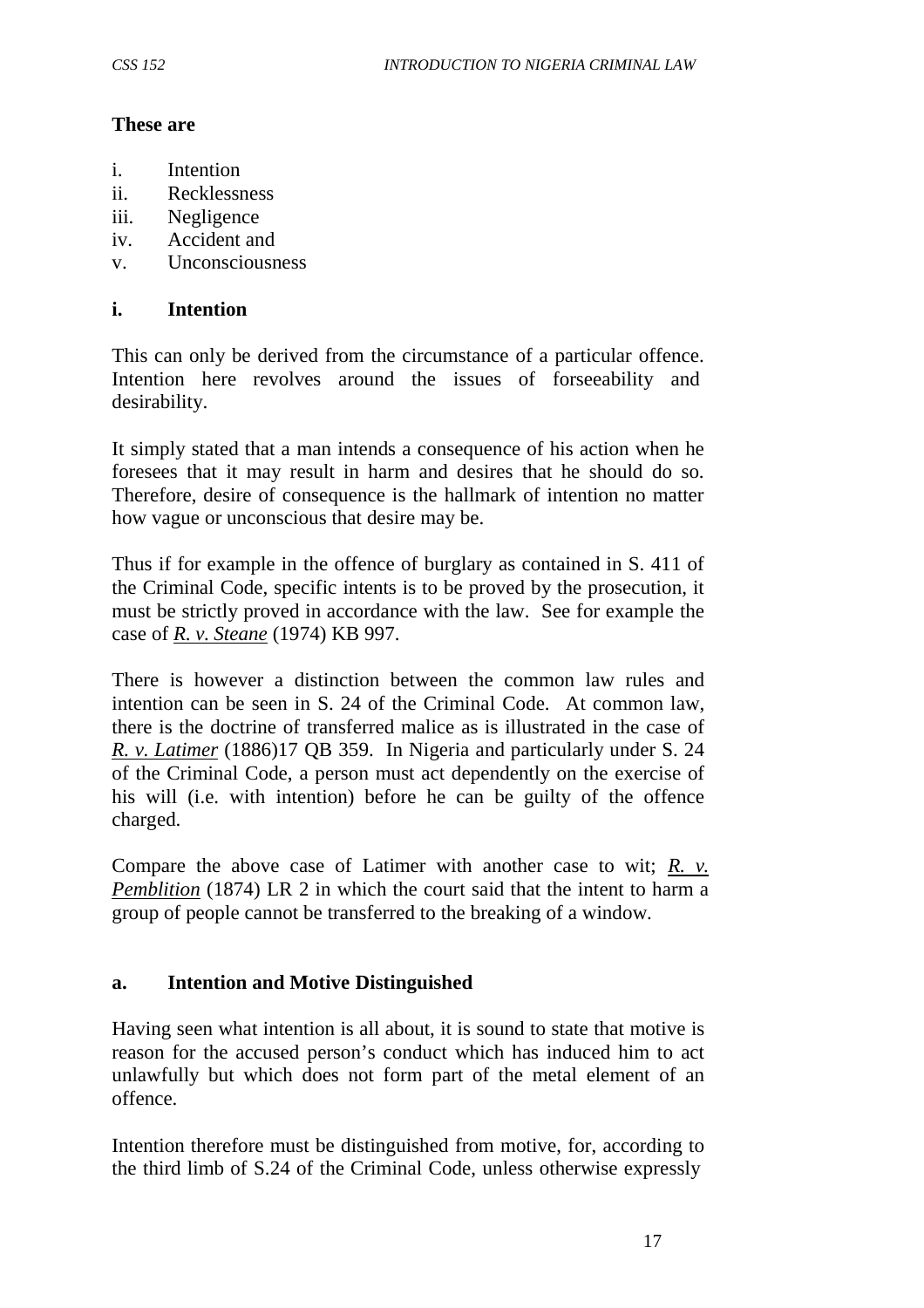**These are**

i. Intention
ii. Recklessness
iii. Negligence
iv. Accident and
v. Unconsciousness

**i. Intention**

This can only be derived from the circumstance of a particular offence. Intention here revolves around the issues of forseeability and desirability.

It simply stated that a man intends a consequence of his action when he foresees that it may result in harm and desires that he should do so. Therefore, desire of consequence is the hallmark of intention no matter how vague or unconscious that desire may be.

Thus if for example in the offence of burglary as contained in S. 411 of the Criminal Code, specific intents is to be proved by the prosecution, it must be strictly proved in accordance with the law. See for example the case of ***R. v. Steane*** (1974) KB 997.

There is however a distinction between the common law rules and intention can be seen in S. 24 of the Criminal Code. At common law, there is the doctrine of transferred malice as is illustrated in the case of ***R. v. Latimer*** (1886)17 QB 359. In Nigeria and particularly under S. 24 of the Criminal Code, a person must act dependently on the exercise of his will (i.e. with intention) before he can be guilty of the offence charged.

Compare the above case of Latimer with another case to wit; ***R. v. Pemblition*** (1874) LR 2 in which the court said that the intent to harm a group of people cannot be transferred to the breaking of a window.

**a. Intention and Motive Distinguished**

Having seen what intention is all about, it is sound to state that motive is reason for the accused person's conduct which has induced him to act unlawfully but which does not form part of the metal element of an offence.

Intention therefore must be distinguished from motive, for, according to the third limb of S.24 of the Criminal Code, unless otherwise expressly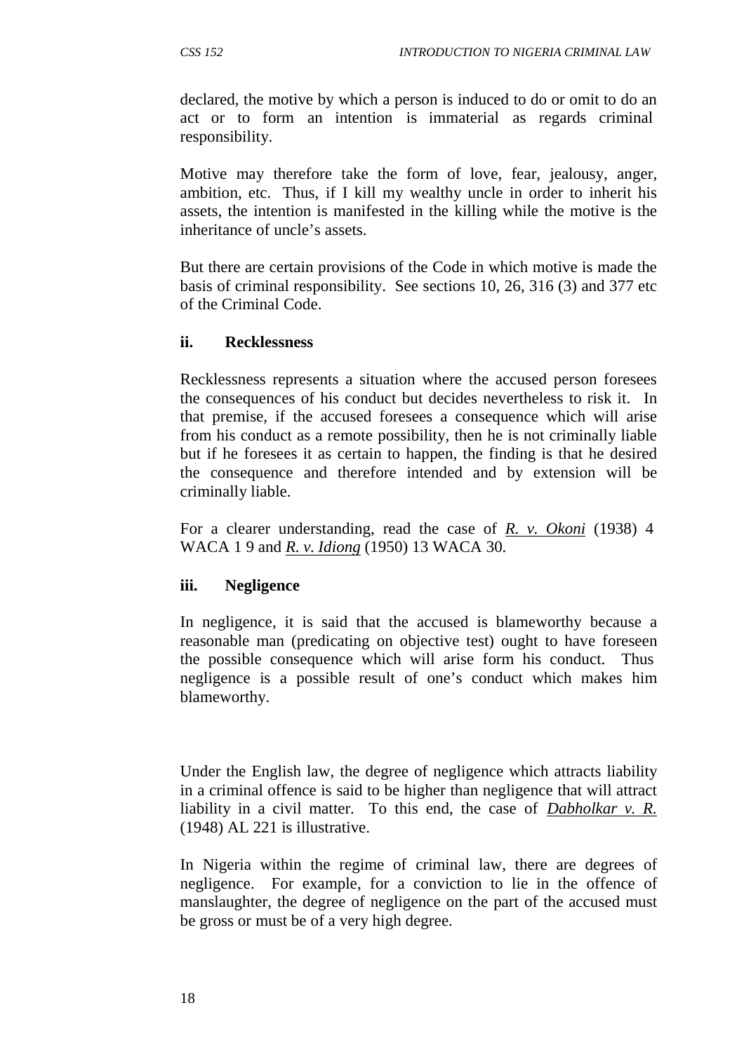declared, the motive by which a person is induced to do or omit to do an act or to form an intention is immaterial as regards criminal responsibility.

Motive may therefore take the form of love, fear, jealousy, anger, ambition, etc. Thus, if I kill my wealthy uncle in order to inherit his assets, the intention is manifested in the killing while the motive is the inheritance of uncle's assets.

But there are certain provisions of the Code in which motive is made the basis of criminal responsibility. See sections 10, 26, 316 (3) and 377 etc of the Criminal Code.

### ii. Recklessness

Recklessness represents a situation where the accused person foresees the consequences of his conduct but decides nevertheless to risk it. In that premise, if the accused foresees a consequence which will arise from his conduct as a remote possibility, then he is not criminally liable but if he foresees it as certain to happen, the finding is that he desired the consequence and therefore intended and by extension will be criminally liable.

For a clearer understanding, read the case of ***R. v. Okoni*** (1938) 4 WACA 1 9 and ***R. v. Idiong*** (1950) 13 WACA 30.

### iii. Negligence

In negligence, it is said that the accused is blameworthy because a reasonable man (predicating on objective test) ought to have foreseen the possible consequence which will arise form his conduct. Thus negligence is a possible result of one's conduct which makes him blameworthy.

Under the English law, the degree of negligence which attracts liability in a criminal offence is said to be higher than negligence that will attract liability in a civil matter. To this end, the case of ***Dabholkar v. R.*** (1948) AL 221 is illustrative.

In Nigeria within the regime of criminal law, there are degrees of negligence. For example, for a conviction to lie in the offence of manslaughter, the degree of negligence on the part of the accused must be gross or must be of a very high degree.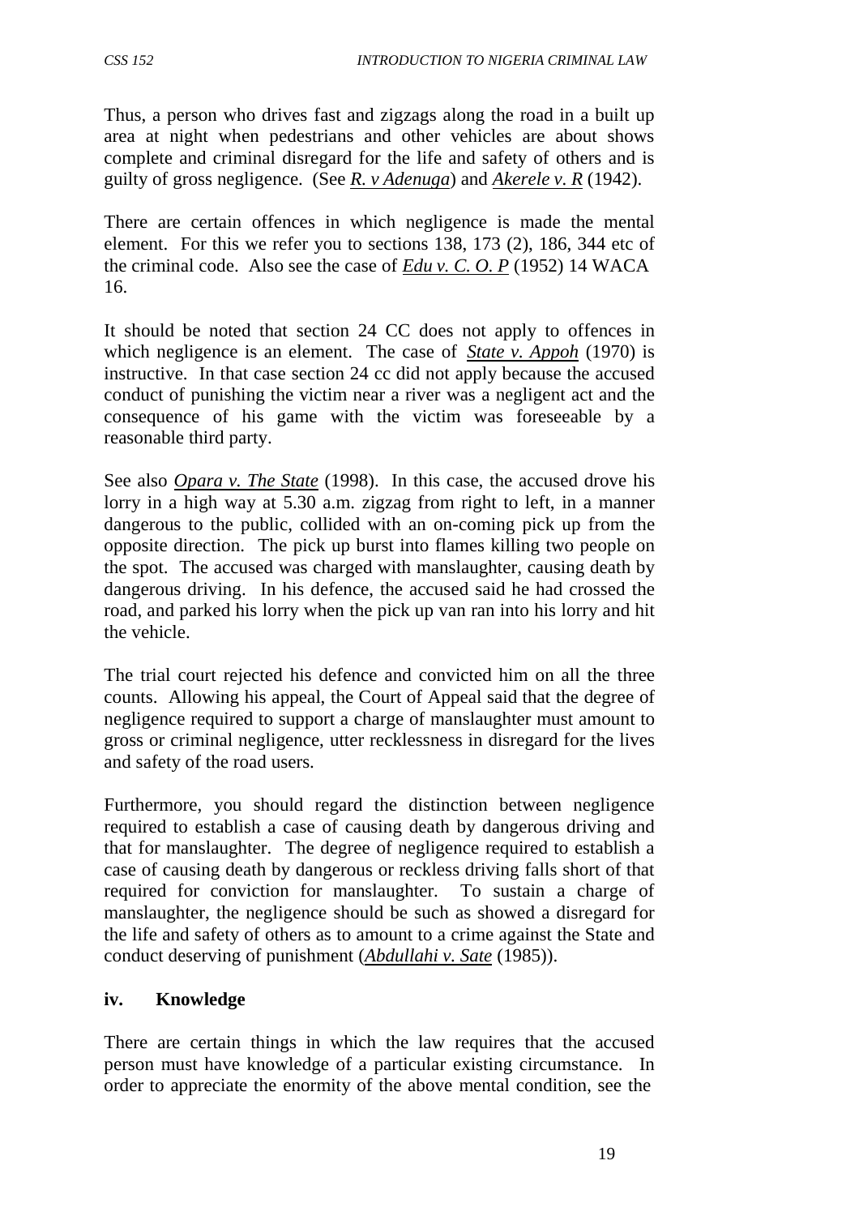Thus, a person who drives fast and zigzags along the road in a built up area at night when pedestrians and other vehicles are about shows complete and criminal disregard for the life and safety of others and is guilty of gross negligence. (See *R. v Adenuga*) and *Akerele v. R* (1942).

There are certain offences in which negligence is made the mental element. For this we refer you to sections 138, 173 (2), 186, 344 etc of the criminal code. Also see the case of *Edu v. C. O. P* (1952) 14 WACA 16.

It should be noted that section 24 CC does not apply to offences in which negligence is an element. The case of *State v. Appoh* (1970) is instructive. In that case section 24 cc did not apply because the accused conduct of punishing the victim near a river was a negligent act and the consequence of his game with the victim was foreseeable by a reasonable third party.

See also *Opara v. The State* (1998). In this case, the accused drove his lorry in a high way at 5.30 a.m. zigzag from right to left, in a manner dangerous to the public, collided with an on-coming pick up from the opposite direction. The pick up burst into flames killing two people on the spot. The accused was charged with manslaughter, causing death by dangerous driving. In his defence, the accused said he had crossed the road, and parked his lorry when the pick up van ran into his lorry and hit the vehicle.

The trial court rejected his defence and convicted him on all the three counts. Allowing his appeal, the Court of Appeal said that the degree of negligence required to support a charge of manslaughter must amount to gross or criminal negligence, utter recklessness in disregard for the lives and safety of the road users.

Furthermore, you should regard the distinction between negligence required to establish a case of causing death by dangerous driving and that for manslaughter. The degree of negligence required to establish a case of causing death by dangerous or reckless driving falls short of that required for conviction for manslaughter. To sustain a charge of manslaughter, the negligence should be such as showed a disregard for the life and safety of others as to amount to a crime against the State and conduct deserving of punishment (*Abdullahi v. Sate* (1985)).

**iv. Knowledge**

There are certain things in which the law requires that the accused person must have knowledge of a particular existing circumstance. In order to appreciate the enormity of the above mental condition, see the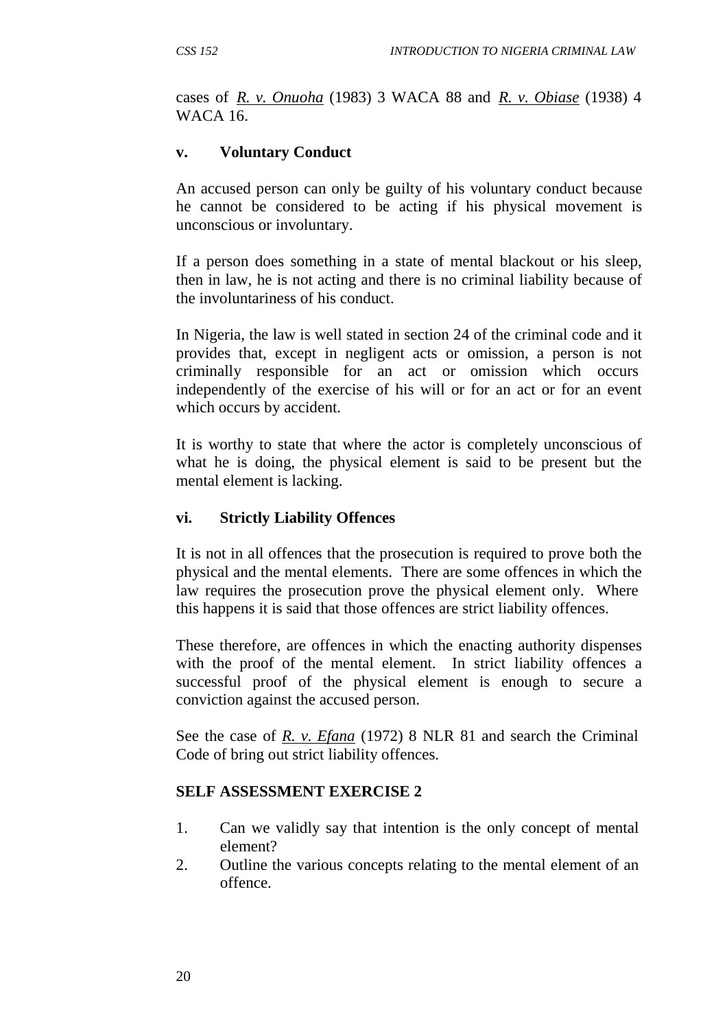cases of *R. v. Onuoha* (1983) 3 WACA 88 and *R. v. Obiase* (1938) 4 WACA 16.

### v. Voluntary Conduct

An accused person can only be guilty of his voluntary conduct because he cannot be considered to be acting if his physical movement is unconscious or involuntary.

If a person does something in a state of mental blackout or his sleep, then in law, he is not acting and there is no criminal liability because of the involuntariness of his conduct.

In Nigeria, the law is well stated in section 24 of the criminal code and it provides that, except in negligent acts or omission, a person is not criminally responsible for an act or omission which occurs independently of the exercise of his will or for an act or for an event which occurs by accident.

It is worthy to state that where the actor is completely unconscious of what he is doing, the physical element is said to be present but the mental element is lacking.

### vi. Strictly Liability Offences

It is not in all offences that the prosecution is required to prove both the physical and the mental elements. There are some offences in which the law requires the prosecution prove the physical element only. Where this happens it is said that those offences are strict liability offences.

These therefore, are offences in which the enacting authority dispenses with the proof of the mental element. In strict liability offences a successful proof of the physical element is enough to secure a conviction against the accused person.

See the case of *R. v. Efana* (1972) 8 NLR 81 and search the Criminal Code of bring out strict liability offences.

## SELF ASSESSMENT EXERCISE 2

1. Can we validly say that intention is the only concept of mental element?
2. Outline the various concepts relating to the mental element of an offence.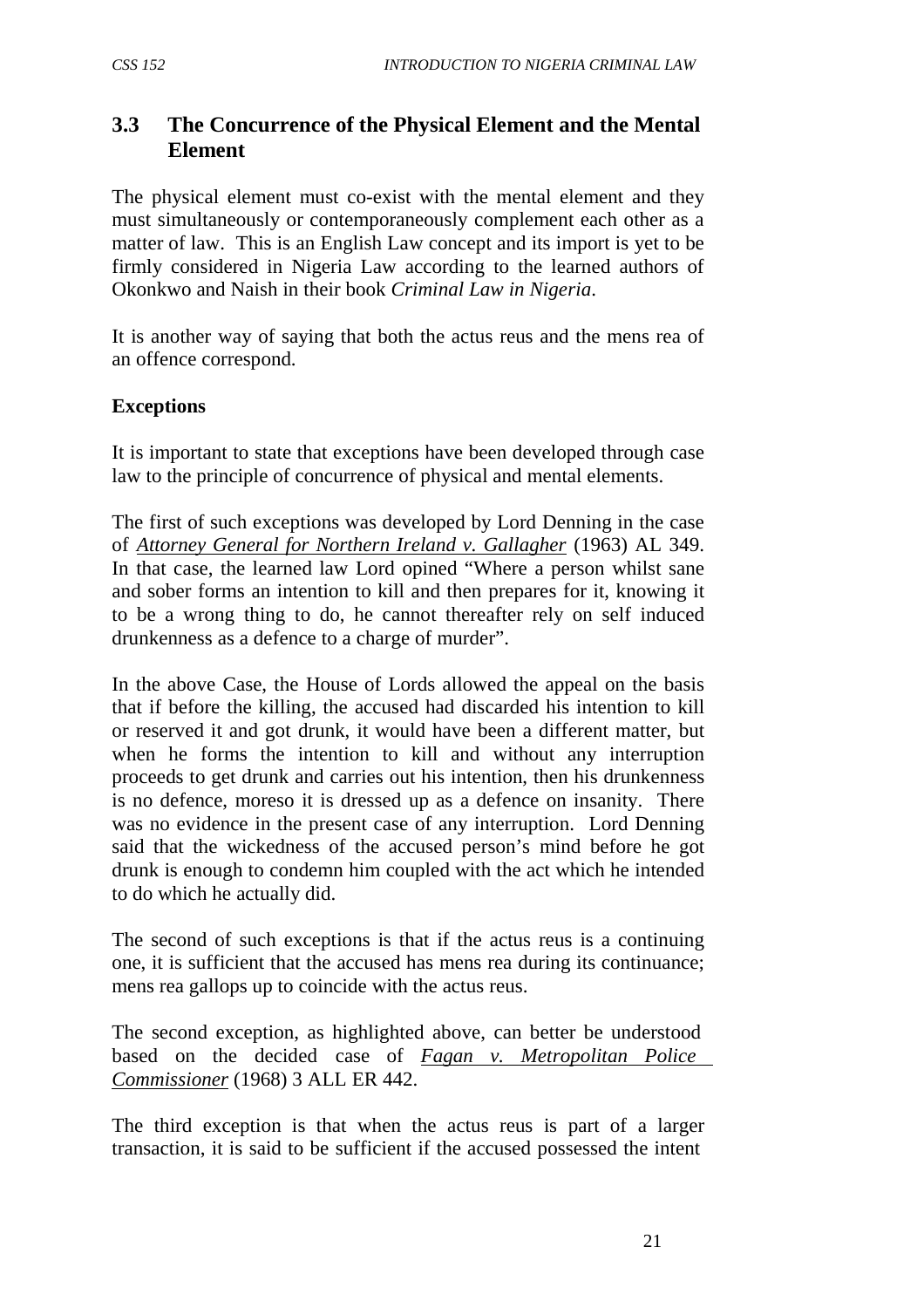### 3.3 The Concurrence of the Physical Element and the Mental Element

The physical element must co-exist with the mental element and they must simultaneously or contemporaneously complement each other as a matter of law. This is an English Law concept and its import is yet to be firmly considered in Nigeria Law according to the learned authors of Okonkwo and Naish in their book *Criminal Law in Nigeria*.

It is another way of saying that both the actus reus and the mens rea of an offence correspond.

**Exceptions**

It is important to state that exceptions have been developed through case law to the principle of concurrence of physical and mental elements.

The first of such exceptions was developed by Lord Denning in the case of *Attorney General for Northern Ireland v. Gallagher* (1963) AL 349. In that case, the learned law Lord opined "Where a person whilst sane and sober forms an intention to kill and then prepares for it, knowing it to be a wrong thing to do, he cannot thereafter rely on self induced drunkenness as a defence to a charge of murder".

In the above Case, the House of Lords allowed the appeal on the basis that if before the killing, the accused had discarded his intention to kill or reserved it and got drunk, it would have been a different matter, but when he forms the intention to kill and without any interruption proceeds to get drunk and carries out his intention, then his drunkenness is no defence, moreso it is dressed up as a defence on insanity. There was no evidence in the present case of any interruption. Lord Denning said that the wickedness of the accused person's mind before he got drunk is enough to condemn him coupled with the act which he intended to do which he actually did.

The second of such exceptions is that if the actus reus is a continuing one, it is sufficient that the accused has mens rea during its continuance; mens rea gallops up to coincide with the actus reus.

The second exception, as highlighted above, can better be understood based on the decided case of *Fagan v. Metropolitan Police Commissioner* (1968) 3 ALL ER 442.

The third exception is that when the actus reus is part of a larger transaction, it is said to be sufficient if the accused possessed the intent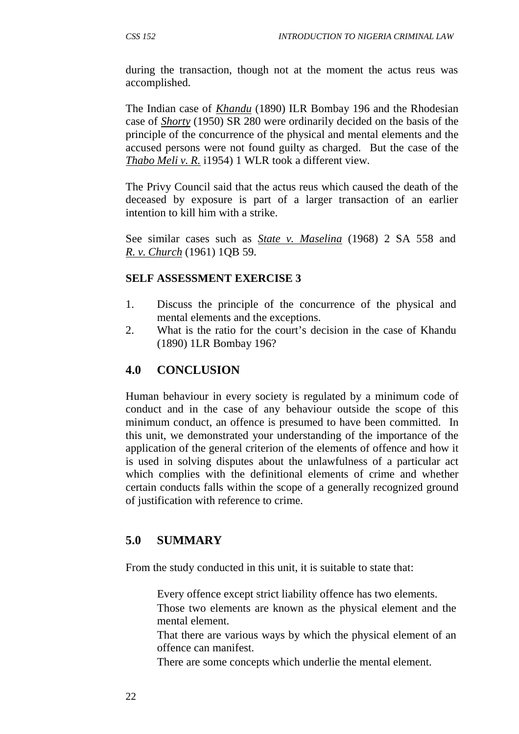during the transaction, though not at the moment the actus reus was accomplished.

The Indian case of ***Khandu*** (1890) ILR Bombay 196 and the Rhodesian case of ***Shorty*** (1950) SR 280 were ordinarily decided on the basis of the principle of the concurrence of the physical and mental elements and the accused persons were not found guilty as charged. But the case of the ***Thabo Meli v. R.*** i1954) 1 WLR took a different view.

The Privy Council said that the actus reus which caused the death of the deceased by exposure is part of a larger transaction of an earlier intention to kill him with a strike.

See similar cases such as ***State v. Maselina*** (1968) 2 SA 558 and ***R. v. Church*** (1961) 1QB 59.

**SELF ASSESSMENT EXERCISE 3**

1. Discuss the principle of the concurrence of the physical and mental elements and the exceptions.
2. What is the ratio for the court's decision in the case of Khandu (1890) 1LR Bombay 196?

## 4.0 CONCLUSION

Human behaviour in every society is regulated by a minimum code of conduct and in the case of any behaviour outside the scope of this minimum conduct, an offence is presumed to have been committed. In this unit, we demonstrated your understanding of the importance of the application of the general criterion of the elements of offence and how it is used in solving disputes about the unlawfulness of a particular act which complies with the definitional elements of crime and whether certain conducts falls within the scope of a generally recognized ground of justification with reference to crime.

## 5.0 SUMMARY

From the study conducted in this unit, it is suitable to state that:

- Every offence except strict liability offence has two elements.
- Those two elements are known as the physical element and the mental element.
- That there are various ways by which the physical element of an offence can manifest.
- There are some concepts which underlie the mental element.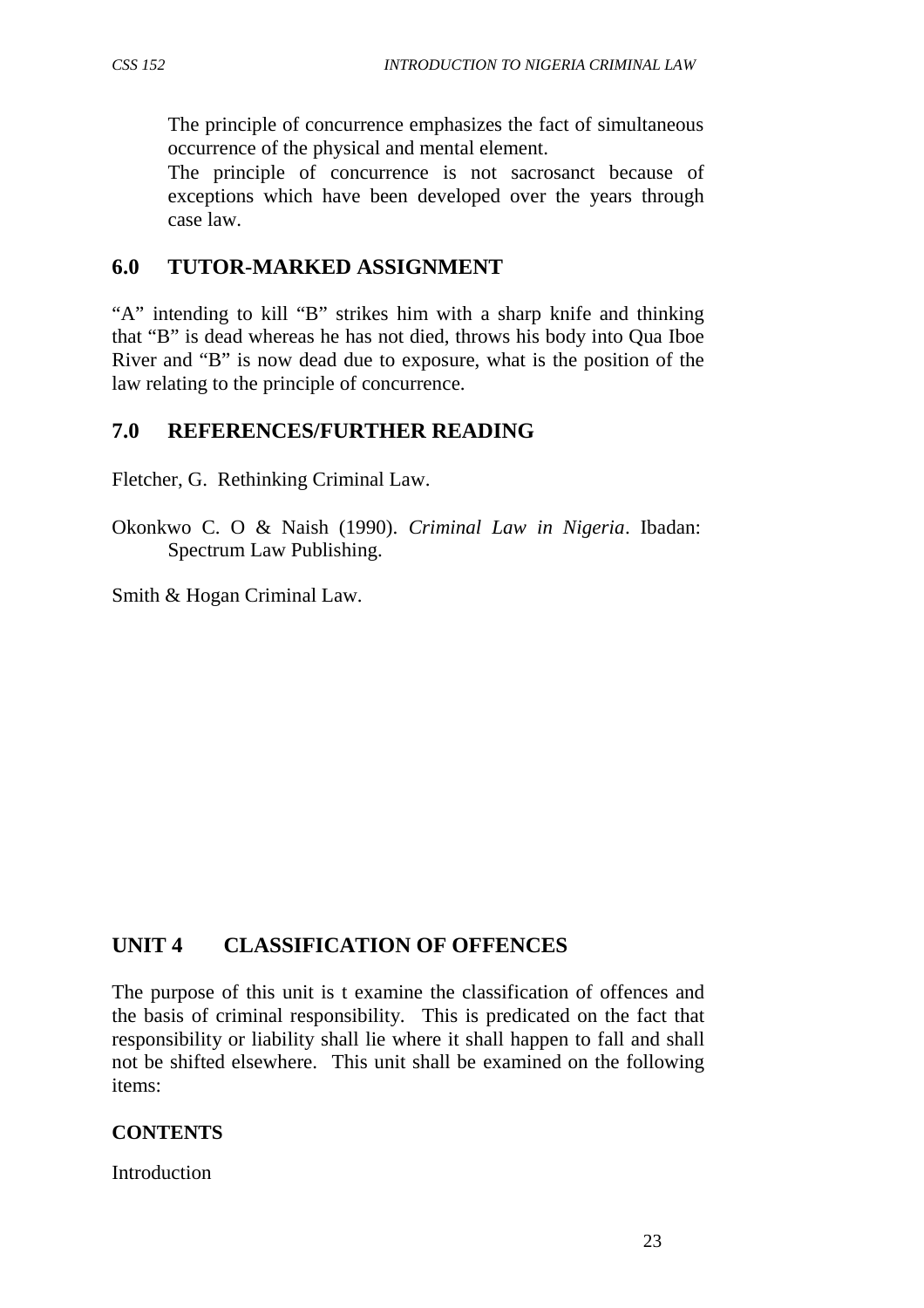The principle of concurrence emphasizes the fact of simultaneous occurrence of the physical and mental element.

The principle of concurrence is not sacrosanct because of exceptions which have been developed over the years through case law.

## 6.0 TUTOR-MARKED ASSIGNMENT

"A" intending to kill "B" strikes him with a sharp knife and thinking that "B" is dead whereas he has not died, throws his body into Qua Iboe River and "B" is now dead due to exposure, what is the position of the law relating to the principle of concurrence.

## 7.0 REFERENCES/FURTHER READING

Fletcher, G. Rethinking Criminal Law.

Okonkwo C. O & Naish (1990). *Criminal Law in Nigeria*. Ibadan: Spectrum Law Publishing.

Smith & Hogan Criminal Law.

# UNIT 4 CLASSIFICATION OF OFFENCES

The purpose of this unit is t examine the classification of offences and the basis of criminal responsibility. This is predicated on the fact that responsibility or liability shall lie where it shall happen to fall and shall not be shifted elsewhere. This unit shall be examined on the following items:

**CONTENTS**

Introduction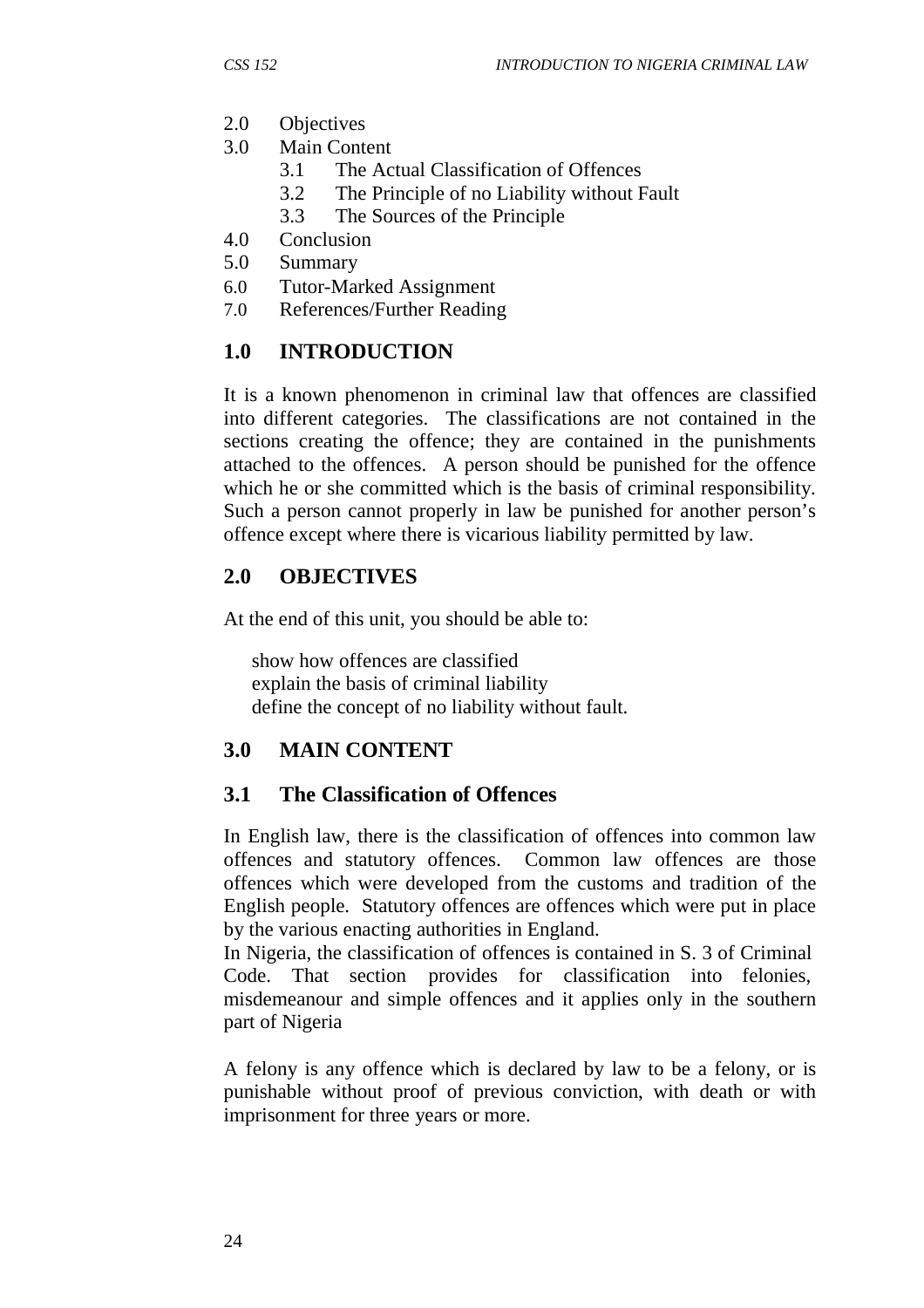2.0 Objectives
3.0 Main Content
   3.1 The Actual Classification of Offences
   3.2 The Principle of no Liability without Fault
   3.3 The Sources of the Principle
4.0 Conclusion
5.0 Summary
6.0 Tutor-Marked Assignment
7.0 References/Further Reading

## 1.0 INTRODUCTION

It is a known phenomenon in criminal law that offences are classified into different categories. The classifications are not contained in the sections creating the offence; they are contained in the punishments attached to the offences. A person should be punished for the offence which he or she committed which is the basis of criminal responsibility. Such a person cannot properly in law be punished for another person's offence except where there is vicarious liability permitted by law.

## 2.0 OBJECTIVES

At the end of this unit, you should be able to:

- show how offences are classified
- explain the basis of criminal liability
- define the concept of no liability without fault.

## 3.0 MAIN CONTENT

### 3.1 The Classification of Offences

In English law, there is the classification of offences into common law offences and statutory offences. Common law offences are those offences which were developed from the customs and tradition of the English people. Statutory offences are offences which were put in place by the various enacting authorities in England.
In Nigeria, the classification of offences is contained in S. 3 of Criminal Code. That section provides for classification into felonies, misdemeanour and simple offences and it applies only in the southern part of Nigeria

A felony is any offence which is declared by law to be a felony, or is punishable without proof of previous conviction, with death or with imprisonment for three years or more.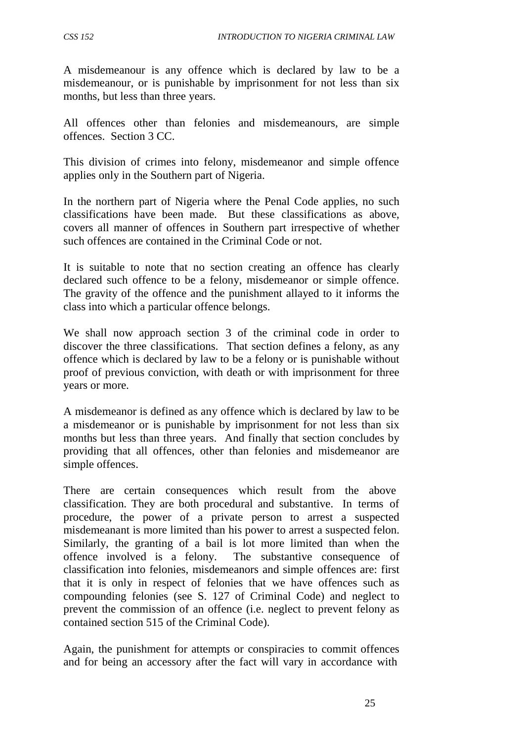A misdemeanour is any offence which is declared by law to be a misdemeanour, or is punishable by imprisonment for not less than six months, but less than three years.

All offences other than felonies and misdemeanours, are simple offences. Section 3 CC.

This division of crimes into felony, misdemeanor and simple offence applies only in the Southern part of Nigeria.

In the northern part of Nigeria where the Penal Code applies, no such classifications have been made. But these classifications as above, covers all manner of offences in Southern part irrespective of whether such offences are contained in the Criminal Code or not.

It is suitable to note that no section creating an offence has clearly declared such offence to be a felony, misdemeanor or simple offence. The gravity of the offence and the punishment allayed to it informs the class into which a particular offence belongs.

We shall now approach section 3 of the criminal code in order to discover the three classifications. That section defines a felony, as any offence which is declared by law to be a felony or is punishable without proof of previous conviction, with death or with imprisonment for three years or more.

A misdemeanor is defined as any offence which is declared by law to be a misdemeanor or is punishable by imprisonment for not less than six months but less than three years. And finally that section concludes by providing that all offences, other than felonies and misdemeanor are simple offences.

There are certain consequences which result from the above classification. They are both procedural and substantive. In terms of procedure, the power of a private person to arrest a suspected misdemeanant is more limited than his power to arrest a suspected felon. Similarly, the granting of a bail is lot more limited than when the offence involved is a felony. The substantive consequence of classification into felonies, misdemeanors and simple offences are: first that it is only in respect of felonies that we have offences such as compounding felonies (see S. 127 of Criminal Code) and neglect to prevent the commission of an offence (i.e. neglect to prevent felony as contained section 515 of the Criminal Code).

Again, the punishment for attempts or conspiracies to commit offences and for being an accessory after the fact will vary in accordance with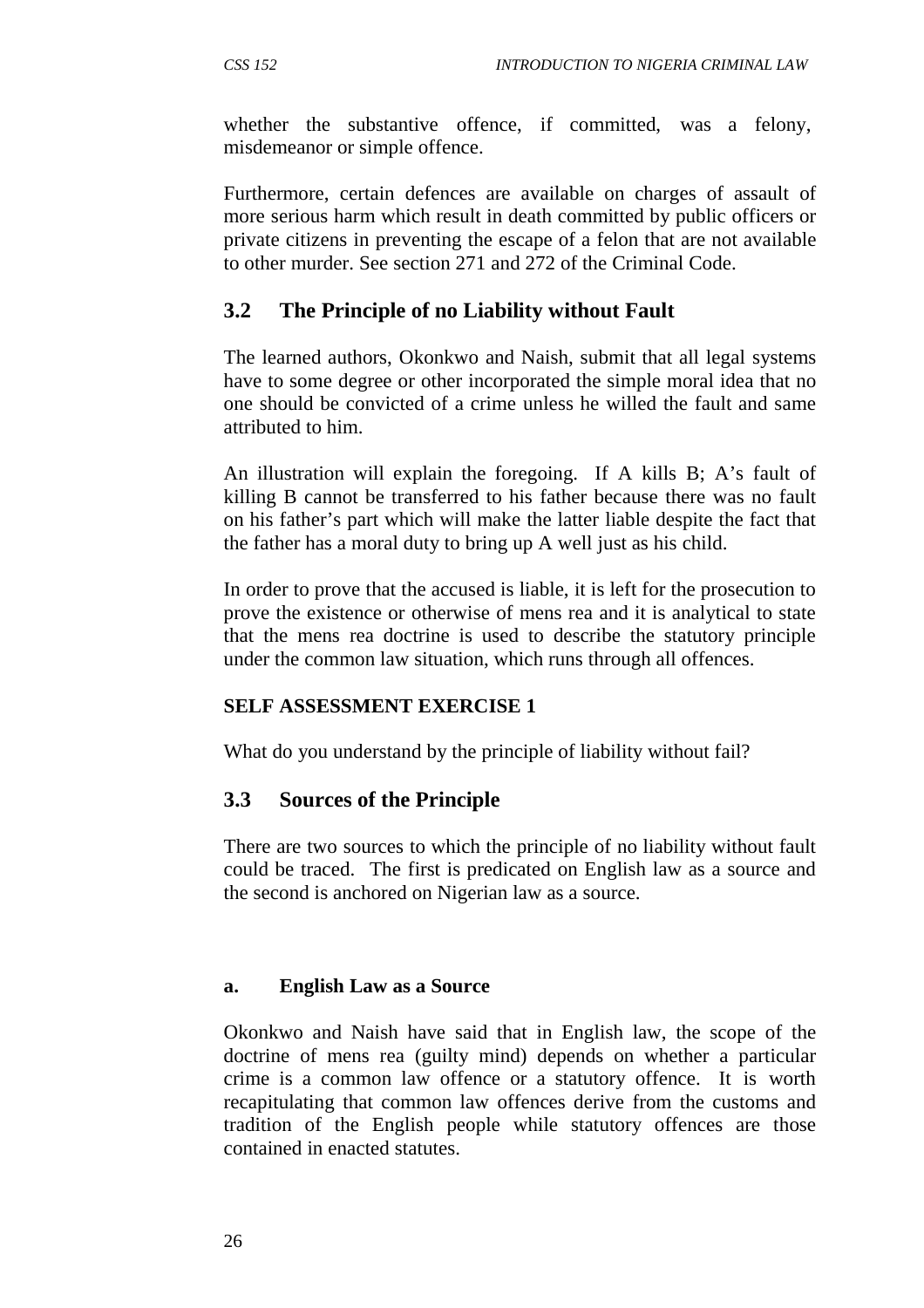whether the substantive offence, if committed, was a felony, misdemeanor or simple offence.

Furthermore, certain defences are available on charges of assault of more serious harm which result in death committed by public officers or private citizens in preventing the escape of a felon that are not available to other murder. See section 271 and 272 of the Criminal Code.

## 3.2 The Principle of no Liability without Fault

The learned authors, Okonkwo and Naish, submit that all legal systems have to some degree or other incorporated the simple moral idea that no one should be convicted of a crime unless he willed the fault and same attributed to him.

An illustration will explain the foregoing. If A kills B; A's fault of killing B cannot be transferred to his father because there was no fault on his father's part which will make the latter liable despite the fact that the father has a moral duty to bring up A well just as his child.

In order to prove that the accused is liable, it is left for the prosecution to prove the existence or otherwise of mens rea and it is analytical to state that the mens rea doctrine is used to describe the statutory principle under the common law situation, which runs through all offences.

**SELF ASSESSMENT EXERCISE 1**

What do you understand by the principle of liability without fail?

## 3.3 Sources of the Principle

There are two sources to which the principle of no liability without fault could be traced. The first is predicated on English law as a source and the second is anchored on Nigerian law as a source.

**a. English Law as a Source**

Okonkwo and Naish have said that in English law, the scope of the doctrine of mens rea (guilty mind) depends on whether a particular crime is a common law offence or a statutory offence. It is worth recapitulating that common law offences derive from the customs and tradition of the English people while statutory offences are those contained in enacted statutes.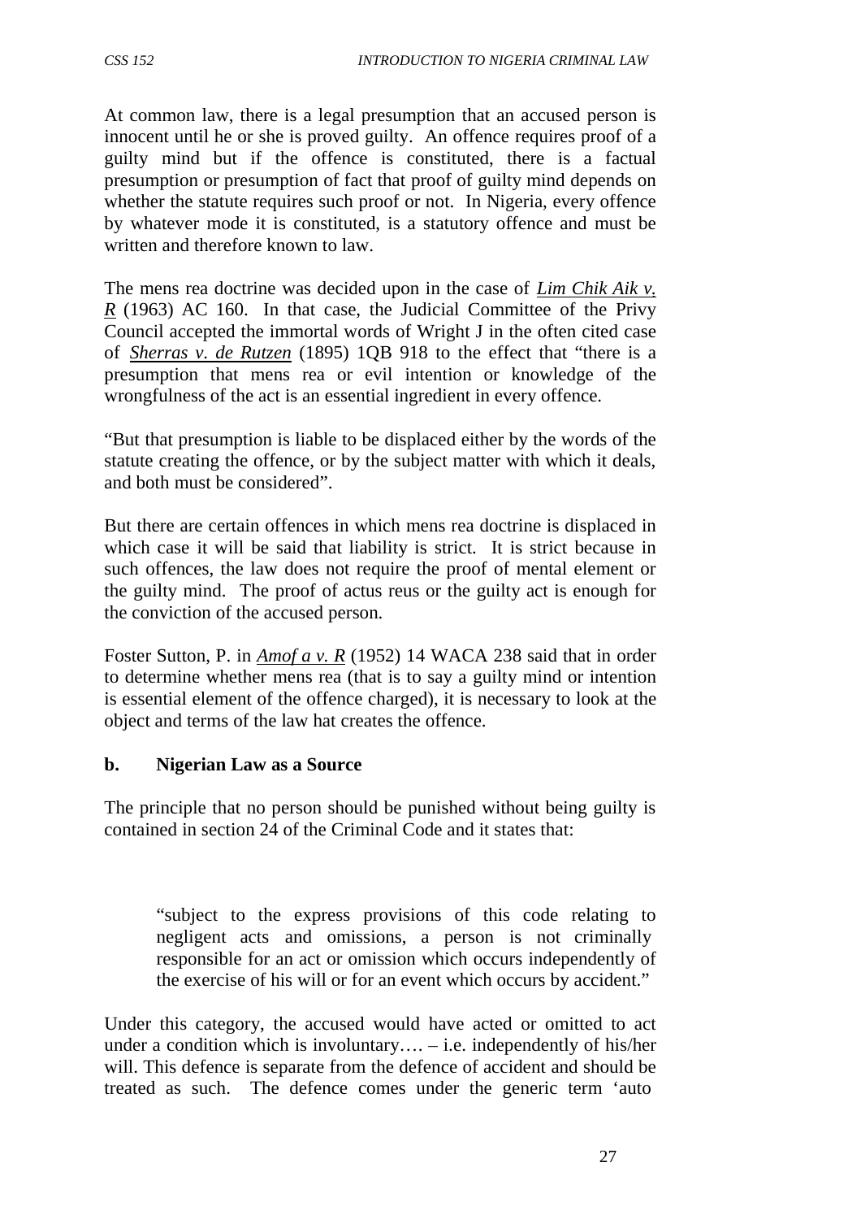At common law, there is a legal presumption that an accused person is innocent until he or she is proved guilty. An offence requires proof of a guilty mind but if the offence is constituted, there is a factual presumption or presumption of fact that proof of guilty mind depends on whether the statute requires such proof or not. In Nigeria, every offence by whatever mode it is constituted, is a statutory offence and must be written and therefore known to law.

The mens rea doctrine was decided upon in the case of ***Lim Chik Aik v. R*** (1963) AC 160. In that case, the Judicial Committee of the Privy Council accepted the immortal words of Wright J in the often cited case of ***Sherras v. de Rutzen*** (1895) 1QB 918 to the effect that "there is a presumption that mens rea or evil intention or knowledge of the wrongfulness of the act is an essential ingredient in every offence.

"But that presumption is liable to be displaced either by the words of the statute creating the offence, or by the subject matter with which it deals, and both must be considered".

But there are certain offences in which mens rea doctrine is displaced in which case it will be said that liability is strict. It is strict because in such offences, the law does not require the proof of mental element or the guilty mind. The proof of actus reus or the guilty act is enough for the conviction of the accused person.

Foster Sutton, P. in ***Amof a v. R*** (1952) 14 WACA 238 said that in order to determine whether mens rea (that is to say a guilty mind or intention is essential element of the offence charged), it is necessary to look at the object and terms of the law hat creates the offence.

**b. Nigerian Law as a Source**

The principle that no person should be punished without being guilty is contained in section 24 of the Criminal Code and it states that:

> "subject to the express provisions of this code relating to negligent acts and omissions, a person is not criminally responsible for an act or omission which occurs independently of the exercise of his will or for an event which occurs by accident."

Under this category, the accused would have acted or omitted to act under a condition which is involuntary…. – i.e. independently of his/her will. This defence is separate from the defence of accident and should be treated as such. The defence comes under the generic term 'auto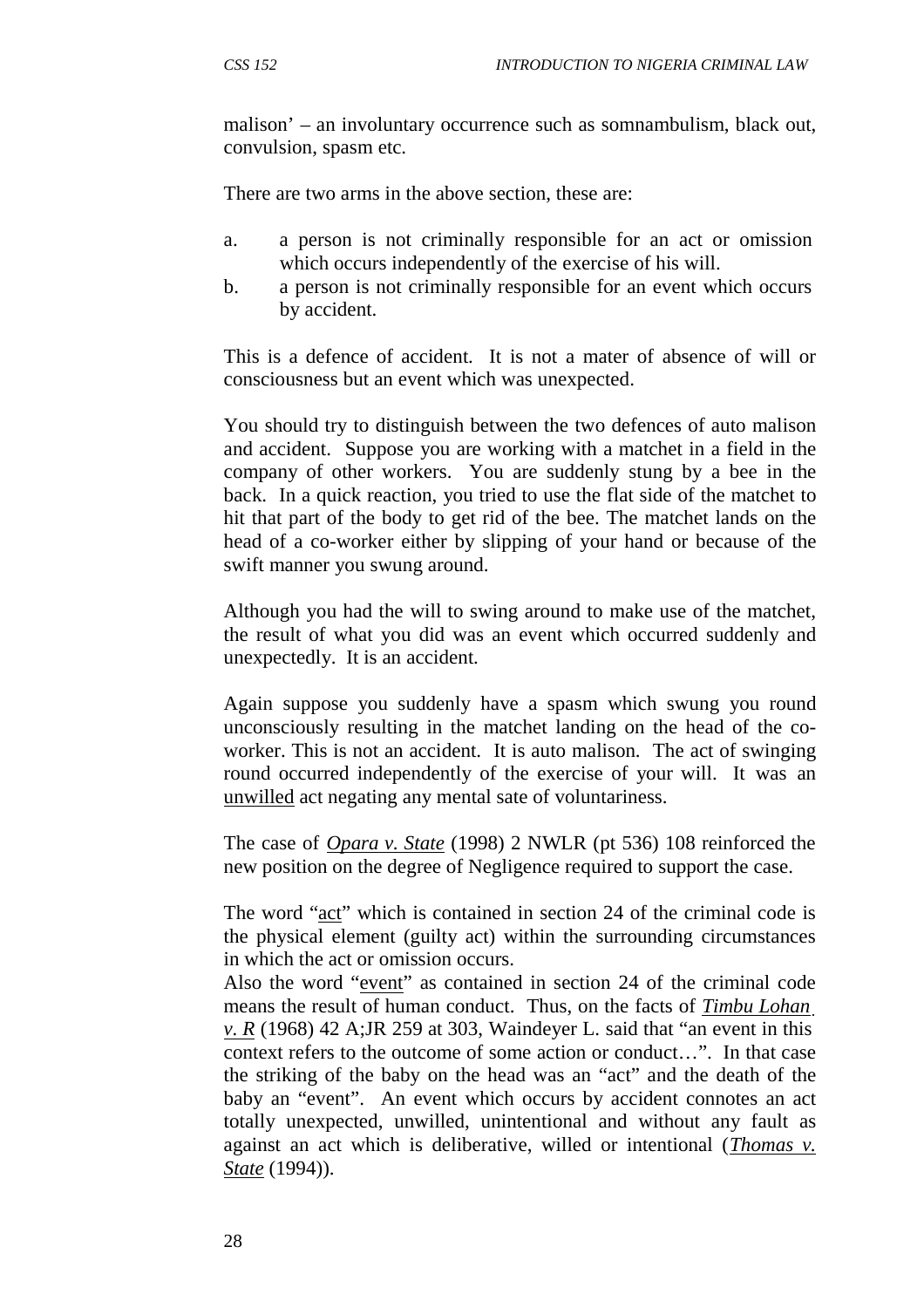malison' – an involuntary occurrence such as somnambulism, black out, convulsion, spasm etc.

There are two arms in the above section, these are:

a. a person is not criminally responsible for an act or omission which occurs independently of the exercise of his will.
b. a person is not criminally responsible for an event which occurs by accident.

This is a defence of accident. It is not a mater of absence of will or consciousness but an event which was unexpected.

You should try to distinguish between the two defences of auto malison and accident. Suppose you are working with a matchet in a field in the company of other workers. You are suddenly stung by a bee in the back. In a quick reaction, you tried to use the flat side of the matchet to hit that part of the body to get rid of the bee. The matchet lands on the head of a co-worker either by slipping of your hand or because of the swift manner you swung around.

Although you had the will to swing around to make use of the matchet, the result of what you did was an event which occurred suddenly and unexpectedly. It is an accident.

Again suppose you suddenly have a spasm which swung you round unconsciously resulting in the matchet landing on the head of the co-worker. This is not an accident. It is auto malison. The act of swinging round occurred independently of the exercise of your will. It was an <u>unwilled</u> act negating any mental sate of voluntariness.

The case of ***<u>Opara v. State</u>*** (1998) 2 NWLR (pt 536) 108 reinforced the new position on the degree of Negligence required to support the case.

The word "<u>act</u>" which is contained in section 24 of the criminal code is the physical element (guilty act) within the surrounding circumstances in which the act or omission occurs.

Also the word "<u>event</u>" as contained in section 24 of the criminal code means the result of human conduct. Thus, on the facts of ***<u>Timbu Lohan v. R</u>*** (1968) 42 A;JR 259 at 303, Waindeyer L. said that "an event in this context refers to the outcome of some action or conduct…". In that case the striking of the baby on the head was an "act" and the death of the baby an "event". An event which occurs by accident connotes an act totally unexpected, unwilled, unintentional and without any fault as against an act which is deliberative, willed or intentional (***<u>Thomas v. State</u>*** (1994)).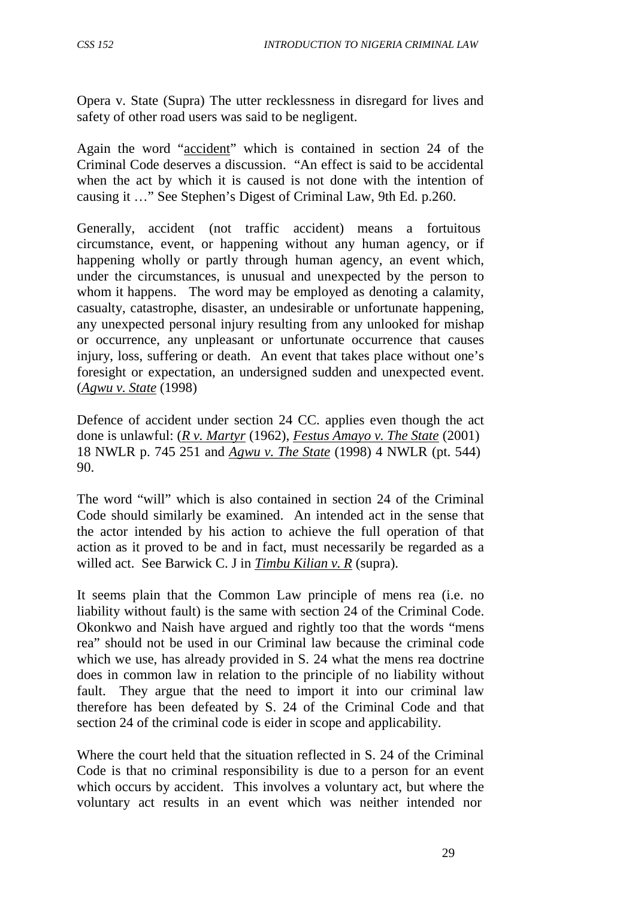Opera v. State (Supra) The utter recklessness in disregard for lives and safety of other road users was said to be negligent.

Again the word "accident" which is contained in section 24 of the Criminal Code deserves a discussion. "An effect is said to be accidental when the act by which it is caused is not done with the intention of causing it …" See Stephen's Digest of Criminal Law, 9th Ed. p.260.

Generally, accident (not traffic accident) means a fortuitous circumstance, event, or happening without any human agency, or if happening wholly or partly through human agency, an event which, under the circumstances, is unusual and unexpected by the person to whom it happens. The word may be employed as denoting a calamity, casualty, catastrophe, disaster, an undesirable or unfortunate happening, any unexpected personal injury resulting from any unlooked for mishap or occurrence, any unpleasant or unfortunate occurrence that causes injury, loss, suffering or death. An event that takes place without one's foresight or expectation, an undersigned sudden and unexpected event. (*Agwu v. State* (1998)

Defence of accident under section 24 CC. applies even though the act done is unlawful: (*R v. Martyr* (1962), *Festus Amayo v. The State* (2001) 18 NWLR p. 745 251 and *Agwu v. The State* (1998) 4 NWLR (pt. 544) 90.

The word "will" which is also contained in section 24 of the Criminal Code should similarly be examined. An intended act in the sense that the actor intended by his action to achieve the full operation of that action as it proved to be and in fact, must necessarily be regarded as a willed act. See Barwick C. J in ***Timbu Kilian v. R*** (supra).

It seems plain that the Common Law principle of mens rea (i.e. no liability without fault) is the same with section 24 of the Criminal Code. Okonkwo and Naish have argued and rightly too that the words "mens rea" should not be used in our Criminal law because the criminal code which we use, has already provided in S. 24 what the mens rea doctrine does in common law in relation to the principle of no liability without fault. They argue that the need to import it into our criminal law therefore has been defeated by S. 24 of the Criminal Code and that section 24 of the criminal code is eider in scope and applicability.

Where the court held that the situation reflected in S. 24 of the Criminal Code is that no criminal responsibility is due to a person for an event which occurs by accident. This involves a voluntary act, but where the voluntary act results in an event which was neither intended nor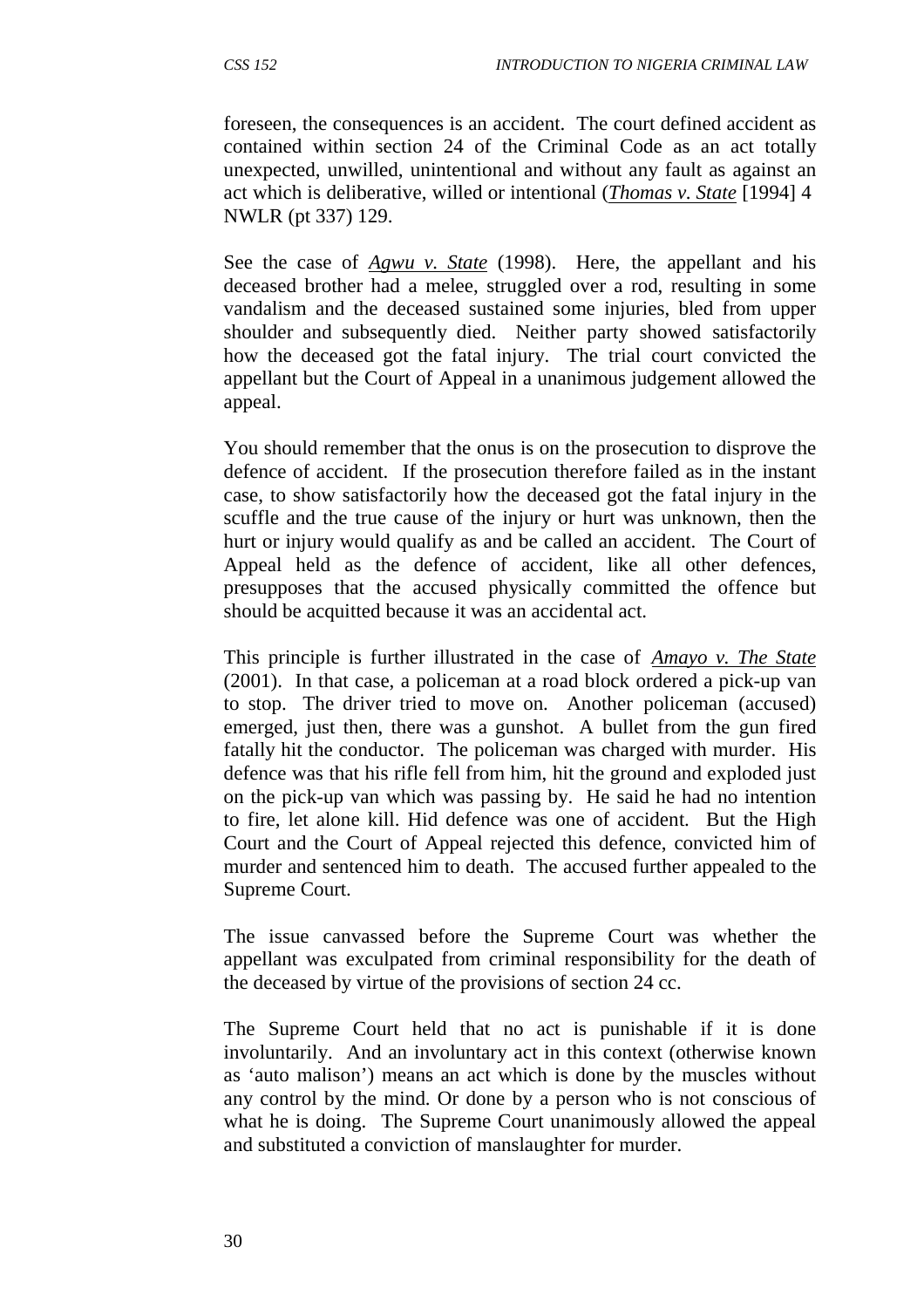foreseen, the consequences is an accident. The court defined accident as contained within section 24 of the Criminal Code as an act totally unexpected, unwilled, unintentional and without any fault as against an act which is deliberative, willed or intentional (*Thomas v. State* [1994] 4 NWLR (pt 337) 129.

See the case of *Agwu v. State* (1998). Here, the appellant and his deceased brother had a melee, struggled over a rod, resulting in some vandalism and the deceased sustained some injuries, bled from upper shoulder and subsequently died. Neither party showed satisfactorily how the deceased got the fatal injury. The trial court convicted the appellant but the Court of Appeal in a unanimous judgement allowed the appeal.

You should remember that the onus is on the prosecution to disprove the defence of accident. If the prosecution therefore failed as in the instant case, to show satisfactorily how the deceased got the fatal injury in the scuffle and the true cause of the injury or hurt was unknown, then the hurt or injury would qualify as and be called an accident. The Court of Appeal held as the defence of accident, like all other defences, presupposes that the accused physically committed the offence but should be acquitted because it was an accidental act.

This principle is further illustrated in the case of *Amayo v. The State* (2001). In that case, a policeman at a road block ordered a pick-up van to stop. The driver tried to move on. Another policeman (accused) emerged, just then, there was a gunshot. A bullet from the gun fired fatally hit the conductor. The policeman was charged with murder. His defence was that his rifle fell from him, hit the ground and exploded just on the pick-up van which was passing by. He said he had no intention to fire, let alone kill. Hid defence was one of accident. But the High Court and the Court of Appeal rejected this defence, convicted him of murder and sentenced him to death. The accused further appealed to the Supreme Court.

The issue canvassed before the Supreme Court was whether the appellant was exculpated from criminal responsibility for the death of the deceased by virtue of the provisions of section 24 cc.

The Supreme Court held that no act is punishable if it is done involuntarily. And an involuntary act in this context (otherwise known as 'auto malison') means an act which is done by the muscles without any control by the mind. Or done by a person who is not conscious of what he is doing. The Supreme Court unanimously allowed the appeal and substituted a conviction of manslaughter for murder.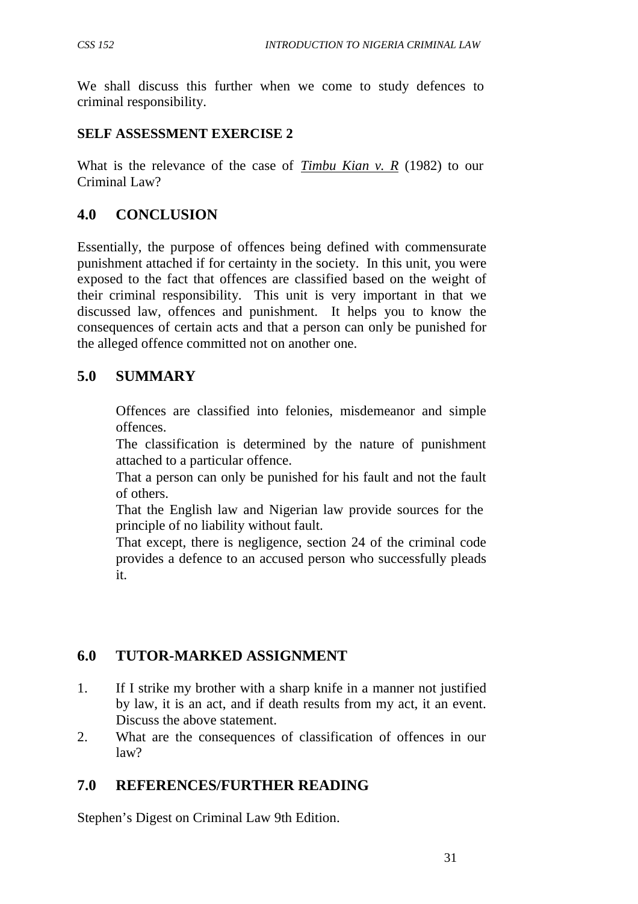We shall discuss this further when we come to study defences to criminal responsibility.

**SELF ASSESSMENT EXERCISE 2**

What is the relevance of the case of ***Timbu Kian v. R*** (1982) to our Criminal Law?

## 4.0 CONCLUSION

Essentially, the purpose of offences being defined with commensurate punishment attached if for certainty in the society. In this unit, you were exposed to the fact that offences are classified based on the weight of their criminal responsibility. This unit is very important in that we discussed law, offences and punishment. It helps you to know the consequences of certain acts and that a person can only be punished for the alleged offence committed not on another one.

## 5.0 SUMMARY

- Offences are classified into felonies, misdemeanor and simple offences.
- The classification is determined by the nature of punishment attached to a particular offence.
- That a person can only be punished for his fault and not the fault of others.
- That the English law and Nigerian law provide sources for the principle of no liability without fault.
- That except, there is negligence, section 24 of the criminal code provides a defence to an accused person who successfully pleads it.

## 6.0 TUTOR-MARKED ASSIGNMENT

1. If I strike my brother with a sharp knife in a manner not justified by law, it is an act, and if death results from my act, it an event. Discuss the above statement.
2. What are the consequences of classification of offences in our law?

## 7.0 REFERENCES/FURTHER READING

Stephen's Digest on Criminal Law 9th Edition.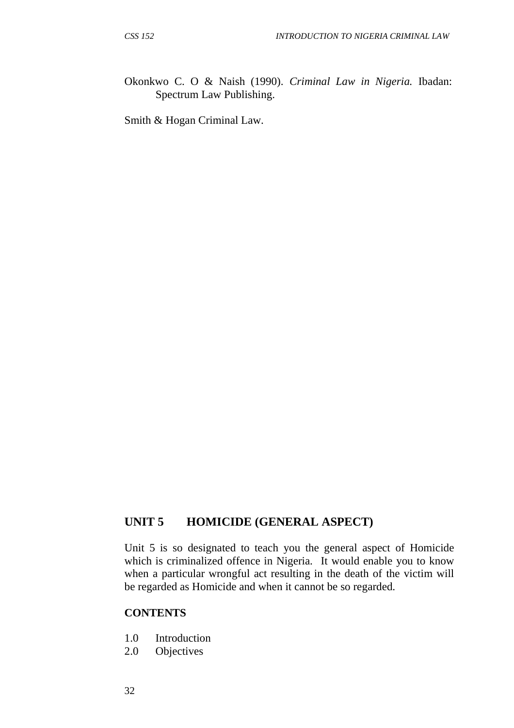Okonkwo C. O & Naish (1990). *Criminal Law in Nigeria.* Ibadan: Spectrum Law Publishing.

Smith & Hogan Criminal Law.

## UNIT 5 HOMICIDE (GENERAL ASPECT)

Unit 5 is so designated to teach you the general aspect of Homicide which is criminalized offence in Nigeria. It would enable you to know when a particular wrongful act resulting in the death of the victim will be regarded as Homicide and when it cannot be so regarded.

**CONTENTS**

1.0 Introduction
2.0 Objectives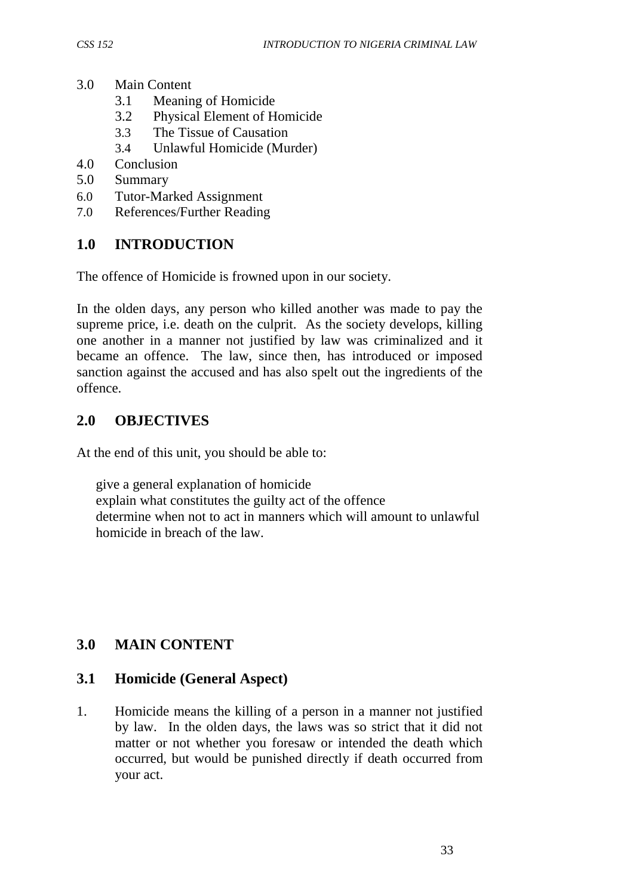3.0 Main Content
   - 3.1 Meaning of Homicide
   - 3.2 Physical Element of Homicide
   - 3.3 The Tissue of Causation
   - 3.4 Unlawful Homicide (Murder)

4.0 Conclusion

5.0 Summary

6.0 Tutor-Marked Assignment

7.0 References/Further Reading

## 1.0 INTRODUCTION

The offence of Homicide is frowned upon in our society.

In the olden days, any person who killed another was made to pay the supreme price, i.e. death on the culprit. As the society develops, killing one another in a manner not justified by law was criminalized and it became an offence. The law, since then, has introduced or imposed sanction against the accused and has also spelt out the ingredients of the offence.

## 2.0 OBJECTIVES

At the end of this unit, you should be able to:

- give a general explanation of homicide
- explain what constitutes the guilty act of the offence
- determine when not to act in manners which will amount to unlawful homicide in breach of the law.

## 3.0 MAIN CONTENT

### 3.1 Homicide (General Aspect)

1. Homicide means the killing of a person in a manner not justified by law. In the olden days, the laws was so strict that it did not matter or not whether you foresaw or intended the death which occurred, but would be punished directly if death occurred from your act.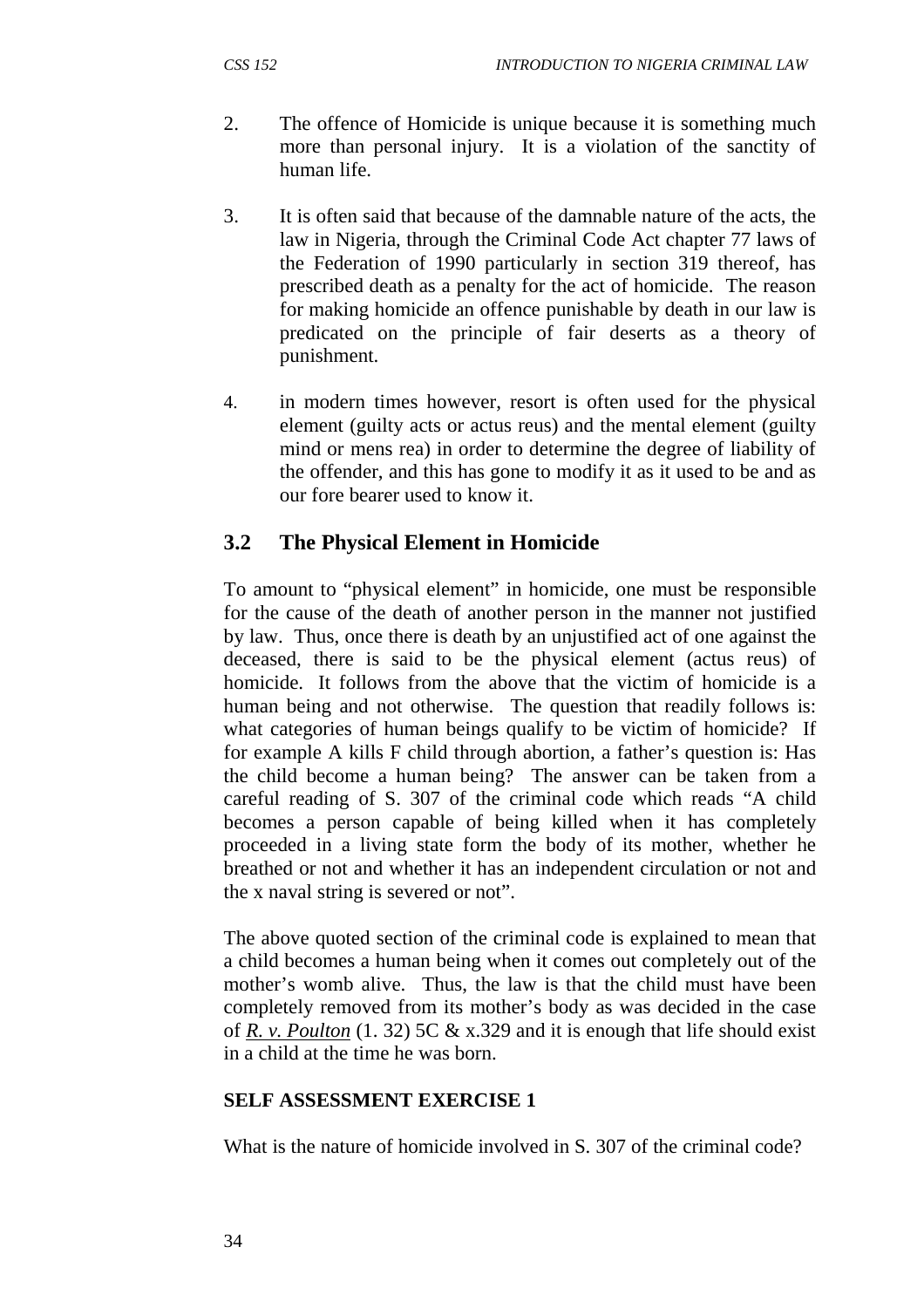2. The offence of Homicide is unique because it is something much more than personal injury. It is a violation of the sanctity of human life.

3. It is often said that because of the damnable nature of the acts, the law in Nigeria, through the Criminal Code Act chapter 77 laws of the Federation of 1990 particularly in section 319 thereof, has prescribed death as a penalty for the act of homicide. The reason for making homicide an offence punishable by death in our law is predicated on the principle of fair deserts as a theory of punishment.

4. in modern times however, resort is often used for the physical element (guilty acts or actus reus) and the mental element (guilty mind or mens rea) in order to determine the degree of liability of the offender, and this has gone to modify it as it used to be and as our fore bearer used to know it.

## 3.2 The Physical Element in Homicide

To amount to "physical element" in homicide, one must be responsible for the cause of the death of another person in the manner not justified by law. Thus, once there is death by an unjustified act of one against the deceased, there is said to be the physical element (actus reus) of homicide. It follows from the above that the victim of homicide is a human being and not otherwise. The question that readily follows is: what categories of human beings qualify to be victim of homicide? If for example A kills F child through abortion, a father's question is: Has the child become a human being? The answer can be taken from a careful reading of S. 307 of the criminal code which reads "A child becomes a person capable of being killed when it has completely proceeded in a living state form the body of its mother, whether he breathed or not and whether it has an independent circulation or not and the x naval string is severed or not".

The above quoted section of the criminal code is explained to mean that a child becomes a human being when it comes out completely out of the mother's womb alive. Thus, the law is that the child must have been completely removed from its mother's body as was decided in the case of ***R. v. Poulton*** (1. 32) 5C & x.329 and it is enough that life should exist in a child at the time he was born.

**SELF ASSESSMENT EXERCISE 1**

What is the nature of homicide involved in S. 307 of the criminal code?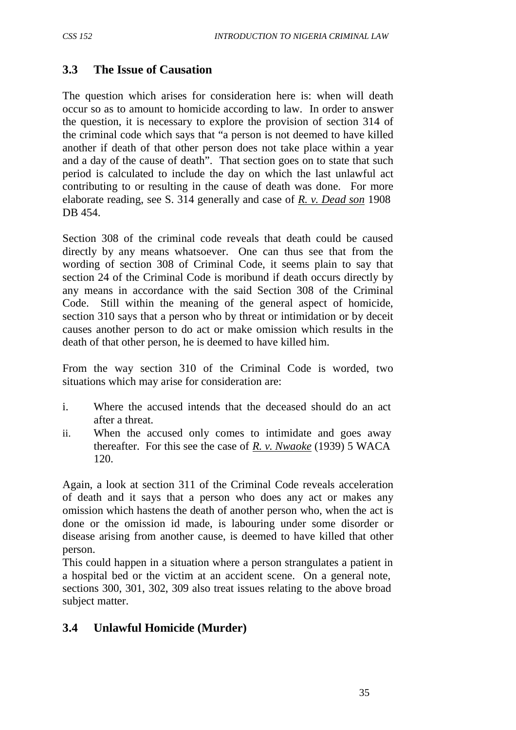## 3.3 The Issue of Causation

The question which arises for consideration here is: when will death occur so as to amount to homicide according to law. In order to answer the question, it is necessary to explore the provision of section 314 of the criminal code which says that "a person is not deemed to have killed another if death of that other person does not take place within a year and a day of the cause of death". That section goes on to state that such period is calculated to include the day on which the last unlawful act contributing to or resulting in the cause of death was done. For more elaborate reading, see S. 314 generally and case of ***R. v. Dead son*** 1908 DB 454.

Section 308 of the criminal code reveals that death could be caused directly by any means whatsoever. One can thus see that from the wording of section 308 of Criminal Code, it seems plain to say that section 24 of the Criminal Code is moribund if death occurs directly by any means in accordance with the said Section 308 of the Criminal Code. Still within the meaning of the general aspect of homicide, section 310 says that a person who by threat or intimidation or by deceit causes another person to do act or make omission which results in the death of that other person, he is deemed to have killed him.

From the way section 310 of the Criminal Code is worded, two situations which may arise for consideration are:

i. Where the accused intends that the deceased should do an act after a threat.
ii. When the accused only comes to intimidate and goes away thereafter. For this see the case of ***R. v. Nwaoke*** (1939) 5 WACA 120.

Again, a look at section 311 of the Criminal Code reveals acceleration of death and it says that a person who does any act or makes any omission which hastens the death of another person who, when the act is done or the omission id made, is labouring under some disorder or disease arising from another cause, is deemed to have killed that other person.

This could happen in a situation where a person strangulates a patient in a hospital bed or the victim at an accident scene. On a general note, sections 300, 301, 302, 309 also treat issues relating to the above broad subject matter.

## 3.4 Unlawful Homicide (Murder)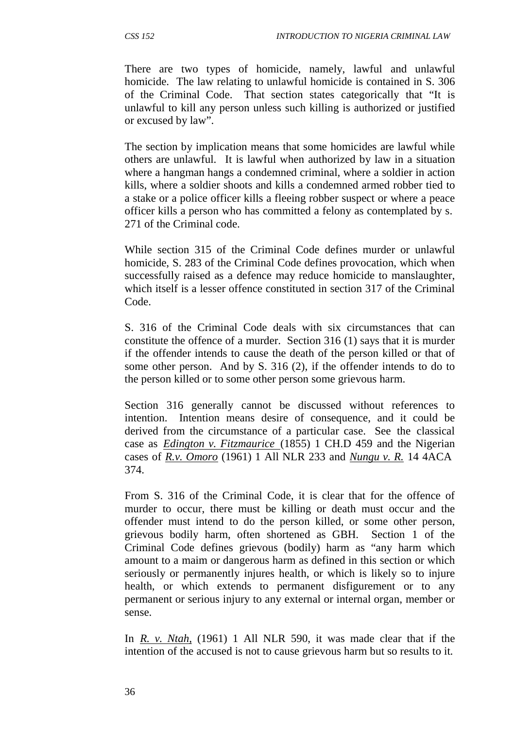There are two types of homicide, namely, lawful and unlawful homicide. The law relating to unlawful homicide is contained in S. 306 of the Criminal Code. That section states categorically that "It is unlawful to kill any person unless such killing is authorized or justified or excused by law".

The section by implication means that some homicides are lawful while others are unlawful. It is lawful when authorized by law in a situation where a hangman hangs a condemned criminal, where a soldier in action kills, where a soldier shoots and kills a condemned armed robber tied to a stake or a police officer kills a fleeing robber suspect or where a peace officer kills a person who has committed a felony as contemplated by s. 271 of the Criminal code.

While section 315 of the Criminal Code defines murder or unlawful homicide, S. 283 of the Criminal Code defines provocation, which when successfully raised as a defence may reduce homicide to manslaughter, which itself is a lesser offence constituted in section 317 of the Criminal Code.

S. 316 of the Criminal Code deals with six circumstances that can constitute the offence of a murder. Section 316 (1) says that it is murder if the offender intends to cause the death of the person killed or that of some other person. And by S. 316 (2), if the offender intends to do to the person killed or to some other person some grievous harm.

Section 316 generally cannot be discussed without references to intention. Intention means desire of consequence, and it could be derived from the circumstance of a particular case. See the classical case as *Edington v. Fitzmaurice* (1855) 1 CH.D 459 and the Nigerian cases of *R.v. Omoro* (1961) 1 All NLR 233 and *Nungu v. R.* 14 4ACA 374.

From S. 316 of the Criminal Code, it is clear that for the offence of murder to occur, there must be killing or death must occur and the offender must intend to do the person killed, or some other person, grievous bodily harm, often shortened as GBH. Section 1 of the Criminal Code defines grievous (bodily) harm as "any harm which amount to a maim or dangerous harm as defined in this section or which seriously or permanently injures health, or which is likely so to injure health, or which extends to permanent disfigurement or to any permanent or serious injury to any external or internal organ, member or sense.

In *R. v. Ntah,* (1961) 1 All NLR 590, it was made clear that if the intention of the accused is not to cause grievous harm but so results to it.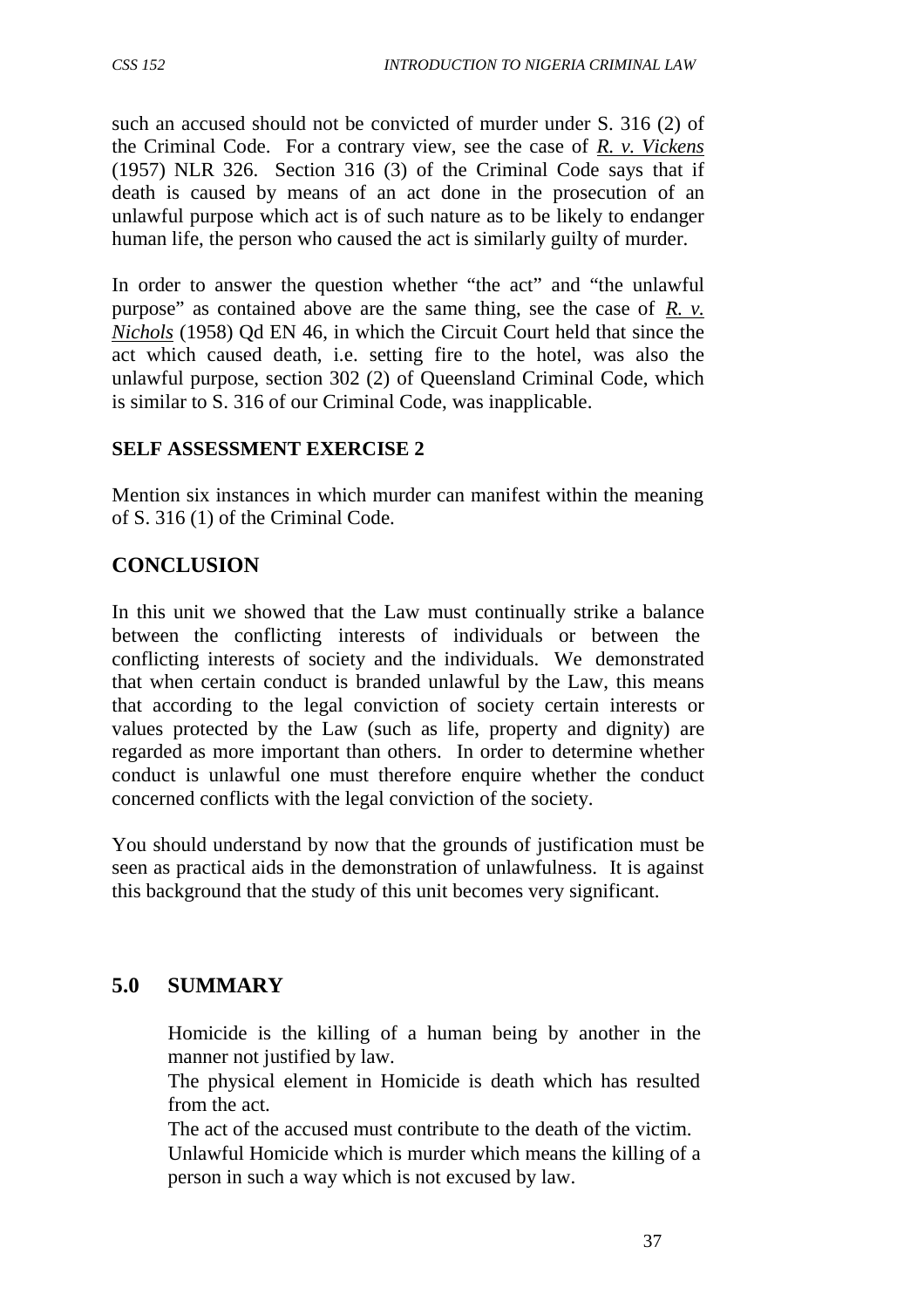such an accused should not be convicted of murder under S. 316 (2) of the Criminal Code. For a contrary view, see the case of *R. v. Vickens* (1957) NLR 326. Section 316 (3) of the Criminal Code says that if death is caused by means of an act done in the prosecution of an unlawful purpose which act is of such nature as to be likely to endanger human life, the person who caused the act is similarly guilty of murder.

In order to answer the question whether "the act" and "the unlawful purpose" as contained above are the same thing, see the case of *R. v. Nichols* (1958) Qd EN 46, in which the Circuit Court held that since the act which caused death, i.e. setting fire to the hotel, was also the unlawful purpose, section 302 (2) of Queensland Criminal Code, which is similar to S. 316 of our Criminal Code, was inapplicable.

**SELF ASSESSMENT EXERCISE 2**

Mention six instances in which murder can manifest within the meaning of S. 316 (1) of the Criminal Code.

## CONCLUSION

In this unit we showed that the Law must continually strike a balance between the conflicting interests of individuals or between the conflicting interests of society and the individuals. We demonstrated that when certain conduct is branded unlawful by the Law, this means that according to the legal conviction of society certain interests or values protected by the Law (such as life, property and dignity) are regarded as more important than others. In order to determine whether conduct is unlawful one must therefore enquire whether the conduct concerned conflicts with the legal conviction of the society.

You should understand by now that the grounds of justification must be seen as practical aids in the demonstration of unlawfulness. It is against this background that the study of this unit becomes very significant.

## 5.0 SUMMARY

Homicide is the killing of a human being by another in the manner not justified by law.

The physical element in Homicide is death which has resulted from the act.

The act of the accused must contribute to the death of the victim.

Unlawful Homicide which is murder which means the killing of a person in such a way which is not excused by law.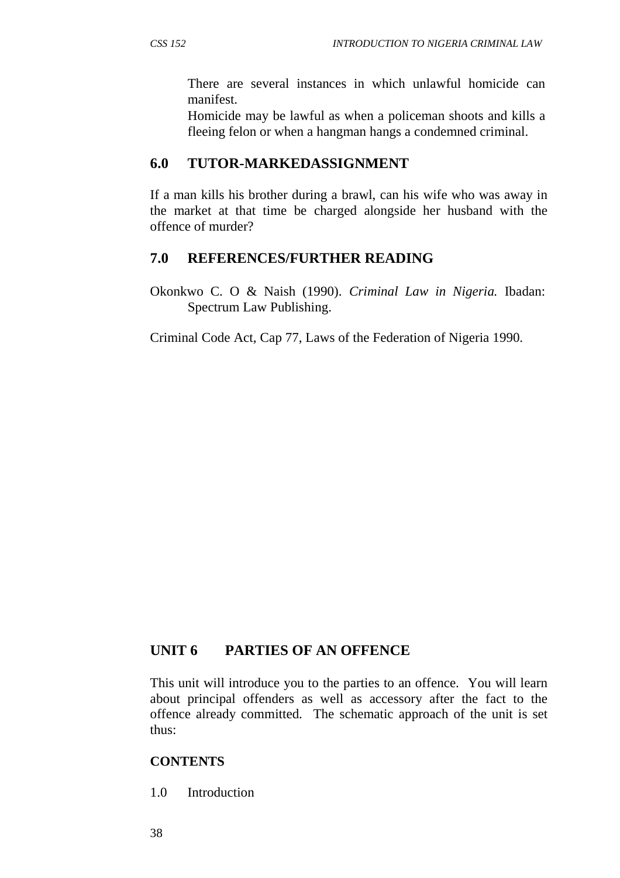There are several instances in which unlawful homicide can manifest.

Homicide may be lawful as when a policeman shoots and kills a fleeing felon or when a hangman hangs a condemned criminal.

## 6.0 TUTOR-MARKEDASSIGNMENT

If a man kills his brother during a brawl, can his wife who was away in the market at that time be charged alongside her husband with the offence of murder?

## 7.0 REFERENCES/FURTHER READING

Okonkwo C. O & Naish (1990). *Criminal Law in Nigeria.* Ibadan: Spectrum Law Publishing.

Criminal Code Act, Cap 77, Laws of the Federation of Nigeria 1990.

# UNIT 6 PARTIES OF AN OFFENCE

This unit will introduce you to the parties to an offence. You will learn about principal offenders as well as accessory after the fact to the offence already committed. The schematic approach of the unit is set thus:

**CONTENTS**

1.0 Introduction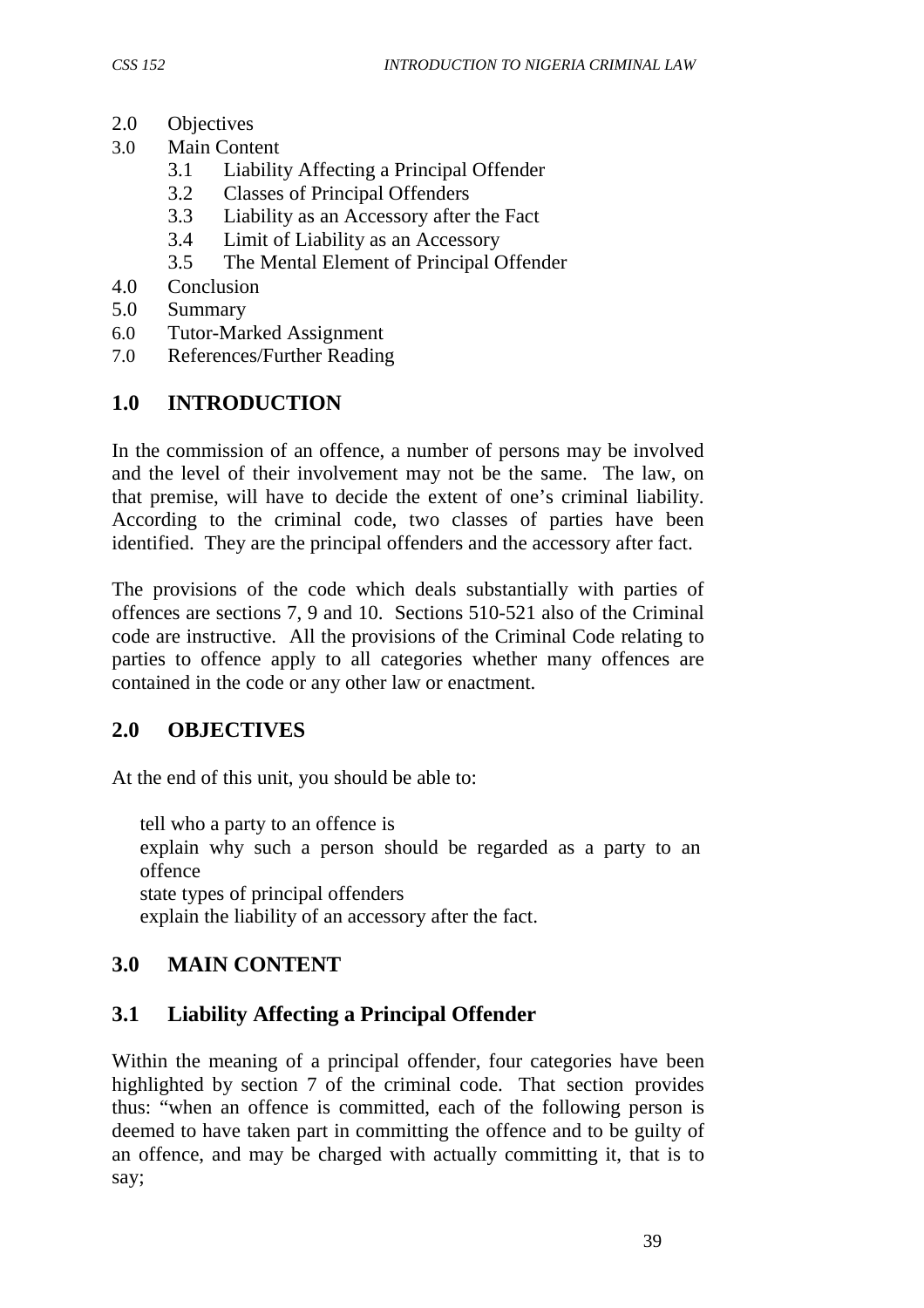2.0 Objectives
3.0 Main Content
 3.1 Liability Affecting a Principal Offender
 3.2 Classes of Principal Offenders
 3.3 Liability as an Accessory after the Fact
 3.4 Limit of Liability as an Accessory
 3.5 The Mental Element of Principal Offender
4.0 Conclusion
5.0 Summary
6.0 Tutor-Marked Assignment
7.0 References/Further Reading

## 1.0 INTRODUCTION

In the commission of an offence, a number of persons may be involved and the level of their involvement may not be the same. The law, on that premise, will have to decide the extent of one's criminal liability. According to the criminal code, two classes of parties have been identified. They are the principal offenders and the accessory after fact.

The provisions of the code which deals substantially with parties of offences are sections 7, 9 and 10. Sections 510-521 also of the Criminal code are instructive. All the provisions of the Criminal Code relating to parties to offence apply to all categories whether many offences are contained in the code or any other law or enactment.

## 2.0 OBJECTIVES

At the end of this unit, you should be able to:

- tell who a party to an offence is
- explain why such a person should be regarded as a party to an offence
- state types of principal offenders
- explain the liability of an accessory after the fact.

## 3.0 MAIN CONTENT

### 3.1 Liability Affecting a Principal Offender

Within the meaning of a principal offender, four categories have been highlighted by section 7 of the criminal code. That section provides thus: "when an offence is committed, each of the following person is deemed to have taken part in committing the offence and to be guilty of an offence, and may be charged with actually committing it, that is to say;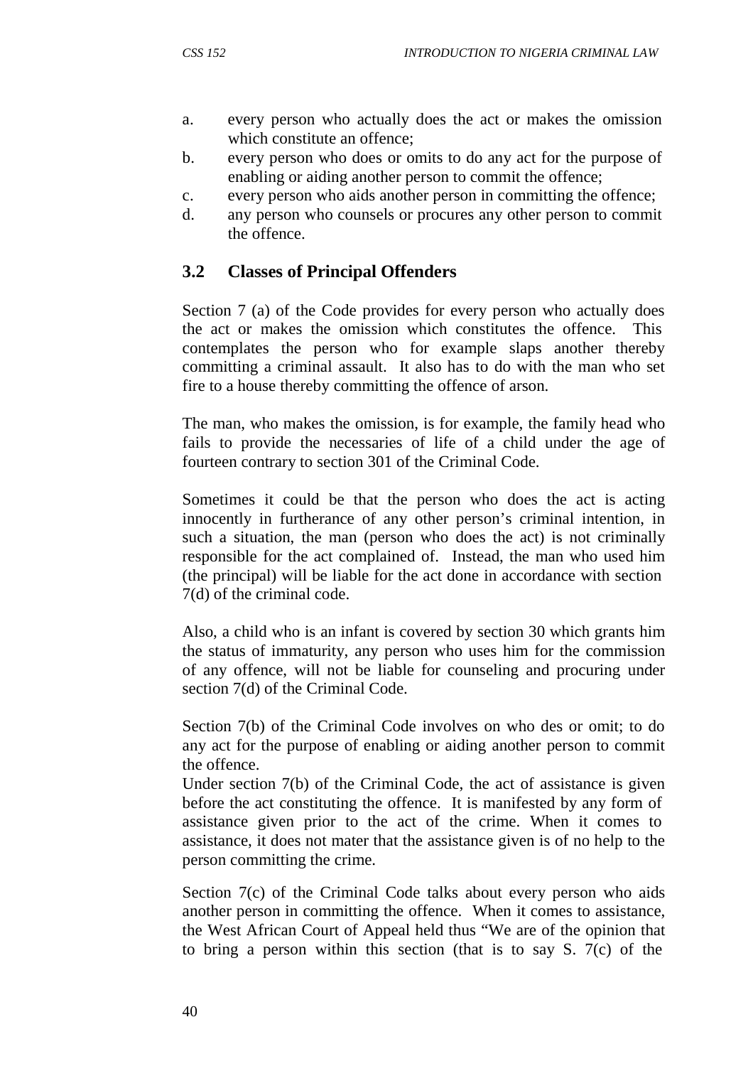a. every person who actually does the act or makes the omission which constitute an offence;
b. every person who does or omits to do any act for the purpose of enabling or aiding another person to commit the offence;
c. every person who aids another person in committing the offence;
d. any person who counsels or procures any other person to commit the offence.

## 3.2 Classes of Principal Offenders

Section 7 (a) of the Code provides for every person who actually does the act or makes the omission which constitutes the offence. This contemplates the person who for example slaps another thereby committing a criminal assault. It also has to do with the man who set fire to a house thereby committing the offence of arson.

The man, who makes the omission, is for example, the family head who fails to provide the necessaries of life of a child under the age of fourteen contrary to section 301 of the Criminal Code.

Sometimes it could be that the person who does the act is acting innocently in furtherance of any other person's criminal intention, in such a situation, the man (person who does the act) is not criminally responsible for the act complained of. Instead, the man who used him (the principal) will be liable for the act done in accordance with section 7(d) of the criminal code.

Also, a child who is an infant is covered by section 30 which grants him the status of immaturity, any person who uses him for the commission of any offence, will not be liable for counseling and procuring under section 7(d) of the Criminal Code.

Section 7(b) of the Criminal Code involves on who des or omit; to do any act for the purpose of enabling or aiding another person to commit the offence.

Under section 7(b) of the Criminal Code, the act of assistance is given before the act constituting the offence. It is manifested by any form of assistance given prior to the act of the crime. When it comes to assistance, it does not mater that the assistance given is of no help to the person committing the crime.

Section 7(c) of the Criminal Code talks about every person who aids another person in committing the offence. When it comes to assistance, the West African Court of Appeal held thus "We are of the opinion that to bring a person within this section (that is to say S. 7(c) of the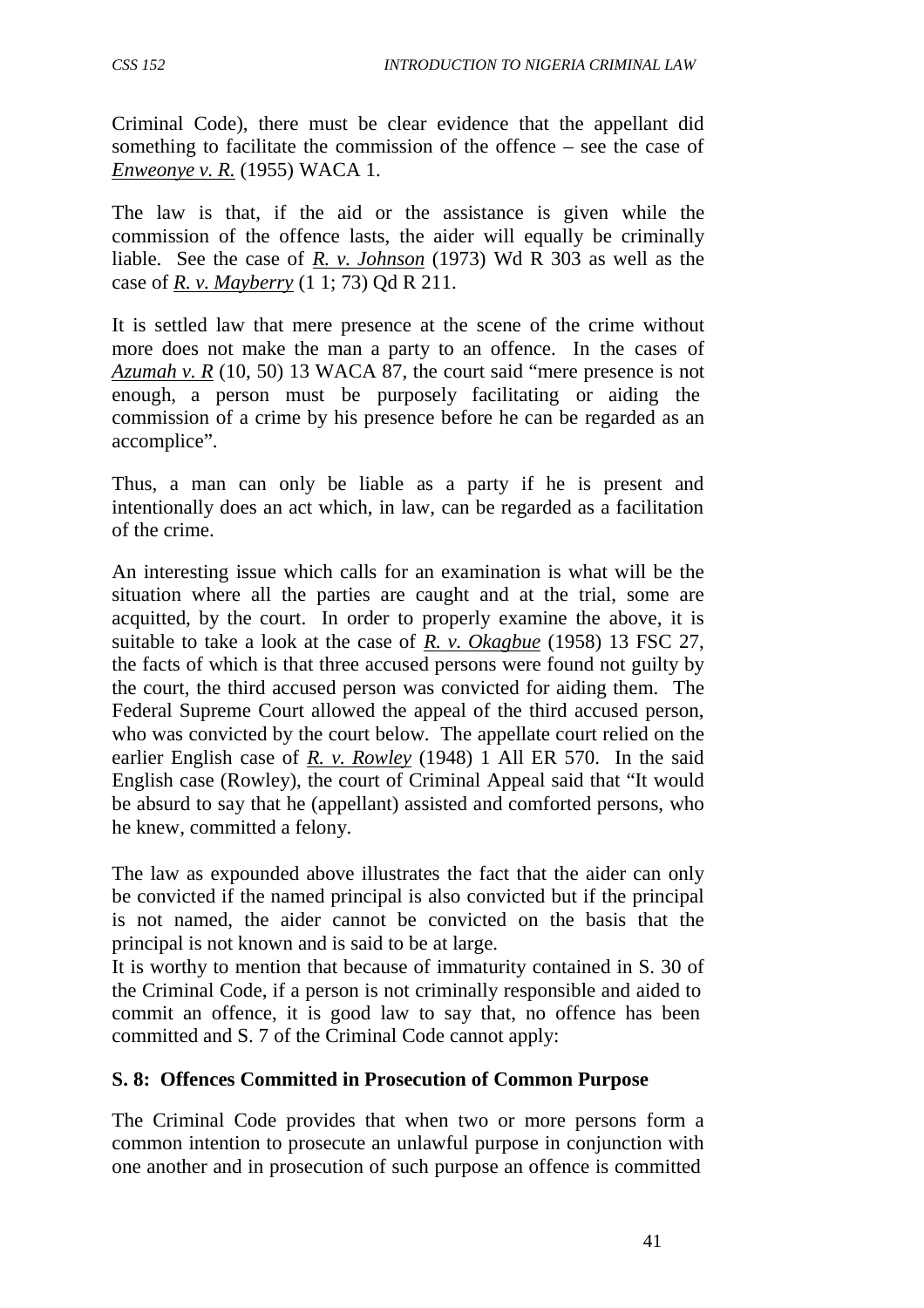Criminal Code), there must be clear evidence that the appellant did something to facilitate the commission of the offence – see the case of *Enweonye v. R.* (1955) WACA 1.

The law is that, if the aid or the assistance is given while the commission of the offence lasts, the aider will equally be criminally liable. See the case of *R. v. Johnson* (1973) Wd R 303 as well as the case of *R. v. Mayberry* (1 1; 73) Qd R 211.

It is settled law that mere presence at the scene of the crime without more does not make the man a party to an offence. In the cases of *Azumah v. R* (10, 50) 13 WACA 87, the court said "mere presence is not enough, a person must be purposely facilitating or aiding the commission of a crime by his presence before he can be regarded as an accomplice".

Thus, a man can only be liable as a party if he is present and intentionally does an act which, in law, can be regarded as a facilitation of the crime.

An interesting issue which calls for an examination is what will be the situation where all the parties are caught and at the trial, some are acquitted, by the court. In order to properly examine the above, it is suitable to take a look at the case of *R. v. Okagbue* (1958) 13 FSC 27, the facts of which is that three accused persons were found not guilty by the court, the third accused person was convicted for aiding them. The Federal Supreme Court allowed the appeal of the third accused person, who was convicted by the court below. The appellate court relied on the earlier English case of *R. v. Rowley* (1948) 1 All ER 570. In the said English case (Rowley), the court of Criminal Appeal said that "It would be absurd to say that he (appellant) assisted and comforted persons, who he knew, committed a felony.

The law as expounded above illustrates the fact that the aider can only be convicted if the named principal is also convicted but if the principal is not named, the aider cannot be convicted on the basis that the principal is not known and is said to be at large.
It is worthy to mention that because of immaturity contained in S. 30 of the Criminal Code, if a person is not criminally responsible and aided to commit an offence, it is good law to say that, no offence has been committed and S. 7 of the Criminal Code cannot apply:

**S. 8: Offences Committed in Prosecution of Common Purpose**

The Criminal Code provides that when two or more persons form a common intention to prosecute an unlawful purpose in conjunction with one another and in prosecution of such purpose an offence is committed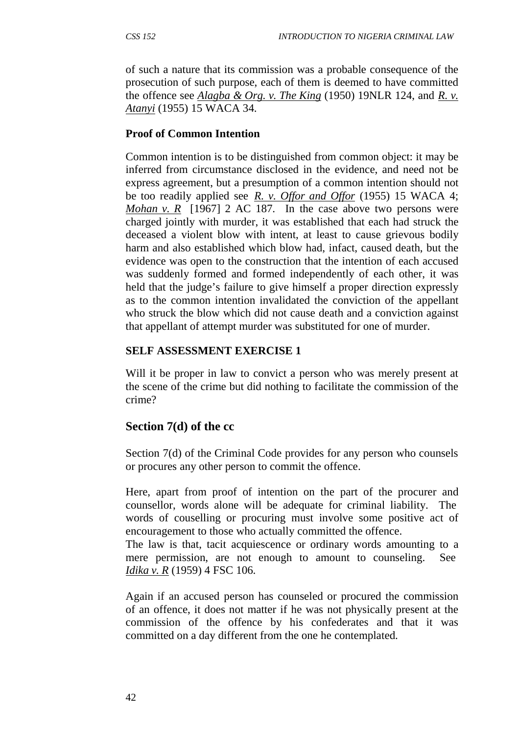of such a nature that its commission was a probable consequence of the prosecution of such purpose, each of them is deemed to have committed the offence see *Alagba & Org. v. The King* (1950) 19NLR 124, and *R. v. Atanyi* (1955) 15 WACA 34.

**Proof of Common Intention**

Common intention is to be distinguished from common object: it may be inferred from circumstance disclosed in the evidence, and need not be express agreement, but a presumption of a common intention should not be too readily applied see *R. v. Offor and Offor* (1955) 15 WACA 4; *Mohan v. R* [1967] 2 AC 187. In the case above two persons were charged jointly with murder, it was established that each had struck the deceased a violent blow with intent, at least to cause grievous bodily harm and also established which blow had, infact, caused death, but the evidence was open to the construction that the intention of each accused was suddenly formed and formed independently of each other, it was held that the judge's failure to give himself a proper direction expressly as to the common intention invalidated the conviction of the appellant who struck the blow which did not cause death and a conviction against that appellant of attempt murder was substituted for one of murder.

**SELF ASSESSMENT EXERCISE 1**

Will it be proper in law to convict a person who was merely present at the scene of the crime but did nothing to facilitate the commission of the crime?

## Section 7(d) of the cc

Section 7(d) of the Criminal Code provides for any person who counsels or procures any other person to commit the offence.

Here, apart from proof of intention on the part of the procurer and counsellor, words alone will be adequate for criminal liability. The words of couselling or procuring must involve some positive act of encouragement to those who actually committed the offence.
The law is that, tacit acquiescence or ordinary words amounting to a mere permission, are not enough to amount to counseling. See *Idika v. R* (1959) 4 FSC 106.

Again if an accused person has counseled or procured the commission of an offence, it does not matter if he was not physically present at the commission of the offence by his confederates and that it was committed on a day different from the one he contemplated.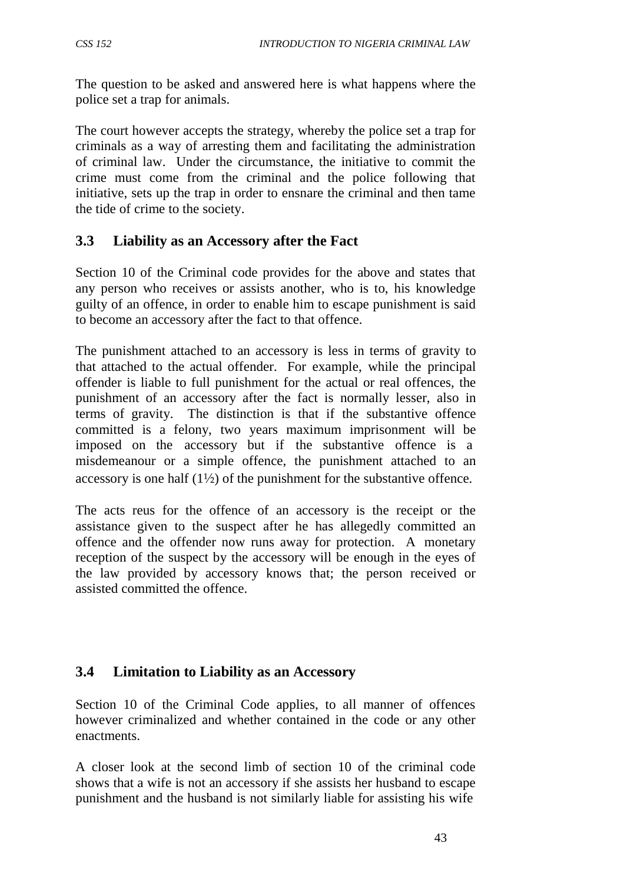The question to be asked and answered here is what happens where the police set a trap for animals.

The court however accepts the strategy, whereby the police set a trap for criminals as a way of arresting them and facilitating the administration of criminal law. Under the circumstance, the initiative to commit the crime must come from the criminal and the police following that initiative, sets up the trap in order to ensnare the criminal and then tame the tide of crime to the society.

## 3.3 Liability as an Accessory after the Fact

Section 10 of the Criminal code provides for the above and states that any person who receives or assists another, who is to, his knowledge guilty of an offence, in order to enable him to escape punishment is said to become an accessory after the fact to that offence.

The punishment attached to an accessory is less in terms of gravity to that attached to the actual offender. For example, while the principal offender is liable to full punishment for the actual or real offences, the punishment of an accessory after the fact is normally lesser, also in terms of gravity. The distinction is that if the substantive offence committed is a felony, two years maximum imprisonment will be imposed on the accessory but if the substantive offence is a misdemeanour or a simple offence, the punishment attached to an accessory is one half (1½) of the punishment for the substantive offence.

The acts reus for the offence of an accessory is the receipt or the assistance given to the suspect after he has allegedly committed an offence and the offender now runs away for protection. A monetary reception of the suspect by the accessory will be enough in the eyes of the law provided by accessory knows that; the person received or assisted committed the offence.

## 3.4 Limitation to Liability as an Accessory

Section 10 of the Criminal Code applies, to all manner of offences however criminalized and whether contained in the code or any other enactments.

A closer look at the second limb of section 10 of the criminal code shows that a wife is not an accessory if she assists her husband to escape punishment and the husband is not similarly liable for assisting his wife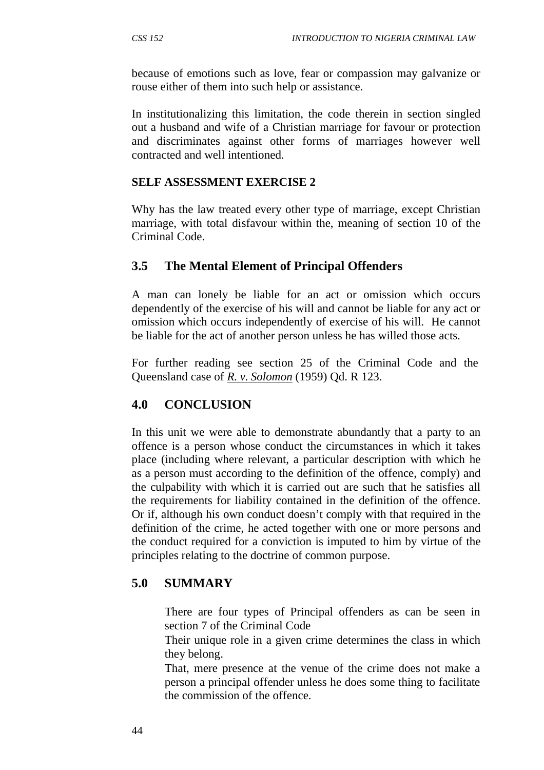because of emotions such as love, fear or compassion may galvanize or rouse either of them into such help or assistance.

In institutionalizing this limitation, the code therein in section singled out a husband and wife of a Christian marriage for favour or protection and discriminates against other forms of marriages however well contracted and well intentioned.

**SELF ASSESSMENT EXERCISE 2**

Why has the law treated every other type of marriage, except Christian marriage, with total disfavour within the, meaning of section 10 of the Criminal Code.

## 3.5 The Mental Element of Principal Offenders

A man can lonely be liable for an act or omission which occurs dependently of the exercise of his will and cannot be liable for any act or omission which occurs independently of exercise of his will. He cannot be liable for the act of another person unless he has willed those acts.

For further reading see section 25 of the Criminal Code and the Queensland case of ***R. v. Solomon*** (1959) Qd. R 123.

## 4.0 CONCLUSION

In this unit we were able to demonstrate abundantly that a party to an offence is a person whose conduct the circumstances in which it takes place (including where relevant, a particular description with which he as a person must according to the definition of the offence, comply) and the culpability with which it is carried out are such that he satisfies all the requirements for liability contained in the definition of the offence. Or if, although his own conduct doesn't comply with that required in the definition of the crime, he acted together with one or more persons and the conduct required for a conviction is imputed to him by virtue of the principles relating to the doctrine of common purpose.

## 5.0 SUMMARY

There are four types of Principal offenders as can be seen in section 7 of the Criminal Code

Their unique role in a given crime determines the class in which they belong.

That, mere presence at the venue of the crime does not make a person a principal offender unless he does some thing to facilitate the commission of the offence.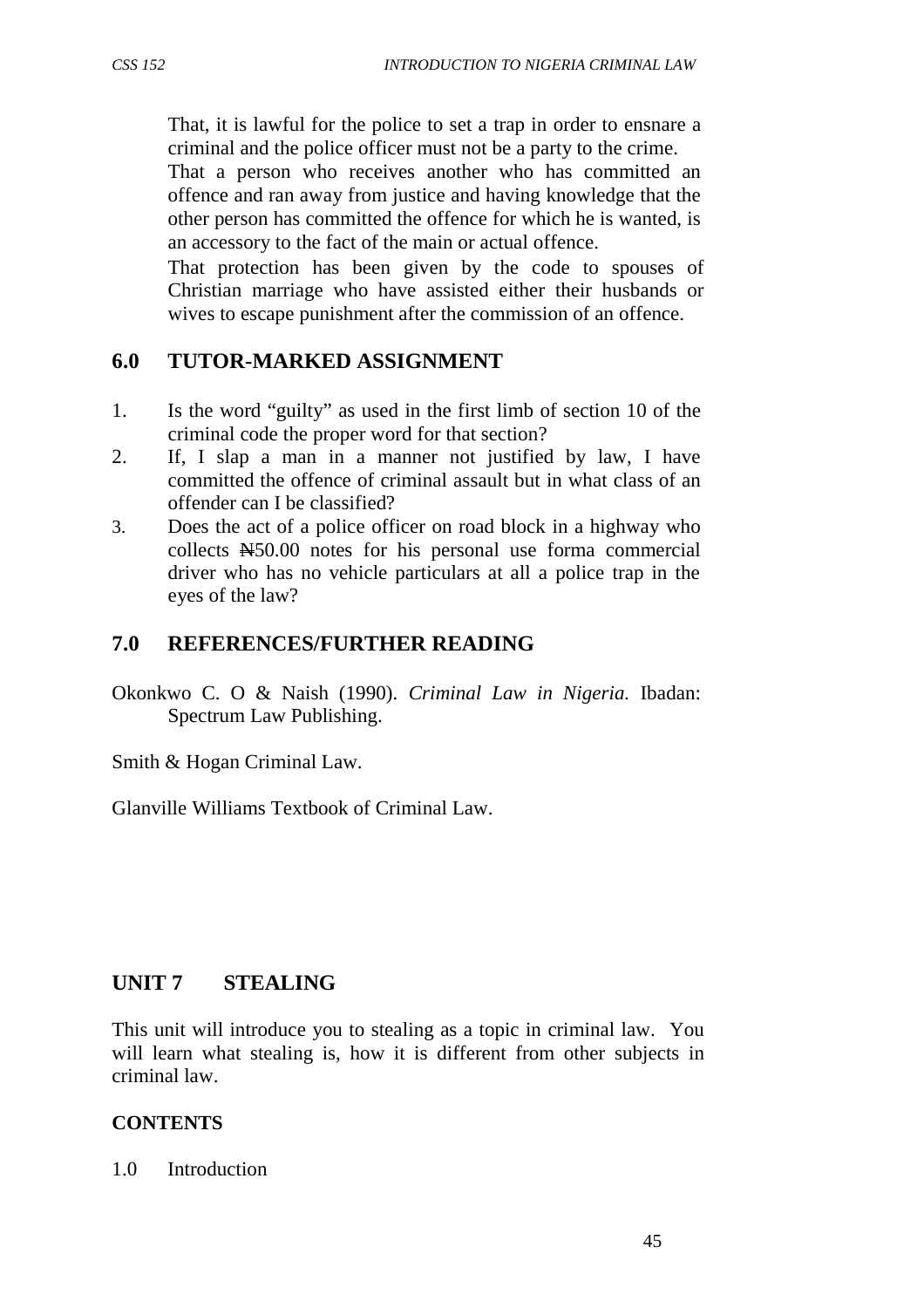That, it is lawful for the police to set a trap in order to ensnare a criminal and the police officer must not be a party to the crime.

That a person who receives another who has committed an offence and ran away from justice and having knowledge that the other person has committed the offence for which he is wanted, is an accessory to the fact of the main or actual offence.

That protection has been given by the code to spouses of Christian marriage who have assisted either their husbands or wives to escape punishment after the commission of an offence.

## 6.0 TUTOR-MARKED ASSIGNMENT

1. Is the word “guilty” as used in the first limb of section 10 of the criminal code the proper word for that section?
2. If, I slap a man in a manner not justified by law, I have committed the offence of criminal assault but in what class of an offender can I be classified?
3. Does the act of a police officer on road block in a highway who collects ₦50.00 notes for his personal use forma commercial driver who has no vehicle particulars at all a police trap in the eyes of the law?

## 7.0 REFERENCES/FURTHER READING

Okonkwo C. O & Naish (1990). *Criminal Law in Nigeria.* Ibadan: Spectrum Law Publishing.

Smith & Hogan Criminal Law.

Glanville Williams Textbook of Criminal Law.

# UNIT 7 STEALING

This unit will introduce you to stealing as a topic in criminal law. You will learn what stealing is, how it is different from other subjects in criminal law.

**CONTENTS**

1.0 Introduction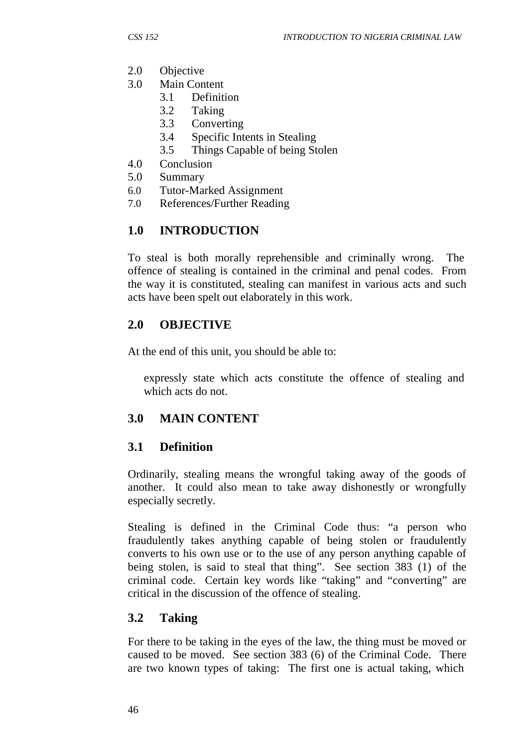2.0 Objective
3.0 Main Content
    3.1 Definition
    3.2 Taking
    3.3 Converting
    3.4 Specific Intents in Stealing
    3.5 Things Capable of being Stolen
4.0 Conclusion
5.0 Summary
6.0 Tutor-Marked Assignment
7.0 References/Further Reading

## 1.0 INTRODUCTION

To steal is both morally reprehensible and criminally wrong. The offence of stealing is contained in the criminal and penal codes. From the way it is constituted, stealing can manifest in various acts and such acts have been spelt out elaborately in this work.

## 2.0 OBJECTIVE

At the end of this unit, you should be able to:

- expressly state which acts constitute the offence of stealing and which acts do not.

## 3.0 MAIN CONTENT

### 3.1 Definition

Ordinarily, stealing means the wrongful taking away of the goods of another. It could also mean to take away dishonestly or wrongfully especially secretly.

Stealing is defined in the Criminal Code thus: "a person who fraudulently takes anything capable of being stolen or fraudulently converts to his own use or to the use of any person anything capable of being stolen, is said to steal that thing". See section 383 (1) of the criminal code. Certain key words like "taking" and "converting" are critical in the discussion of the offence of stealing.

### 3.2 Taking

For there to be taking in the eyes of the law, the thing must be moved or caused to be moved. See section 383 (6) of the Criminal Code. There are two known types of taking: The first one is actual taking, which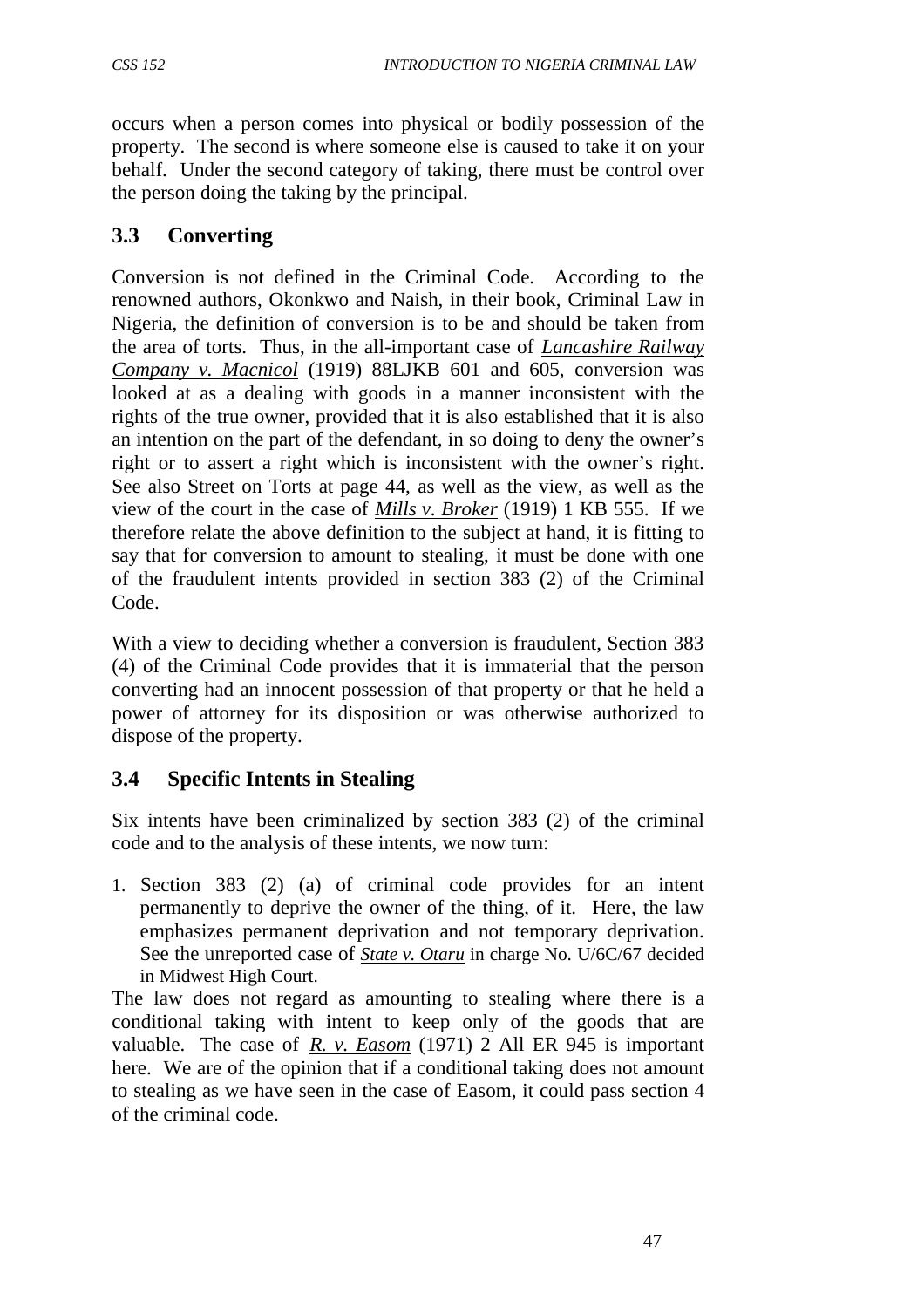occurs when a person comes into physical or bodily possession of the property. The second is where someone else is caused to take it on your behalf. Under the second category of taking, there must be control over the person doing the taking by the principal.

## 3.3 Converting

Conversion is not defined in the Criminal Code. According to the renowned authors, Okonkwo and Naish, in their book, Criminal Law in Nigeria, the definition of conversion is to be and should be taken from the area of torts. Thus, in the all-important case of ***Lancashire Railway Company v. Macnicol*** (1919) 88LJKB 601 and 605, conversion was looked at as a dealing with goods in a manner inconsistent with the rights of the true owner, provided that it is also established that it is also an intention on the part of the defendant, in so doing to deny the owner's right or to assert a right which is inconsistent with the owner's right. See also Street on Torts at page 44, as well as the view, as well as the view of the court in the case of ***Mills v. Broker*** (1919) 1 KB 555. If we therefore relate the above definition to the subject at hand, it is fitting to say that for conversion to amount to stealing, it must be done with one of the fraudulent intents provided in section 383 (2) of the Criminal Code.

With a view to deciding whether a conversion is fraudulent, Section 383 (4) of the Criminal Code provides that it is immaterial that the person converting had an innocent possession of that property or that he held a power of attorney for its disposition or was otherwise authorized to dispose of the property.

## 3.4 Specific Intents in Stealing

Six intents have been criminalized by section 383 (2) of the criminal code and to the analysis of these intents, we now turn:

1. Section 383 (2) (a) of criminal code provides for an intent permanently to deprive the owner of the thing, of it. Here, the law emphasizes permanent deprivation and not temporary deprivation. See the unreported case of ***State v. Otaru*** in charge No. U/6C/67 decided in Midwest High Court.

The law does not regard as amounting to stealing where there is a conditional taking with intent to keep only of the goods that are valuable. The case of ***R. v. Easom*** (1971) 2 All ER 945 is important here. We are of the opinion that if a conditional taking does not amount to stealing as we have seen in the case of Easom, it could pass section 4 of the criminal code.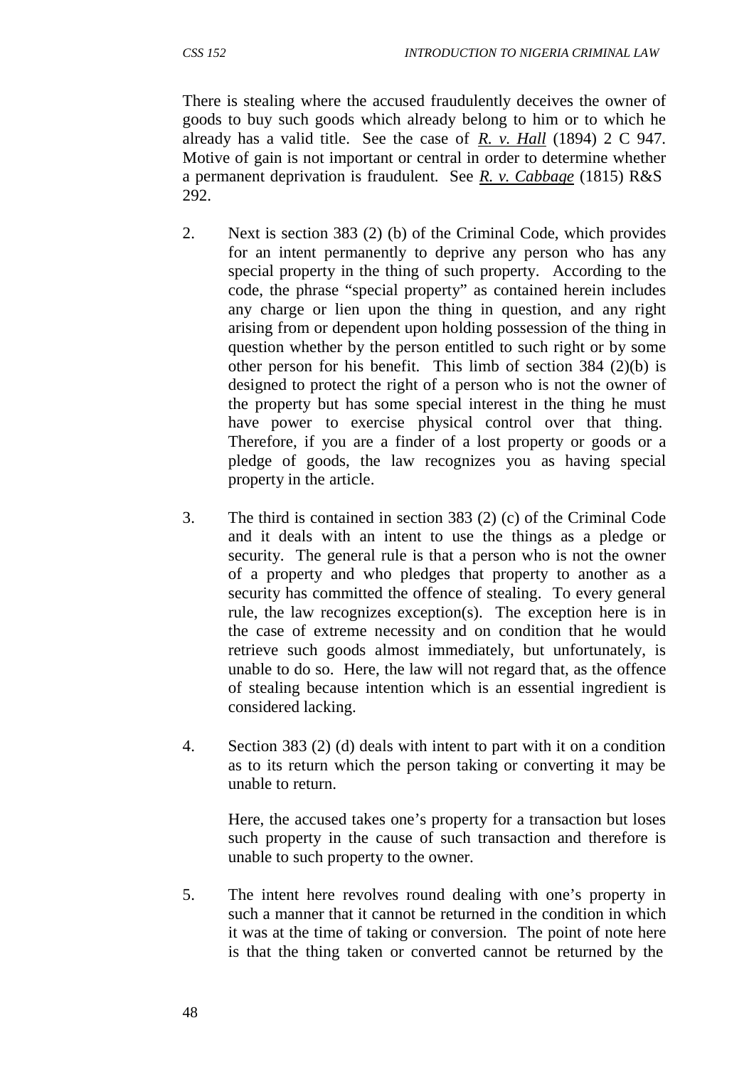There is stealing where the accused fraudulently deceives the owner of goods to buy such goods which already belong to him or to which he already has a valid title. See the case of ***R. v. Hall*** (1894) 2 C 947. Motive of gain is not important or central in order to determine whether a permanent deprivation is fraudulent. See ***R. v. Cabbage*** (1815) R&S 292.

2. Next is section 383 (2) (b) of the Criminal Code, which provides for an intent permanently to deprive any person who has any special property in the thing of such property. According to the code, the phrase "special property" as contained herein includes any charge or lien upon the thing in question, and any right arising from or dependent upon holding possession of the thing in question whether by the person entitled to such right or by some other person for his benefit. This limb of section 384 (2)(b) is designed to protect the right of a person who is not the owner of the property but has some special interest in the thing he must have power to exercise physical control over that thing. Therefore, if you are a finder of a lost property or goods or a pledge of goods, the law recognizes you as having special property in the article.

3. The third is contained in section 383 (2) (c) of the Criminal Code and it deals with an intent to use the things as a pledge or security. The general rule is that a person who is not the owner of a property and who pledges that property to another as a security has committed the offence of stealing. To every general rule, the law recognizes exception(s). The exception here is in the case of extreme necessity and on condition that he would retrieve such goods almost immediately, but unfortunately, is unable to do so. Here, the law will not regard that, as the offence of stealing because intention which is an essential ingredient is considered lacking.

4. Section 383 (2) (d) deals with intent to part with it on a condition as to its return which the person taking or converting it may be unable to return.

   Here, the accused takes one's property for a transaction but loses such property in the cause of such transaction and therefore is unable to such property to the owner.

5. The intent here revolves round dealing with one's property in such a manner that it cannot be returned in the condition in which it was at the time of taking or conversion. The point of note here is that the thing taken or converted cannot be returned by the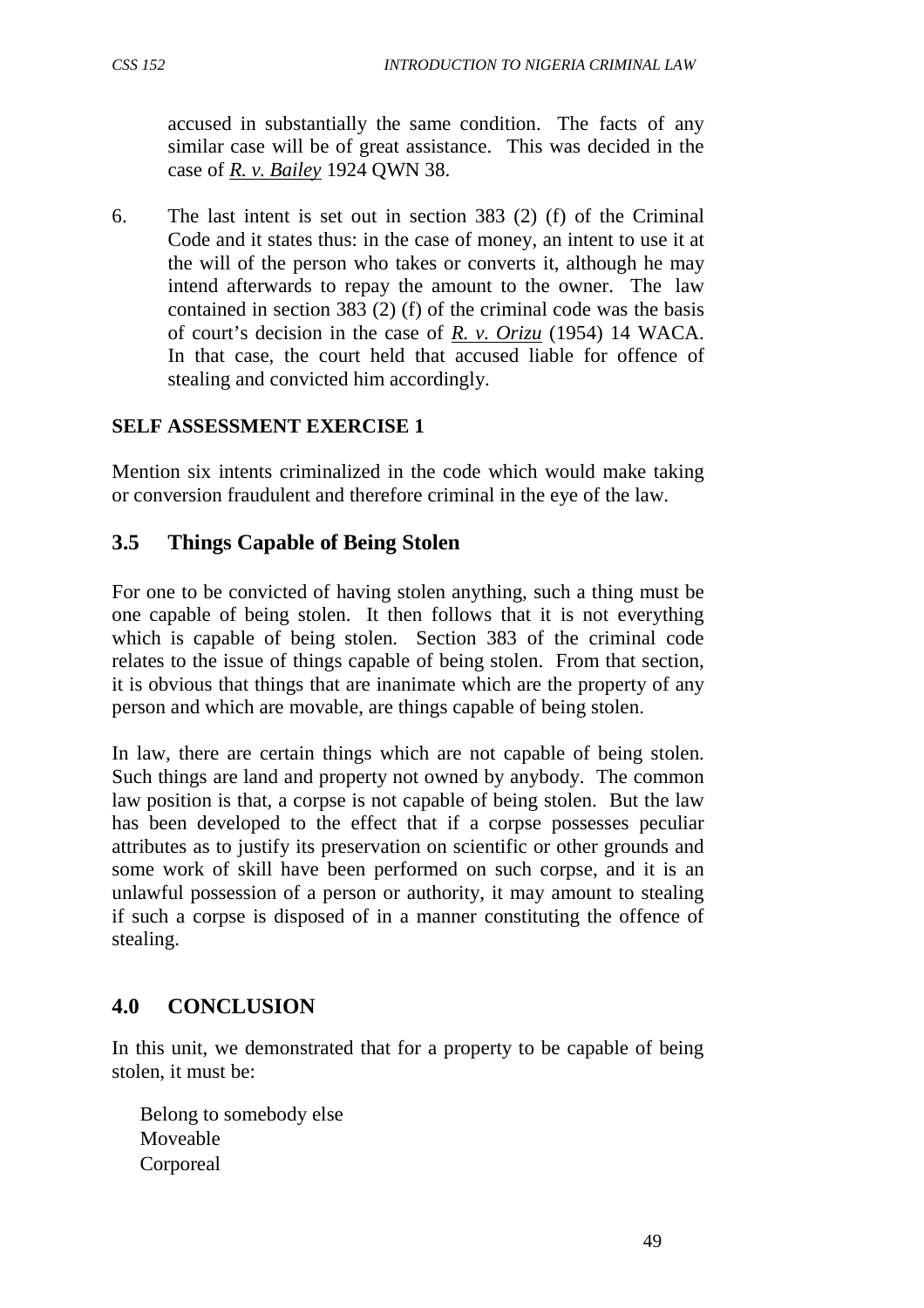accused in substantially the same condition. The facts of any similar case will be of great assistance. This was decided in the case of *R. v. Bailey* 1924 QWN 38.

6. The last intent is set out in section 383 (2) (f) of the Criminal Code and it states thus: in the case of money, an intent to use it at the will of the person who takes or converts it, although he may intend afterwards to repay the amount to the owner. The law contained in section 383 (2) (f) of the criminal code was the basis of court's decision in the case of *R. v. Orizu* (1954) 14 WACA. In that case, the court held that accused liable for offence of stealing and convicted him accordingly.

**SELF ASSESSMENT EXERCISE 1**

Mention six intents criminalized in the code which would make taking or conversion fraudulent and therefore criminal in the eye of the law.

## 3.5 Things Capable of Being Stolen

For one to be convicted of having stolen anything, such a thing must be one capable of being stolen. It then follows that it is not everything which is capable of being stolen. Section 383 of the criminal code relates to the issue of things capable of being stolen. From that section, it is obvious that things that are inanimate which are the property of any person and which are movable, are things capable of being stolen.

In law, there are certain things which are not capable of being stolen. Such things are land and property not owned by anybody. The common law position is that, a corpse is not capable of being stolen. But the law has been developed to the effect that if a corpse possesses peculiar attributes as to justify its preservation on scientific or other grounds and some work of skill have been performed on such corpse, and it is an unlawful possession of a person or authority, it may amount to stealing if such a corpse is disposed of in a manner constituting the offence of stealing.

## 4.0 CONCLUSION

In this unit, we demonstrated that for a property to be capable of being stolen, it must be:

- Belong to somebody else
- Moveable
- Corporeal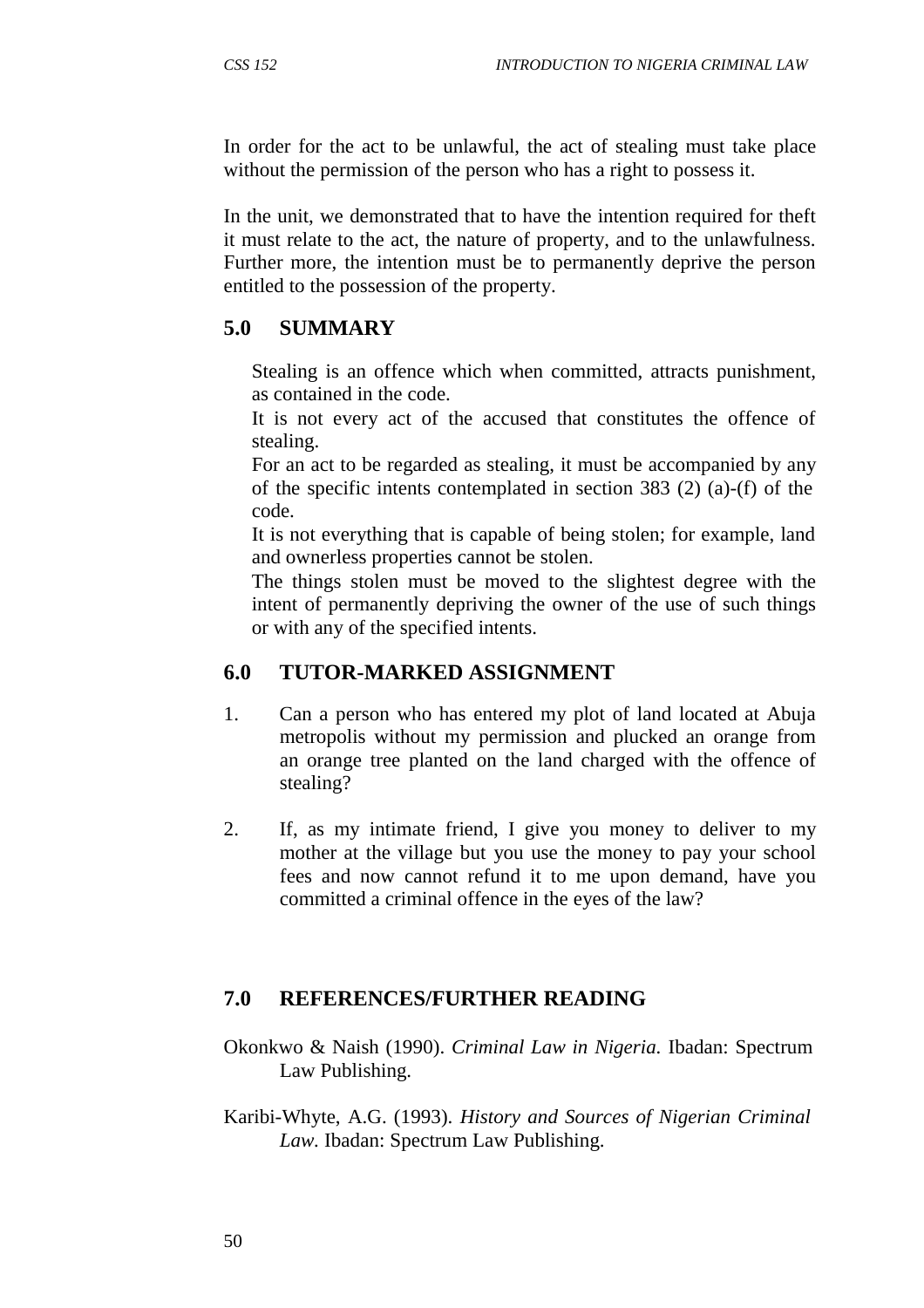In order for the act to be unlawful, the act of stealing must take place without the permission of the person who has a right to possess it.

In the unit, we demonstrated that to have the intention required for theft it must relate to the act, the nature of property, and to the unlawfulness. Further more, the intention must be to permanently deprive the person entitled to the possession of the property.

## 5.0 SUMMARY

Stealing is an offence which when committed, attracts punishment, as contained in the code.

It is not every act of the accused that constitutes the offence of stealing.

For an act to be regarded as stealing, it must be accompanied by any of the specific intents contemplated in section 383 (2) (a)-(f) of the code.

It is not everything that is capable of being stolen; for example, land and ownerless properties cannot be stolen.

The things stolen must be moved to the slightest degree with the intent of permanently depriving the owner of the use of such things or with any of the specified intents.

## 6.0 TUTOR-MARKED ASSIGNMENT

1. Can a person who has entered my plot of land located at Abuja metropolis without my permission and plucked an orange from an orange tree planted on the land charged with the offence of stealing?

2. If, as my intimate friend, I give you money to deliver to my mother at the village but you use the money to pay your school fees and now cannot refund it to me upon demand, have you committed a criminal offence in the eyes of the law?

## 7.0 REFERENCES/FURTHER READING

Okonkwo & Naish (1990). *Criminal Law in Nigeria*. Ibadan: Spectrum Law Publishing.

Karibi-Whyte, A.G. (1993). *History and Sources of Nigerian Criminal Law*. Ibadan: Spectrum Law Publishing.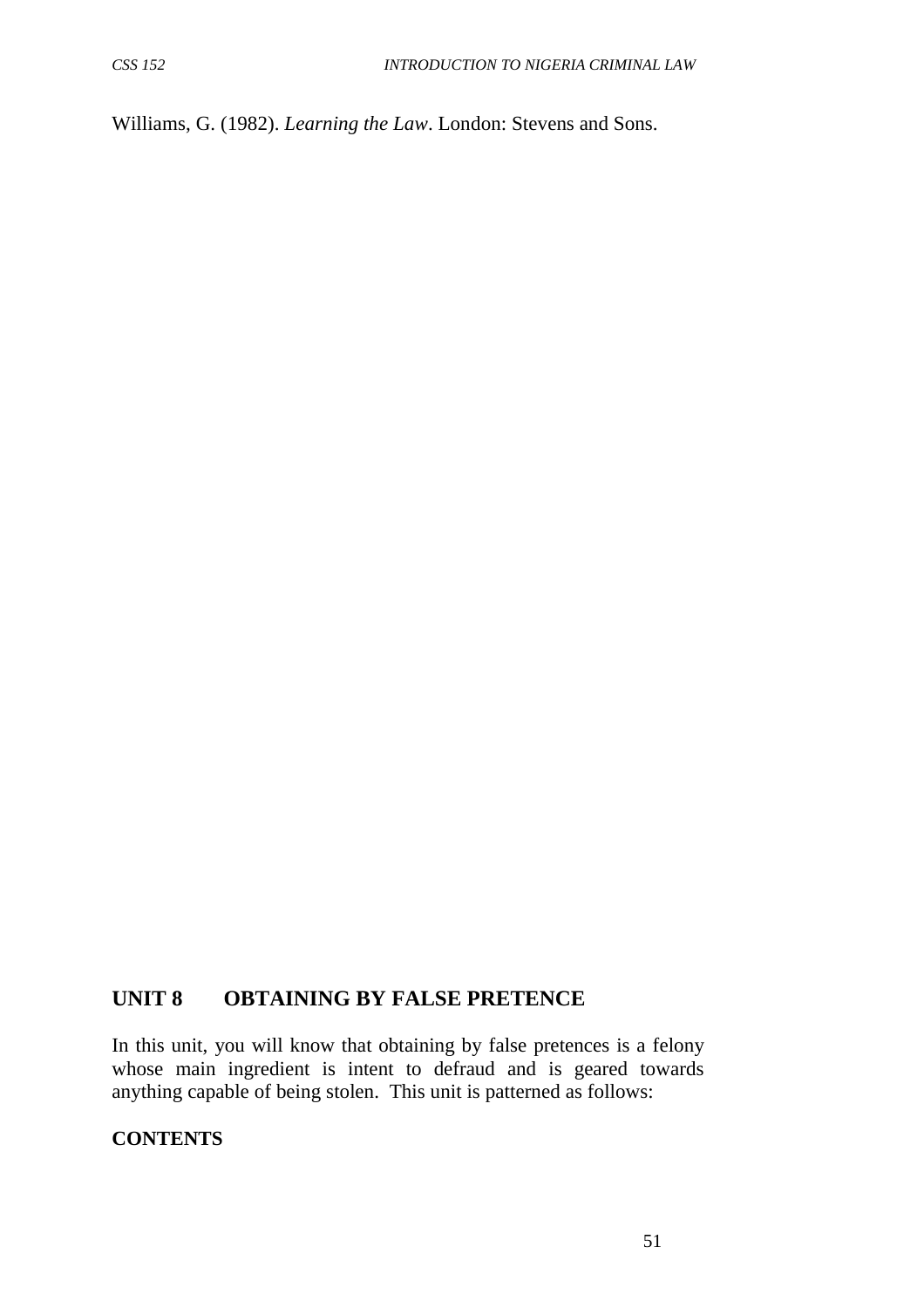Williams, G. (1982). *Learning the Law*. London: Stevens and Sons.

# UNIT 8 OBTAINING BY FALSE PRETENCE

In this unit, you will know that obtaining by false pretences is a felony whose main ingredient is intent to defraud and is geared towards anything capable of being stolen. This unit is patterned as follows:

**CONTENTS**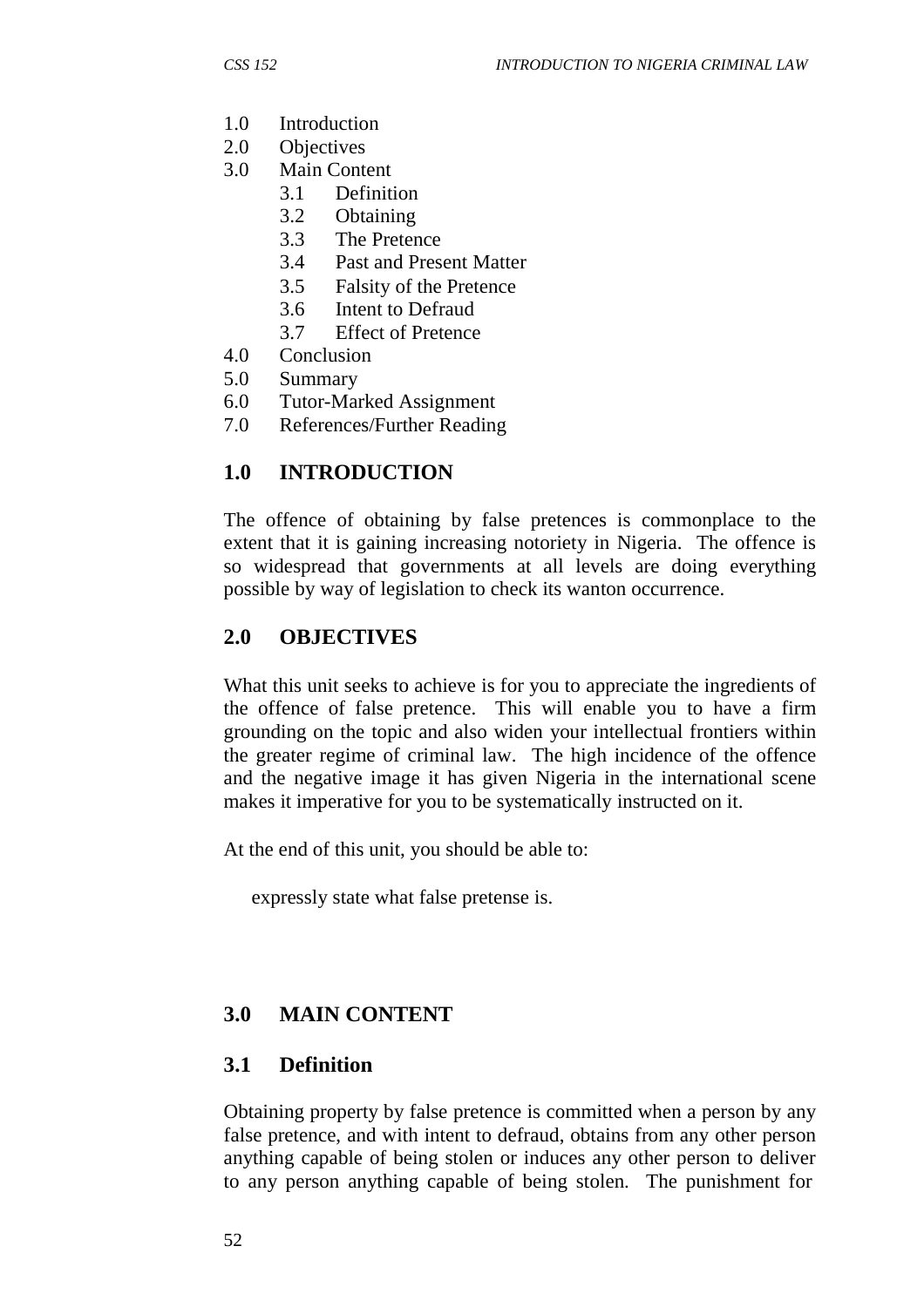1.0 Introduction
2.0 Objectives
3.0 Main Content
    3.1 Definition
    3.2 Obtaining
    3.3 The Pretence
    3.4 Past and Present Matter
    3.5 Falsity of the Pretence
    3.6 Intent to Defraud
    3.7 Effect of Pretence
4.0 Conclusion
5.0 Summary
6.0 Tutor-Marked Assignment
7.0 References/Further Reading

## 1.0 INTRODUCTION

The offence of obtaining by false pretences is commonplace to the extent that it is gaining increasing notoriety in Nigeria. The offence is so widespread that governments at all levels are doing everything possible by way of legislation to check its wanton occurrence.

## 2.0 OBJECTIVES

What this unit seeks to achieve is for you to appreciate the ingredients of the offence of false pretence. This will enable you to have a firm grounding on the topic and also widen your intellectual frontiers within the greater regime of criminal law. The high incidence of the offence and the negative image it has given Nigeria in the international scene makes it imperative for you to be systematically instructed on it.

At the end of this unit, you should be able to:

- expressly state what false pretense is.

## 3.0 MAIN CONTENT

### 3.1 Definition

Obtaining property by false pretence is committed when a person by any false pretence, and with intent to defraud, obtains from any other person anything capable of being stolen or induces any other person to deliver to any person anything capable of being stolen. The punishment for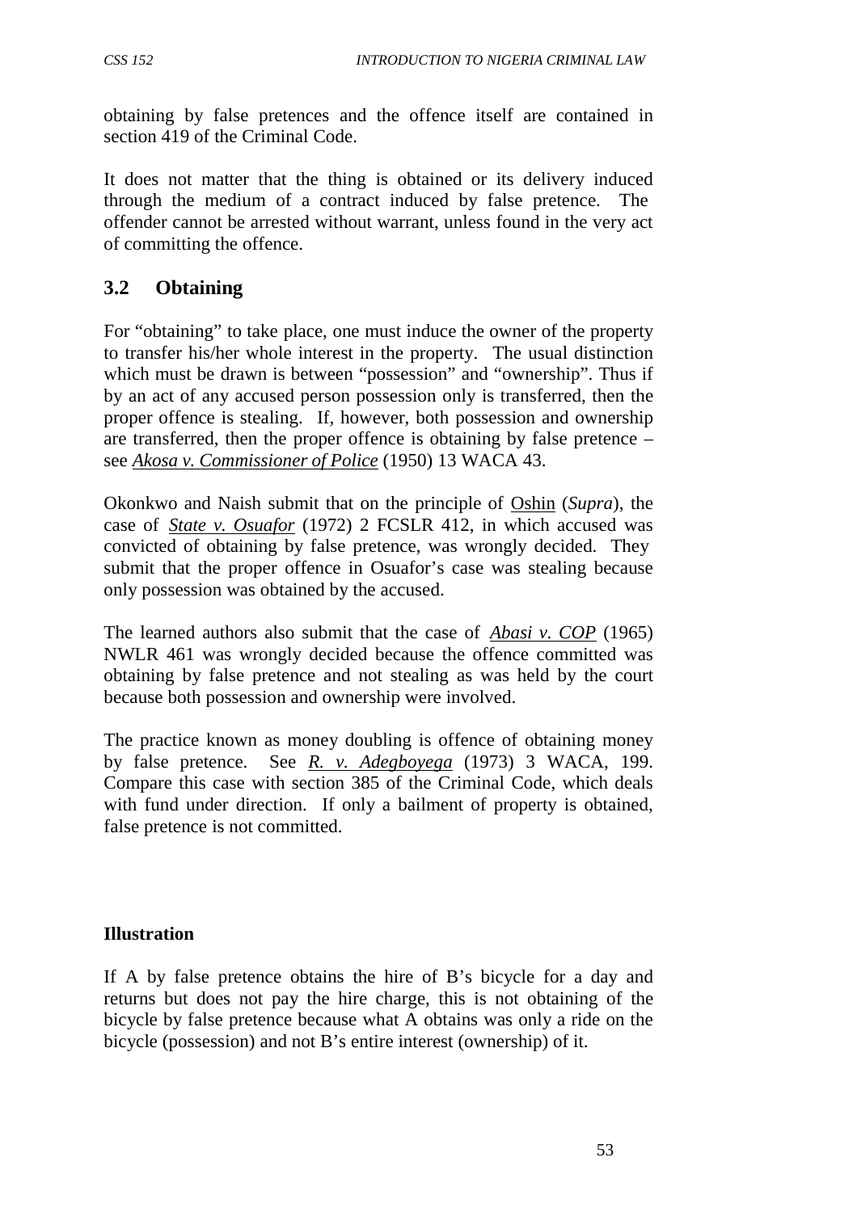obtaining by false pretences and the offence itself are contained in section 419 of the Criminal Code.

It does not matter that the thing is obtained or its delivery induced through the medium of a contract induced by false pretence. The offender cannot be arrested without warrant, unless found in the very act of committing the offence.

## 3.2 Obtaining

For "obtaining" to take place, one must induce the owner of the property to transfer his/her whole interest in the property. The usual distinction which must be drawn is between "possession" and "ownership". Thus if by an act of any accused person possession only is transferred, then the proper offence is stealing. If, however, both possession and ownership are transferred, then the proper offence is obtaining by false pretence – see *Akosa v. Commissioner of Police* (1950) 13 WACA 43.

Okonkwo and Naish submit that on the principle of Oshin (*Supra*), the case of *State v. Osuafor* (1972) 2 FCSLR 412, in which accused was convicted of obtaining by false pretence, was wrongly decided. They submit that the proper offence in Osuafor's case was stealing because only possession was obtained by the accused.

The learned authors also submit that the case of *Abasi v. COP* (1965) NWLR 461 was wrongly decided because the offence committed was obtaining by false pretence and not stealing as was held by the court because both possession and ownership were involved.

The practice known as money doubling is offence of obtaining money by false pretence. See *R. v. Adegboyega* (1973) 3 WACA, 199. Compare this case with section 385 of the Criminal Code, which deals with fund under direction. If only a bailment of property is obtained, false pretence is not committed.

**Illustration**

If A by false pretence obtains the hire of B's bicycle for a day and returns but does not pay the hire charge, this is not obtaining of the bicycle by false pretence because what A obtains was only a ride on the bicycle (possession) and not B's entire interest (ownership) of it.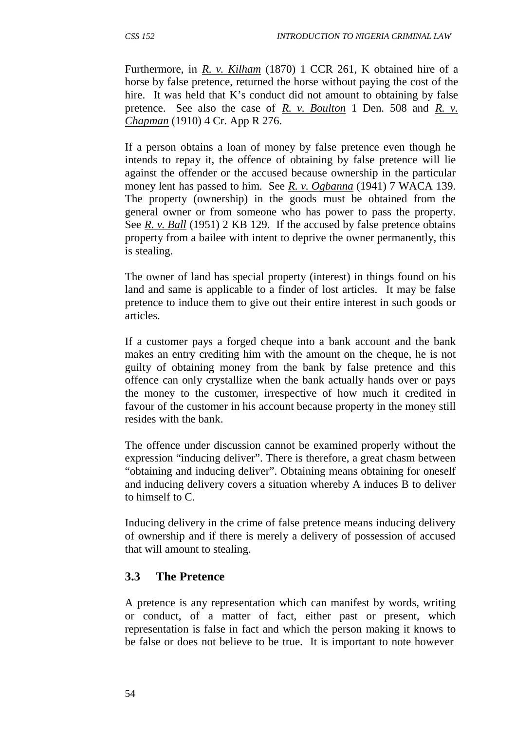Furthermore, in ***R. v. Kilham*** (1870) 1 CCR 261, K obtained hire of a horse by false pretence, returned the horse without paying the cost of the hire. It was held that K's conduct did not amount to obtaining by false pretence. See also the case of ***R. v. Boulton*** 1 Den. 508 and ***R. v. Chapman*** (1910) 4 Cr. App R 276.

If a person obtains a loan of money by false pretence even though he intends to repay it, the offence of obtaining by false pretence will lie against the offender or the accused because ownership in the particular money lent has passed to him. See ***R. v. Ogbanna*** (1941) 7 WACA 139. The property (ownership) in the goods must be obtained from the general owner or from someone who has power to pass the property. See ***R. v. Ball*** (1951) 2 KB 129. If the accused by false pretence obtains property from a bailee with intent to deprive the owner permanently, this is stealing.

The owner of land has special property (interest) in things found on his land and same is applicable to a finder of lost articles. It may be false pretence to induce them to give out their entire interest in such goods or articles.

If a customer pays a forged cheque into a bank account and the bank makes an entry crediting him with the amount on the cheque, he is not guilty of obtaining money from the bank by false pretence and this offence can only crystallize when the bank actually hands over or pays the money to the customer, irrespective of how much it credited in favour of the customer in his account because property in the money still resides with the bank.

The offence under discussion cannot be examined properly without the expression "inducing deliver". There is therefore, a great chasm between "obtaining and inducing deliver". Obtaining means obtaining for oneself and inducing delivery covers a situation whereby A induces B to deliver to himself to C.

Inducing delivery in the crime of false pretence means inducing delivery of ownership and if there is merely a delivery of possession of accused that will amount to stealing.

## 3.3 The Pretence

A pretence is any representation which can manifest by words, writing or conduct, of a matter of fact, either past or present, which representation is false in fact and which the person making it knows to be false or does not believe to be true. It is important to note however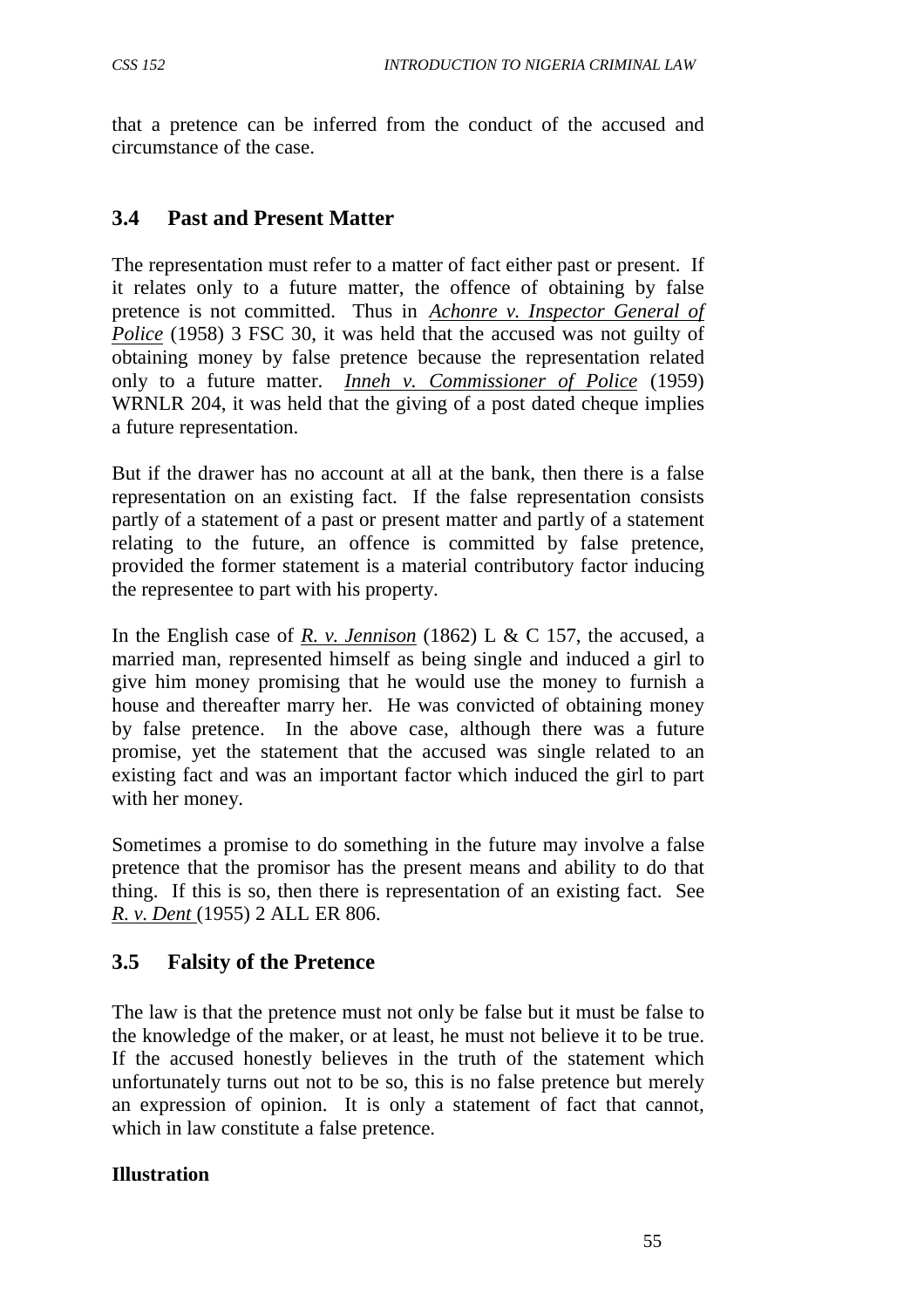that a pretence can be inferred from the conduct of the accused and circumstance of the case.

## 3.4 Past and Present Matter

The representation must refer to a matter of fact either past or present. If it relates only to a future matter, the offence of obtaining by false pretence is not committed. Thus in ***Achonre v. Inspector General of Police*** (1958) 3 FSC 30, it was held that the accused was not guilty of obtaining money by false pretence because the representation related only to a future matter. ***Inneh v. Commissioner of Police*** (1959) WRNLR 204, it was held that the giving of a post dated cheque implies a future representation.

But if the drawer has no account at all at the bank, then there is a false representation on an existing fact. If the false representation consists partly of a statement of a past or present matter and partly of a statement relating to the future, an offence is committed by false pretence, provided the former statement is a material contributory factor inducing the representee to part with his property.

In the English case of ***R. v. Jennison*** (1862) L & C 157, the accused, a married man, represented himself as being single and induced a girl to give him money promising that he would use the money to furnish a house and thereafter marry her. He was convicted of obtaining money by false pretence. In the above case, although there was a future promise, yet the statement that the accused was single related to an existing fact and was an important factor which induced the girl to part with her money.

Sometimes a promise to do something in the future may involve a false pretence that the promisor has the present means and ability to do that thing. If this is so, then there is representation of an existing fact. See *R. v. Dent* (1955) 2 ALL ER 806.

## 3.5 Falsity of the Pretence

The law is that the pretence must not only be false but it must be false to the knowledge of the maker, or at least, he must not believe it to be true. If the accused honestly believes in the truth of the statement which unfortunately turns out not to be so, this is no false pretence but merely an expression of opinion. It is only a statement of fact that cannot, which in law constitute a false pretence.

**Illustration**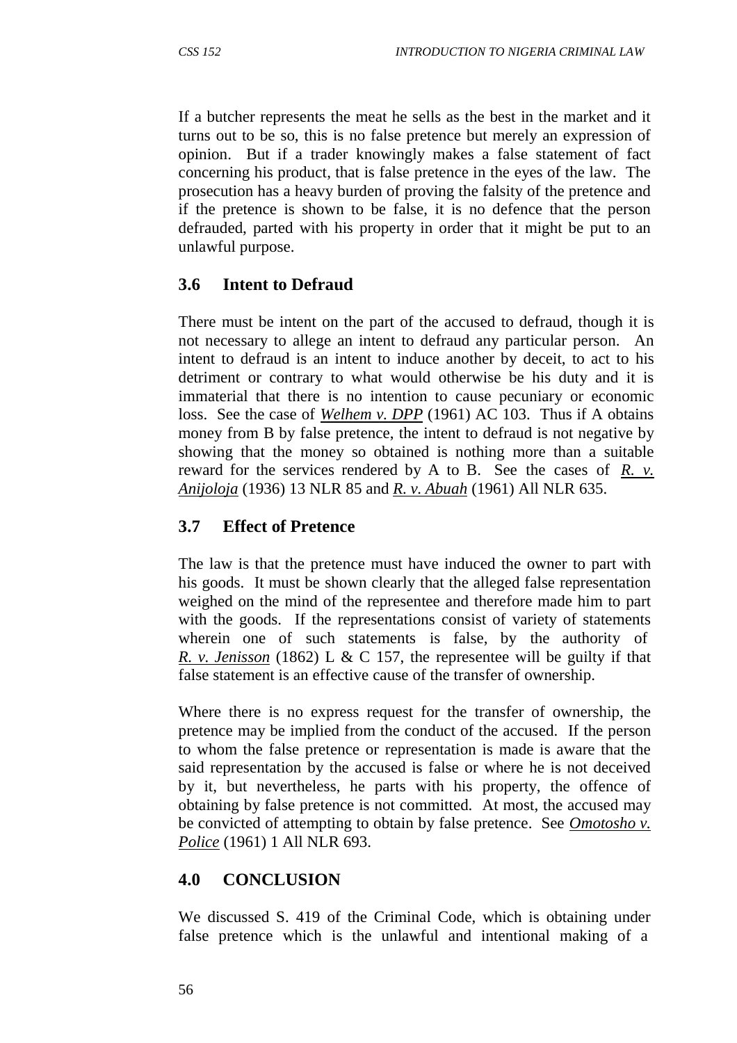If a butcher represents the meat he sells as the best in the market and it turns out to be so, this is no false pretence but merely an expression of opinion. But if a trader knowingly makes a false statement of fact concerning his product, that is false pretence in the eyes of the law. The prosecution has a heavy burden of proving the falsity of the pretence and if the pretence is shown to be false, it is no defence that the person defrauded, parted with his property in order that it might be put to an unlawful purpose.

## 3.6 Intent to Defraud

There must be intent on the part of the accused to defraud, though it is not necessary to allege an intent to defraud any particular person. An intent to defraud is an intent to induce another by deceit, to act to his detriment or contrary to what would otherwise be his duty and it is immaterial that there is no intention to cause pecuniary or economic loss. See the case of ***Welhem v. DPP*** (1961) AC 103. Thus if A obtains money from B by false pretence, the intent to defraud is not negative by showing that the money so obtained is nothing more than a suitable reward for the services rendered by A to B. See the cases of *R. v. Anijoloja* (1936) 13 NLR 85 and *R. v. Abuah* (1961) All NLR 635.

## 3.7 Effect of Pretence

The law is that the pretence must have induced the owner to part with his goods. It must be shown clearly that the alleged false representation weighed on the mind of the representee and therefore made him to part with the goods. If the representations consist of variety of statements wherein one of such statements is false, by the authority of *R. v. Jenisson* (1862) L & C 157, the representee will be guilty if that false statement is an effective cause of the transfer of ownership.

Where there is no express request for the transfer of ownership, the pretence may be implied from the conduct of the accused. If the person to whom the false pretence or representation is made is aware that the said representation by the accused is false or where he is not deceived by it, but nevertheless, he parts with his property, the offence of obtaining by false pretence is not committed. At most, the accused may be convicted of attempting to obtain by false pretence. See *Omotosho v. Police* (1961) 1 All NLR 693.

## 4.0 CONCLUSION

We discussed S. 419 of the Criminal Code, which is obtaining under false pretence which is the unlawful and intentional making of a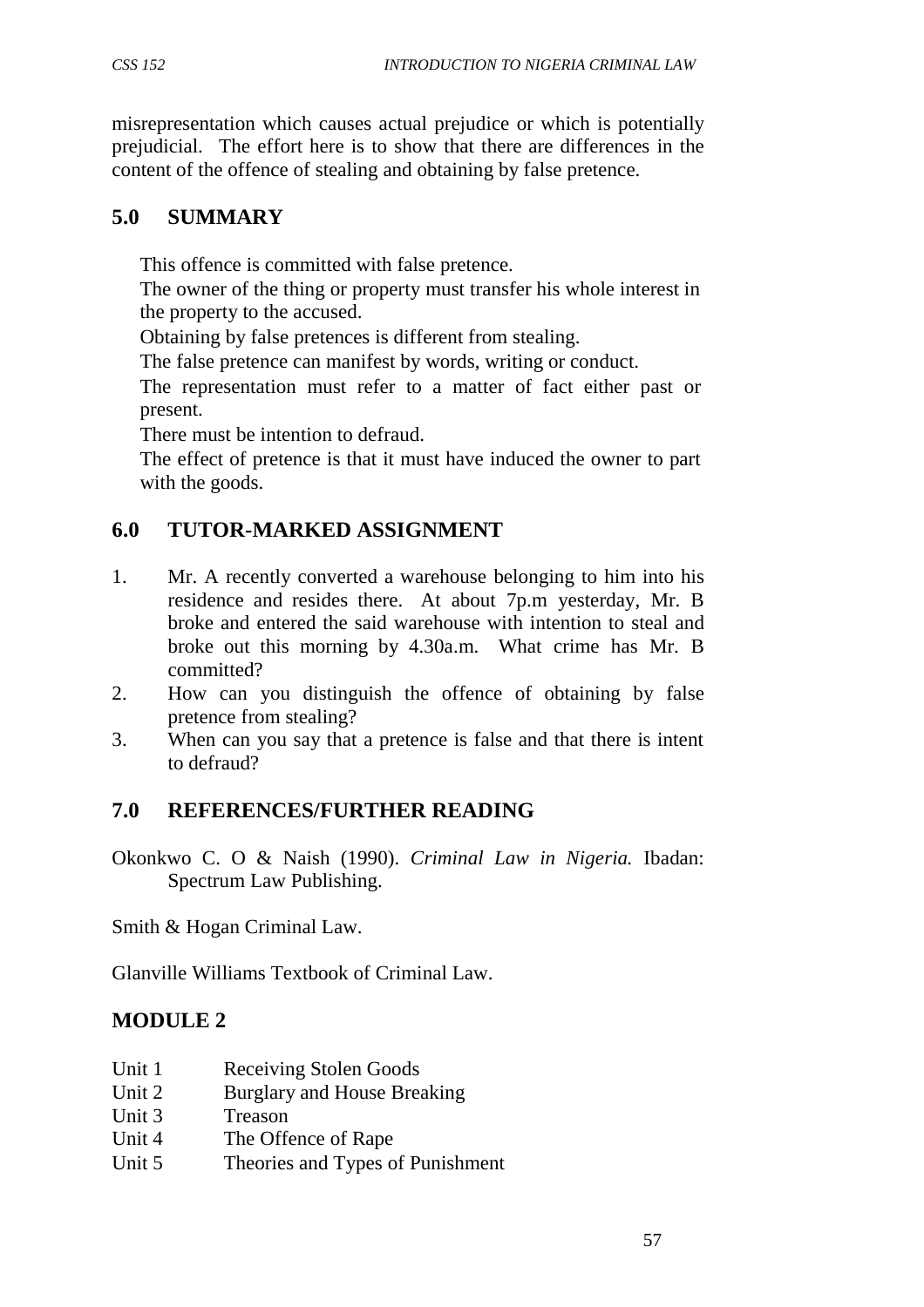misrepresentation which causes actual prejudice or which is potentially prejudicial. The effort here is to show that there are differences in the content of the offence of stealing and obtaining by false pretence.

## 5.0 SUMMARY

- This offence is committed with false pretence.
- The owner of the thing or property must transfer his whole interest in the property to the accused.
- Obtaining by false pretences is different from stealing.
- The false pretence can manifest by words, writing or conduct.
- The representation must refer to a matter of fact either past or present.
- There must be intention to defraud.
- The effect of pretence is that it must have induced the owner to part with the goods.

## 6.0 TUTOR-MARKED ASSIGNMENT

1. Mr. A recently converted a warehouse belonging to him into his residence and resides there. At about 7p.m yesterday, Mr. B broke and entered the said warehouse with intention to steal and broke out this morning by 4.30a.m. What crime has Mr. B committed?
2. How can you distinguish the offence of obtaining by false pretence from stealing?
3. When can you say that a pretence is false and that there is intent to defraud?

## 7.0 REFERENCES/FURTHER READING

Okonkwo C. O & Naish (1990). *Criminal Law in Nigeria.* Ibadan: Spectrum Law Publishing.

Smith & Hogan Criminal Law.

Glanville Williams Textbook of Criminal Law.

# MODULE 2

| | |
|---|---|
| Unit 1 | Receiving Stolen Goods |
| Unit 2 | Burglary and House Breaking |
| Unit 3 | Treason |
| Unit 4 | The Offence of Rape |
| Unit 5 | Theories and Types of Punishment |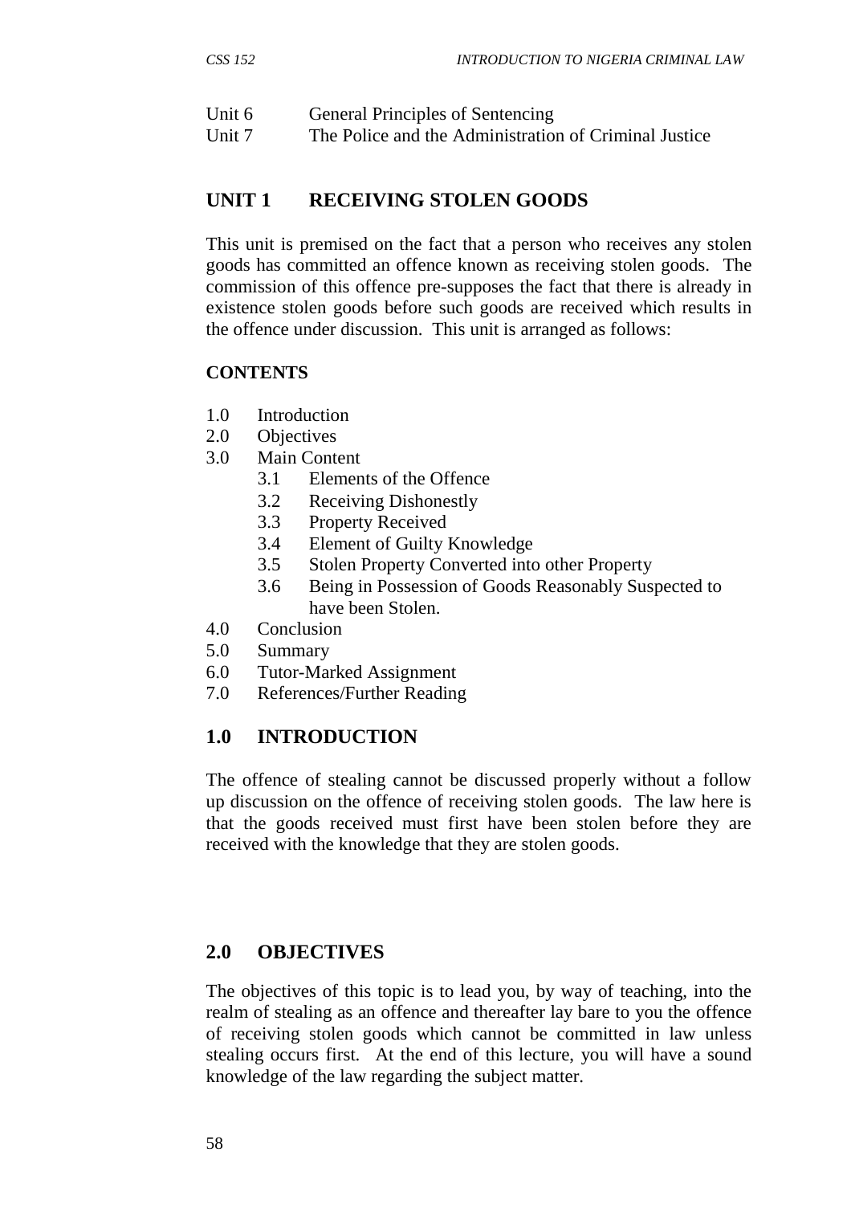Unit 6 General Principles of Sentencing
Unit 7 The Police and the Administration of Criminal Justice

## UNIT 1 RECEIVING STOLEN GOODS

This unit is premised on the fact that a person who receives any stolen goods has committed an offence known as receiving stolen goods. The commission of this offence pre-supposes the fact that there is already in existence stolen goods before such goods are received which results in the offence under discussion. This unit is arranged as follows:

**CONTENTS**

- 1.0 Introduction
- 2.0 Objectives
- 3.0 Main Content
  - 3.1 Elements of the Offence
  - 3.2 Receiving Dishonestly
  - 3.3 Property Received
  - 3.4 Element of Guilty Knowledge
  - 3.5 Stolen Property Converted into other Property
  - 3.6 Being in Possession of Goods Reasonably Suspected to have been Stolen.
- 4.0 Conclusion
- 5.0 Summary
- 6.0 Tutor-Marked Assignment
- 7.0 References/Further Reading

## 1.0 INTRODUCTION

The offence of stealing cannot be discussed properly without a follow up discussion on the offence of receiving stolen goods. The law here is that the goods received must first have been stolen before they are received with the knowledge that they are stolen goods.

## 2.0 OBJECTIVES

The objectives of this topic is to lead you, by way of teaching, into the realm of stealing as an offence and thereafter lay bare to you the offence of receiving stolen goods which cannot be committed in law unless stealing occurs first. At the end of this lecture, you will have a sound knowledge of the law regarding the subject matter.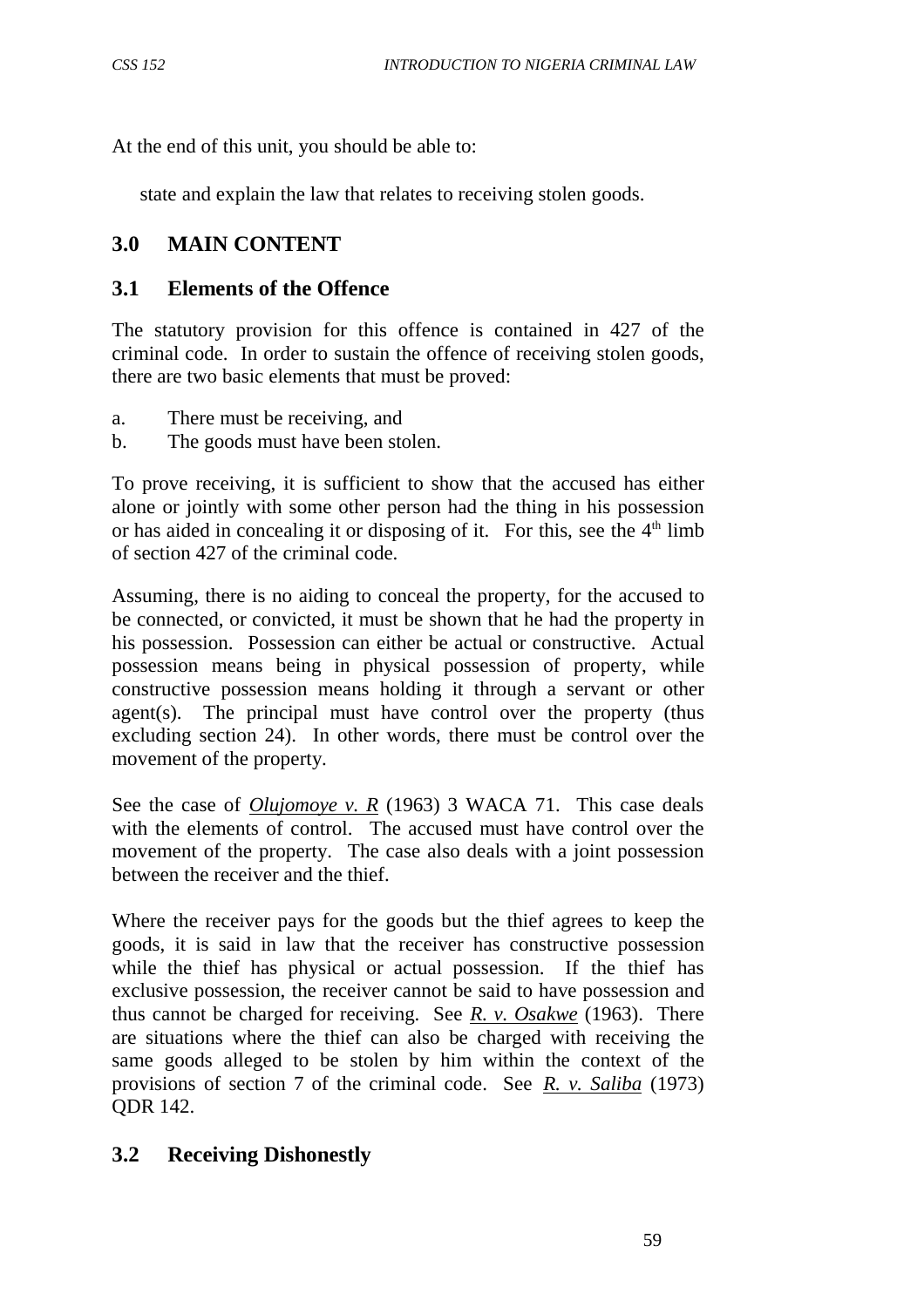At the end of this unit, you should be able to:

 state and explain the law that relates to receiving stolen goods.

## 3.0 MAIN CONTENT

### 3.1 Elements of the Offence

The statutory provision for this offence is contained in 427 of the criminal code. In order to sustain the offence of receiving stolen goods, there are two basic elements that must be proved:

a. There must be receiving, and
b. The goods must have been stolen.

To prove receiving, it is sufficient to show that the accused has either alone or jointly with some other person had the thing in his possession or has aided in concealing it or disposing of it. For this, see the 4th limb of section 427 of the criminal code.

Assuming, there is no aiding to conceal the property, for the accused to be connected, or convicted, it must be shown that he had the property in his possession. Possession can either be actual or constructive. Actual possession means being in physical possession of property, while constructive possession means holding it through a servant or other agent(s). The principal must have control over the property (thus excluding section 24). In other words, there must be control over the movement of the property.

See the case of ***Olujomoye v. R*** (1963) 3 WACA 71. This case deals with the elements of control. The accused must have control over the movement of the property. The case also deals with a joint possession between the receiver and the thief.

Where the receiver pays for the goods but the thief agrees to keep the goods, it is said in law that the receiver has constructive possession while the thief has physical or actual possession. If the thief has exclusive possession, the receiver cannot be said to have possession and thus cannot be charged for receiving. See ***R. v. Osakwe*** (1963). There are situations where the thief can also be charged with receiving the same goods alleged to be stolen by him within the context of the provisions of section 7 of the criminal code. See ***R. v. Saliba*** (1973) QDR 142.

### 3.2 Receiving Dishonestly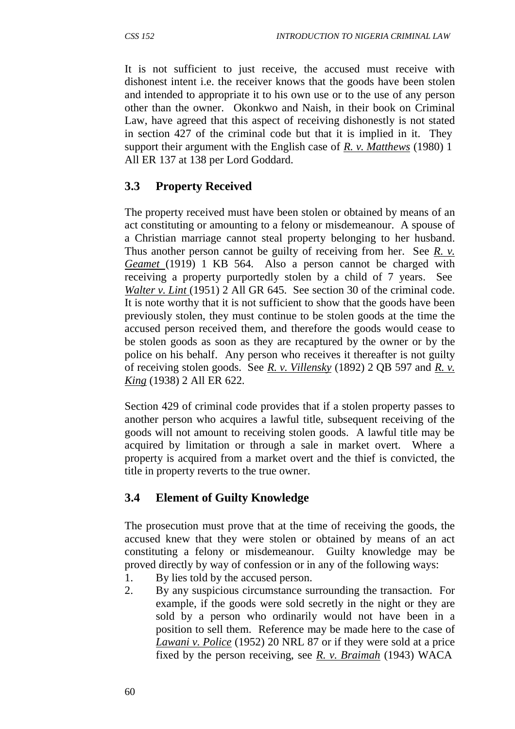It is not sufficient to just receive, the accused must receive with dishonest intent i.e. the receiver knows that the goods have been stolen and intended to appropriate it to his own use or to the use of any person other than the owner. Okonkwo and Naish, in their book on Criminal Law, have agreed that this aspect of receiving dishonestly is not stated in section 427 of the criminal code but that it is implied in it. They support their argument with the English case of ***R. v. Matthews*** (1980) 1 All ER 137 at 138 per Lord Goddard.

## 3.3 Property Received

The property received must have been stolen or obtained by means of an act constituting or amounting to a felony or misdemeanour. A spouse of a Christian marriage cannot steal property belonging to her husband. Thus another person cannot be guilty of receiving from her. See ***R. v. Geamet*** (1919) 1 KB 564. Also a person cannot be charged with receiving a property purportedly stolen by a child of 7 years. See ***Walter v. Lint*** (1951) 2 All GR 645. See section 30 of the criminal code. It is note worthy that it is not sufficient to show that the goods have been previously stolen, they must continue to be stolen goods at the time the accused person received them, and therefore the goods would cease to be stolen goods as soon as they are recaptured by the owner or by the police on his behalf. Any person who receives it thereafter is not guilty of receiving stolen goods. See ***R. v. Villensky*** (1892) 2 QB 597 and ***R. v. King*** (1938) 2 All ER 622.

Section 429 of criminal code provides that if a stolen property passes to another person who acquires a lawful title, subsequent receiving of the goods will not amount to receiving stolen goods. A lawful title may be acquired by limitation or through a sale in market overt. Where a property is acquired from a market overt and the thief is convicted, the title in property reverts to the true owner.

## 3.4 Element of Guilty Knowledge

The prosecution must prove that at the time of receiving the goods, the accused knew that they were stolen or obtained by means of an act constituting a felony or misdemeanour. Guilty knowledge may be proved directly by way of confession or in any of the following ways:

1. By lies told by the accused person.
2. By any suspicious circumstance surrounding the transaction. For example, if the goods were sold secretly in the night or they are sold by a person who ordinarily would not have been in a position to sell them. Reference may be made here to the case of ***Lawani v. Police*** (1952) 20 NRL 87 or if they were sold at a price fixed by the person receiving, see ***R. v. Braimah*** (1943) WACA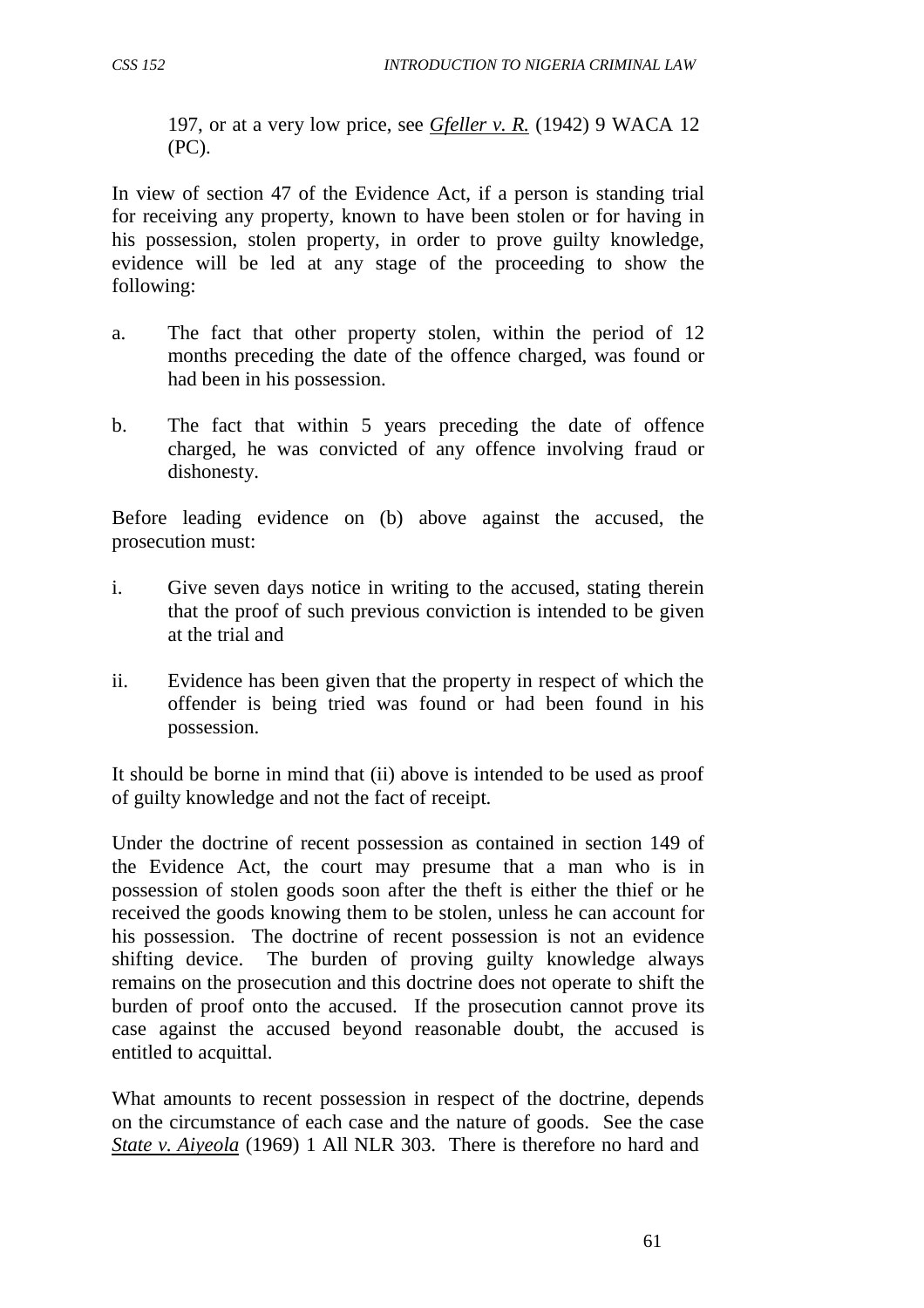197, or at a very low price, see *Gfeller v. R.* (1942) 9 WACA 12 (PC).

In view of section 47 of the Evidence Act, if a person is standing trial for receiving any property, known to have been stolen or for having in his possession, stolen property, in order to prove guilty knowledge, evidence will be led at any stage of the proceeding to show the following:

a. The fact that other property stolen, within the period of 12 months preceding the date of the offence charged, was found or had been in his possession.

b. The fact that within 5 years preceding the date of offence charged, he was convicted of any offence involving fraud or dishonesty.

Before leading evidence on (b) above against the accused, the prosecution must:

i. Give seven days notice in writing to the accused, stating therein that the proof of such previous conviction is intended to be given at the trial and

ii. Evidence has been given that the property in respect of which the offender is being tried was found or had been found in his possession.

It should be borne in mind that (ii) above is intended to be used as proof of guilty knowledge and not the fact of receipt.

Under the doctrine of recent possession as contained in section 149 of the Evidence Act, the court may presume that a man who is in possession of stolen goods soon after the theft is either the thief or he received the goods knowing them to be stolen, unless he can account for his possession. The doctrine of recent possession is not an evidence shifting device. The burden of proving guilty knowledge always remains on the prosecution and this doctrine does not operate to shift the burden of proof onto the accused. If the prosecution cannot prove its case against the accused beyond reasonable doubt, the accused is entitled to acquittal.

What amounts to recent possession in respect of the doctrine, depends on the circumstance of each case and the nature of goods. See the case *State v. Aiyeola* (1969) 1 All NLR 303. There is therefore no hard and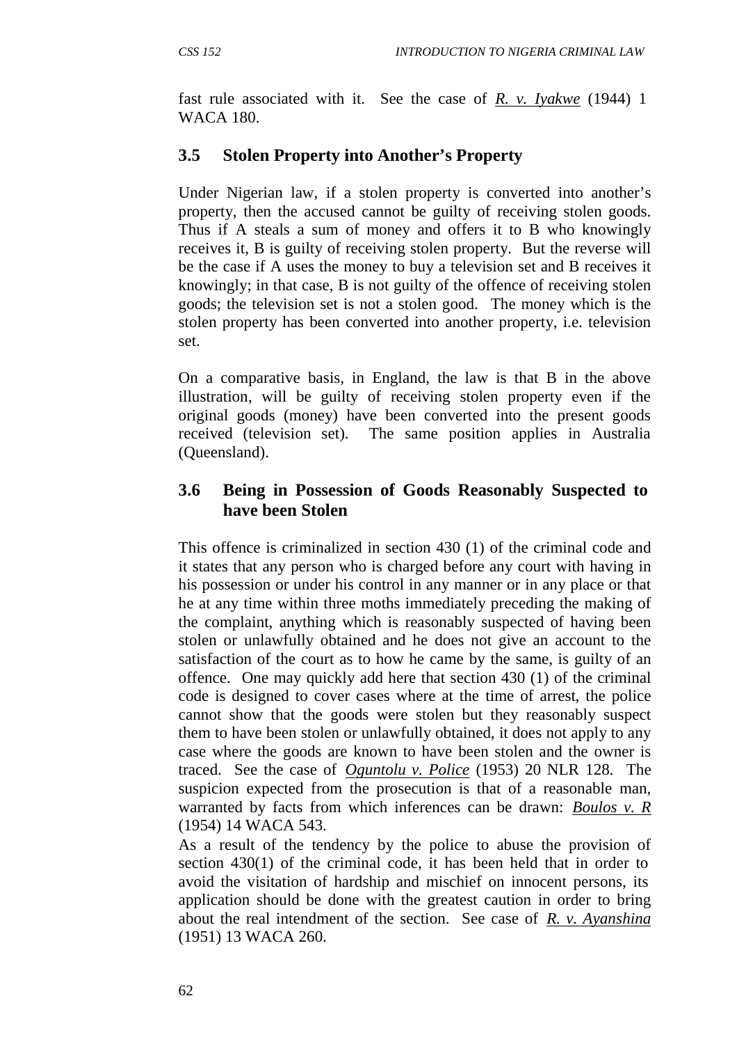fast rule associated with it. See the case of *R. v. Iyakwe* (1944) 1 WACA 180.

## 3.5 Stolen Property into Another's Property

Under Nigerian law, if a stolen property is converted into another's property, then the accused cannot be guilty of receiving stolen goods. Thus if A steals a sum of money and offers it to B who knowingly receives it, B is guilty of receiving stolen property. But the reverse will be the case if A uses the money to buy a television set and B receives it knowingly; in that case, B is not guilty of the offence of receiving stolen goods; the television set is not a stolen good. The money which is the stolen property has been converted into another property, i.e. television set.

On a comparative basis, in England, the law is that B in the above illustration, will be guilty of receiving stolen property even if the original goods (money) have been converted into the present goods received (television set). The same position applies in Australia (Queensland).

## 3.6 Being in Possession of Goods Reasonably Suspected to have been Stolen

This offence is criminalized in section 430 (1) of the criminal code and it states that any person who is charged before any court with having in his possession or under his control in any manner or in any place or that he at any time within three moths immediately preceding the making of the complaint, anything which is reasonably suspected of having been stolen or unlawfully obtained and he does not give an account to the satisfaction of the court as to how he came by the same, is guilty of an offence. One may quickly add here that section 430 (1) of the criminal code is designed to cover cases where at the time of arrest, the police cannot show that the goods were stolen but they reasonably suspect them to have been stolen or unlawfully obtained, it does not apply to any case where the goods are known to have been stolen and the owner is traced. See the case of *Oguntolu v. Police* (1953) 20 NLR 128. The suspicion expected from the prosecution is that of a reasonable man, warranted by facts from which inferences can be drawn: *Boulos v. R* (1954) 14 WACA 543.

As a result of the tendency by the police to abuse the provision of section 430(1) of the criminal code, it has been held that in order to avoid the visitation of hardship and mischief on innocent persons, its application should be done with the greatest caution in order to bring about the real intendment of the section. See case of *R. v. Ayanshina* (1951) 13 WACA 260.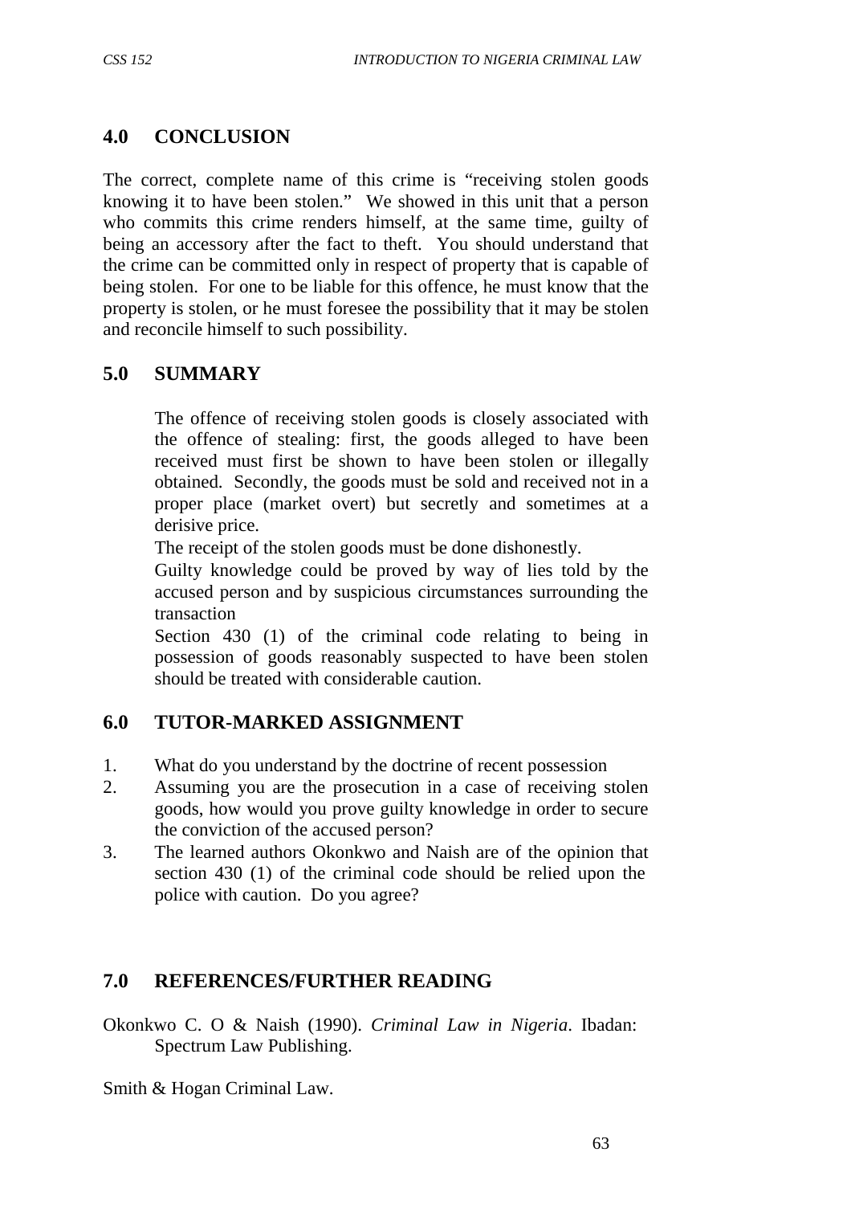## 4.0 CONCLUSION

The correct, complete name of this crime is "receiving stolen goods knowing it to have been stolen." We showed in this unit that a person who commits this crime renders himself, at the same time, guilty of being an accessory after the fact to theft. You should understand that the crime can be committed only in respect of property that is capable of being stolen. For one to be liable for this offence, he must know that the property is stolen, or he must foresee the possibility that it may be stolen and reconcile himself to such possibility.

## 5.0 SUMMARY

The offence of receiving stolen goods is closely associated with the offence of stealing: first, the goods alleged to have been received must first be shown to have been stolen or illegally obtained. Secondly, the goods must be sold and received not in a proper place (market overt) but secretly and sometimes at a derisive price.

The receipt of the stolen goods must be done dishonestly.

Guilty knowledge could be proved by way of lies told by the accused person and by suspicious circumstances surrounding the transaction

Section 430 (1) of the criminal code relating to being in possession of goods reasonably suspected to have been stolen should be treated with considerable caution.

## 6.0 TUTOR-MARKED ASSIGNMENT

1. What do you understand by the doctrine of recent possession
2. Assuming you are the prosecution in a case of receiving stolen goods, how would you prove guilty knowledge in order to secure the conviction of the accused person?
3. The learned authors Okonkwo and Naish are of the opinion that section 430 (1) of the criminal code should be relied upon the police with caution. Do you agree?

## 7.0 REFERENCES/FURTHER READING

Okonkwo C. O & Naish (1990). *Criminal Law in Nigeria*. Ibadan: Spectrum Law Publishing.

Smith & Hogan Criminal Law.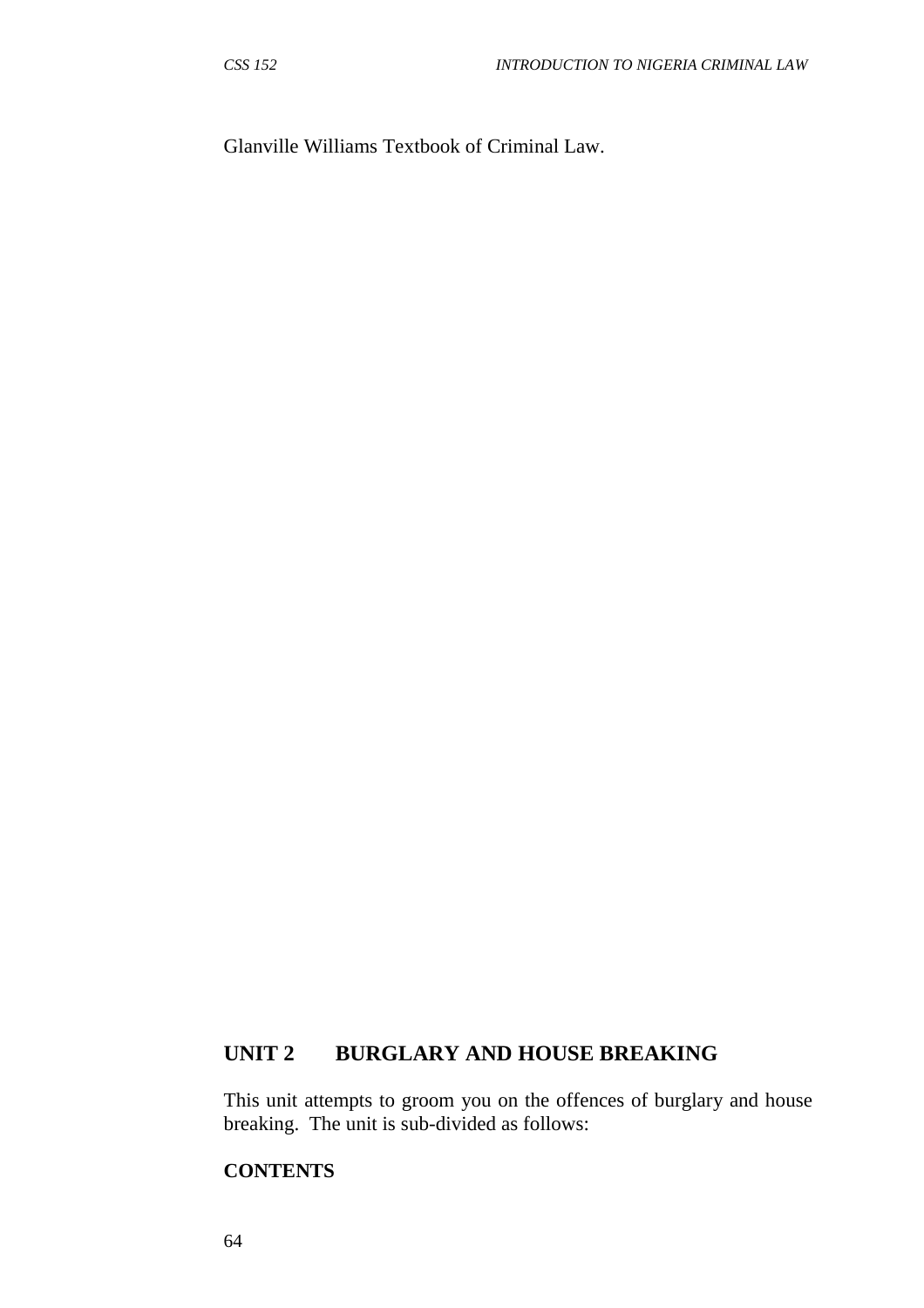Glanville Williams Textbook of Criminal Law.

## UNIT 2 BURGLARY AND HOUSE BREAKING

This unit attempts to groom you on the offences of burglary and house breaking. The unit is sub-divided as follows:

**CONTENTS**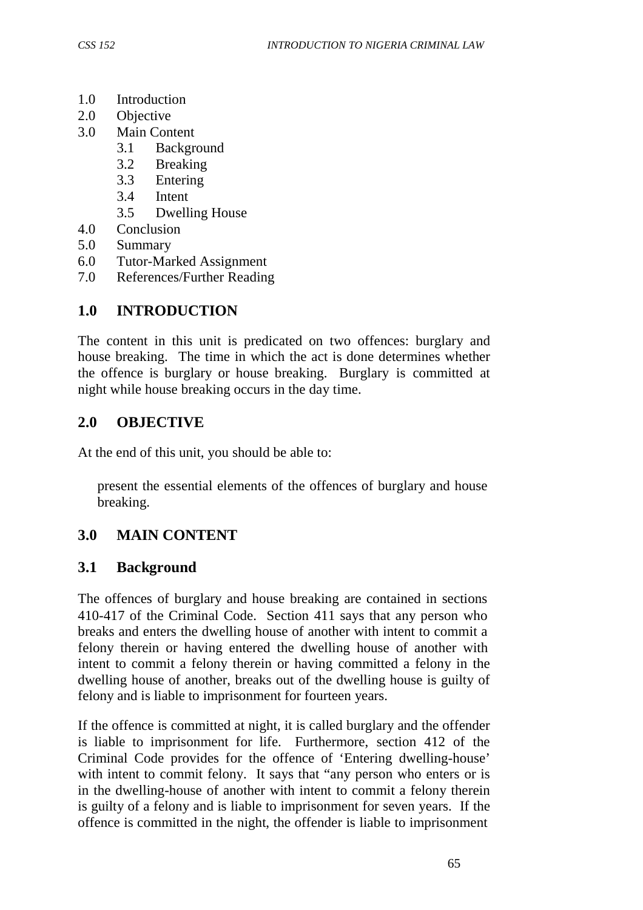1.0 Introduction
2.0 Objective
3.0 Main Content
   3.1 Background
   3.2 Breaking
   3.3 Entering
   3.4 Intent
   3.5 Dwelling House
4.0 Conclusion
5.0 Summary
6.0 Tutor-Marked Assignment
7.0 References/Further Reading

## 1.0 INTRODUCTION

The content in this unit is predicated on two offences: burglary and house breaking. The time in which the act is done determines whether the offence is burglary or house breaking. Burglary is committed at night while house breaking occurs in the day time.

## 2.0 OBJECTIVE

At the end of this unit, you should be able to:

- present the essential elements of the offences of burglary and house breaking.

## 3.0 MAIN CONTENT

### 3.1 Background

The offences of burglary and house breaking are contained in sections 410-417 of the Criminal Code. Section 411 says that any person who breaks and enters the dwelling house of another with intent to commit a felony therein or having entered the dwelling house of another with intent to commit a felony therein or having committed a felony in the dwelling house of another, breaks out of the dwelling house is guilty of felony and is liable to imprisonment for fourteen years.

If the offence is committed at night, it is called burglary and the offender is liable to imprisonment for life. Furthermore, section 412 of the Criminal Code provides for the offence of 'Entering dwelling-house' with intent to commit felony. It says that "any person who enters or is in the dwelling-house of another with intent to commit a felony therein is guilty of a felony and is liable to imprisonment for seven years. If the offence is committed in the night, the offender is liable to imprisonment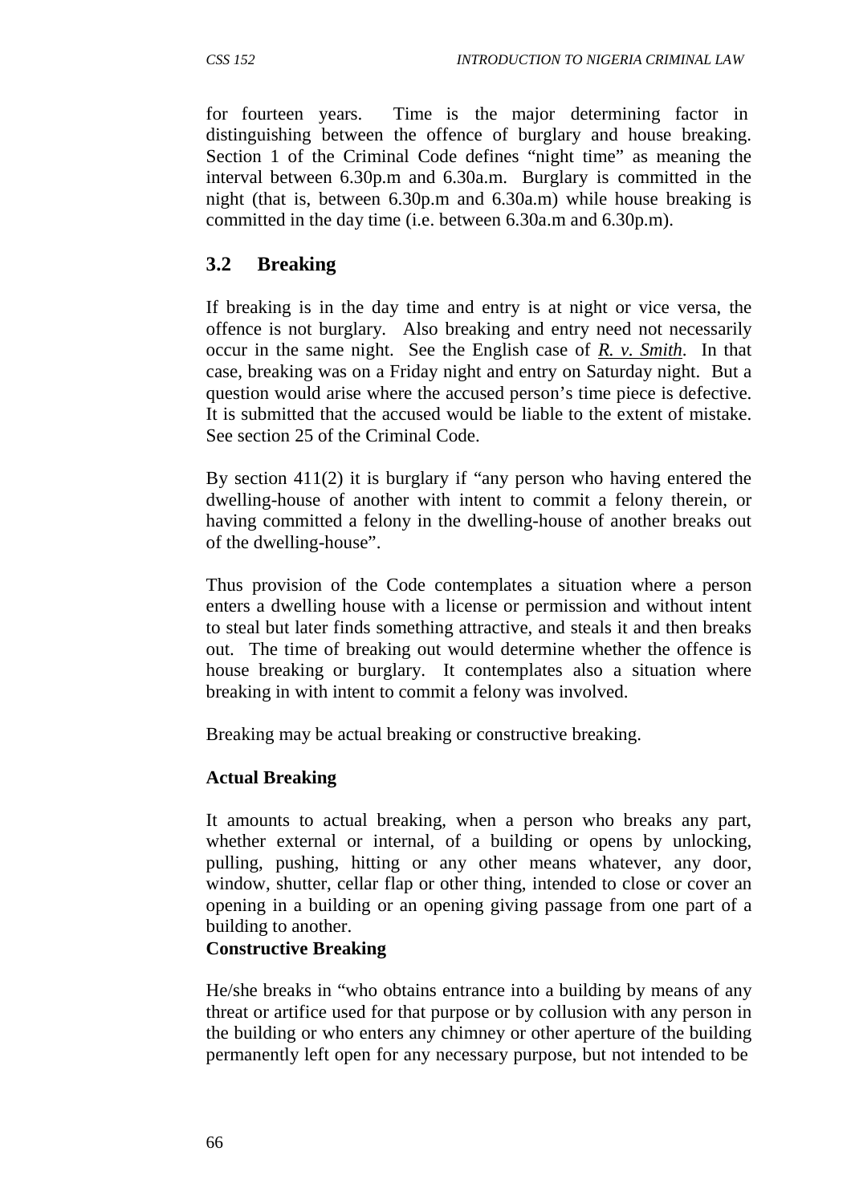for fourteen years. Time is the major determining factor in distinguishing between the offence of burglary and house breaking. Section 1 of the Criminal Code defines "night time" as meaning the interval between 6.30p.m and 6.30a.m. Burglary is committed in the night (that is, between 6.30p.m and 6.30a.m) while house breaking is committed in the day time (i.e. between 6.30a.m and 6.30p.m).

## 3.2 Breaking

If breaking is in the day time and entry is at night or vice versa, the offence is not burglary. Also breaking and entry need not necessarily occur in the same night. See the English case of *R. v. Smith*. In that case, breaking was on a Friday night and entry on Saturday night. But a question would arise where the accused person's time piece is defective. It is submitted that the accused would be liable to the extent of mistake. See section 25 of the Criminal Code.

By section 411(2) it is burglary if "any person who having entered the dwelling-house of another with intent to commit a felony therein, or having committed a felony in the dwelling-house of another breaks out of the dwelling-house".

Thus provision of the Code contemplates a situation where a person enters a dwelling house with a license or permission and without intent to steal but later finds something attractive, and steals it and then breaks out. The time of breaking out would determine whether the offence is house breaking or burglary. It contemplates also a situation where breaking in with intent to commit a felony was involved.

Breaking may be actual breaking or constructive breaking.

**Actual Breaking**

It amounts to actual breaking, when a person who breaks any part, whether external or internal, of a building or opens by unlocking, pulling, pushing, hitting or any other means whatever, any door, window, shutter, cellar flap or other thing, intended to close or cover an opening in a building or an opening giving passage from one part of a building to another.

**Constructive Breaking**

He/she breaks in "who obtains entrance into a building by means of any threat or artifice used for that purpose or by collusion with any person in the building or who enters any chimney or other aperture of the building permanently left open for any necessary purpose, but not intended to be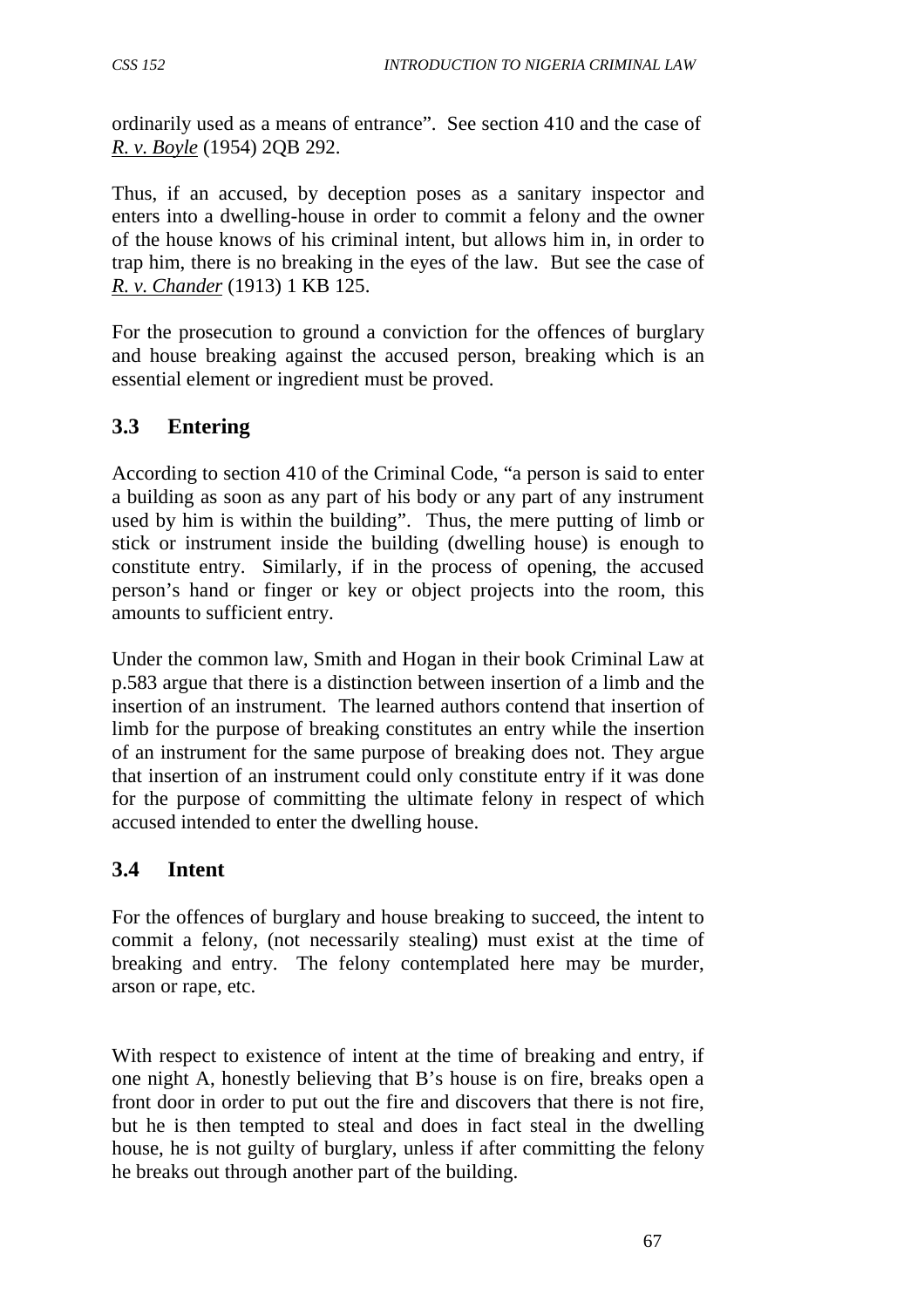ordinarily used as a means of entrance". See section 410 and the case of *R. v. Boyle* (1954) 2QB 292.

Thus, if an accused, by deception poses as a sanitary inspector and enters into a dwelling-house in order to commit a felony and the owner of the house knows of his criminal intent, but allows him in, in order to trap him, there is no breaking in the eyes of the law. But see the case of *R. v. Chander* (1913) 1 KB 125.

For the prosecution to ground a conviction for the offences of burglary and house breaking against the accused person, breaking which is an essential element or ingredient must be proved.

## 3.3 Entering

According to section 410 of the Criminal Code, "a person is said to enter a building as soon as any part of his body or any part of any instrument used by him is within the building". Thus, the mere putting of limb or stick or instrument inside the building (dwelling house) is enough to constitute entry. Similarly, if in the process of opening, the accused person's hand or finger or key or object projects into the room, this amounts to sufficient entry.

Under the common law, Smith and Hogan in their book Criminal Law at p.583 argue that there is a distinction between insertion of a limb and the insertion of an instrument. The learned authors contend that insertion of limb for the purpose of breaking constitutes an entry while the insertion of an instrument for the same purpose of breaking does not. They argue that insertion of an instrument could only constitute entry if it was done for the purpose of committing the ultimate felony in respect of which accused intended to enter the dwelling house.

## 3.4 Intent

For the offences of burglary and house breaking to succeed, the intent to commit a felony, (not necessarily stealing) must exist at the time of breaking and entry. The felony contemplated here may be murder, arson or rape, etc.

With respect to existence of intent at the time of breaking and entry, if one night A, honestly believing that B's house is on fire, breaks open a front door in order to put out the fire and discovers that there is not fire, but he is then tempted to steal and does in fact steal in the dwelling house, he is not guilty of burglary, unless if after committing the felony he breaks out through another part of the building.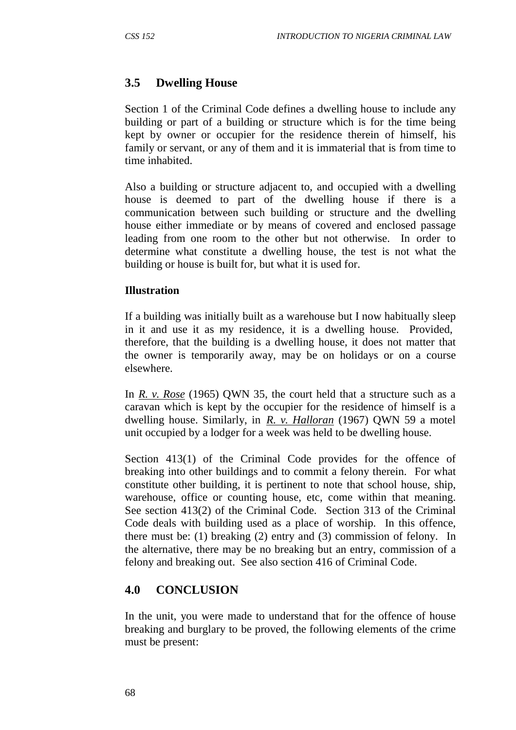## 3.5 Dwelling House

Section 1 of the Criminal Code defines a dwelling house to include any building or part of a building or structure which is for the time being kept by owner or occupier for the residence therein of himself, his family or servant, or any of them and it is immaterial that is from time to time inhabited.

Also a building or structure adjacent to, and occupied with a dwelling house is deemed to part of the dwelling house if there is a communication between such building or structure and the dwelling house either immediate or by means of covered and enclosed passage leading from one room to the other but not otherwise. In order to determine what constitute a dwelling house, the test is not what the building or house is built for, but what it is used for.

**Illustration**

If a building was initially built as a warehouse but I now habitually sleep in it and use it as my residence, it is a dwelling house. Provided, therefore, that the building is a dwelling house, it does not matter that the owner is temporarily away, may be on holidays or on a course elsewhere.

In ***R. v. Rose*** (1965) QWN 35, the court held that a structure such as a caravan which is kept by the occupier for the residence of himself is a dwelling house. Similarly, in ***R. v. Halloran*** (1967) QWN 59 a motel unit occupied by a lodger for a week was held to be dwelling house.

Section 413(1) of the Criminal Code provides for the offence of breaking into other buildings and to commit a felony therein. For what constitute other building, it is pertinent to note that school house, ship, warehouse, office or counting house, etc, come within that meaning. See section 413(2) of the Criminal Code. Section 313 of the Criminal Code deals with building used as a place of worship. In this offence, there must be: (1) breaking (2) entry and (3) commission of felony. In the alternative, there may be no breaking but an entry, commission of a felony and breaking out. See also section 416 of Criminal Code.

## 4.0 CONCLUSION

In the unit, you were made to understand that for the offence of house breaking and burglary to be proved, the following elements of the crime must be present: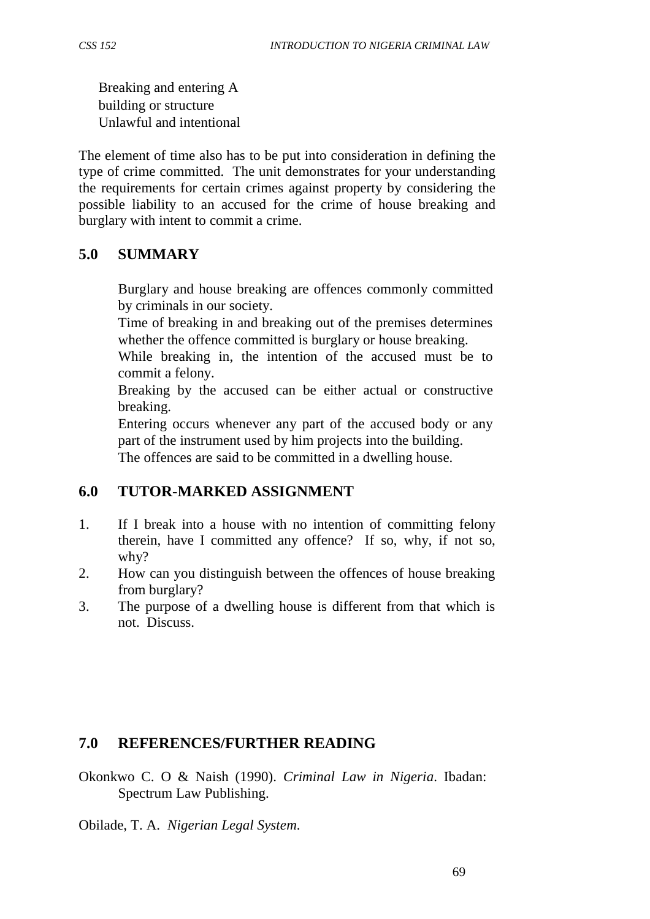Breaking and entering A building or structure
Unlawful and intentional

The element of time also has to be put into consideration in defining the type of crime committed. The unit demonstrates for your understanding the requirements for certain crimes against property by considering the possible liability to an accused for the crime of house breaking and burglary with intent to commit a crime.

## 5.0 SUMMARY

Burglary and house breaking are offences commonly committed by criminals in our society.
Time of breaking in and breaking out of the premises determines whether the offence committed is burglary or house breaking.
While breaking in, the intention of the accused must be to commit a felony.
Breaking by the accused can be either actual or constructive breaking.
Entering occurs whenever any part of the accused body or any part of the instrument used by him projects into the building.
The offences are said to be committed in a dwelling house.

## 6.0 TUTOR-MARKED ASSIGNMENT

1. If I break into a house with no intention of committing felony therein, have I committed any offence? If so, why, if not so, why?
2. How can you distinguish between the offences of house breaking from burglary?
3. The purpose of a dwelling house is different from that which is not. Discuss.

## 7.0 REFERENCES/FURTHER READING

Okonkwo C. O & Naish (1990). *Criminal Law in Nigeria*. Ibadan: Spectrum Law Publishing.

Obilade, T. A. *Nigerian Legal System*.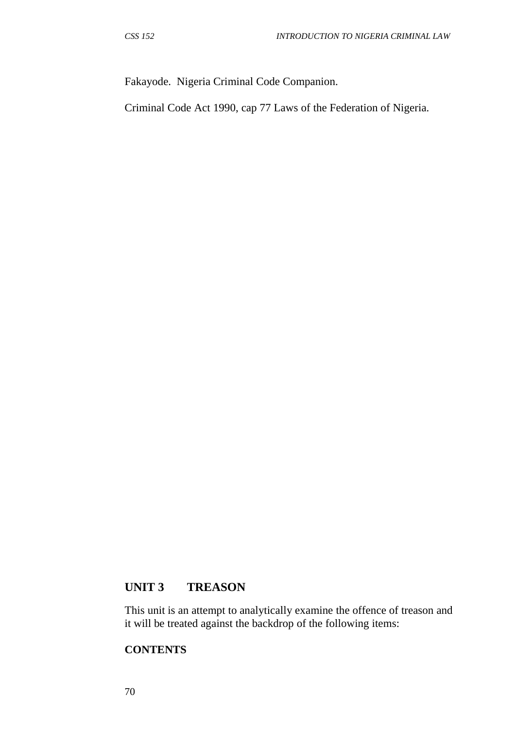Fakayode. Nigeria Criminal Code Companion.

Criminal Code Act 1990, cap 77 Laws of the Federation of Nigeria.

## UNIT 3 TREASON

This unit is an attempt to analytically examine the offence of treason and it will be treated against the backdrop of the following items:

**CONTENTS**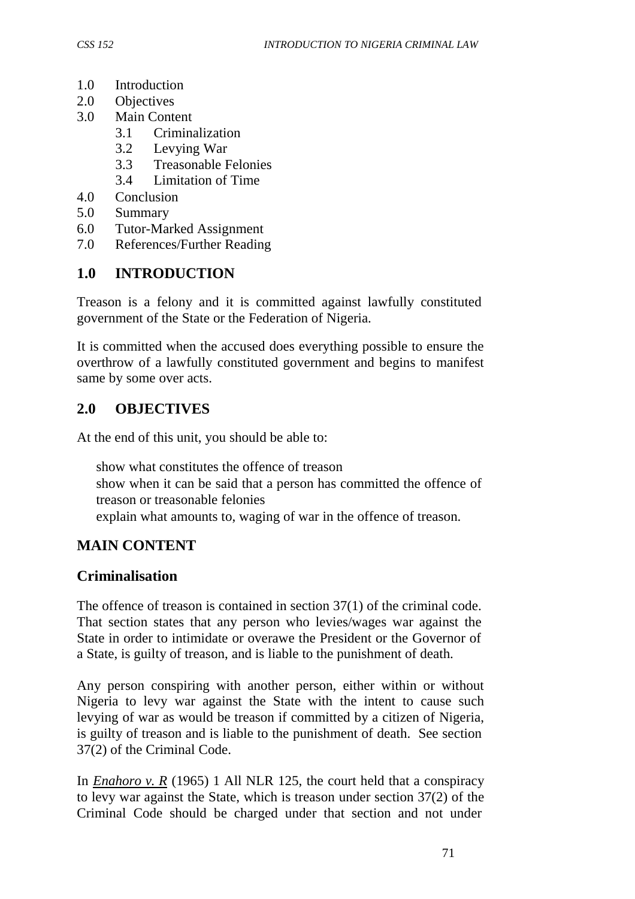1.0 Introduction
2.0 Objectives
3.0 Main Content
    3.1 Criminalization
    3.2 Levying War
    3.3 Treasonable Felonies
    3.4 Limitation of Time
4.0 Conclusion
5.0 Summary
6.0 Tutor-Marked Assignment
7.0 References/Further Reading

## 1.0 INTRODUCTION

Treason is a felony and it is committed against lawfully constituted government of the State or the Federation of Nigeria.

It is committed when the accused does everything possible to ensure the overthrow of a lawfully constituted government and begins to manifest same by some over acts.

## 2.0 OBJECTIVES

At the end of this unit, you should be able to:

- show what constitutes the offence of treason
- show when it can be said that a person has committed the offence of treason or treasonable felonies
- explain what amounts to, waging of war in the offence of treason.

## MAIN CONTENT

### Criminalisation

The offence of treason is contained in section 37(1) of the criminal code. That section states that any person who levies/wages war against the State in order to intimidate or overawe the President or the Governor of a State, is guilty of treason, and is liable to the punishment of death.

Any person conspiring with another person, either within or without Nigeria to levy war against the State with the intent to cause such levying of war as would be treason if committed by a citizen of Nigeria, is guilty of treason and is liable to the punishment of death. See section 37(2) of the Criminal Code.

In ***Enahoro v. R*** (1965) 1 All NLR 125, the court held that a conspiracy to levy war against the State, which is treason under section 37(2) of the Criminal Code should be charged under that section and not under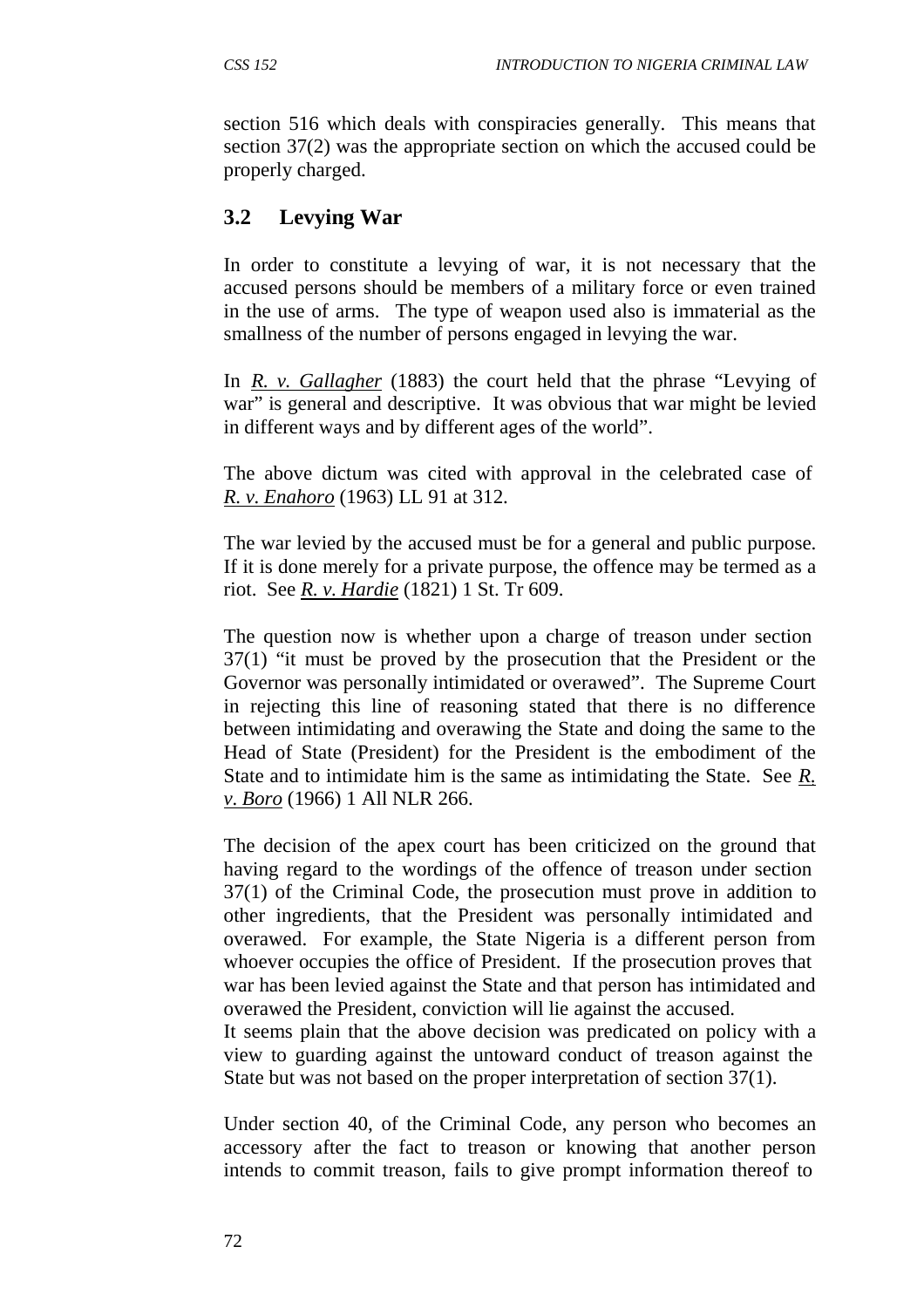section 516 which deals with conspiracies generally. This means that section 37(2) was the appropriate section on which the accused could be properly charged.

## 3.2 Levying War

In order to constitute a levying of war, it is not necessary that the accused persons should be members of a military force or even trained in the use of arms. The type of weapon used also is immaterial as the smallness of the number of persons engaged in levying the war.

In ***R. v. Gallagher*** (1883) the court held that the phrase "Levying of war" is general and descriptive. It was obvious that war might be levied in different ways and by different ages of the world".

The above dictum was cited with approval in the celebrated case of *R. v. Enahoro* (1963) LL 91 at 312.

The war levied by the accused must be for a general and public purpose. If it is done merely for a private purpose, the offence may be termed as a riot. See ***R. v. Hardie*** (1821) 1 St. Tr 609.

The question now is whether upon a charge of treason under section 37(1) "it must be proved by the prosecution that the President or the Governor was personally intimidated or overawed". The Supreme Court in rejecting this line of reasoning stated that there is no difference between intimidating and overawing the State and doing the same to the Head of State (President) for the President is the embodiment of the State and to intimidate him is the same as intimidating the State. See *R. v. Boro* (1966) 1 All NLR 266.

The decision of the apex court has been criticized on the ground that having regard to the wordings of the offence of treason under section 37(1) of the Criminal Code, the prosecution must prove in addition to other ingredients, that the President was personally intimidated and overawed. For example, the State Nigeria is a different person from whoever occupies the office of President. If the prosecution proves that war has been levied against the State and that person has intimidated and overawed the President, conviction will lie against the accused.
It seems plain that the above decision was predicated on policy with a view to guarding against the untoward conduct of treason against the State but was not based on the proper interpretation of section 37(1).

Under section 40, of the Criminal Code, any person who becomes an accessory after the fact to treason or knowing that another person intends to commit treason, fails to give prompt information thereof to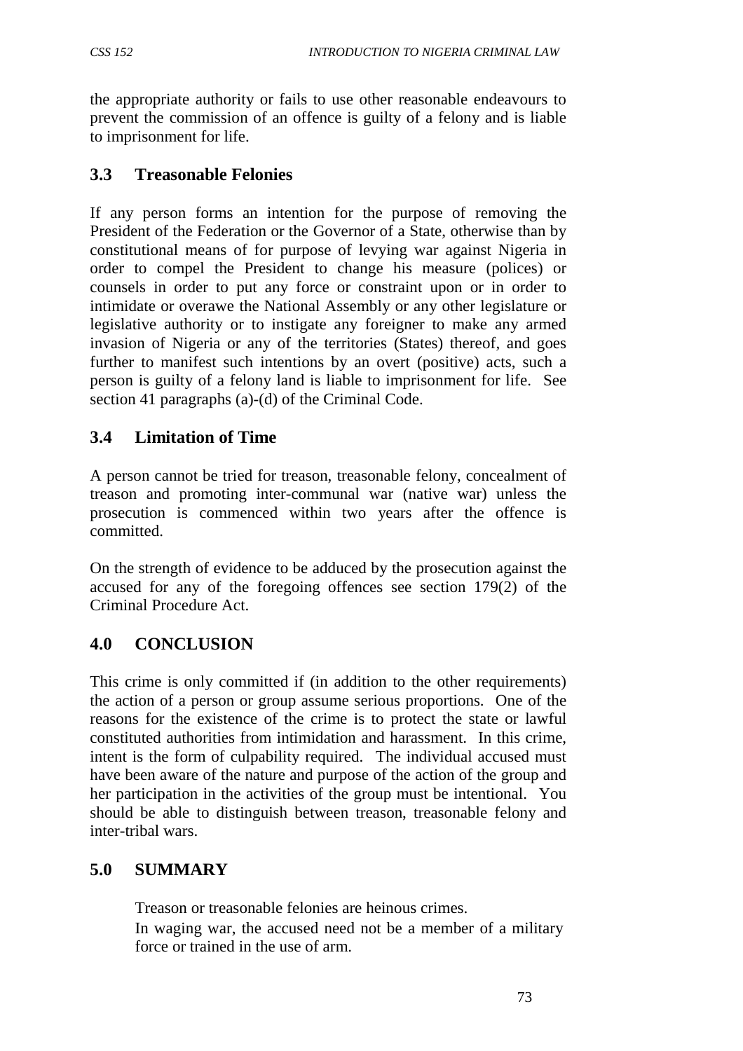the appropriate authority or fails to use other reasonable endeavours to prevent the commission of an offence is guilty of a felony and is liable to imprisonment for life.

## 3.3 Treasonable Felonies

If any person forms an intention for the purpose of removing the President of the Federation or the Governor of a State, otherwise than by constitutional means of for purpose of levying war against Nigeria in order to compel the President to change his measure (polices) or counsels in order to put any force or constraint upon or in order to intimidate or overawe the National Assembly or any other legislature or legislative authority or to instigate any foreigner to make any armed invasion of Nigeria or any of the territories (States) thereof, and goes further to manifest such intentions by an overt (positive) acts, such a person is guilty of a felony land is liable to imprisonment for life. See section 41 paragraphs (a)-(d) of the Criminal Code.

## 3.4 Limitation of Time

A person cannot be tried for treason, treasonable felony, concealment of treason and promoting inter-communal war (native war) unless the prosecution is commenced within two years after the offence is committed.

On the strength of evidence to be adduced by the prosecution against the accused for any of the foregoing offences see section 179(2) of the Criminal Procedure Act.

# 4.0 CONCLUSION

This crime is only committed if (in addition to the other requirements) the action of a person or group assume serious proportions. One of the reasons for the existence of the crime is to protect the state or lawful constituted authorities from intimidation and harassment. In this crime, intent is the form of culpability required. The individual accused must have been aware of the nature and purpose of the action of the group and her participation in the activities of the group must be intentional. You should be able to distinguish between treason, treasonable felony and inter-tribal wars.

# 5.0 SUMMARY

- Treason or treasonable felonies are heinous crimes.
- In waging war, the accused need not be a member of a military force or trained in the use of arm.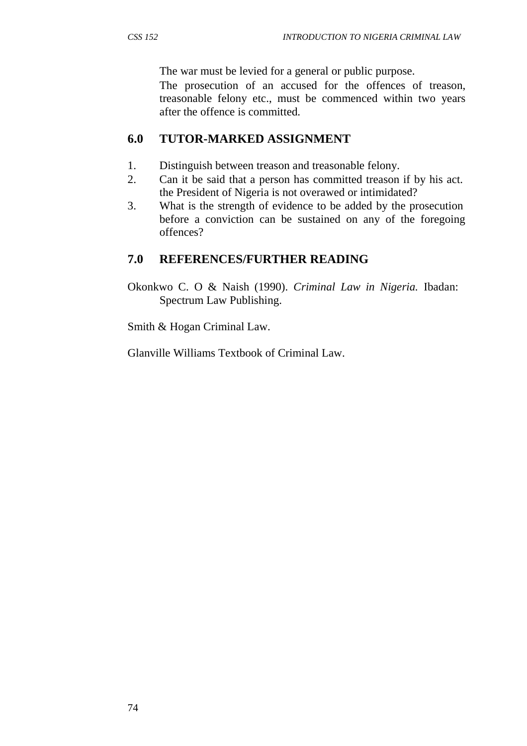The war must be levied for a general or public purpose.
The prosecution of an accused for the offences of treason, treasonable felony etc., must be commenced within two years after the offence is committed.

## 6.0 TUTOR-MARKED ASSIGNMENT

1. Distinguish between treason and treasonable felony.
2. Can it be said that a person has committed treason if by his act. the President of Nigeria is not overawed or intimidated?
3. What is the strength of evidence to be added by the prosecution before a conviction can be sustained on any of the foregoing offences?

## 7.0 REFERENCES/FURTHER READING

Okonkwo C. O & Naish (1990). *Criminal Law in Nigeria.* Ibadan: Spectrum Law Publishing.

Smith & Hogan Criminal Law.

Glanville Williams Textbook of Criminal Law.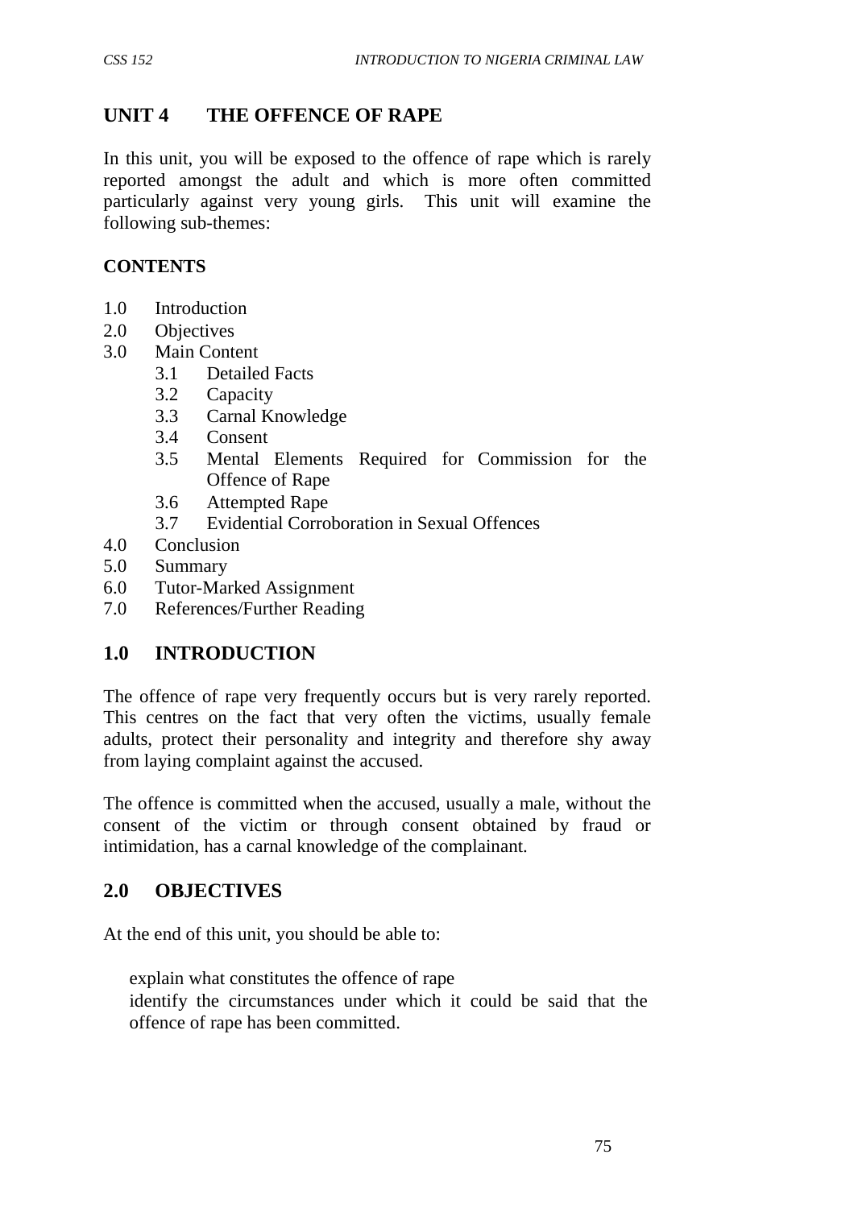# UNIT 4 THE OFFENCE OF RAPE

In this unit, you will be exposed to the offence of rape which is rarely reported amongst the adult and which is more often committed particularly against very young girls. This unit will examine the following sub-themes:

**CONTENTS**

1.0 Introduction
2.0 Objectives
3.0 Main Content
 3.1 Detailed Facts
 3.2 Capacity
 3.3 Carnal Knowledge
 3.4 Consent
 3.5 Mental Elements Required for Commission for the Offence of Rape
 3.6 Attempted Rape
 3.7 Evidential Corroboration in Sexual Offences
4.0 Conclusion
5.0 Summary
6.0 Tutor-Marked Assignment
7.0 References/Further Reading

## 1.0 INTRODUCTION

The offence of rape very frequently occurs but is very rarely reported. This centres on the fact that very often the victims, usually female adults, protect their personality and integrity and therefore shy away from laying complaint against the accused.

The offence is committed when the accused, usually a male, without the consent of the victim or through consent obtained by fraud or intimidation, has a carnal knowledge of the complainant.

## 2.0 OBJECTIVES

At the end of this unit, you should be able to:

- explain what constitutes the offence of rape
- identify the circumstances under which it could be said that the offence of rape has been committed.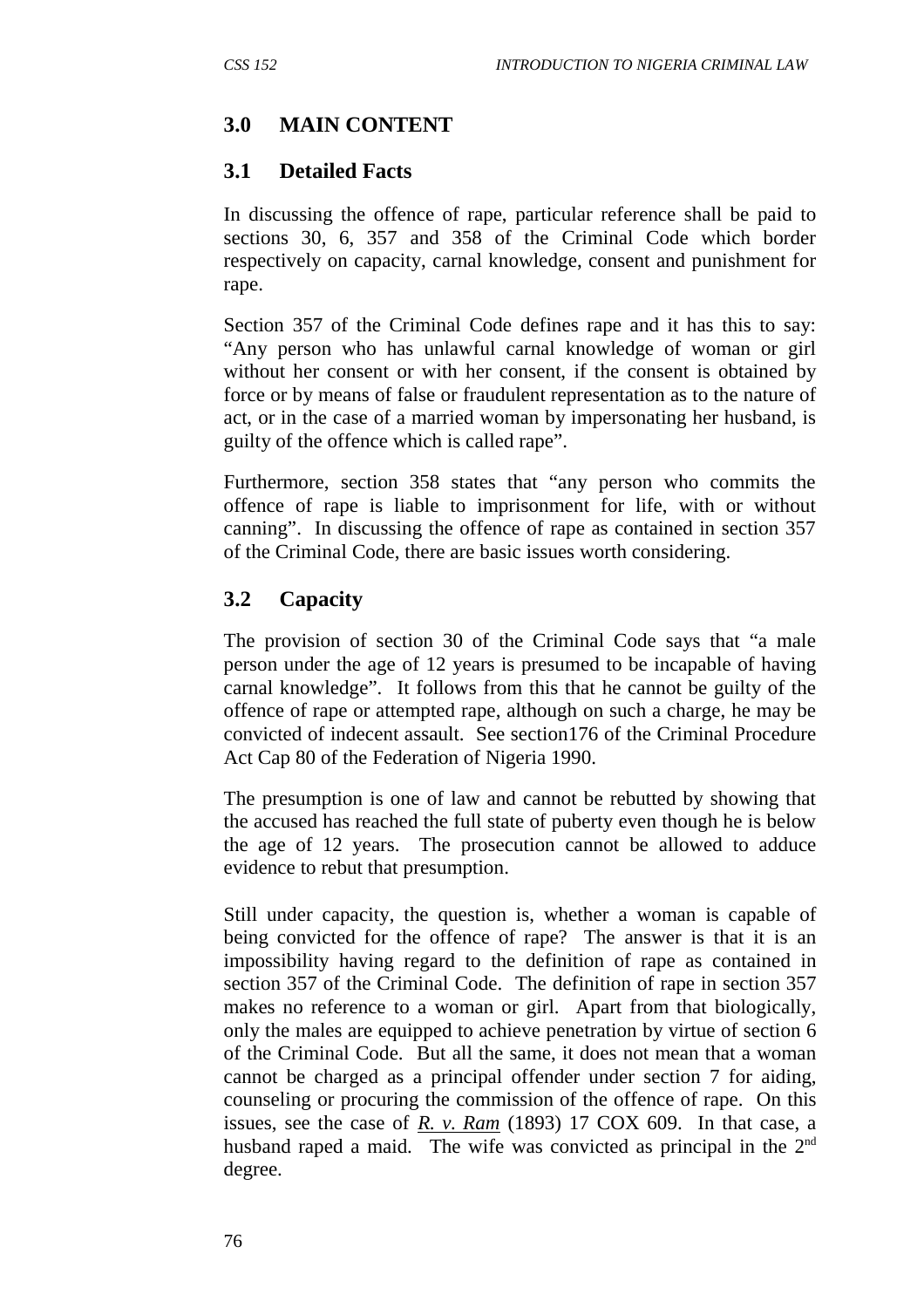## 3.0 MAIN CONTENT

### 3.1 Detailed Facts

In discussing the offence of rape, particular reference shall be paid to sections 30, 6, 357 and 358 of the Criminal Code which border respectively on capacity, carnal knowledge, consent and punishment for rape.

Section 357 of the Criminal Code defines rape and it has this to say: "Any person who has unlawful carnal knowledge of woman or girl without her consent or with her consent, if the consent is obtained by force or by means of false or fraudulent representation as to the nature of act, or in the case of a married woman by impersonating her husband, is guilty of the offence which is called rape".

Furthermore, section 358 states that "any person who commits the offence of rape is liable to imprisonment for life, with or without canning". In discussing the offence of rape as contained in section 357 of the Criminal Code, there are basic issues worth considering.

### 3.2 Capacity

The provision of section 30 of the Criminal Code says that "a male person under the age of 12 years is presumed to be incapable of having carnal knowledge". It follows from this that he cannot be guilty of the offence of rape or attempted rape, although on such a charge, he may be convicted of indecent assault. See section176 of the Criminal Procedure Act Cap 80 of the Federation of Nigeria 1990.

The presumption is one of law and cannot be rebutted by showing that the accused has reached the full state of puberty even though he is below the age of 12 years. The prosecution cannot be allowed to adduce evidence to rebut that presumption.

Still under capacity, the question is, whether a woman is capable of being convicted for the offence of rape? The answer is that it is an impossibility having regard to the definition of rape as contained in section 357 of the Criminal Code. The definition of rape in section 357 makes no reference to a woman or girl. Apart from that biologically, only the males are equipped to achieve penetration by virtue of section 6 of the Criminal Code. But all the same, it does not mean that a woman cannot be charged as a principal offender under section 7 for aiding, counseling or procuring the commission of the offence of rape. On this issues, see the case of ***R. v. Ram*** (1893) 17 COX 609. In that case, a husband raped a maid. The wife was convicted as principal in the 2nd degree.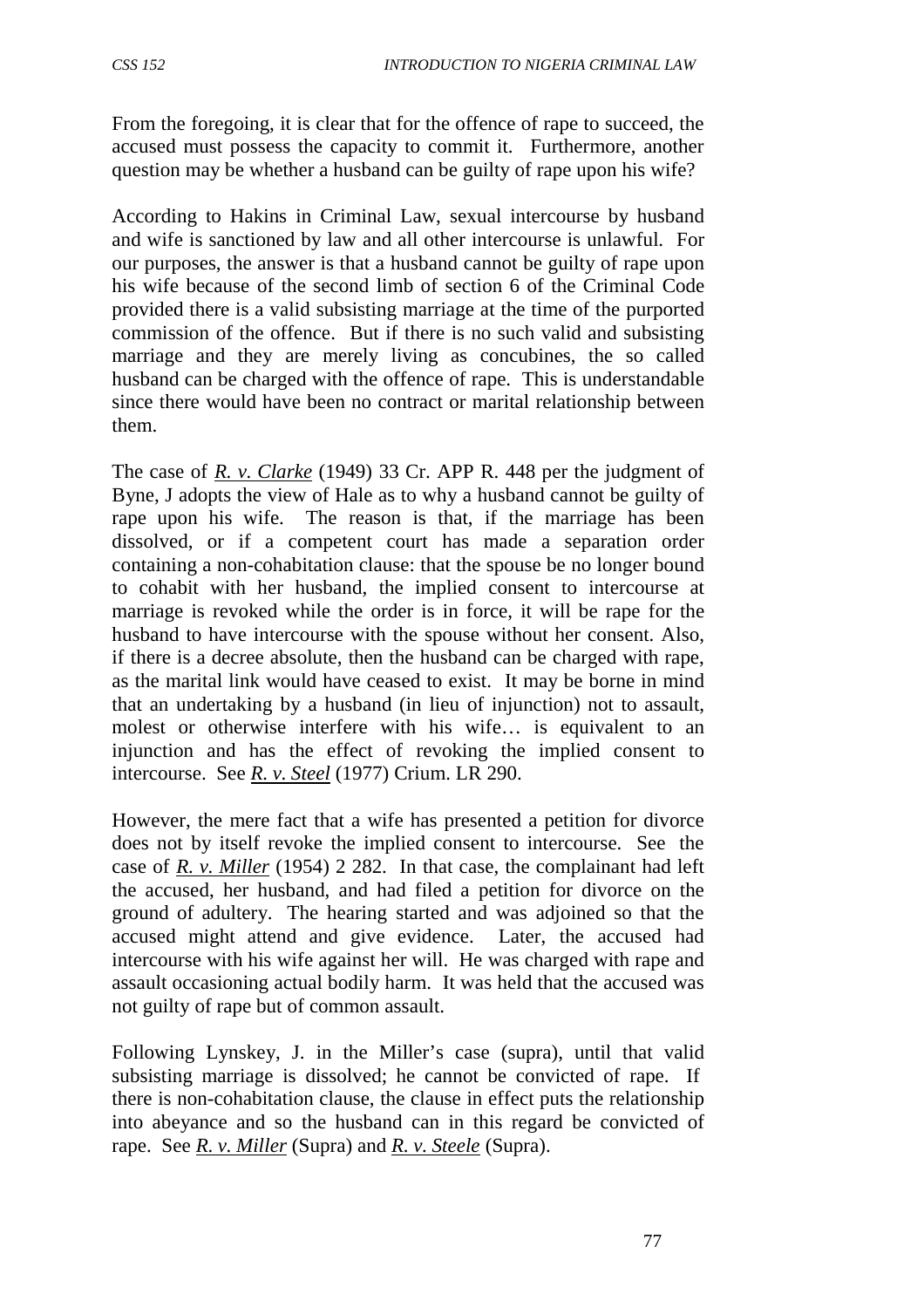From the foregoing, it is clear that for the offence of rape to succeed, the accused must possess the capacity to commit it. Furthermore, another question may be whether a husband can be guilty of rape upon his wife?

According to Hakins in Criminal Law, sexual intercourse by husband and wife is sanctioned by law and all other intercourse is unlawful. For our purposes, the answer is that a husband cannot be guilty of rape upon his wife because of the second limb of section 6 of the Criminal Code provided there is a valid subsisting marriage at the time of the purported commission of the offence. But if there is no such valid and subsisting marriage and they are merely living as concubines, the so called husband can be charged with the offence of rape. This is understandable since there would have been no contract or marital relationship between them.

The case of ***R. v. Clarke*** (1949) 33 Cr. APP R. 448 per the judgment of Byne, J adopts the view of Hale as to why a husband cannot be guilty of rape upon his wife. The reason is that, if the marriage has been dissolved, or if a competent court has made a separation order containing a non-cohabitation clause: that the spouse be no longer bound to cohabit with her husband, the implied consent to intercourse at marriage is revoked while the order is in force, it will be rape for the husband to have intercourse with the spouse without her consent. Also, if there is a decree absolute, then the husband can be charged with rape, as the marital link would have ceased to exist. It may be borne in mind that an undertaking by a husband (in lieu of injunction) not to assault, molest or otherwise interfere with his wife… is equivalent to an injunction and has the effect of revoking the implied consent to intercourse. See ***R. v. Steel*** (1977) Crium. LR 290.

However, the mere fact that a wife has presented a petition for divorce does not by itself revoke the implied consent to intercourse. See the case of ***R. v. Miller*** (1954) 2 282. In that case, the complainant had left the accused, her husband, and had filed a petition for divorce on the ground of adultery. The hearing started and was adjoined so that the accused might attend and give evidence. Later, the accused had intercourse with his wife against her will. He was charged with rape and assault occasioning actual bodily harm. It was held that the accused was not guilty of rape but of common assault.

Following Lynskey, J. in the Miller's case (supra), until that valid subsisting marriage is dissolved; he cannot be convicted of rape. If there is non-cohabitation clause, the clause in effect puts the relationship into abeyance and so the husband can in this regard be convicted of rape. See ***R. v. Miller*** (Supra) and ***R. v. Steele*** (Supra).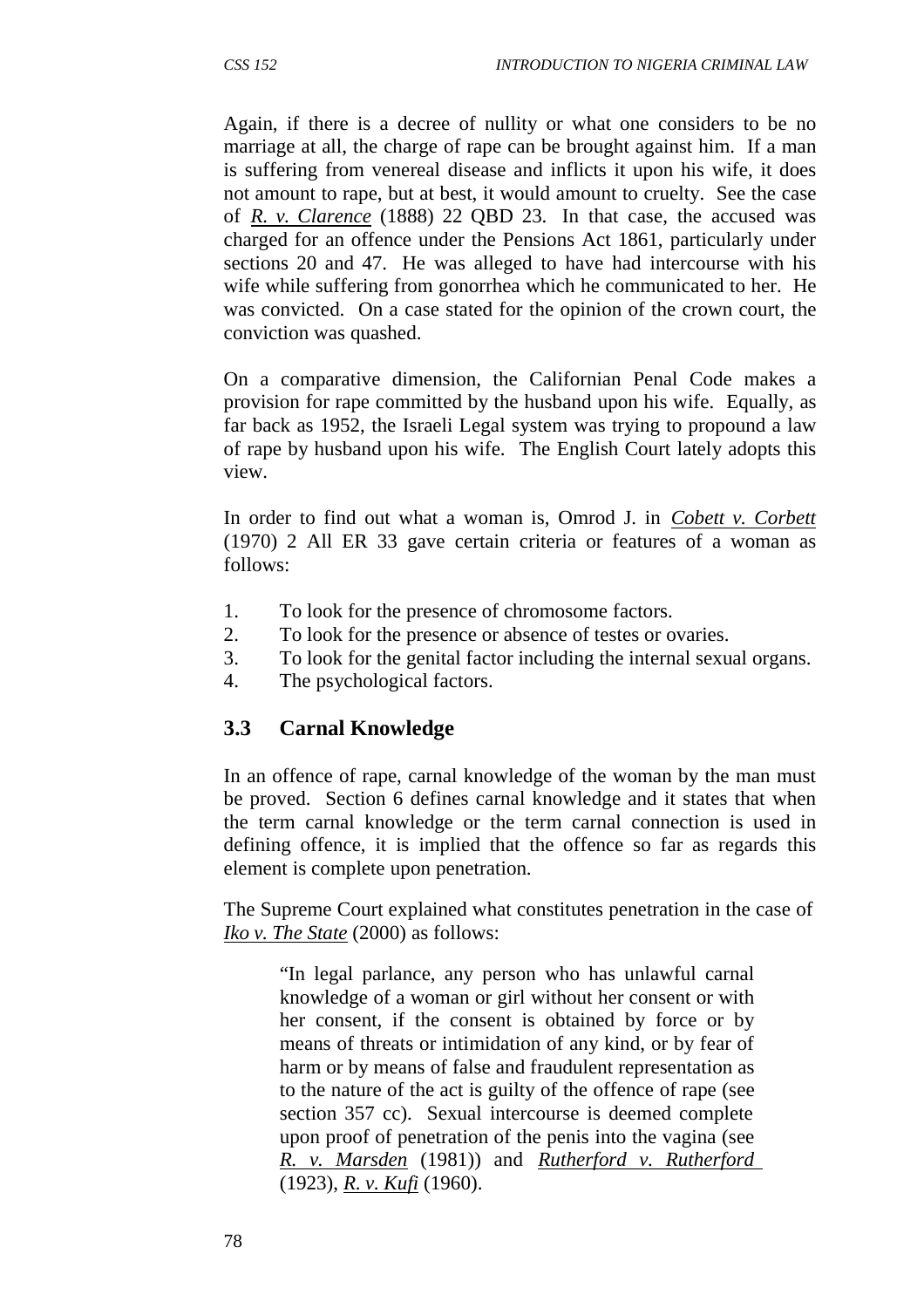Again, if there is a decree of nullity or what one considers to be no marriage at all, the charge of rape can be brought against him. If a man is suffering from venereal disease and inflicts it upon his wife, it does not amount to rape, but at best, it would amount to cruelty. See the case of *R. v. Clarence* (1888) 22 QBD 23. In that case, the accused was charged for an offence under the Pensions Act 1861, particularly under sections 20 and 47. He was alleged to have had intercourse with his wife while suffering from gonorrhea which he communicated to her. He was convicted. On a case stated for the opinion of the crown court, the conviction was quashed.

On a comparative dimension, the Californian Penal Code makes a provision for rape committed by the husband upon his wife. Equally, as far back as 1952, the Israeli Legal system was trying to propound a law of rape by husband upon his wife. The English Court lately adopts this view.

In order to find out what a woman is, Omrod J. in *Cobett v. Corbett* (1970) 2 All ER 33 gave certain criteria or features of a woman as follows:

1. To look for the presence of chromosome factors.
2. To look for the presence or absence of testes or ovaries.
3. To look for the genital factor including the internal sexual organs.
4. The psychological factors.

## 3.3 Carnal Knowledge

In an offence of rape, carnal knowledge of the woman by the man must be proved. Section 6 defines carnal knowledge and it states that when the term carnal knowledge or the term carnal connection is used in defining offence, it is implied that the offence so far as regards this element is complete upon penetration.

The Supreme Court explained what constitutes penetration in the case of *Iko v. The State* (2000) as follows:

> "In legal parlance, any person who has unlawful carnal knowledge of a woman or girl without her consent or with her consent, if the consent is obtained by force or by means of threats or intimidation of any kind, or by fear of harm or by means of false and fraudulent representation as to the nature of the act is guilty of the offence of rape (see section 357 cc). Sexual intercourse is deemed complete upon proof of penetration of the penis into the vagina (see *R. v. Marsden* (1981)) and *Rutherford v. Rutherford* (1923), *R. v. Kufi* (1960).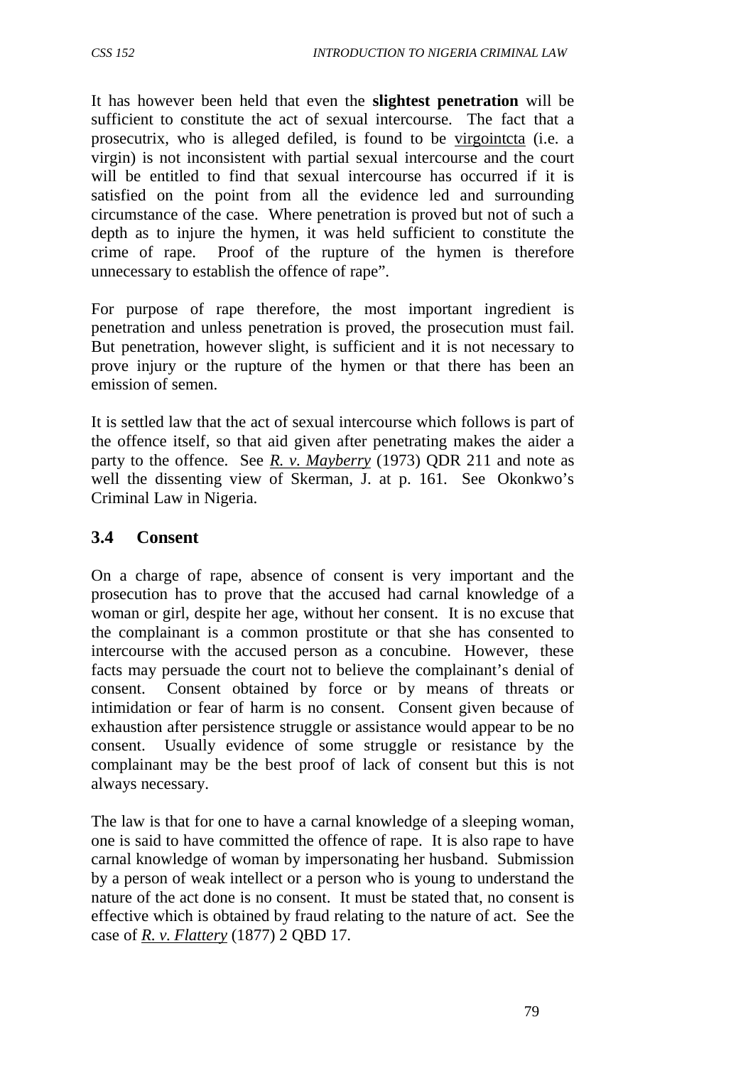It has however been held that even the **slightest penetration** will be sufficient to constitute the act of sexual intercourse. The fact that a prosecutrix, who is alleged defiled, is found to be virgointcta (i.e. a virgin) is not inconsistent with partial sexual intercourse and the court will be entitled to find that sexual intercourse has occurred if it is satisfied on the point from all the evidence led and surrounding circumstance of the case. Where penetration is proved but not of such a depth as to injure the hymen, it was held sufficient to constitute the crime of rape. Proof of the rupture of the hymen is therefore unnecessary to establish the offence of rape".

For purpose of rape therefore, the most important ingredient is penetration and unless penetration is proved, the prosecution must fail. But penetration, however slight, is sufficient and it is not necessary to prove injury or the rupture of the hymen or that there has been an emission of semen.

It is settled law that the act of sexual intercourse which follows is part of the offence itself, so that aid given after penetrating makes the aider a party to the offence. See *R. v. Mayberry* (1973) QDR 211 and note as well the dissenting view of Skerman, J. at p. 161. See Okonkwo's Criminal Law in Nigeria.

## 3.4 Consent

On a charge of rape, absence of consent is very important and the prosecution has to prove that the accused had carnal knowledge of a woman or girl, despite her age, without her consent. It is no excuse that the complainant is a common prostitute or that she has consented to intercourse with the accused person as a concubine. However, these facts may persuade the court not to believe the complainant's denial of consent. Consent obtained by force or by means of threats or intimidation or fear of harm is no consent. Consent given because of exhaustion after persistence struggle or assistance would appear to be no consent. Usually evidence of some struggle or resistance by the complainant may be the best proof of lack of consent but this is not always necessary.

The law is that for one to have a carnal knowledge of a sleeping woman, one is said to have committed the offence of rape. It is also rape to have carnal knowledge of woman by impersonating her husband. Submission by a person of weak intellect or a person who is young to understand the nature of the act done is no consent. It must be stated that, no consent is effective which is obtained by fraud relating to the nature of act. See the case of *R. v. Flattery* (1877) 2 QBD 17.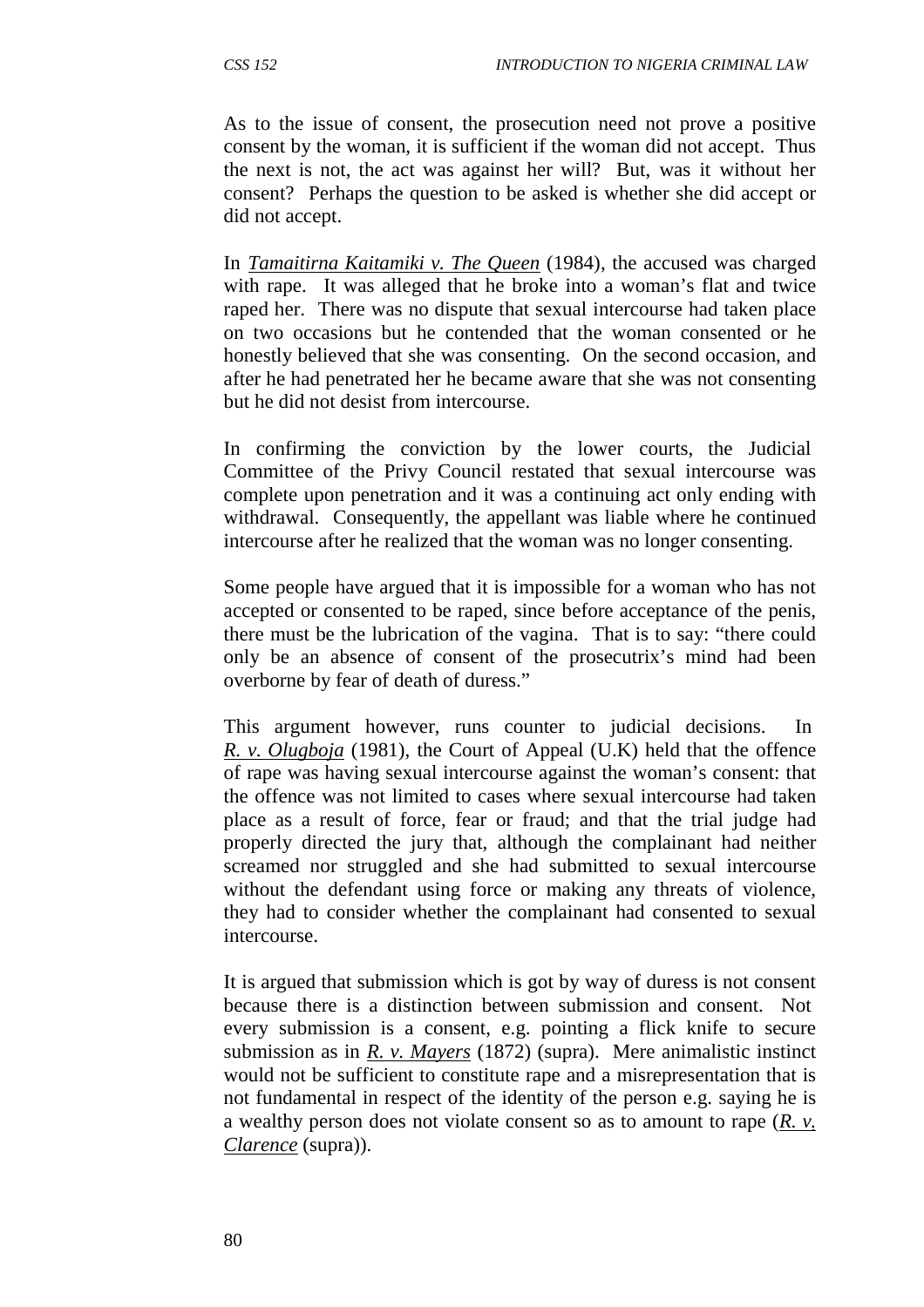As to the issue of consent, the prosecution need not prove a positive consent by the woman, it is sufficient if the woman did not accept. Thus the next is not, the act was against her will? But, was it without her consent? Perhaps the question to be asked is whether she did accept or did not accept.

In ***Tamaitirna Kaitamiki v. The Queen*** (1984), the accused was charged with rape. It was alleged that he broke into a woman's flat and twice raped her. There was no dispute that sexual intercourse had taken place on two occasions but he contended that the woman consented or he honestly believed that she was consenting. On the second occasion, and after he had penetrated her he became aware that she was not consenting but he did not desist from intercourse.

In confirming the conviction by the lower courts, the Judicial Committee of the Privy Council restated that sexual intercourse was complete upon penetration and it was a continuing act only ending with withdrawal. Consequently, the appellant was liable where he continued intercourse after he realized that the woman was no longer consenting.

Some people have argued that it is impossible for a woman who has not accepted or consented to be raped, since before acceptance of the penis, there must be the lubrication of the vagina. That is to say: "there could only be an absence of consent of the prosecutrix's mind had been overborne by fear of death of duress."

This argument however, runs counter to judicial decisions. In ***R. v. Olugboja*** (1981), the Court of Appeal (U.K) held that the offence of rape was having sexual intercourse against the woman's consent: that the offence was not limited to cases where sexual intercourse had taken place as a result of force, fear or fraud; and that the trial judge had properly directed the jury that, although the complainant had neither screamed nor struggled and she had submitted to sexual intercourse without the defendant using force or making any threats of violence, they had to consider whether the complainant had consented to sexual intercourse.

It is argued that submission which is got by way of duress is not consent because there is a distinction between submission and consent. Not every submission is a consent, e.g. pointing a flick knife to secure submission as in ***R. v. Mayers*** (1872) (supra). Mere animalistic instinct would not be sufficient to constitute rape and a misrepresentation that is not fundamental in respect of the identity of the person e.g. saying he is a wealthy person does not violate consent so as to amount to rape (***R. v. Clarence*** (supra)).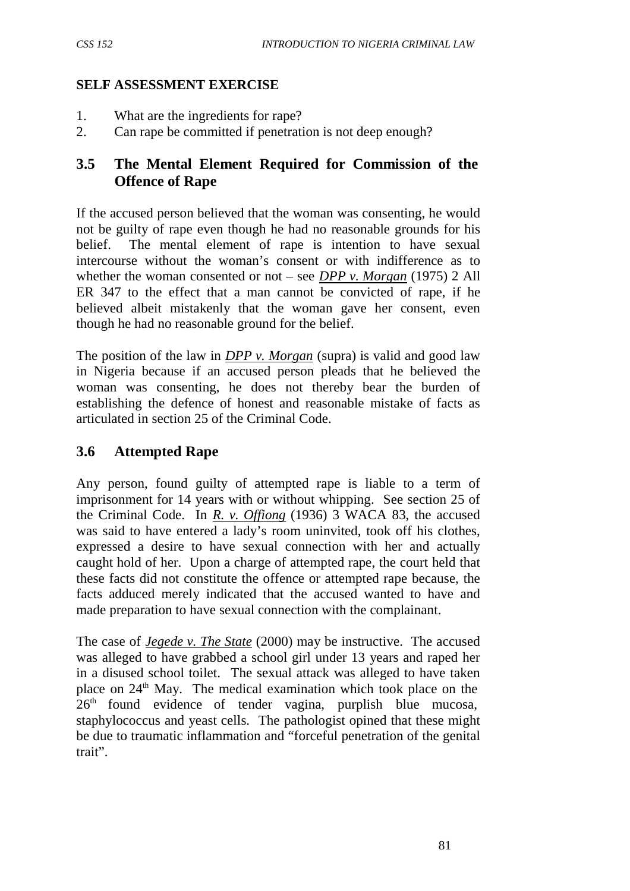**SELF ASSESSMENT EXERCISE**

1. What are the ingredients for rape?
2. Can rape be committed if penetration is not deep enough?

## 3.5 The Mental Element Required for Commission of the Offence of Rape

If the accused person believed that the woman was consenting, he would not be guilty of rape even though he had no reasonable grounds for his belief. The mental element of rape is intention to have sexual intercourse without the woman's consent or with indifference as to whether the woman consented or not – see ***DPP v. Morgan*** (1975) 2 All ER 347 to the effect that a man cannot be convicted of rape, if he believed albeit mistakenly that the woman gave her consent, even though he had no reasonable ground for the belief.

The position of the law in ***DPP v. Morgan*** (supra) is valid and good law in Nigeria because if an accused person pleads that he believed the woman was consenting, he does not thereby bear the burden of establishing the defence of honest and reasonable mistake of facts as articulated in section 25 of the Criminal Code.

## 3.6 Attempted Rape

Any person, found guilty of attempted rape is liable to a term of imprisonment for 14 years with or without whipping. See section 25 of the Criminal Code. In *R. v. Offiong* (1936) 3 WACA 83, the accused was said to have entered a lady's room uninvited, took off his clothes, expressed a desire to have sexual connection with her and actually caught hold of her. Upon a charge of attempted rape, the court held that these facts did not constitute the offence or attempted rape because, the facts adduced merely indicated that the accused wanted to have and made preparation to have sexual connection with the complainant.

The case of *Jegede v. The State* (2000) may be instructive. The accused was alleged to have grabbed a school girl under 13 years and raped her in a disused school toilet. The sexual attack was alleged to have taken place on 24th May. The medical examination which took place on the 26th found evidence of tender vagina, purplish blue mucosa, staphylococcus and yeast cells. The pathologist opined that these might be due to traumatic inflammation and "forceful penetration of the genital trait".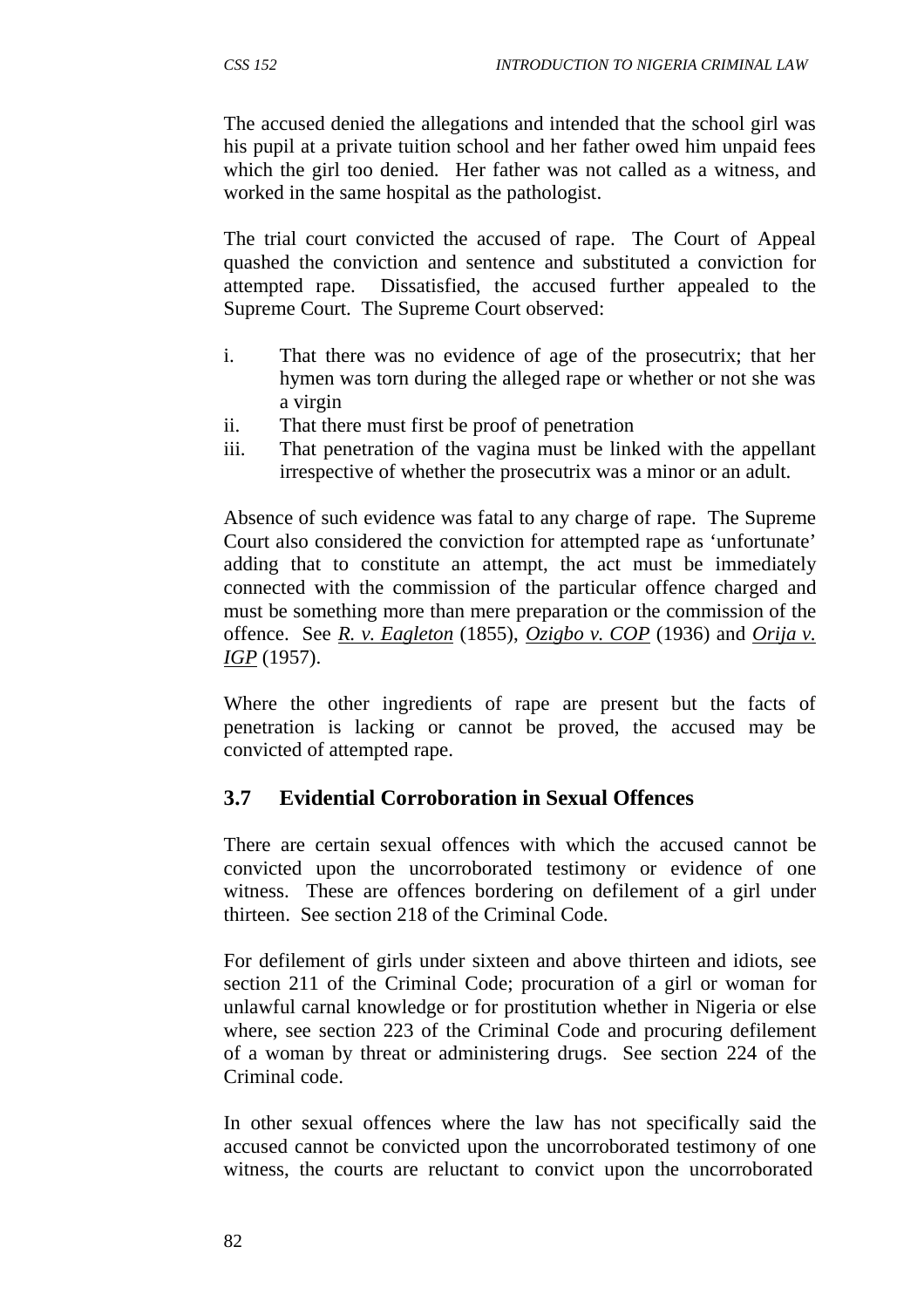The accused denied the allegations and intended that the school girl was his pupil at a private tuition school and her father owed him unpaid fees which the girl too denied. Her father was not called as a witness, and worked in the same hospital as the pathologist.

The trial court convicted the accused of rape. The Court of Appeal quashed the conviction and sentence and substituted a conviction for attempted rape. Dissatisfied, the accused further appealed to the Supreme Court. The Supreme Court observed:

i. That there was no evidence of age of the prosecutrix; that her hymen was torn during the alleged rape or whether or not she was a virgin
ii. That there must first be proof of penetration
iii. That penetration of the vagina must be linked with the appellant irrespective of whether the prosecutrix was a minor or an adult.

Absence of such evidence was fatal to any charge of rape. The Supreme Court also considered the conviction for attempted rape as 'unfortunate' adding that to constitute an attempt, the act must be immediately connected with the commission of the particular offence charged and must be something more than mere preparation or the commission of the offence. See *R. v. Eagleton* (1855), *Ozigbo v. COP* (1936) and *Orija v. IGP* (1957).

Where the other ingredients of rape are present but the facts of penetration is lacking or cannot be proved, the accused may be convicted of attempted rape.

## 3.7 Evidential Corroboration in Sexual Offences

There are certain sexual offences with which the accused cannot be convicted upon the uncorroborated testimony or evidence of one witness. These are offences bordering on defilement of a girl under thirteen. See section 218 of the Criminal Code.

For defilement of girls under sixteen and above thirteen and idiots, see section 211 of the Criminal Code; procuration of a girl or woman for unlawful carnal knowledge or for prostitution whether in Nigeria or else where, see section 223 of the Criminal Code and procuring defilement of a woman by threat or administering drugs. See section 224 of the Criminal code.

In other sexual offences where the law has not specifically said the accused cannot be convicted upon the uncorroborated testimony of one witness, the courts are reluctant to convict upon the uncorroborated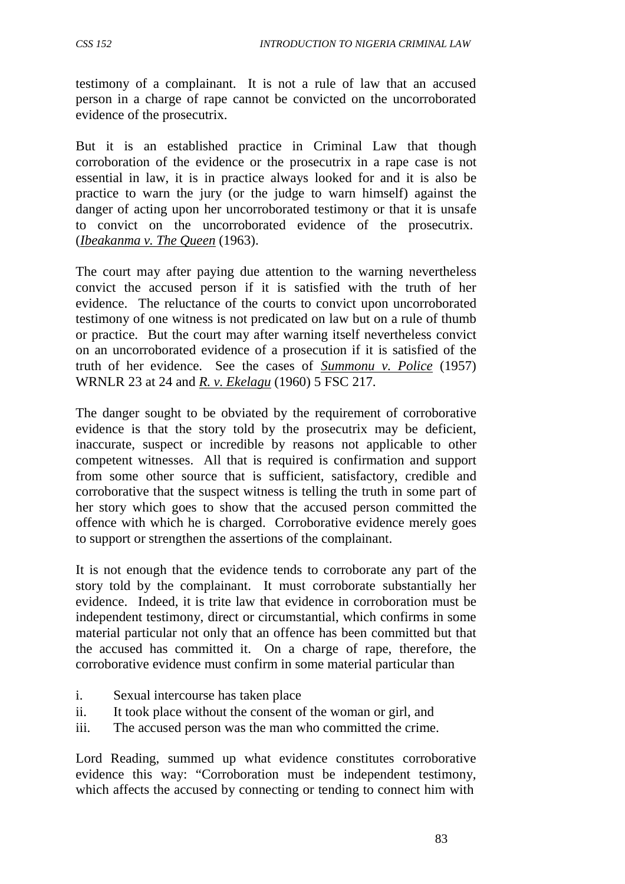testimony of a complainant. It is not a rule of law that an accused person in a charge of rape cannot be convicted on the uncorroborated evidence of the prosecutrix.

But it is an established practice in Criminal Law that though corroboration of the evidence or the prosecutrix in a rape case is not essential in law, it is in practice always looked for and it is also be practice to warn the jury (or the judge to warn himself) against the danger of acting upon her uncorroborated testimony or that it is unsafe to convict on the uncorroborated evidence of the prosecutrix. (*Ibeakanma v. The Queen* (1963).

The court may after paying due attention to the warning nevertheless convict the accused person if it is satisfied with the truth of her evidence. The reluctance of the courts to convict upon uncorroborated testimony of one witness is not predicated on law but on a rule of thumb or practice. But the court may after warning itself nevertheless convict on an uncorroborated evidence of a prosecution if it is satisfied of the truth of her evidence. See the cases of *Summonu v. Police* (1957) WRNLR 23 at 24 and *R. v. Ekelagu* (1960) 5 FSC 217.

The danger sought to be obviated by the requirement of corroborative evidence is that the story told by the prosecutrix may be deficient, inaccurate, suspect or incredible by reasons not applicable to other competent witnesses. All that is required is confirmation and support from some other source that is sufficient, satisfactory, credible and corroborative that the suspect witness is telling the truth in some part of her story which goes to show that the accused person committed the offence with which he is charged. Corroborative evidence merely goes to support or strengthen the assertions of the complainant.

It is not enough that the evidence tends to corroborate any part of the story told by the complainant. It must corroborate substantially her evidence. Indeed, it is trite law that evidence in corroboration must be independent testimony, direct or circumstantial, which confirms in some material particular not only that an offence has been committed but that the accused has committed it. On a charge of rape, therefore, the corroborative evidence must confirm in some material particular than

i. Sexual intercourse has taken place
ii. It took place without the consent of the woman or girl, and
iii. The accused person was the man who committed the crime.

Lord Reading, summed up what evidence constitutes corroborative evidence this way: "Corroboration must be independent testimony, which affects the accused by connecting or tending to connect him with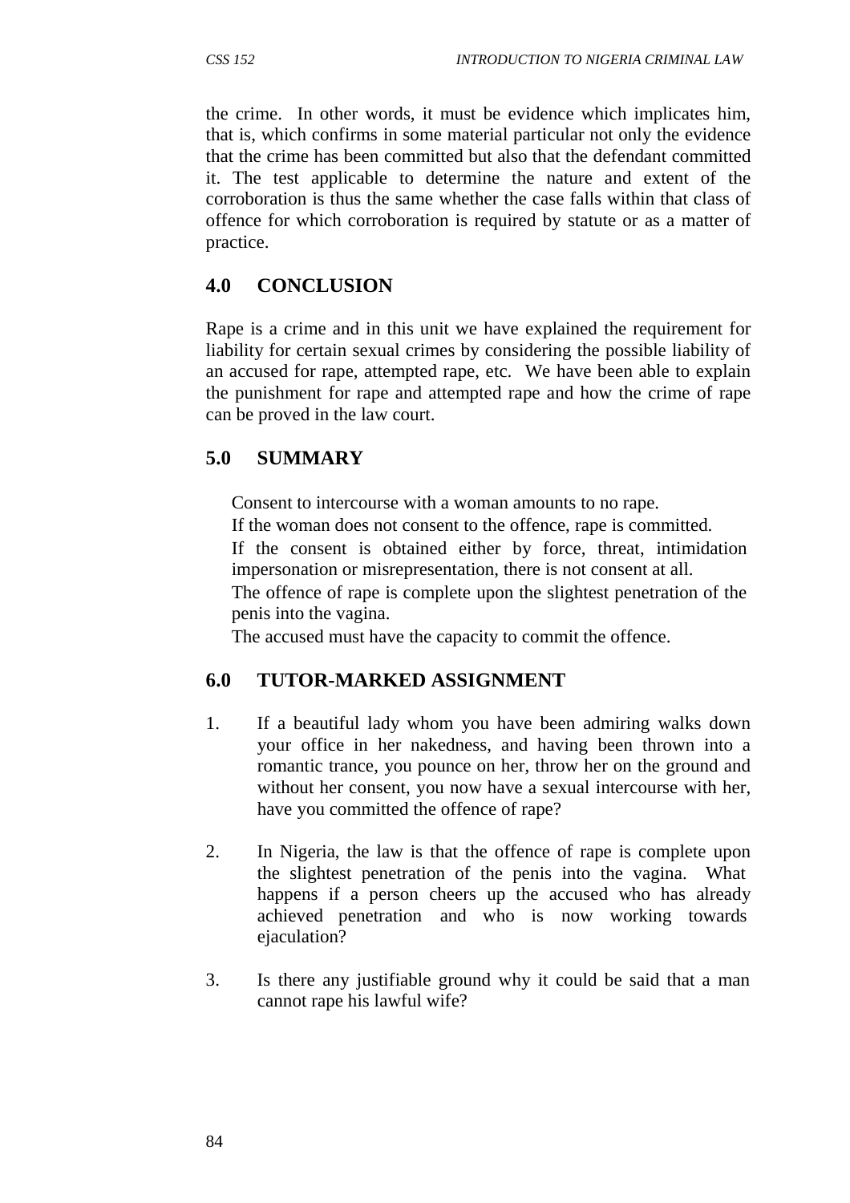the crime. In other words, it must be evidence which implicates him, that is, which confirms in some material particular not only the evidence that the crime has been committed but also that the defendant committed it. The test applicable to determine the nature and extent of the corroboration is thus the same whether the case falls within that class of offence for which corroboration is required by statute or as a matter of practice.

## 4.0 CONCLUSION

Rape is a crime and in this unit we have explained the requirement for liability for certain sexual crimes by considering the possible liability of an accused for rape, attempted rape, etc. We have been able to explain the punishment for rape and attempted rape and how the crime of rape can be proved in the law court.

## 5.0 SUMMARY

- Consent to intercourse with a woman amounts to no rape.
- If the woman does not consent to the offence, rape is committed.
- If the consent is obtained either by force, threat, intimidation impersonation or misrepresentation, there is not consent at all.
- The offence of rape is complete upon the slightest penetration of the penis into the vagina.
- The accused must have the capacity to commit the offence.

## 6.0 TUTOR-MARKED ASSIGNMENT

1. If a beautiful lady whom you have been admiring walks down your office in her nakedness, and having been thrown into a romantic trance, you pounce on her, throw her on the ground and without her consent, you now have a sexual intercourse with her, have you committed the offence of rape?

2. In Nigeria, the law is that the offence of rape is complete upon the slightest penetration of the penis into the vagina. What happens if a person cheers up the accused who has already achieved penetration and who is now working towards ejaculation?

3. Is there any justifiable ground why it could be said that a man cannot rape his lawful wife?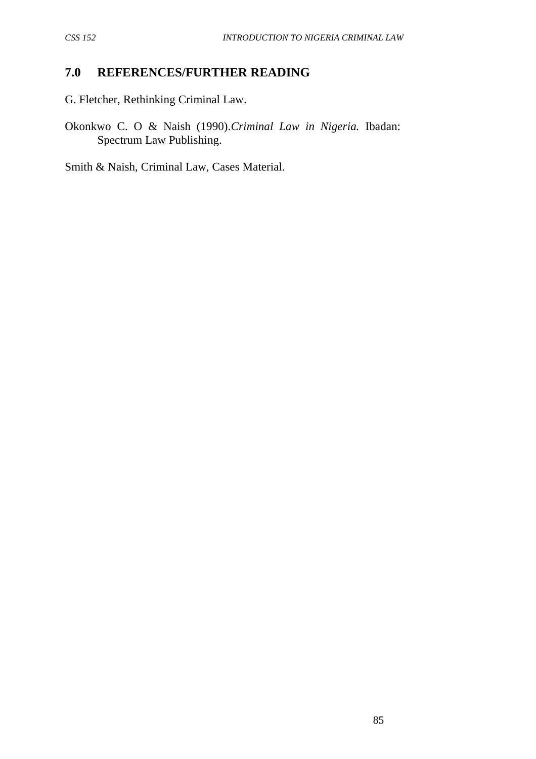## 7.0 REFERENCES/FURTHER READING

G. Fletcher, Rethinking Criminal Law.

Okonkwo C. O & Naish (1990).*Criminal Law in Nigeria.* Ibadan: Spectrum Law Publishing.

Smith & Naish, Criminal Law, Cases Material.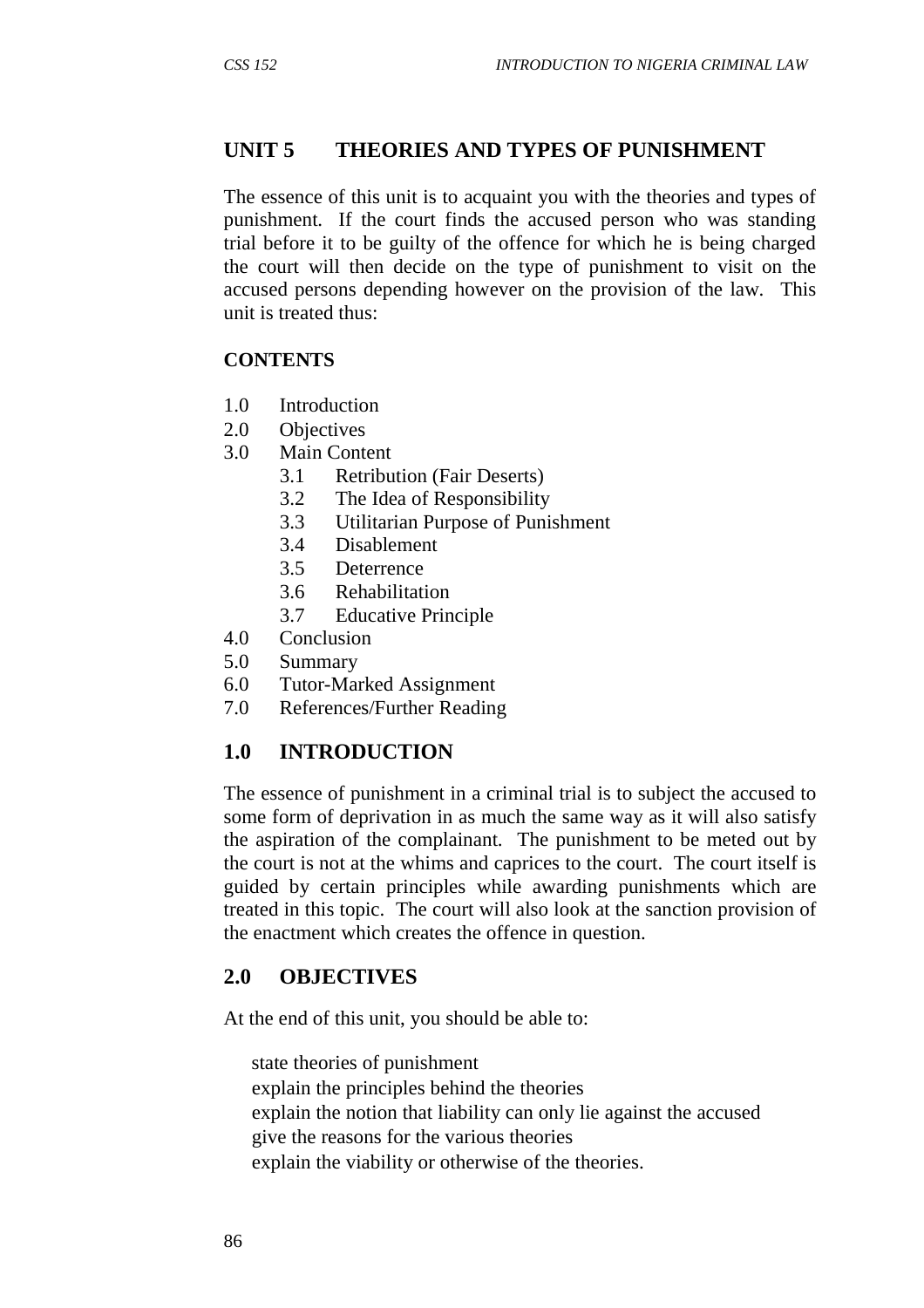## UNIT 5 THEORIES AND TYPES OF PUNISHMENT

The essence of this unit is to acquaint you with the theories and types of punishment. If the court finds the accused person who was standing trial before it to be guilty of the offence for which he is being charged the court will then decide on the type of punishment to visit on the accused persons depending however on the provision of the law. This unit is treated thus:

**CONTENTS**

1.0 Introduction
2.0 Objectives
3.0 Main Content
  3.1 Retribution (Fair Deserts)
  3.2 The Idea of Responsibility
  3.3 Utilitarian Purpose of Punishment
  3.4 Disablement
  3.5 Deterrence
  3.6 Rehabilitation
  3.7 Educative Principle
4.0 Conclusion
5.0 Summary
6.0 Tutor-Marked Assignment
7.0 References/Further Reading

## 1.0 INTRODUCTION

The essence of punishment in a criminal trial is to subject the accused to some form of deprivation in as much the same way as it will also satisfy the aspiration of the complainant. The punishment to be meted out by the court is not at the whims and caprices to the court. The court itself is guided by certain principles while awarding punishments which are treated in this topic. The court will also look at the sanction provision of the enactment which creates the offence in question.

## 2.0 OBJECTIVES

At the end of this unit, you should be able to:

- state theories of punishment
- explain the principles behind the theories
- explain the notion that liability can only lie against the accused
- give the reasons for the various theories
- explain the viability or otherwise of the theories.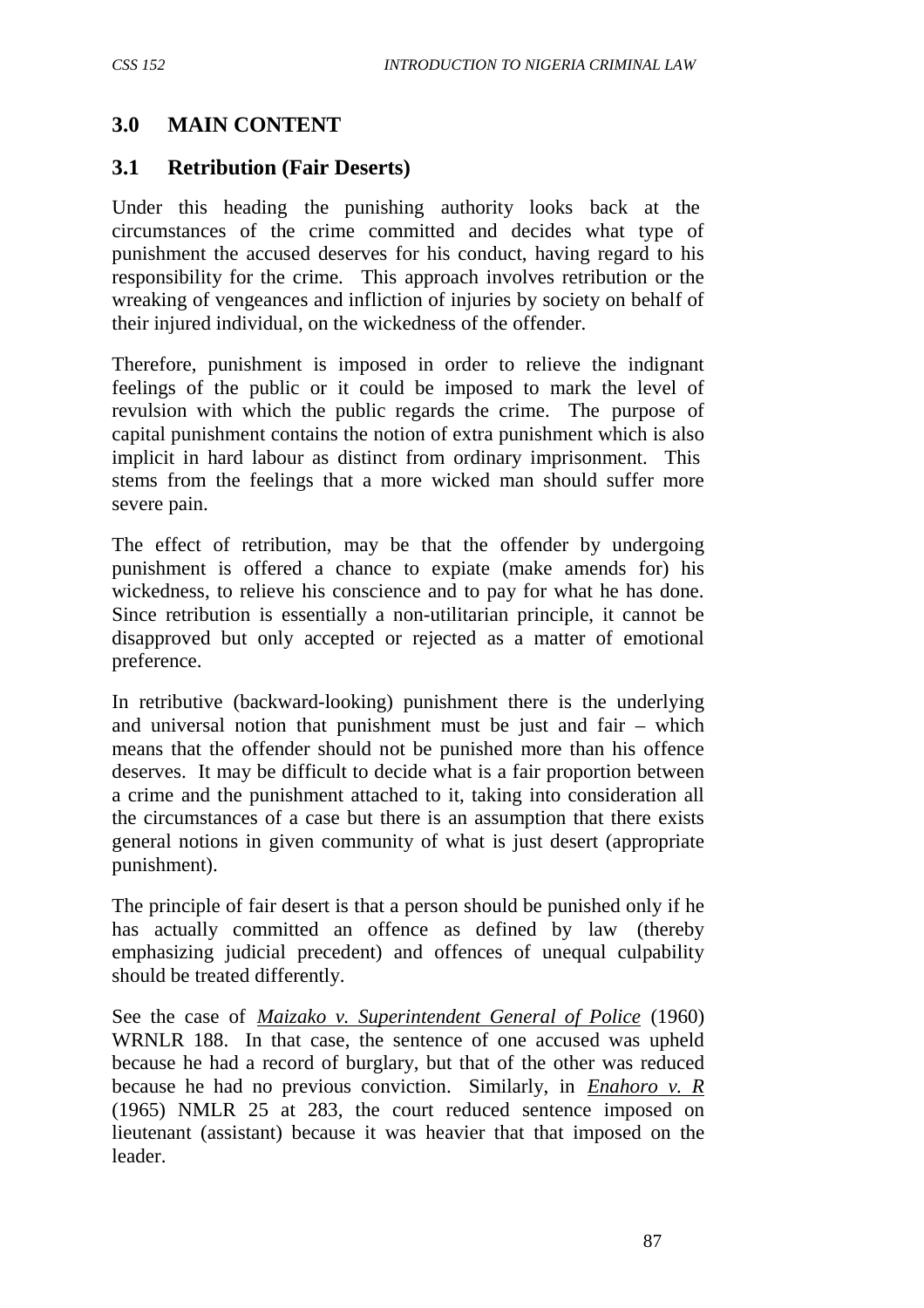## 3.0 MAIN CONTENT

### 3.1 Retribution (Fair Deserts)

Under this heading the punishing authority looks back at the circumstances of the crime committed and decides what type of punishment the accused deserves for his conduct, having regard to his responsibility for the crime. This approach involves retribution or the wreaking of vengeances and infliction of injuries by society on behalf of their injured individual, on the wickedness of the offender.

Therefore, punishment is imposed in order to relieve the indignant feelings of the public or it could be imposed to mark the level of revulsion with which the public regards the crime. The purpose of capital punishment contains the notion of extra punishment which is also implicit in hard labour as distinct from ordinary imprisonment. This stems from the feelings that a more wicked man should suffer more severe pain.

The effect of retribution, may be that the offender by undergoing punishment is offered a chance to expiate (make amends for) his wickedness, to relieve his conscience and to pay for what he has done. Since retribution is essentially a non-utilitarian principle, it cannot be disapproved but only accepted or rejected as a matter of emotional preference.

In retributive (backward-looking) punishment there is the underlying and universal notion that punishment must be just and fair – which means that the offender should not be punished more than his offence deserves. It may be difficult to decide what is a fair proportion between a crime and the punishment attached to it, taking into consideration all the circumstances of a case but there is an assumption that there exists general notions in given community of what is just desert (appropriate punishment).

The principle of fair desert is that a person should be punished only if he has actually committed an offence as defined by law (thereby emphasizing judicial precedent) and offences of unequal culpability should be treated differently.

See the case of ***Maizako v. Superintendent General of Police*** (1960) WRNLR 188. In that case, the sentence of one accused was upheld because he had a record of burglary, but that of the other was reduced because he had no previous conviction. Similarly, in ***Enahoro v. R*** (1965) NMLR 25 at 283, the court reduced sentence imposed on lieutenant (assistant) because it was heavier that that imposed on the leader.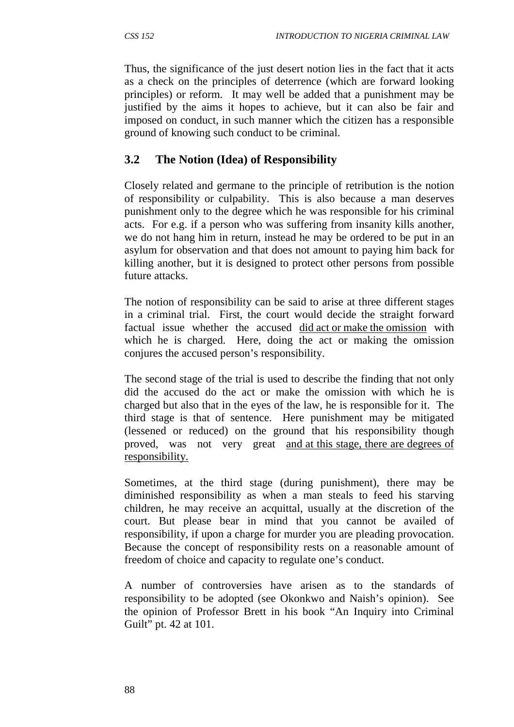Thus, the significance of the just desert notion lies in the fact that it acts as a check on the principles of deterrence (which are forward looking principles) or reform. It may well be added that a punishment may be justified by the aims it hopes to achieve, but it can also be fair and imposed on conduct, in such manner which the citizen has a responsible ground of knowing such conduct to be criminal.

## 3.2 The Notion (Idea) of Responsibility

Closely related and germane to the principle of retribution is the notion of responsibility or culpability. This is also because a man deserves punishment only to the degree which he was responsible for his criminal acts. For e.g. if a person who was suffering from insanity kills another, we do not hang him in return, instead he may be ordered to be put in an asylum for observation and that does not amount to paying him back for killing another, but it is designed to protect other persons from possible future attacks.

The notion of responsibility can be said to arise at three different stages in a criminal trial. First, the court would decide the straight forward factual issue whether the accused <u>did act or make the omission</u> with which he is charged. Here, doing the act or making the omission conjures the accused person's responsibility.

The second stage of the trial is used to describe the finding that not only did the accused do the act or make the omission with which he is charged but also that in the eyes of the law, he is responsible for it. The third stage is that of sentence. Here punishment may be mitigated (lessened or reduced) on the ground that his responsibility though proved, was not very great <u>and at this stage, there are degrees of responsibility.</u>

Sometimes, at the third stage (during punishment), there may be diminished responsibility as when a man steals to feed his starving children, he may receive an acquittal, usually at the discretion of the court. But please bear in mind that you cannot be availed of responsibility, if upon a charge for murder you are pleading provocation. Because the concept of responsibility rests on a reasonable amount of freedom of choice and capacity to regulate one's conduct.

A number of controversies have arisen as to the standards of responsibility to be adopted (see Okonkwo and Naish's opinion). See the opinion of Professor Brett in his book "An Inquiry into Criminal Guilt" pt. 42 at 101.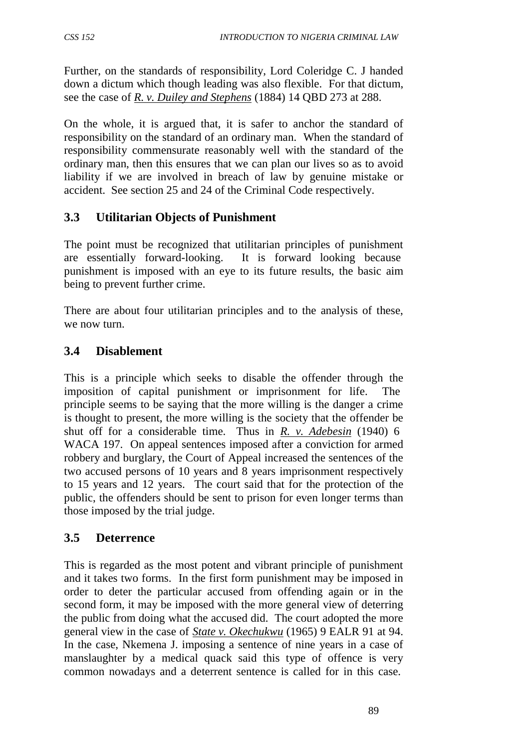Further, on the standards of responsibility, Lord Coleridge C. J handed down a dictum which though leading was also flexible. For that dictum, see the case of ***R. v. Duiley and Stephens*** (1884) 14 QBD 273 at 288.

On the whole, it is argued that, it is safer to anchor the standard of responsibility on the standard of an ordinary man. When the standard of responsibility commensurate reasonably well with the standard of the ordinary man, then this ensures that we can plan our lives so as to avoid liability if we are involved in breach of law by genuine mistake or accident. See section 25 and 24 of the Criminal Code respectively.

## 3.3 Utilitarian Objects of Punishment

The point must be recognized that utilitarian principles of punishment are essentially forward-looking. It is forward looking because punishment is imposed with an eye to its future results, the basic aim being to prevent further crime.

There are about four utilitarian principles and to the analysis of these, we now turn.

## 3.4 Disablement

This is a principle which seeks to disable the offender through the imposition of capital punishment or imprisonment for life. The principle seems to be saying that the more willing is the danger a crime is thought to present, the more willing is the society that the offender be shut off for a considerable time. Thus in ***R. v. Adebesin*** (1940) 6 WACA 197. On appeal sentences imposed after a conviction for armed robbery and burglary, the Court of Appeal increased the sentences of the two accused persons of 10 years and 8 years imprisonment respectively to 15 years and 12 years. The court said that for the protection of the public, the offenders should be sent to prison for even longer terms than those imposed by the trial judge.

## 3.5 Deterrence

This is regarded as the most potent and vibrant principle of punishment and it takes two forms. In the first form punishment may be imposed in order to deter the particular accused from offending again or in the second form, it may be imposed with the more general view of deterring the public from doing what the accused did. The court adopted the more general view in the case of ***State v. Okechukwu*** (1965) 9 EALR 91 at 94. In the case, Nkemena J. imposing a sentence of nine years in a case of manslaughter by a medical quack said this type of offence is very common nowadays and a deterrent sentence is called for in this case.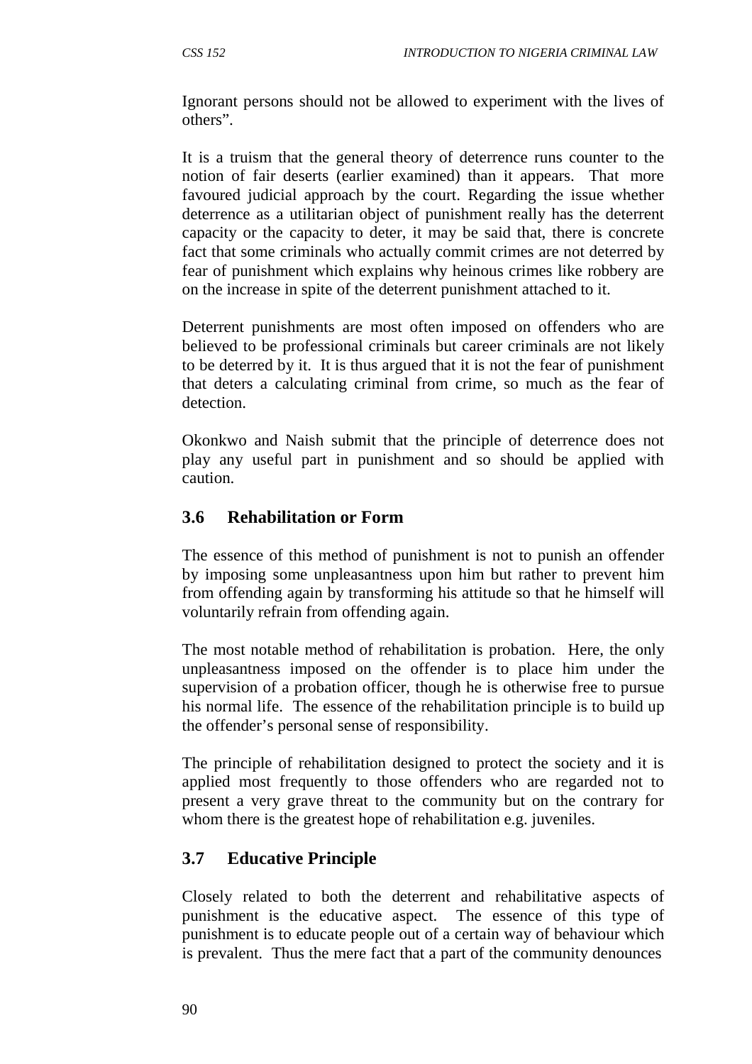Ignorant persons should not be allowed to experiment with the lives of others".

It is a truism that the general theory of deterrence runs counter to the notion of fair deserts (earlier examined) than it appears. That more favoured judicial approach by the court. Regarding the issue whether deterrence as a utilitarian object of punishment really has the deterrent capacity or the capacity to deter, it may be said that, there is concrete fact that some criminals who actually commit crimes are not deterred by fear of punishment which explains why heinous crimes like robbery are on the increase in spite of the deterrent punishment attached to it.

Deterrent punishments are most often imposed on offenders who are believed to be professional criminals but career criminals are not likely to be deterred by it. It is thus argued that it is not the fear of punishment that deters a calculating criminal from crime, so much as the fear of detection.

Okonkwo and Naish submit that the principle of deterrence does not play any useful part in punishment and so should be applied with caution.

## 3.6 Rehabilitation or Form

The essence of this method of punishment is not to punish an offender by imposing some unpleasantness upon him but rather to prevent him from offending again by transforming his attitude so that he himself will voluntarily refrain from offending again.

The most notable method of rehabilitation is probation. Here, the only unpleasantness imposed on the offender is to place him under the supervision of a probation officer, though he is otherwise free to pursue his normal life. The essence of the rehabilitation principle is to build up the offender's personal sense of responsibility.

The principle of rehabilitation designed to protect the society and it is applied most frequently to those offenders who are regarded not to present a very grave threat to the community but on the contrary for whom there is the greatest hope of rehabilitation e.g. juveniles.

## 3.7 Educative Principle

Closely related to both the deterrent and rehabilitative aspects of punishment is the educative aspect. The essence of this type of punishment is to educate people out of a certain way of behaviour which is prevalent. Thus the mere fact that a part of the community denounces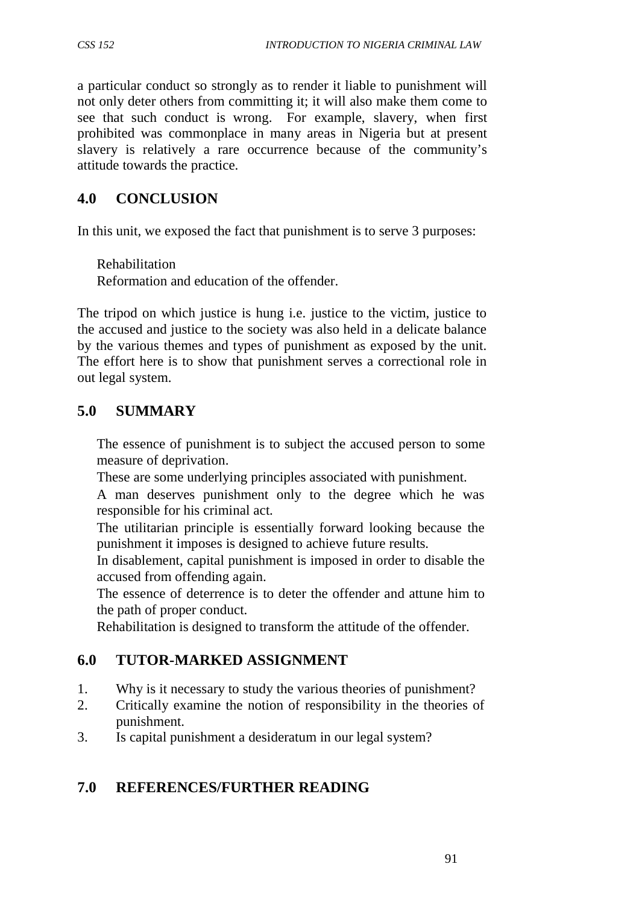a particular conduct so strongly as to render it liable to punishment will not only deter others from committing it; it will also make them come to see that such conduct is wrong. For example, slavery, when first prohibited was commonplace in many areas in Nigeria but at present slavery is relatively a rare occurrence because of the community's attitude towards the practice.

## 4.0 CONCLUSION

In this unit, we exposed the fact that punishment is to serve 3 purposes:

Rehabilitation
Reformation and education of the offender.

The tripod on which justice is hung i.e. justice to the victim, justice to the accused and justice to the society was also held in a delicate balance by the various themes and types of punishment as exposed by the unit. The effort here is to show that punishment serves a correctional role in out legal system.

## 5.0 SUMMARY

The essence of punishment is to subject the accused person to some measure of deprivation.
These are some underlying principles associated with punishment.
A man deserves punishment only to the degree which he was responsible for his criminal act.
The utilitarian principle is essentially forward looking because the punishment it imposes is designed to achieve future results.
In disablement, capital punishment is imposed in order to disable the accused from offending again.
The essence of deterrence is to deter the offender and attune him to the path of proper conduct.
Rehabilitation is designed to transform the attitude of the offender.

## 6.0 TUTOR-MARKED ASSIGNMENT

1. Why is it necessary to study the various theories of punishment?
2. Critically examine the notion of responsibility in the theories of punishment.
3. Is capital punishment a desideratum in our legal system?

## 7.0 REFERENCES/FURTHER READING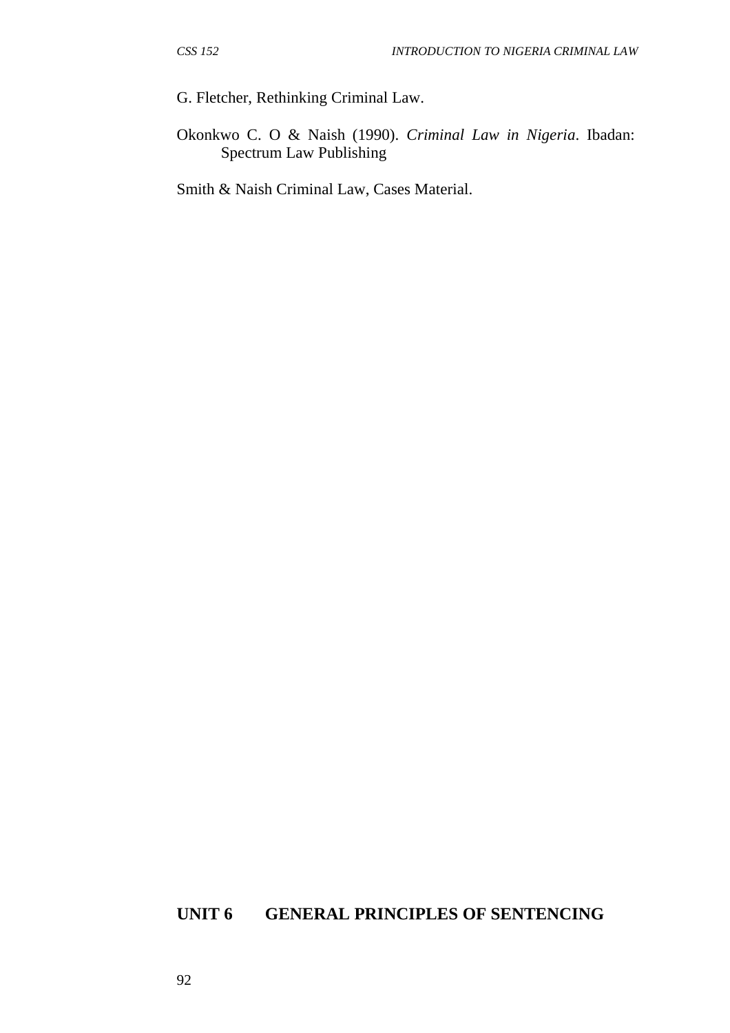G. Fletcher, Rethinking Criminal Law.

Okonkwo C. O & Naish (1990). *Criminal Law in Nigeria*. Ibadan: Spectrum Law Publishing

Smith & Naish Criminal Law, Cases Material.

## UNIT 6 GENERAL PRINCIPLES OF SENTENCING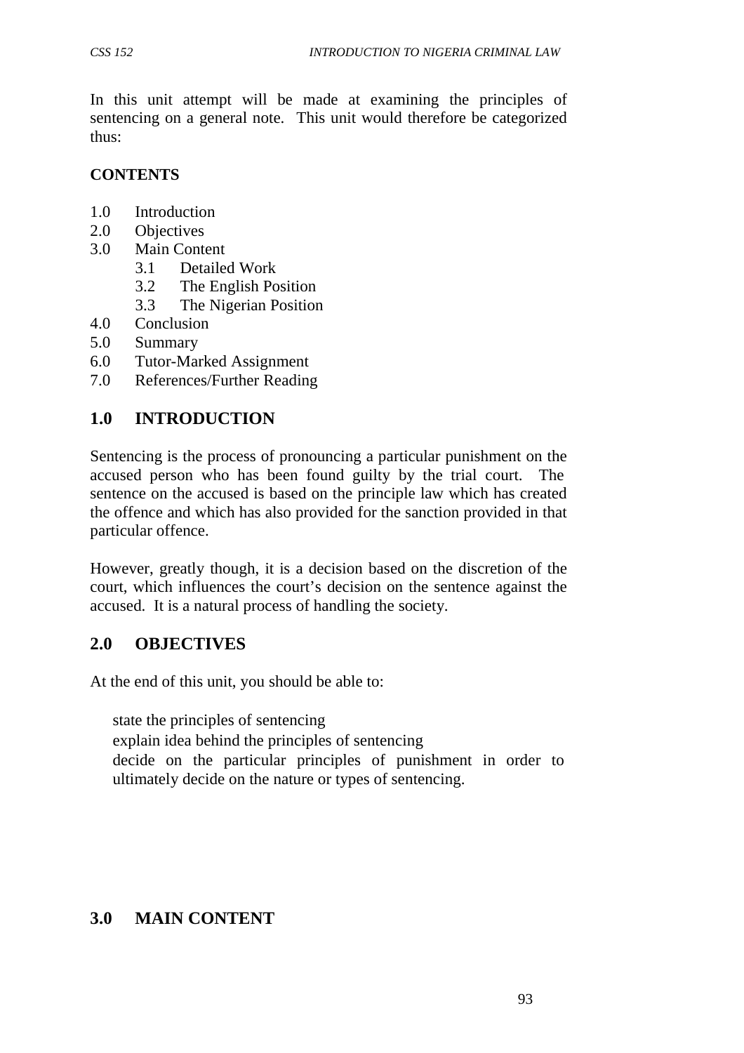In this unit attempt will be made at examining the principles of sentencing on a general note. This unit would therefore be categorized thus:

**CONTENTS**

- 1.0 Introduction
- 2.0 Objectives
- 3.0 Main Content
  - 3.1 Detailed Work
  - 3.2 The English Position
  - 3.3 The Nigerian Position
- 4.0 Conclusion
- 5.0 Summary
- 6.0 Tutor-Marked Assignment
- 7.0 References/Further Reading

## 1.0 INTRODUCTION

Sentencing is the process of pronouncing a particular punishment on the accused person who has been found guilty by the trial court. The sentence on the accused is based on the principle law which has created the offence and which has also provided for the sanction provided in that particular offence.

However, greatly though, it is a decision based on the discretion of the court, which influences the court's decision on the sentence against the accused. It is a natural process of handling the society.

## 2.0 OBJECTIVES

At the end of this unit, you should be able to:

- state the principles of sentencing
- explain idea behind the principles of sentencing
- decide on the particular principles of punishment in order to ultimately decide on the nature or types of sentencing.

## 3.0 MAIN CONTENT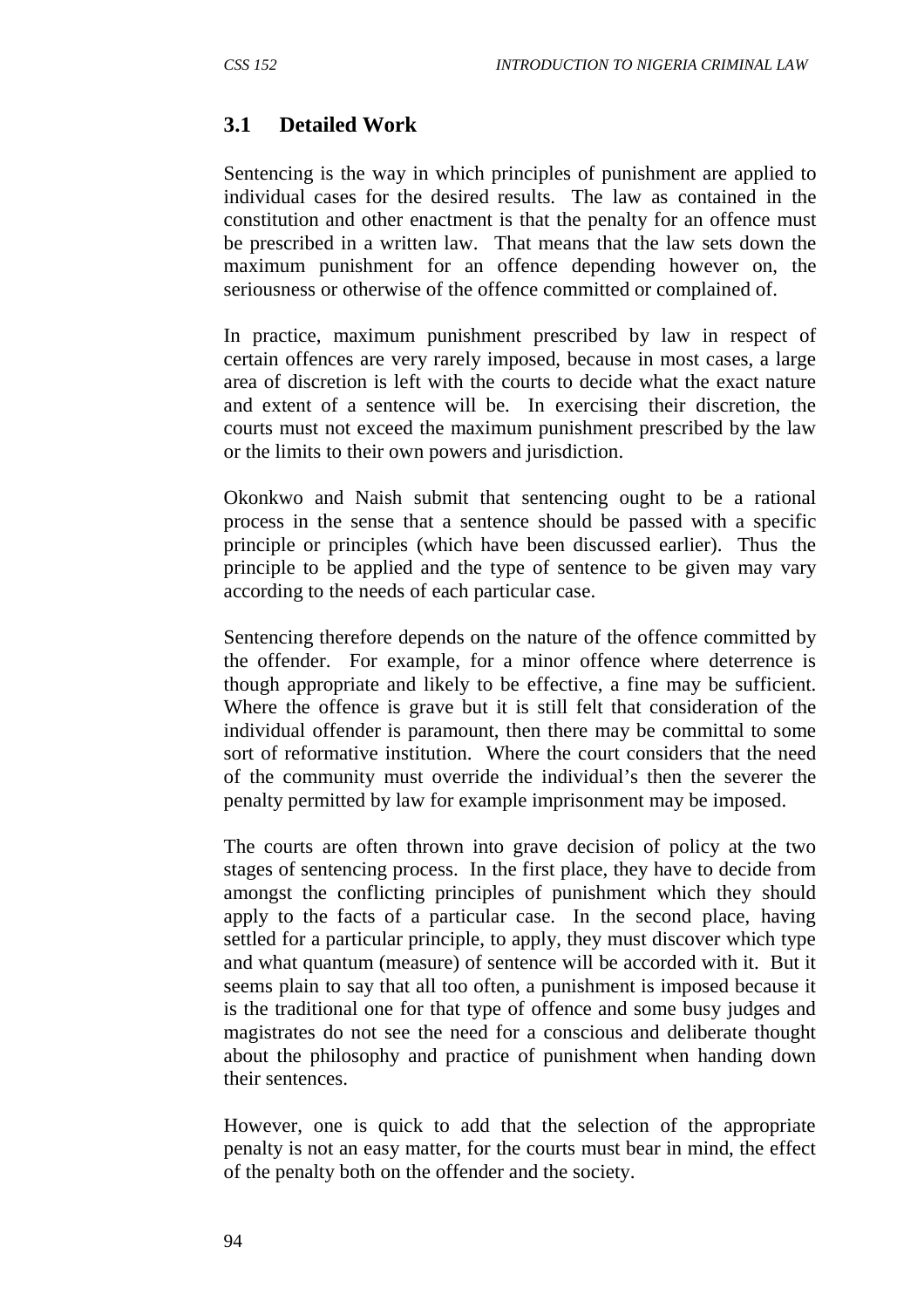## 3.1 Detailed Work

Sentencing is the way in which principles of punishment are applied to individual cases for the desired results. The law as contained in the constitution and other enactment is that the penalty for an offence must be prescribed in a written law. That means that the law sets down the maximum punishment for an offence depending however on, the seriousness or otherwise of the offence committed or complained of.

In practice, maximum punishment prescribed by law in respect of certain offences are very rarely imposed, because in most cases, a large area of discretion is left with the courts to decide what the exact nature and extent of a sentence will be. In exercising their discretion, the courts must not exceed the maximum punishment prescribed by the law or the limits to their own powers and jurisdiction.

Okonkwo and Naish submit that sentencing ought to be a rational process in the sense that a sentence should be passed with a specific principle or principles (which have been discussed earlier). Thus the principle to be applied and the type of sentence to be given may vary according to the needs of each particular case.

Sentencing therefore depends on the nature of the offence committed by the offender. For example, for a minor offence where deterrence is though appropriate and likely to be effective, a fine may be sufficient. Where the offence is grave but it is still felt that consideration of the individual offender is paramount, then there may be committal to some sort of reformative institution. Where the court considers that the need of the community must override the individual's then the severer the penalty permitted by law for example imprisonment may be imposed.

The courts are often thrown into grave decision of policy at the two stages of sentencing process. In the first place, they have to decide from amongst the conflicting principles of punishment which they should apply to the facts of a particular case. In the second place, having settled for a particular principle, to apply, they must discover which type and what quantum (measure) of sentence will be accorded with it. But it seems plain to say that all too often, a punishment is imposed because it is the traditional one for that type of offence and some busy judges and magistrates do not see the need for a conscious and deliberate thought about the philosophy and practice of punishment when handing down their sentences.

However, one is quick to add that the selection of the appropriate penalty is not an easy matter, for the courts must bear in mind, the effect of the penalty both on the offender and the society.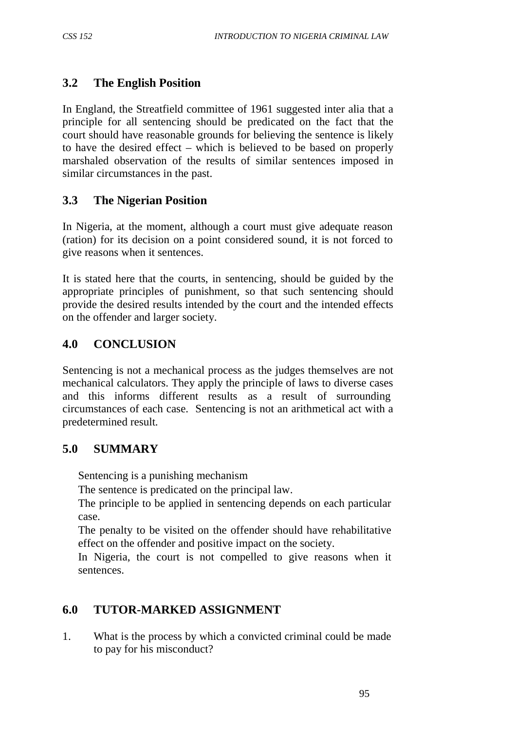## 3.2 The English Position

In England, the Streatfield committee of 1961 suggested inter alia that a principle for all sentencing should be predicated on the fact that the court should have reasonable grounds for believing the sentence is likely to have the desired effect – which is believed to be based on properly marshaled observation of the results of similar sentences imposed in similar circumstances in the past.

## 3.3 The Nigerian Position

In Nigeria, at the moment, although a court must give adequate reason (ration) for its decision on a point considered sound, it is not forced to give reasons when it sentences.

It is stated here that the courts, in sentencing, should be guided by the appropriate principles of punishment, so that such sentencing should provide the desired results intended by the court and the intended effects on the offender and larger society.

## 4.0 CONCLUSION

Sentencing is not a mechanical process as the judges themselves are not mechanical calculators. They apply the principle of laws to diverse cases and this informs different results as a result of surrounding circumstances of each case. Sentencing is not an arithmetical act with a predetermined result.

## 5.0 SUMMARY

- Sentencing is a punishing mechanism
- The sentence is predicated on the principal law.
- The principle to be applied in sentencing depends on each particular case.
- The penalty to be visited on the offender should have rehabilitative effect on the offender and positive impact on the society.
- In Nigeria, the court is not compelled to give reasons when it sentences.

## 6.0 TUTOR-MARKED ASSIGNMENT

1. What is the process by which a convicted criminal could be made to pay for his misconduct?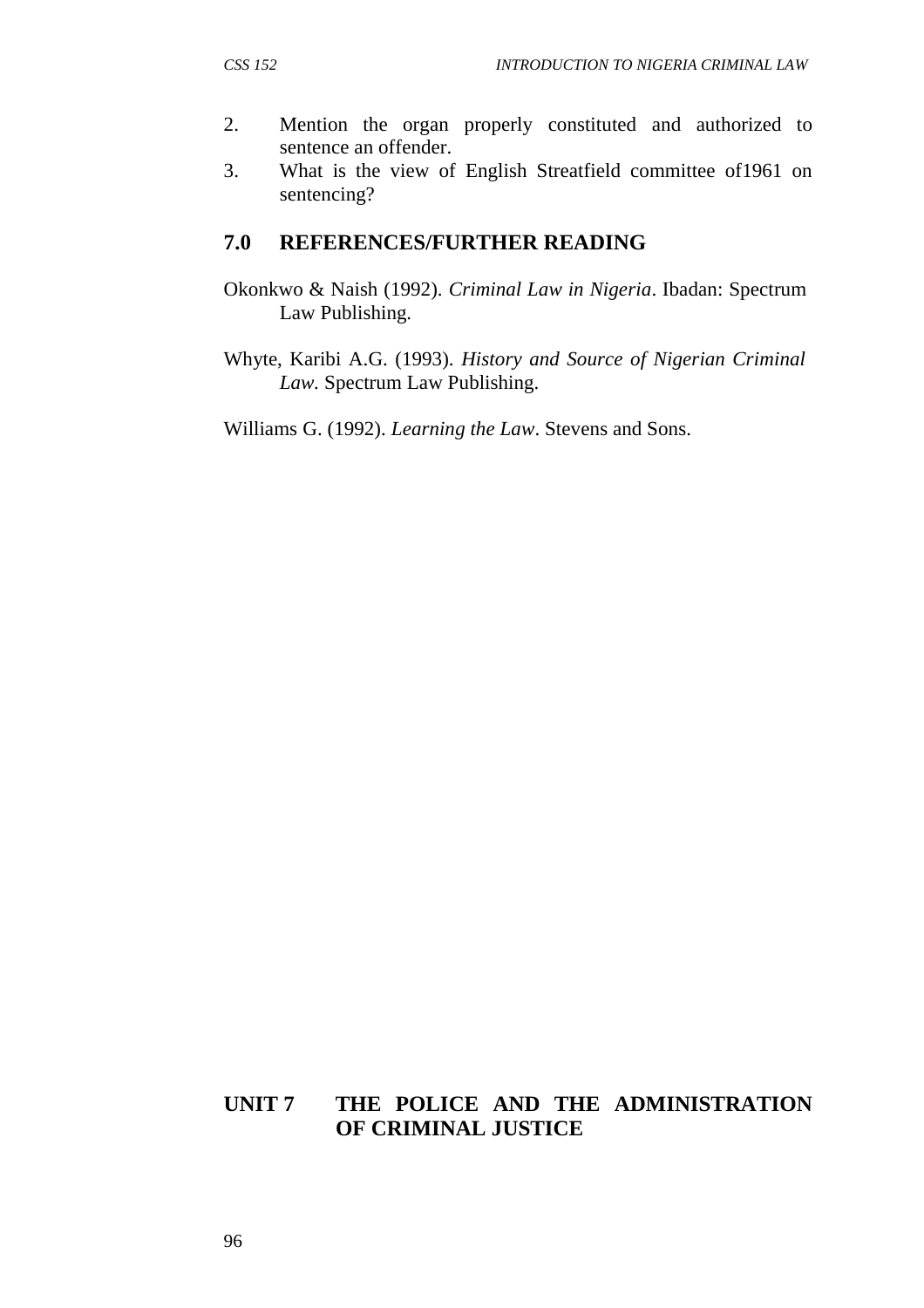2. Mention the organ properly constituted and authorized to sentence an offender.
3. What is the view of English Streatfield committee of1961 on sentencing?

## 7.0 REFERENCES/FURTHER READING

Okonkwo & Naish (1992). *Criminal Law in Nigeria*. Ibadan: Spectrum Law Publishing.

Whyte, Karibi A.G. (1993). *History and Source of Nigerian Criminal Law.* Spectrum Law Publishing.

Williams G. (1992). *Learning the Law*. Stevens and Sons.

# UNIT 7 THE POLICE AND THE ADMINISTRATION OF CRIMINAL JUSTICE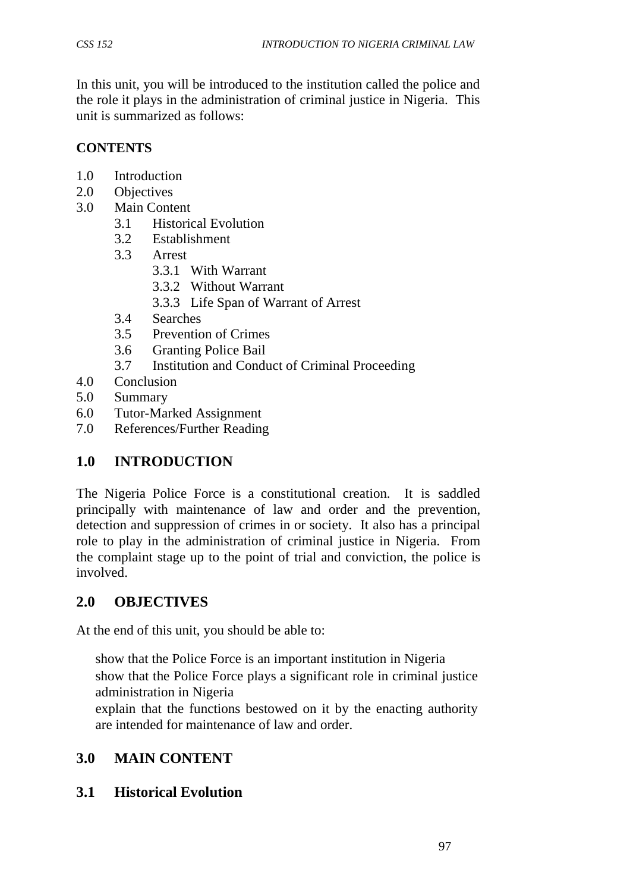In this unit, you will be introduced to the institution called the police and the role it plays in the administration of criminal justice in Nigeria. This unit is summarized as follows:

**CONTENTS**

- 1.0 Introduction
- 2.0 Objectives
- 3.0 Main Content
  - 3.1 Historical Evolution
  - 3.2 Establishment
  - 3.3 Arrest
    - 3.3.1 With Warrant
    - 3.3.2 Without Warrant
    - 3.3.3 Life Span of Warrant of Arrest
  - 3.4 Searches
  - 3.5 Prevention of Crimes
  - 3.6 Granting Police Bail
  - 3.7 Institution and Conduct of Criminal Proceeding
- 4.0 Conclusion
- 5.0 Summary
- 6.0 Tutor-Marked Assignment
- 7.0 References/Further Reading

## 1.0 INTRODUCTION

The Nigeria Police Force is a constitutional creation. It is saddled principally with maintenance of law and order and the prevention, detection and suppression of crimes in or society. It also has a principal role to play in the administration of criminal justice in Nigeria. From the complaint stage up to the point of trial and conviction, the police is involved.

## 2.0 OBJECTIVES

At the end of this unit, you should be able to:

- show that the Police Force is an important institution in Nigeria
- show that the Police Force plays a significant role in criminal justice administration in Nigeria
- explain that the functions bestowed on it by the enacting authority are intended for maintenance of law and order.

## 3.0 MAIN CONTENT

### 3.1 Historical Evolution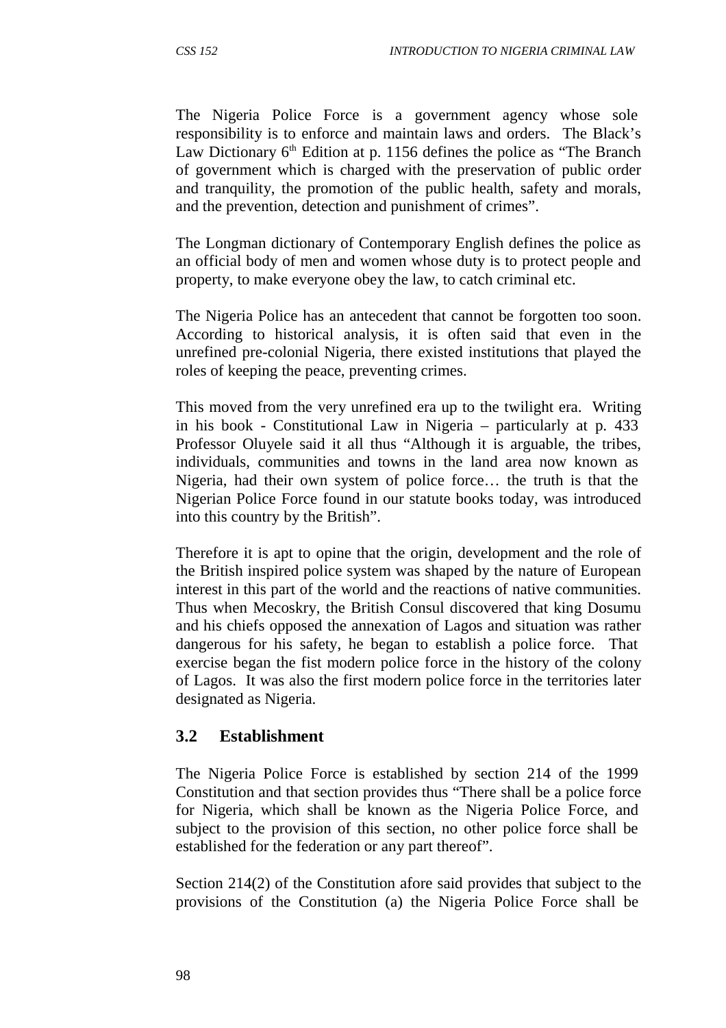The Nigeria Police Force is a government agency whose sole responsibility is to enforce and maintain laws and orders. The Black's Law Dictionary 6th Edition at p. 1156 defines the police as "The Branch of government which is charged with the preservation of public order and tranquility, the promotion of the public health, safety and morals, and the prevention, detection and punishment of crimes".

The Longman dictionary of Contemporary English defines the police as an official body of men and women whose duty is to protect people and property, to make everyone obey the law, to catch criminal etc.

The Nigeria Police has an antecedent that cannot be forgotten too soon. According to historical analysis, it is often said that even in the unrefined pre-colonial Nigeria, there existed institutions that played the roles of keeping the peace, preventing crimes.

This moved from the very unrefined era up to the twilight era. Writing in his book - Constitutional Law in Nigeria – particularly at p. 433 Professor Oluyele said it all thus "Although it is arguable, the tribes, individuals, communities and towns in the land area now known as Nigeria, had their own system of police force… the truth is that the Nigerian Police Force found in our statute books today, was introduced into this country by the British".

Therefore it is apt to opine that the origin, development and the role of the British inspired police system was shaped by the nature of European interest in this part of the world and the reactions of native communities. Thus when Mecoskry, the British Consul discovered that king Dosumu and his chiefs opposed the annexation of Lagos and situation was rather dangerous for his safety, he began to establish a police force. That exercise began the fist modern police force in the history of the colony of Lagos. It was also the first modern police force in the territories later designated as Nigeria.

## 3.2 Establishment

The Nigeria Police Force is established by section 214 of the 1999 Constitution and that section provides thus "There shall be a police force for Nigeria, which shall be known as the Nigeria Police Force, and subject to the provision of this section, no other police force shall be established for the federation or any part thereof".

Section 214(2) of the Constitution afore said provides that subject to the provisions of the Constitution (a) the Nigeria Police Force shall be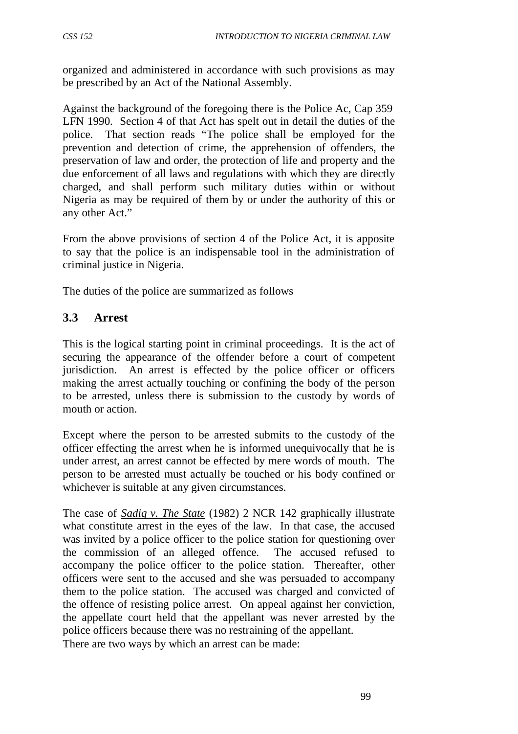organized and administered in accordance with such provisions as may be prescribed by an Act of the National Assembly.

Against the background of the foregoing there is the Police Ac, Cap 359 LFN 1990. Section 4 of that Act has spelt out in detail the duties of the police. That section reads "The police shall be employed for the prevention and detection of crime, the apprehension of offenders, the preservation of law and order, the protection of life and property and the due enforcement of all laws and regulations with which they are directly charged, and shall perform such military duties within or without Nigeria as may be required of them by or under the authority of this or any other Act."

From the above provisions of section 4 of the Police Act, it is apposite to say that the police is an indispensable tool in the administration of criminal justice in Nigeria.

The duties of the police are summarized as follows

## 3.3 Arrest

This is the logical starting point in criminal proceedings. It is the act of securing the appearance of the offender before a court of competent jurisdiction. An arrest is effected by the police officer or officers making the arrest actually touching or confining the body of the person to be arrested, unless there is submission to the custody by words of mouth or action.

Except where the person to be arrested submits to the custody of the officer effecting the arrest when he is informed unequivocally that he is under arrest, an arrest cannot be effected by mere words of mouth. The person to be arrested must actually be touched or his body confined or whichever is suitable at any given circumstances.

The case of ***Sadiq v. The State*** (1982) 2 NCR 142 graphically illustrate what constitute arrest in the eyes of the law. In that case, the accused was invited by a police officer to the police station for questioning over the commission of an alleged offence. The accused refused to accompany the police officer to the police station. Thereafter, other officers were sent to the accused and she was persuaded to accompany them to the police station. The accused was charged and convicted of the offence of resisting police arrest. On appeal against her conviction, the appellate court held that the appellant was never arrested by the police officers because there was no restraining of the appellant.

There are two ways by which an arrest can be made: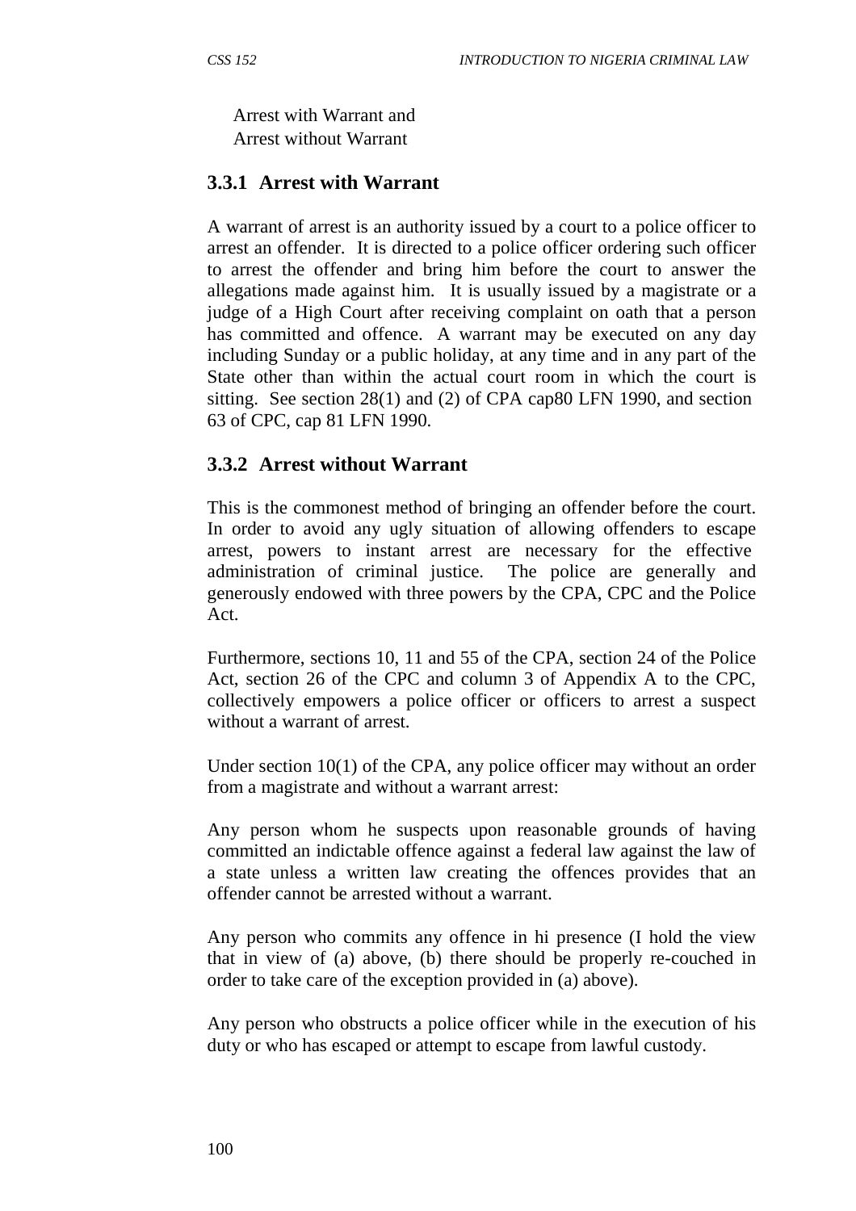Arrest with Warrant and
Arrest without Warrant

### 3.3.1 Arrest with Warrant

A warrant of arrest is an authority issued by a court to a police officer to arrest an offender. It is directed to a police officer ordering such officer to arrest the offender and bring him before the court to answer the allegations made against him. It is usually issued by a magistrate or a judge of a High Court after receiving complaint on oath that a person has committed and offence. A warrant may be executed on any day including Sunday or a public holiday, at any time and in any part of the State other than within the actual court room in which the court is sitting. See section 28(1) and (2) of CPA cap80 LFN 1990, and section 63 of CPC, cap 81 LFN 1990.

### 3.3.2 Arrest without Warrant

This is the commonest method of bringing an offender before the court. In order to avoid any ugly situation of allowing offenders to escape arrest, powers to instant arrest are necessary for the effective administration of criminal justice. The police are generally and generously endowed with three powers by the CPA, CPC and the Police Act.

Furthermore, sections 10, 11 and 55 of the CPA, section 24 of the Police Act, section 26 of the CPC and column 3 of Appendix A to the CPC, collectively empowers a police officer or officers to arrest a suspect without a warrant of arrest.

Under section 10(1) of the CPA, any police officer may without an order from a magistrate and without a warrant arrest:

Any person whom he suspects upon reasonable grounds of having committed an indictable offence against a federal law against the law of a state unless a written law creating the offences provides that an offender cannot be arrested without a warrant.

Any person who commits any offence in hi presence (I hold the view that in view of (a) above, (b) there should be properly re-couched in order to take care of the exception provided in (a) above).

Any person who obstructs a police officer while in the execution of his duty or who has escaped or attempt to escape from lawful custody.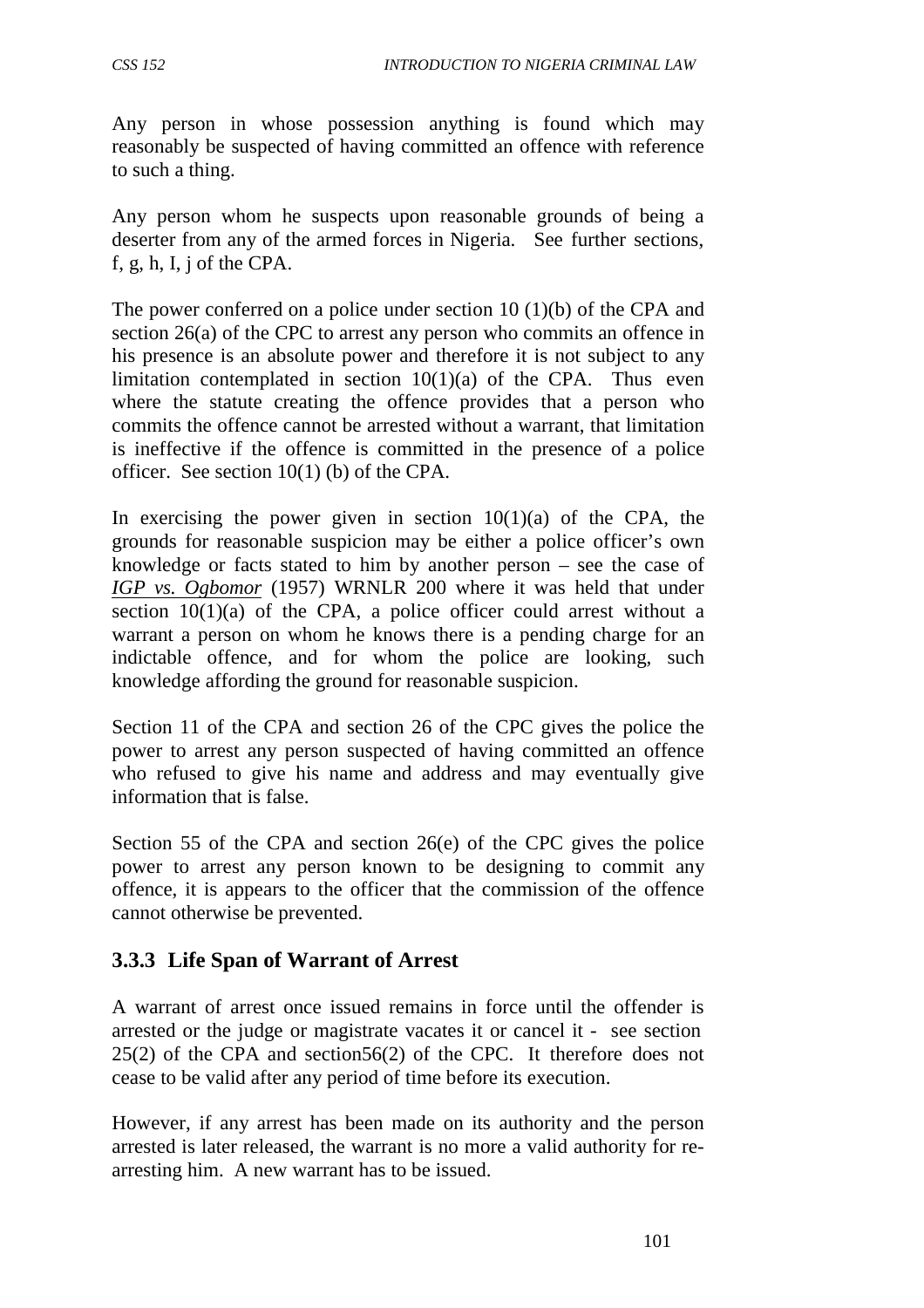Any person in whose possession anything is found which may reasonably be suspected of having committed an offence with reference to such a thing.

Any person whom he suspects upon reasonable grounds of being a deserter from any of the armed forces in Nigeria. See further sections, f, g, h, I, j of the CPA.

The power conferred on a police under section 10 (1)(b) of the CPA and section 26(a) of the CPC to arrest any person who commits an offence in his presence is an absolute power and therefore it is not subject to any limitation contemplated in section 10(1)(a) of the CPA. Thus even where the statute creating the offence provides that a person who commits the offence cannot be arrested without a warrant, that limitation is ineffective if the offence is committed in the presence of a police officer. See section 10(1) (b) of the CPA.

In exercising the power given in section 10(1)(a) of the CPA, the grounds for reasonable suspicion may be either a police officer's own knowledge or facts stated to him by another person – see the case of *IGP vs. Ogbomor* (1957) WRNLR 200 where it was held that under section 10(1)(a) of the CPA, a police officer could arrest without a warrant a person on whom he knows there is a pending charge for an indictable offence, and for whom the police are looking, such knowledge affording the ground for reasonable suspicion.

Section 11 of the CPA and section 26 of the CPC gives the police the power to arrest any person suspected of having committed an offence who refused to give his name and address and may eventually give information that is false.

Section 55 of the CPA and section 26(e) of the CPC gives the police power to arrest any person known to be designing to commit any offence, it is appears to the officer that the commission of the offence cannot otherwise be prevented.

### 3.3.3 Life Span of Warrant of Arrest

A warrant of arrest once issued remains in force until the offender is arrested or the judge or magistrate vacates it or cancel it - see section 25(2) of the CPA and section56(2) of the CPC. It therefore does not cease to be valid after any period of time before its execution.

However, if any arrest has been made on its authority and the person arrested is later released, the warrant is no more a valid authority for re-arresting him. A new warrant has to be issued.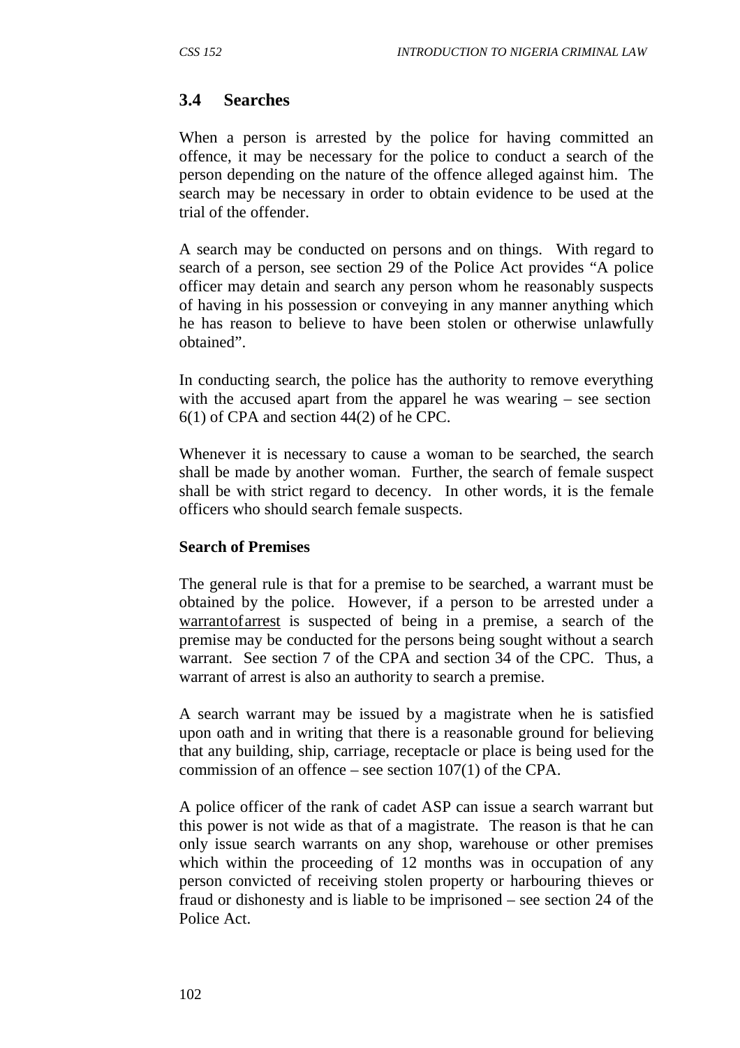## 3.4 Searches

When a person is arrested by the police for having committed an offence, it may be necessary for the police to conduct a search of the person depending on the nature of the offence alleged against him. The search may be necessary in order to obtain evidence to be used at the trial of the offender.

A search may be conducted on persons and on things. With regard to search of a person, see section 29 of the Police Act provides "A police officer may detain and search any person whom he reasonably suspects of having in his possession or conveying in any manner anything which he has reason to believe to have been stolen or otherwise unlawfully obtained".

In conducting search, the police has the authority to remove everything with the accused apart from the apparel he was wearing – see section 6(1) of CPA and section 44(2) of he CPC.

Whenever it is necessary to cause a woman to be searched, the search shall be made by another woman. Further, the search of female suspect shall be with strict regard to decency. In other words, it is the female officers who should search female suspects.

**Search of Premises**

The general rule is that for a premise to be searched, a warrant must be obtained by the police. However, if a person to be arrested under a warrantofarrest is suspected of being in a premise, a search of the premise may be conducted for the persons being sought without a search warrant. See section 7 of the CPA and section 34 of the CPC. Thus, a warrant of arrest is also an authority to search a premise.

A search warrant may be issued by a magistrate when he is satisfied upon oath and in writing that there is a reasonable ground for believing that any building, ship, carriage, receptacle or place is being used for the commission of an offence – see section 107(1) of the CPA.

A police officer of the rank of cadet ASP can issue a search warrant but this power is not wide as that of a magistrate. The reason is that he can only issue search warrants on any shop, warehouse or other premises which within the proceeding of 12 months was in occupation of any person convicted of receiving stolen property or harbouring thieves or fraud or dishonesty and is liable to be imprisoned – see section 24 of the Police Act.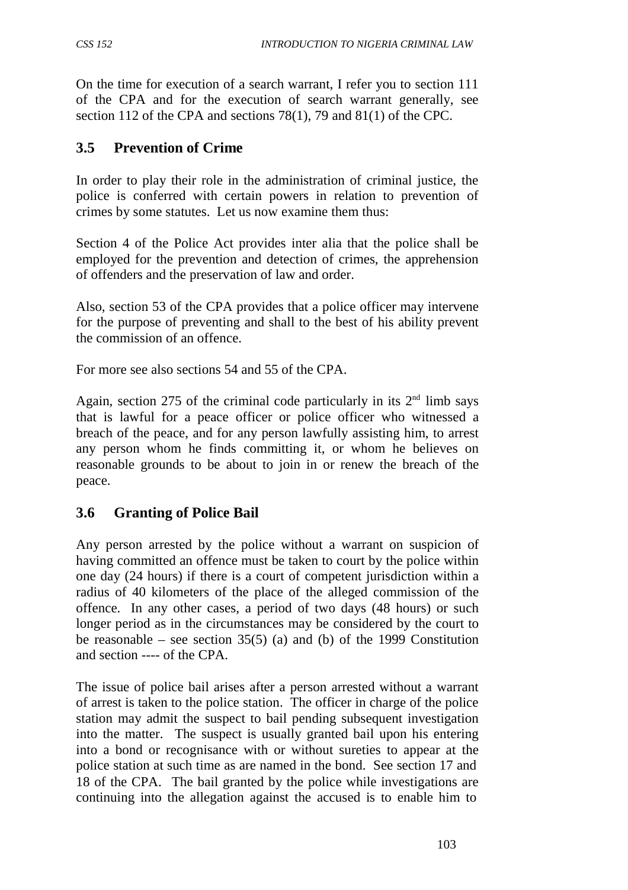On the time for execution of a search warrant, I refer you to section 111 of the CPA and for the execution of search warrant generally, see section 112 of the CPA and sections 78(1), 79 and 81(1) of the CPC.

## 3.5 Prevention of Crime

In order to play their role in the administration of criminal justice, the police is conferred with certain powers in relation to prevention of crimes by some statutes. Let us now examine them thus:

Section 4 of the Police Act provides inter alia that the police shall be employed for the prevention and detection of crimes, the apprehension of offenders and the preservation of law and order.

Also, section 53 of the CPA provides that a police officer may intervene for the purpose of preventing and shall to the best of his ability prevent the commission of an offence.

For more see also sections 54 and 55 of the CPA.

Again, section 275 of the criminal code particularly in its 2nd limb says that is lawful for a peace officer or police officer who witnessed a breach of the peace, and for any person lawfully assisting him, to arrest any person whom he finds committing it, or whom he believes on reasonable grounds to be about to join in or renew the breach of the peace.

## 3.6 Granting of Police Bail

Any person arrested by the police without a warrant on suspicion of having committed an offence must be taken to court by the police within one day (24 hours) if there is a court of competent jurisdiction within a radius of 40 kilometers of the place of the alleged commission of the offence. In any other cases, a period of two days (48 hours) or such longer period as in the circumstances may be considered by the court to be reasonable – see section 35(5) (a) and (b) of the 1999 Constitution and section ---- of the CPA.

The issue of police bail arises after a person arrested without a warrant of arrest is taken to the police station. The officer in charge of the police station may admit the suspect to bail pending subsequent investigation into the matter. The suspect is usually granted bail upon his entering into a bond or recognisance with or without sureties to appear at the police station at such time as are named in the bond. See section 17 and 18 of the CPA. The bail granted by the police while investigations are continuing into the allegation against the accused is to enable him to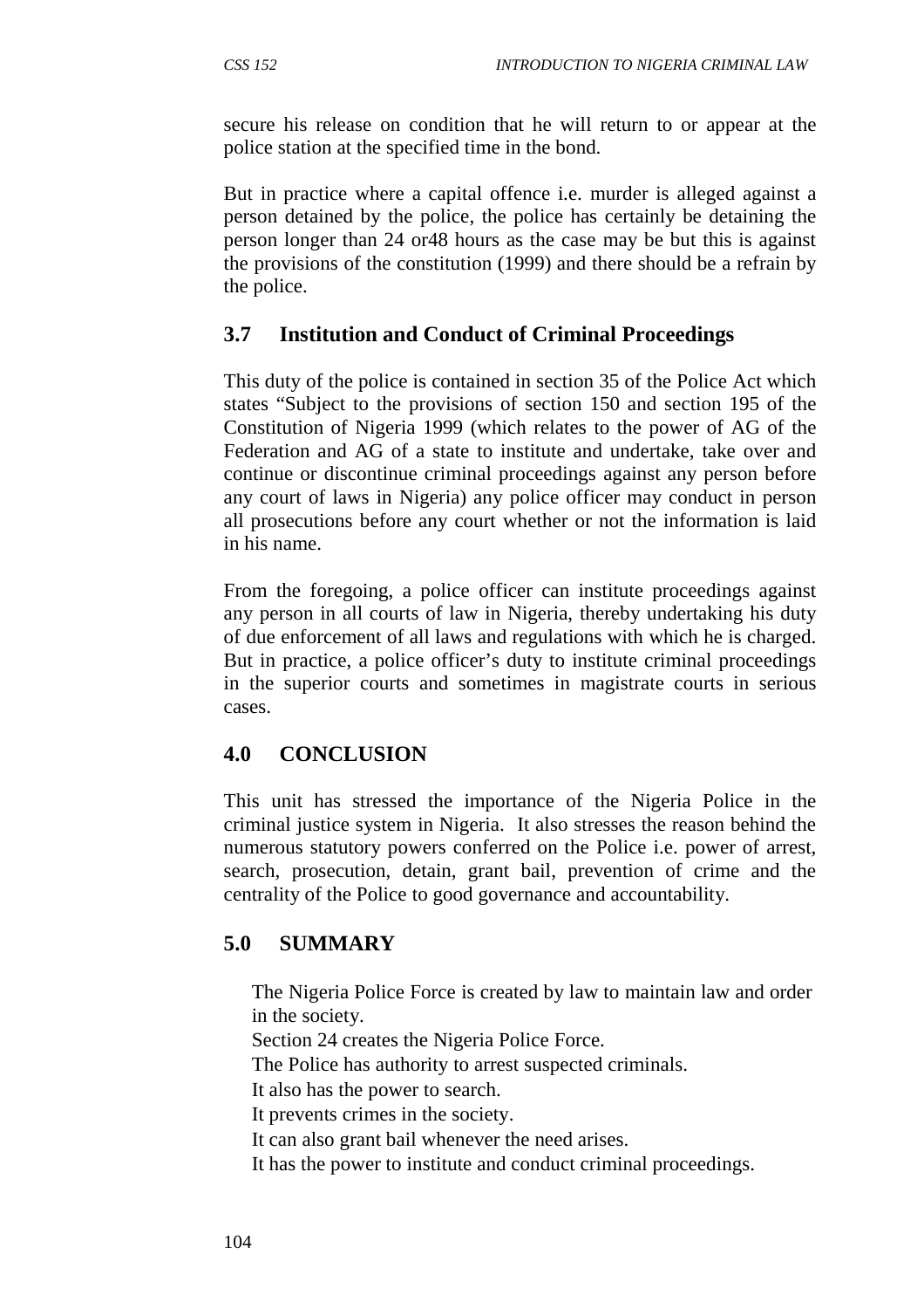secure his release on condition that he will return to or appear at the police station at the specified time in the bond.

But in practice where a capital offence i.e. murder is alleged against a person detained by the police, the police has certainly be detaining the person longer than 24 or48 hours as the case may be but this is against the provisions of the constitution (1999) and there should be a refrain by the police.

## 3.7 Institution and Conduct of Criminal Proceedings

This duty of the police is contained in section 35 of the Police Act which states "Subject to the provisions of section 150 and section 195 of the Constitution of Nigeria 1999 (which relates to the power of AG of the Federation and AG of a state to institute and undertake, take over and continue or discontinue criminal proceedings against any person before any court of laws in Nigeria) any police officer may conduct in person all prosecutions before any court whether or not the information is laid in his name.

From the foregoing, a police officer can institute proceedings against any person in all courts of law in Nigeria, thereby undertaking his duty of due enforcement of all laws and regulations with which he is charged. But in practice, a police officer's duty to institute criminal proceedings in the superior courts and sometimes in magistrate courts in serious cases.

## 4.0 CONCLUSION

This unit has stressed the importance of the Nigeria Police in the criminal justice system in Nigeria. It also stresses the reason behind the numerous statutory powers conferred on the Police i.e. power of arrest, search, prosecution, detain, grant bail, prevention of crime and the centrality of the Police to good governance and accountability.

## 5.0 SUMMARY

The Nigeria Police Force is created by law to maintain law and order in the society.
Section 24 creates the Nigeria Police Force.
The Police has authority to arrest suspected criminals.
It also has the power to search.
It prevents crimes in the society.
It can also grant bail whenever the need arises.
It has the power to institute and conduct criminal proceedings.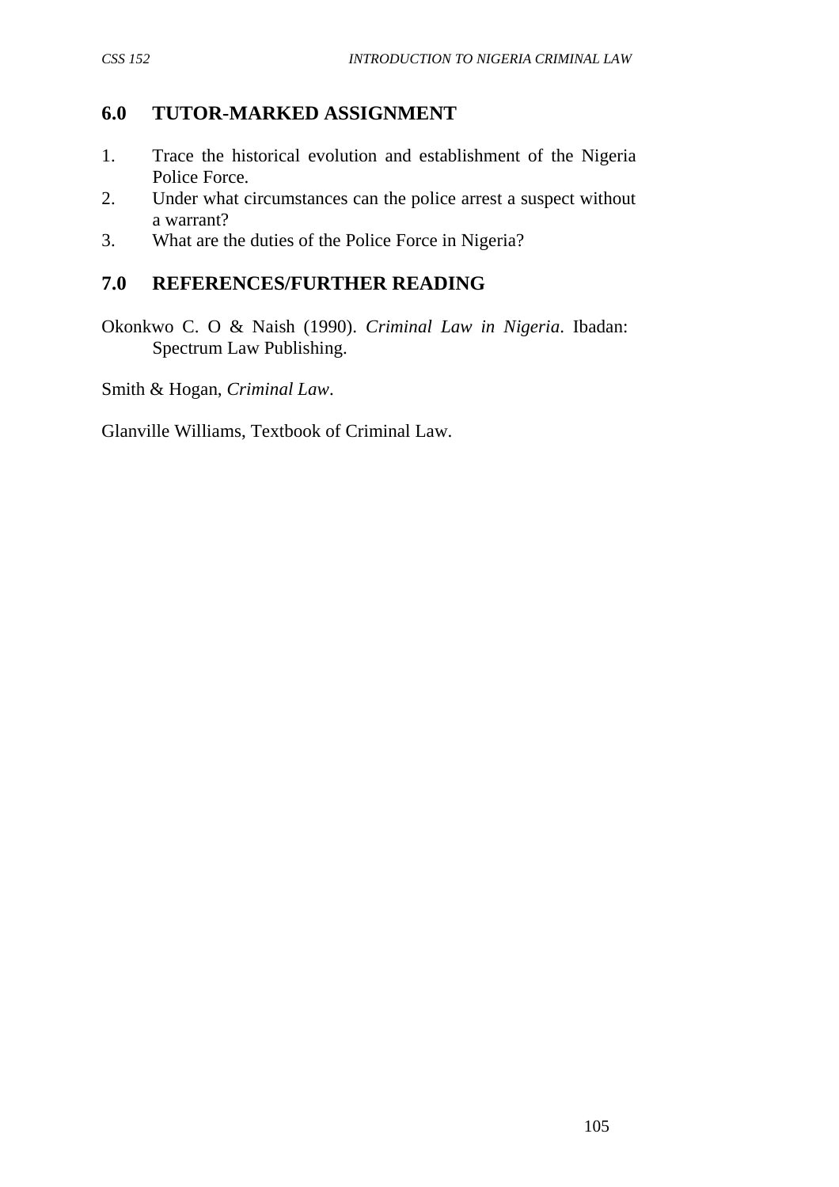## 6.0 TUTOR-MARKED ASSIGNMENT

1. Trace the historical evolution and establishment of the Nigeria Police Force.
2. Under what circumstances can the police arrest a suspect without a warrant?
3. What are the duties of the Police Force in Nigeria?

## 7.0 REFERENCES/FURTHER READING

Okonkwo C. O & Naish (1990). *Criminal Law in Nigeria*. Ibadan: Spectrum Law Publishing.

Smith & Hogan, *Criminal Law*.

Glanville Williams, Textbook of Criminal Law.